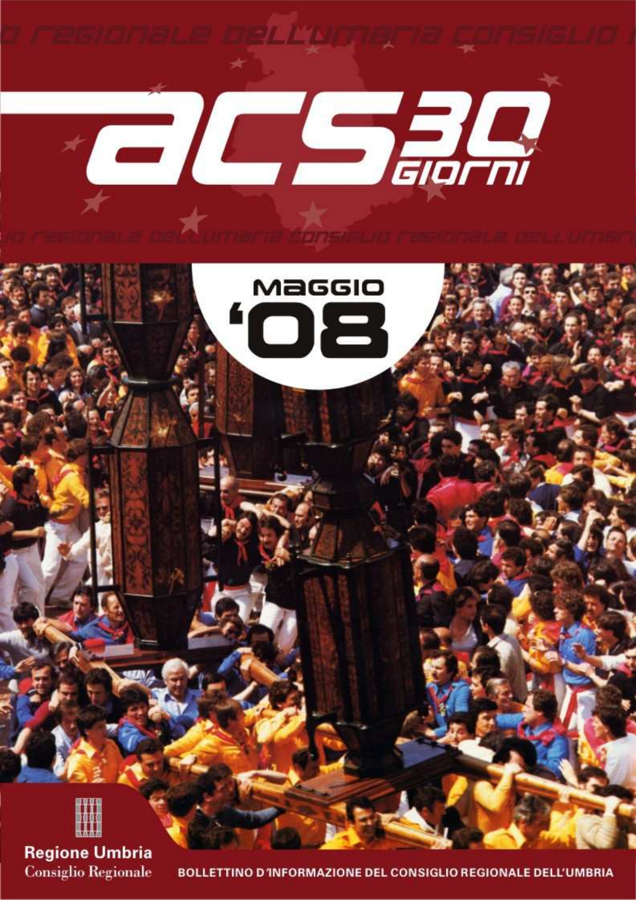# acs 30 giorni

## MAGGIO '08

Regione Umbria
Consiglio Regionale

BOLLETTINO D'INFORMAZIONE DEL CONSIGLIO REGIONALE DELL'UMBRIA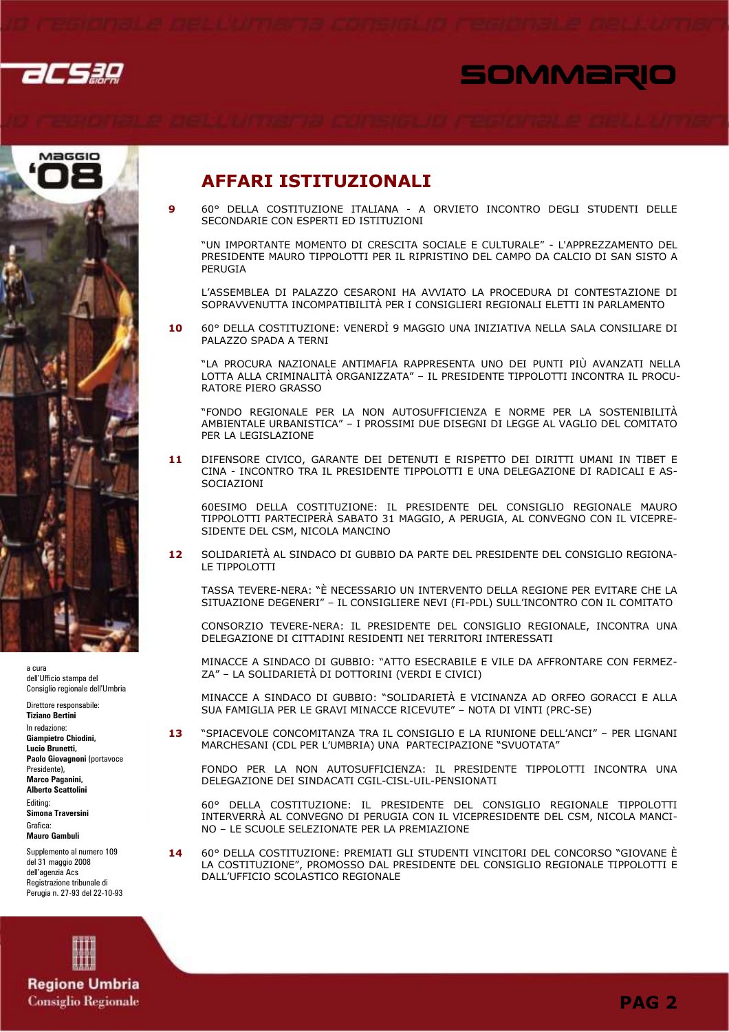# SOMMARIO

**MAGGIO '08**

## AFFARI ISTITUZIONALI

**9** 60° DELLA COSTITUZIONE ITALIANA - A ORVIETO INCONTRO DEGLI STUDENTI DELLE SECONDARIE CON ESPERTI ED ISTITUZIONI

"UN IMPORTANTE MOMENTO DI CRESCITA SOCIALE E CULTURALE" - L'APPREZZAMENTO DEL PRESIDENTE MAURO TIPPOLOTTI PER IL RIPRISTINO DEL CAMPO DA CALCIO DI SAN SISTO A PERUGIA

L'ASSEMBLEA DI PALAZZO CESARONI HA AVVIATO LA PROCEDURA DI CONTESTAZIONE DI SOPRAVVENUTTA INCOMPATIBILITÀ PER I CONSIGLIERI REGIONALI ELETTI IN PARLAMENTO

**10** 60° DELLA COSTITUZIONE: VENERDÌ 9 MAGGIO UNA INIZIATIVA NELLA SALA CONSILIARE DI PALAZZO SPADA A TERNI

"LA PROCURA NAZIONALE ANTIMAFIA RAPPRESENTA UNO DEI PUNTI PIÙ AVANZATI NELLA LOTTA ALLA CRIMINALITÀ ORGANIZZATA" – IL PRESIDENTE TIPPOLOTTI INCONTRA IL PROCURATORE PIERO GRASSO

"FONDO REGIONALE PER LA NON AUTOSUFFICIENZA E NORME PER LA SOSTENIBILITÀ AMBIENTALE URBANISTICA" – I PROSSIMI DUE DISEGNI DI LEGGE AL VAGLIO DEL COMITATO PER LA LEGISLAZIONE

**11** DIFENSORE CIVICO, GARANTE DEI DETENUTI E RISPETTO DEI DIRITTI UMANI IN TIBET E CINA - INCONTRO TRA IL PRESIDENTE TIPPOLOTTI E UNA DELEGAZIONE DI RADICALI E ASSOCIAZIONI

60ESIMO DELLA COSTITUZIONE: IL PRESIDENTE DEL CONSIGLIO REGIONALE MAURO TIPPOLOTTI PARTECIPERÀ SABATO 31 MAGGIO, A PERUGIA, AL CONVEGNO CON IL VICEPRESIDENTE DEL CSM, NICOLA MANCINO

**12** SOLIDARIETÀ AL SINDACO DI GUBBIO DA PARTE DEL PRESIDENTE DEL CONSIGLIO REGIONALE TIPPOLOTTI

TASSA TEVERE-NERA: "È NECESSARIO UN INTERVENTO DELLA REGIONE PER EVITARE CHE LA SITUAZIONE DEGENERI" – IL CONSIGLIERE NEVI (FI-PDL) SULL'INCONTRO CON IL COMITATO

CONSORZIO TEVERE-NERA: IL PRESIDENTE DEL CONSIGLIO REGIONALE, INCONTRA UNA DELEGAZIONE DI CITTADINI RESIDENTI NEI TERRITORI INTERESSATI

MINACCE A SINDACO DI GUBBIO: "ATTO ESECRABILE E VILE DA AFFRONTARE CON FERMEZZA" – LA SOLIDARIETÀ DI DOTTORINI (VERDI E CIVICI)

MINACCE A SINDACO DI GUBBIO: "SOLIDARIETÀ E VICINANZA AD ORFEO GORACCI E ALLA SUA FAMIGLIA PER LE GRAVI MINACCE RICEVUTE" – NOTA DI VINTI (PRC-SE)

**13** "SPIACEVOLE CONCOMITANZA TRA IL CONSIGLIO E LA RIUNIONE DELL'ANCI" – PER LIGNANI MARCHESANI (CDL PER L'UMBRIA) UNA PARTECIPAZIONE "SVUOTATA"

FONDO PER LA NON AUTOSUFFICIENZA: IL PRESIDENTE TIPPOLOTTI INCONTRA UNA DELEGAZIONE DEI SINDACATI CGIL-CISL-UIL-PENSIONATI

60° DELLA COSTITUZIONE: IL PRESIDENTE DEL CONSIGLIO REGIONALE TIPPOLOTTI INTERVERRÀ AL CONVEGNO DI PERUGIA CON IL VICEPRESIDENTE DEL CSM, NICOLA MANCINO – LE SCUOLE SELEZIONATE PER LA PREMIAZIONE

**14** 60° DELLA COSTITUZIONE: PREMIATI GLI STUDENTI VINCITORI DEL CONCORSO "GIOVANE È LA COSTITUZIONE", PROMOSSO DAL PRESIDENTE DEL CONSIGLIO REGIONALE TIPPOLOTTI E DALL'UFFICIO SCOLASTICO REGIONALE

---

a cura dell'Ufficio stampa del Consiglio regionale dell'Umbria

Direttore responsabile: **Tiziano Bertini**

In redazione: **Giampietro Chiodini, Lucio Brunetti, Paolo Giovagnoni** (portavoce Presidente), **Marco Paganini, Alberto Scattolini**

Editing: **Simona Traversini**

Grafica: **Mauro Gambuli**

Supplemento al numero 109 del 31 maggio 2008 dell'agenzia Acs
Registrazione tribunale di Perugia n. 27-93 del 22-10-93

**Regione Umbria**
Consiglio Regionale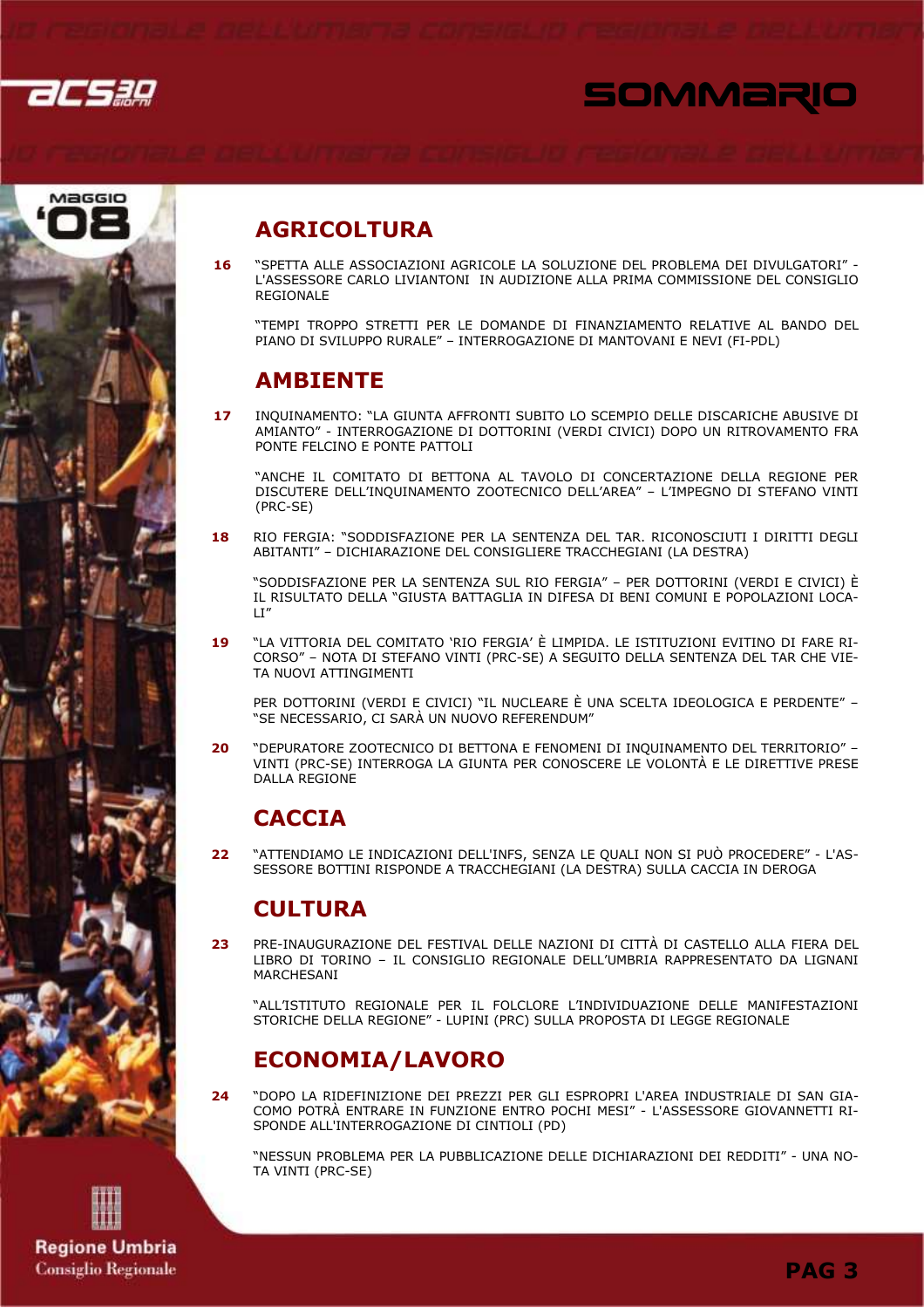# SOMMARIO

## AGRICOLTURA

**16** "SPETTA ALLE ASSOCIAZIONI AGRICOLE LA SOLUZIONE DEL PROBLEMA DEI DIVULGATORI" - L'ASSESSORE CARLO LIVIANTONI IN AUDIZIONE ALLA PRIMA COMMISSIONE DEL CONSIGLIO REGIONALE

"TEMPI TROPPO STRETTI PER LE DOMANDE DI FINANZIAMENTO RELATIVE AL BANDO DEL PIANO DI SVILUPPO RURALE" – INTERROGAZIONE DI MANTOVANI E NEVI (FI-PDL)

## AMBIENTE

**17** INQUINAMENTO: "LA GIUNTA AFFRONTI SUBITO LO SCEMPIO DELLE DISCARICHE ABUSIVE DI AMIANTO" - INTERROGAZIONE DI DOTTORINI (VERDI CIVICI) DOPO UN RITROVAMENTO FRA PONTE FELCINO E PONTE PATTOLI

"ANCHE IL COMITATO DI BETTONA AL TAVOLO DI CONCERTAZIONE DELLA REGIONE PER DISCUTERE DELL'INQUINAMENTO ZOOTECNICO DELL'AREA" – L'IMPEGNO DI STEFANO VINTI (PRC-SE)

**18** RIO FERGIA: "SODDISFAZIONE PER LA SENTENZA DEL TAR. RICONOSCIUTI I DIRITTI DEGLI ABITANTI" – DICHIARAZIONE DEL CONSIGLIERE TRACCHEGIANI (LA DESTRA)

"SODDISFAZIONE PER LA SENTENZA SUL RIO FERGIA" – PER DOTTORINI (VERDI E CIVICI) È IL RISULTATO DELLA "GIUSTA BATTAGLIA IN DIFESA DI BENI COMUNI E POPOLAZIONI LOCALI"

**19** "LA VITTORIA DEL COMITATO 'RIO FERGIA' È LIMPIDA. LE ISTITUZIONI EVITINO DI FARE RICORSO" – NOTA DI STEFANO VINTI (PRC-SE) A SEGUITO DELLA SENTENZA DEL TAR CHE VIETA NUOVI ATTINGIMENTI

PER DOTTORINI (VERDI E CIVICI) "IL NUCLEARE È UNA SCELTA IDEOLOGICA E PERDENTE" – "SE NECESSARIO, CI SARÀ UN NUOVO REFERENDUM"

**20** "DEPURATORE ZOOTECNICO DI BETTONA E FENOMENI DI INQUINAMENTO DEL TERRITORIO" – VINTI (PRC-SE) INTERROGA LA GIUNTA PER CONOSCERE LE VOLONTÀ E LE DIRETTIVE PRESE DALLA REGIONE

## CACCIA

**22** "ATTENDIAMO LE INDICAZIONI DELL'INFS, SENZA LE QUALI NON SI PUÒ PROCEDERE" - L'ASSESSORE BOTTINI RISPONDE A TRACCHEGIANI (LA DESTRA) SULLA CACCIA IN DEROGA

## CULTURA

**23** PRE-INAUGURAZIONE DEL FESTIVAL DELLE NAZIONI DI CITTÀ DI CASTELLO ALLA FIERA DEL LIBRO DI TORINO – IL CONSIGLIO REGIONALE DELL'UMBRIA RAPPRESENTATO DA LIGNANI MARCHESANI

"ALL'ISTITUTO REGIONALE PER IL FOLCLORE L'INDIVIDUAZIONE DELLE MANIFESTAZIONI STORICHE DELLA REGIONE" - LUPINI (PRC) SULLA PROPOSTA DI LEGGE REGIONALE

## ECONOMIA/LAVORO

**24** "DOPO LA RIDEFINIZIONE DEI PREZZI PER GLI ESPROPRI L'AREA INDUSTRIALE DI SAN GIACOMO POTRÀ ENTRARE IN FUNZIONE ENTRO POCHI MESI" - L'ASSESSORE GIOVANNETTI RISPONDE ALL'INTERROGAZIONE DI CINTIOLI (PD)

"NESSUN PROBLEMA PER LA PUBBLICAZIONE DELLE DICHIARAZIONI DEI REDDITI" - UNA NOTA VINTI (PRC-SE)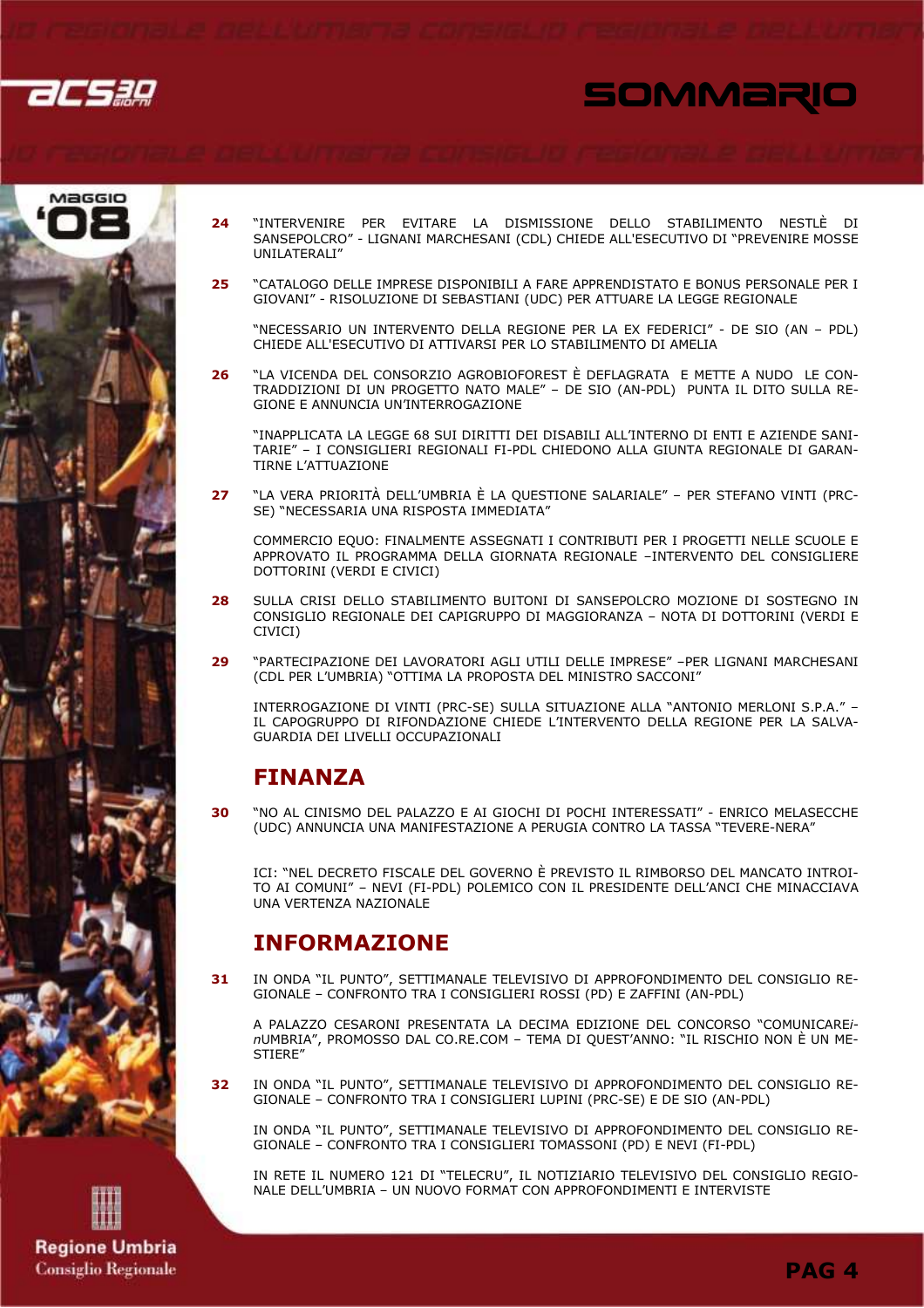24 "INTERVENIRE PER EVITARE LA DISMISSIONE DELLO STABILIMENTO NESTLÈ DI SANSEPOLCRO" - LIGNANI MARCHESANI (CDL) CHIEDE ALL'ESECUTIVO DI "PREVENIRE MOSSE UNILATERALI"

25 "CATALOGO DELLE IMPRESE DISPONIBILI A FARE APPRENDISTATO E BONUS PERSONALE PER I GIOVANI" - RISOLUZIONE DI SEBASTIANI (UDC) PER ATTUARE LA LEGGE REGIONALE

"NECESSARIO UN INTERVENTO DELLA REGIONE PER LA EX FEDERICI" - DE SIO (AN – PDL) CHIEDE ALL'ESECUTIVO DI ATTIVARSI PER LO STABILIMENTO DI AMELIA

26 "LA VICENDA DEL CONSORZIO AGROBIOFOREST È DEFLAGRATA E METTE A NUDO LE CONTRADDIZIONI DI UN PROGETTO NATO MALE" – DE SIO (AN-PDL) PUNTA IL DITO SULLA REGIONE E ANNUNCIA UN'INTERROGAZIONE

"INAPPLICATA LA LEGGE 68 SUI DIRITTI DEI DISABILI ALL'INTERNO DI ENTI E AZIENDE SANITARIE" – I CONSIGLIERI REGIONALI FI-PDL CHIEDONO ALLA GIUNTA REGIONALE DI GARANTIRNE L'ATTUAZIONE

27 "LA VERA PRIORITÀ DELL'UMBRIA È LA QUESTIONE SALARIALE" – PER STEFANO VINTI (PRC-SE) "NECESSARIA UNA RISPOSTA IMMEDIATA"

COMMERCIO EQUO: FINALMENTE ASSEGNATI I CONTRIBUTI PER I PROGETTI NELLE SCUOLE E APPROVATO IL PROGRAMMA DELLA GIORNATA REGIONALE –INTERVENTO DEL CONSIGLIERE DOTTORINI (VERDI E CIVICI)

28 SULLA CRISI DELLO STABILIMENTO BUITONI DI SANSEPOLCRO MOZIONE DI SOSTEGNO IN CONSIGLIO REGIONALE DEI CAPIGRUPPO DI MAGGIORANZA – NOTA DI DOTTORINI (VERDI E CIVICI)

29 "PARTECIPAZIONE DEI LAVORATORI AGLI UTILI DELLE IMPRESE" –PER LIGNANI MARCHESANI (CDL PER L'UMBRIA) "OTTIMA LA PROPOSTA DEL MINISTRO SACCONI"

INTERROGAZIONE DI VINTI (PRC-SE) SULLA SITUAZIONE ALLA "ANTONIO MERLONI S.P.A." – IL CAPOGRUPPO DI RIFONDAZIONE CHIEDE L'INTERVENTO DELLA REGIONE PER LA SALVAGUARDIA DEI LIVELLI OCCUPAZIONALI

## FINANZA

30 "NO AL CINISMO DEL PALAZZO E AI GIOCHI DI POCHI INTERESSATI" - ENRICO MELASECCHE (UDC) ANNUNCIA UNA MANIFESTAZIONE A PERUGIA CONTRO LA TASSA "TEVERE-NERA"

ICI: "NEL DECRETO FISCALE DEL GOVERNO È PREVISTO IL RIMBORSO DEL MANCATO INTROITO AI COMUNI" – NEVI (FI-PDL) POLEMICO CON IL PRESIDENTE DELL'ANCI CHE MINACCIAVA UNA VERTENZA NAZIONALE

## INFORMAZIONE

31 IN ONDA "IL PUNTO", SETTIMANALE TELEVISIVO DI APPROFONDIMENTO DEL CONSIGLIO REGIONALE – CONFRONTO TRA I CONSIGLIERI ROSSI (PD) E ZAFFINI (AN-PDL)

A PALAZZO CESARONI PRESENTATA LA DECIMA EDIZIONE DEL CONCORSO "COMUNICARE*in*UMBRIA", PROMOSSO DAL CO.RE.COM – TEMA DI QUEST'ANNO: "IL RISCHIO NON È UN MESTIERE"

32 IN ONDA "IL PUNTO", SETTIMANALE TELEVISIVO DI APPROFONDIMENTO DEL CONSIGLIO REGIONALE – CONFRONTO TRA I CONSIGLIERI LUPINI (PRC-SE) E DE SIO (AN-PDL)

IN ONDA "IL PUNTO", SETTIMANALE TELEVISIVO DI APPROFONDIMENTO DEL CONSIGLIO REGIONALE – CONFRONTO TRA I CONSIGLIERI TOMASSONI (PD) E NEVI (FI-PDL)

IN RETE IL NUMERO 121 DI "TELECRU", IL NOTIZIARIO TELEVISIVO DEL CONSIGLIO REGIONALE DELL'UMBRIA – UN NUOVO FORMAT CON APPROFONDIMENTI E INTERVISTE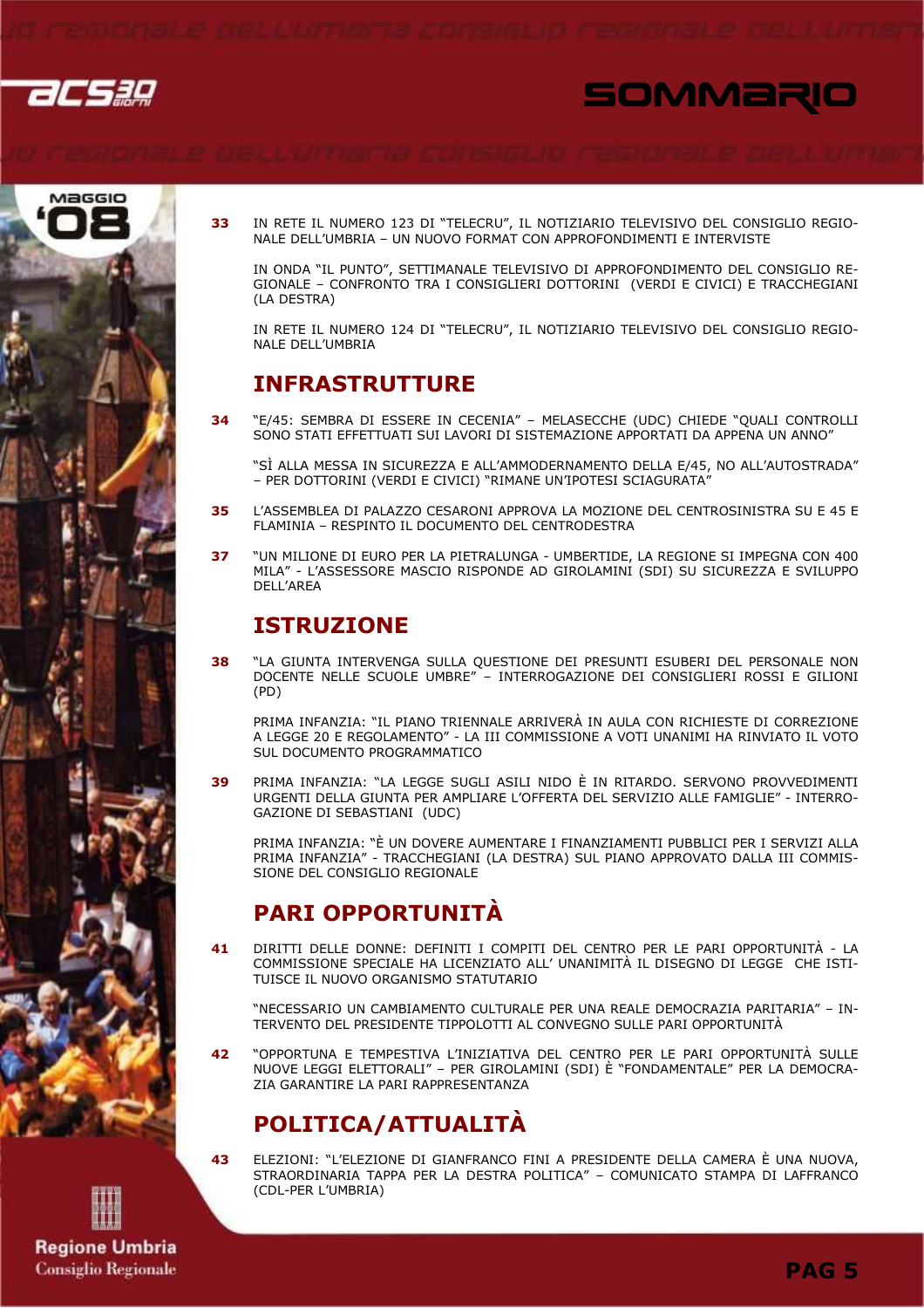# SOMMARIO

**33** IN RETE IL NUMERO 123 DI "TELECRU", IL NOTIZIARIO TELEVISIVO DEL CONSIGLIO REGIONALE DELL'UMBRIA – UN NUOVO FORMAT CON APPROFONDIMENTI E INTERVISTE

IN ONDA "IL PUNTO", SETTIMANALE TELEVISIVO DI APPROFONDIMENTO DEL CONSIGLIO REGIONALE – CONFRONTO TRA I CONSIGLIERI DOTTORINI (VERDI E CIVICI) E TRACCHEGIANI (LA DESTRA)

IN RETE IL NUMERO 124 DI "TELECRU", IL NOTIZIARIO TELEVISIVO DEL CONSIGLIO REGIONALE DELL'UMBRIA

## INFRASTRUTTURE

**34** "E/45: SEMBRA DI ESSERE IN CECENIA" – MELASECCHE (UDC) CHIEDE "QUALI CONTROLLI SONO STATI EFFETTUATI SUI LAVORI DI SISTEMAZIONE APPORTATI DA APPENA UN ANNO"

"SÌ ALLA MESSA IN SICUREZZA E ALL'AMMODERNAMENTO DELLA E/45, NO ALL'AUTOSTRADA" – PER DOTTORINI (VERDI E CIVICI) "RIMANE UN'IPOTESI SCIAGURATA"

**35** L'ASSEMBLEA DI PALAZZO CESARONI APPROVA LA MOZIONE DEL CENTROSINISTRA SU E 45 E FLAMINIA – RESPINTO IL DOCUMENTO DEL CENTRODESTRA

**37** "UN MILIONE DI EURO PER LA PIETRALUNGA - UMBERTIDE, LA REGIONE SI IMPEGNA CON 400 MILA" - L'ASSESSORE MASCIO RISPONDE AD GIROLAMINI (SDI) SU SICUREZZA E SVILUPPO DELL'AREA

## ISTRUZIONE

**38** "LA GIUNTA INTERVENGA SULLA QUESTIONE DEI PRESUNTI ESUBERI DEL PERSONALE NON DOCENTE NELLE SCUOLE UMBRE" – INTERROGAZIONE DEI CONSIGLIERI ROSSI E GILIONI (PD)

PRIMA INFANZIA: "IL PIANO TRIENNALE ARRIVERÀ IN AULA CON RICHIESTE DI CORREZIONE A LEGGE 20 E REGOLAMENTO" - LA III COMMISSIONE A VOTI UNANIMI HA RINVIATO IL VOTO SUL DOCUMENTO PROGRAMMATICO

**39** PRIMA INFANZIA: "LA LEGGE SUGLI ASILI NIDO È IN RITARDO. SERVONO PROVVEDIMENTI URGENTI DELLA GIUNTA PER AMPLIARE L'OFFERTA DEL SERVIZIO ALLE FAMIGLIE" - INTERROGAZIONE DI SEBASTIANI (UDC)

PRIMA INFANZIA: "È UN DOVERE AUMENTARE I FINANZIAMENTI PUBBLICI PER I SERVIZI ALLA PRIMA INFANZIA" - TRACCHEGIANI (LA DESTRA) SUL PIANO APPROVATO DALLA III COMMISSIONE DEL CONSIGLIO REGIONALE

## PARI OPPORTUNITÀ

**41** DIRITTI DELLE DONNE: DEFINITI I COMPITI DEL CENTRO PER LE PARI OPPORTUNITÀ - LA COMMISSIONE SPECIALE HA LICENZIATO ALL' UNANIMITÀ IL DISEGNO DI LEGGE CHE ISTITUISCE IL NUOVO ORGANISMO STATUTARIO

"NECESSARIO UN CAMBIAMENTO CULTURALE PER UNA REALE DEMOCRAZIA PARITARIA" – INTERVENTO DEL PRESIDENTE TIPPOLOTTI AL CONVEGNO SULLE PARI OPPORTUNITÀ

**42** "OPPORTUNA E TEMPESTIVA L'INIZIATIVA DEL CENTRO PER LE PARI OPPORTUNITÀ SULLE NUOVE LEGGI ELETTORALI" – PER GIROLAMINI (SDI) È "FONDAMENTALE" PER LA DEMOCRAZIA GARANTIRE LA PARI RAPPRESENTANZA

## POLITICA/ATTUALITÀ

**43** ELEZIONI: "L'ELEZIONE DI GIANFRANCO FINI A PRESIDENTE DELLA CAMERA È UNA NUOVA, STRAORDINARIA TAPPA PER LA DESTRA POLITICA" – COMUNICATO STAMPA DI LAFFRANCO (CDL-PER L'UMBRIA)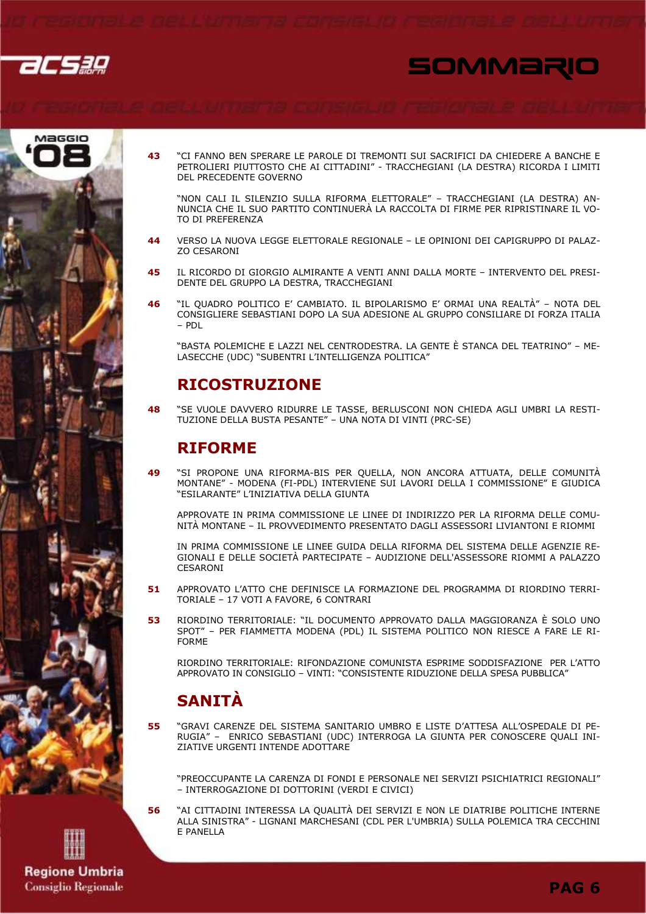**43** "CI FANNO BEN SPERARE LE PAROLE DI TREMONTI SUI SACRIFICI DA CHIEDERE A BANCHE E PETROLIERI PIUTTOSTO CHE AI CITTADINI" - TRACCHEGIANI (LA DESTRA) RICORDA I LIMITI DEL PRECEDENTE GOVERNO

"NON CALI IL SILENZIO SULLA RIFORMA ELETTORALE" – TRACCHEGIANI (LA DESTRA) ANNUNCIA CHE IL SUO PARTITO CONTINUERÀ LA RACCOLTA DI FIRME PER RIPRISTINARE IL VOTO DI PREFERENZA

**44** VERSO LA NUOVA LEGGE ELETTORALE REGIONALE – LE OPINIONI DEI CAPIGRUPPO DI PALAZZO CESARONI

**45** IL RICORDO DI GIORGIO ALMIRANTE A VENTI ANNI DALLA MORTE – INTERVENTO DEL PRESIDENTE DEL GRUPPO LA DESTRA, TRACCHEGIANI

**46** "IL QUADRO POLITICO E' CAMBIATO. IL BIPOLARISMO E' ORMAI UNA REALTÀ" – NOTA DEL CONSIGLIERE SEBASTIANI DOPO LA SUA ADESIONE AL GRUPPO CONSILIARE DI FORZA ITALIA – PDL

"BASTA POLEMICHE E LAZZI NEL CENTRODESTRA. LA GENTE È STANCA DEL TEATRINO" – MELASECCHE (UDC) "SUBENTRI L'INTELLIGENZA POLITICA"

## RICOSTRUZIONE

**48** "SE VUOLE DAVVERO RIDURRE LE TASSE, BERLUSCONI NON CHIEDA AGLI UMBRI LA RESTITUZIONE DELLA BUSTA PESANTE" – UNA NOTA DI VINTI (PRC-SE)

## RIFORME

**49** "SI PROPONE UNA RIFORMA-BIS PER QUELLA, NON ANCORA ATTUATA, DELLE COMUNITÀ MONTANE" - MODENA (FI-PDL) INTERVIENE SUI LAVORI DELLA I COMMISSIONE" E GIUDICA "ESILARANTE" L'INIZIATIVA DELLA GIUNTA

APPROVATE IN PRIMA COMMISSIONE LE LINEE DI INDIRIZZO PER LA RIFORMA DELLE COMUNITÀ MONTANE – IL PROVVEDIMENTO PRESENTATO DAGLI ASSESSORI LIVIANTONI E RIOMMI

IN PRIMA COMMISSIONE LE LINEE GUIDA DELLA RIFORMA DEL SISTEMA DELLE AGENZIE REGIONALI E DELLE SOCIETÀ PARTECIPATE – AUDIZIONE DELL'ASSESSORE RIOMMI A PALAZZO CESARONI

**51** APPROVATO L'ATTO CHE DEFINISCE LA FORMAZIONE DEL PROGRAMMA DI RIORDINO TERRITORIALE – 17 VOTI A FAVORE, 6 CONTRARI

**53** RIORDINO TERRITORIALE: "IL DOCUMENTO APPROVATO DALLA MAGGIORANZA È SOLO UNO SPOT" – PER FIAMMETTA MODENA (PDL) IL SISTEMA POLITICO NON RIESCE A FARE LE RIFORME

RIORDINO TERRITORIALE: RIFONDAZIONE COMUNISTA ESPRIME SODDISFAZIONE PER L'ATTO APPROVATO IN CONSIGLIO – VINTI: "CONSISTENTE RIDUZIONE DELLA SPESA PUBBLICA"

## SANITÀ

**55** "GRAVI CARENZE DEL SISTEMA SANITARIO UMBRO E LISTE D'ATTESA ALL'OSPEDALE DI PERUGIA" – ENRICO SEBASTIANI (UDC) INTERROGA LA GIUNTA PER CONOSCERE QUALI INIZIATIVE URGENTI INTENDE ADOTTARE

"PREOCCUPANTE LA CARENZA DI FONDI E PERSONALE NEI SERVIZI PSICHIATRICI REGIONALI" – INTERROGAZIONE DI DOTTORINI (VERDI E CIVICI)

**56** "AI CITTADINI INTERESSA LA QUALITÀ DEI SERVIZI E NON LE DIATRIBE POLITICHE INTERNE ALLA SINISTRA" - LIGNANI MARCHESANI (CDL PER L'UMBRIA) SULLA POLEMICA TRA CECCHINI E PANELLA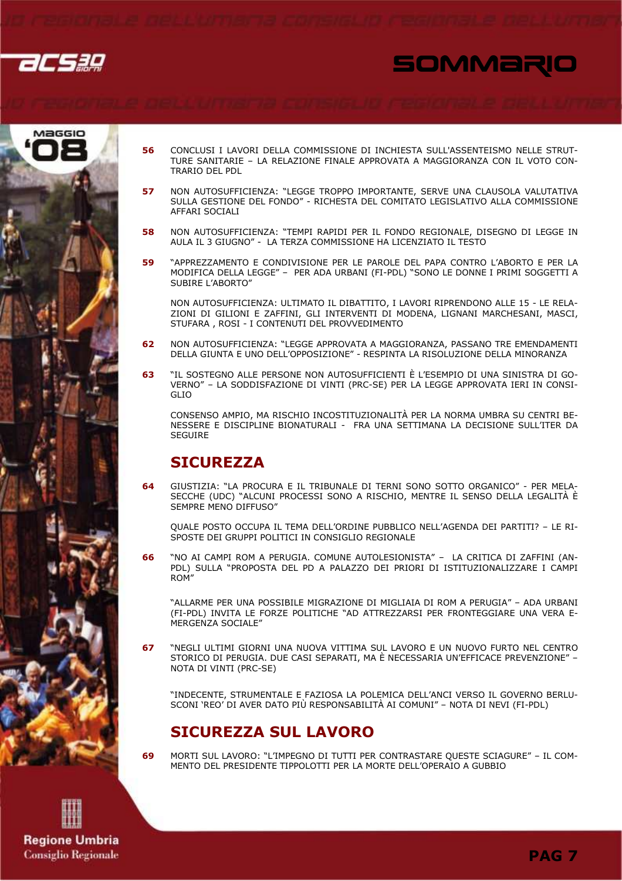**56** CONCLUSI I LAVORI DELLA COMMISSIONE DI INCHIESTA SULL'ASSENTEISMO NELLE STRUTTURE SANITARIE – LA RELAZIONE FINALE APPROVATA A MAGGIORANZA CON IL VOTO CONTRARIO DEL PDL

**57** NON AUTOSUFFICIENZA: "LEGGE TROPPO IMPORTANTE, SERVE UNA CLAUSOLA VALUTATIVA SULLA GESTIONE DEL FONDO" - RICHESTA DEL COMITATO LEGISLATIVO ALLA COMMISSIONE AFFARI SOCIALI

**58** NON AUTOSUFFICIENZA: "TEMPI RAPIDI PER IL FONDO REGIONALE, DISEGNO DI LEGGE IN AULA IL 3 GIUGNO" - LA TERZA COMMISSIONE HA LICENZIATO IL TESTO

**59** "APPREZZAMENTO E CONDIVISIONE PER LE PAROLE DEL PAPA CONTRO L'ABORTO E PER LA MODIFICA DELLA LEGGE" – PER ADA URBANI (FI-PDL) "SONO LE DONNE I PRIMI SOGGETTI A SUBIRE L'ABORTO"

NON AUTOSUFFICIENZA: ULTIMATO IL DIBATTITO, I LAVORI RIPRENDONO ALLE 15 - LE RELAZIONI DI GILIONI E ZAFFINI, GLI INTERVENTI DI MODENA, LIGNANI MARCHESANI, MASCI, STUFARA , ROSI - I CONTENUTI DEL PROVVEDIMENTO

**62** NON AUTOSUFFICIENZA: "LEGGE APPROVATA A MAGGIORANZA, PASSANO TRE EMENDAMENTI DELLA GIUNTA E UNO DELL'OPPOSIZIONE" - RESPINTA LA RISOLUZIONE DELLA MINORANZA

**63** "IL SOSTEGNO ALLE PERSONE NON AUTOSUFFICIENTI È L'ESEMPIO DI UNA SINISTRA DI GOVERNO" – LA SODDISFAZIONE DI VINTI (PRC-SE) PER LA LEGGE APPROVATA IERI IN CONSIGLIO

CONSENSO AMPIO, MA RISCHIO INCOSTITUZIONALITÀ PER LA NORMA UMBRA SU CENTRI BENESSERE E DISCIPLINE BIONATURALI - FRA UNA SETTIMANA LA DECISIONE SULL'ITER DA SEGUIRE

## SICUREZZA

**64** GIUSTIZIA: "LA PROCURA E IL TRIBUNALE DI TERNI SONO SOTTO ORGANICO" - PER MELASECCHE (UDC) "ALCUNI PROCESSI SONO A RISCHIO, MENTRE IL SENSO DELLA LEGALITÀ È SEMPRE MENO DIFFUSO"

QUALE POSTO OCCUPA IL TEMA DELL'ORDINE PUBBLICO NELL'AGENDA DEI PARTITI? – LE RISPOSTE DEI GRUPPI POLITICI IN CONSIGLIO REGIONALE

**66** "NO AI CAMPI ROM A PERUGIA. COMUNE AUTOLESIONISTA" – LA CRITICA DI ZAFFINI (AN-PDL) SULLA "PROPOSTA DEL PD A PALAZZO DEI PRIORI DI ISTITUZIONALIZZARE I CAMPI ROM"

"ALLARME PER UNA POSSIBILE MIGRAZIONE DI MIGLIAIA DI ROM A PERUGIA" – ADA URBANI (FI-PDL) INVITA LE FORZE POLITICHE "AD ATTREZZARSI PER FRONTEGGIARE UNA VERA EMERGENZA SOCIALE"

**67** "NEGLI ULTIMI GIORNI UNA NUOVA VITTIMA SUL LAVORO E UN NUOVO FURTO NEL CENTRO STORICO DI PERUGIA. DUE CASI SEPARATI, MA È NECESSARIA UN'EFFICACE PREVENZIONE" – NOTA DI VINTI (PRC-SE)

"INDECENTE, STRUMENTALE E FAZIOSA LA POLEMICA DELL'ANCI VERSO IL GOVERNO BERLUSCONI 'REO' DI AVER DATO PIÙ RESPONSABILITÀ AI COMUNI" – NOTA DI NEVI (FI-PDL)

## SICUREZZA SUL LAVORO

**69** MORTI SUL LAVORO: "L'IMPEGNO DI TUTTI PER CONTRASTARE QUESTE SCIAGURE" – IL COMMENTO DEL PRESIDENTE TIPPOLOTTI PER LA MORTE DELL'OPERAIO A GUBBIO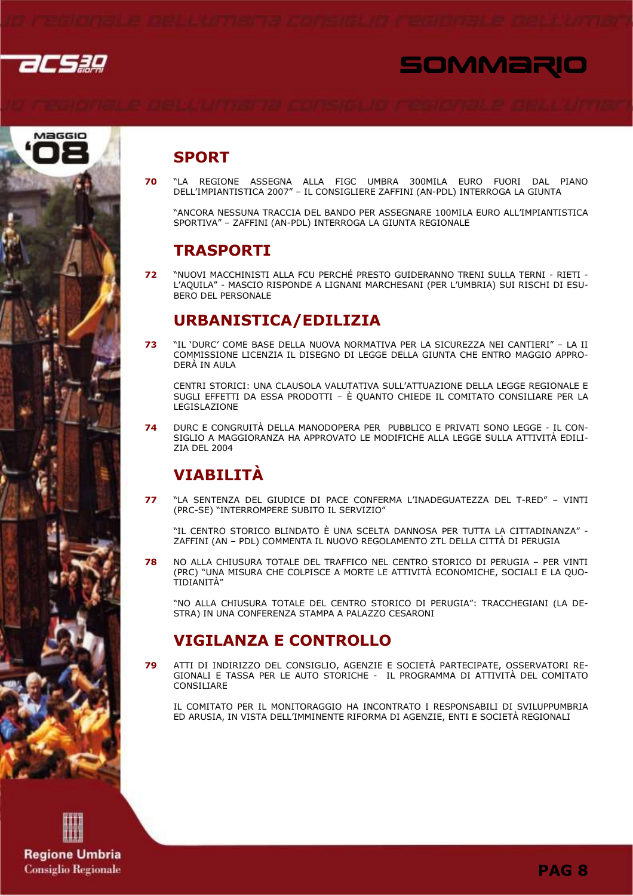# SOMMARIO

## SPORT

**70** "LA REGIONE ASSEGNA ALLA FIGC UMBRA 300MILA EURO FUORI DAL PIANO DELL'IMPIANTISTICA 2007" – IL CONSIGLIERE ZAFFINI (AN-PDL) INTERROGA LA GIUNTA

"ANCORA NESSUNA TRACCIA DEL BANDO PER ASSEGNARE 100MILA EURO ALL'IMPIANTISTICA SPORTIVA" – ZAFFINI (AN-PDL) INTERROGA LA GIUNTA REGIONALE

## TRASPORTI

**72** "NUOVI MACCHINISTI ALLA FCU PERCHÉ PRESTO GUIDERANNO TRENI SULLA TERNI - RIETI - L'AQUILA" - MASCIO RISPONDE A LIGNANI MARCHESANI (PER L'UMBRIA) SUI RISCHI DI ESUBERO DEL PERSONALE

## URBANISTICA/EDILIZIA

**73** "IL 'DURC' COME BASE DELLA NUOVA NORMATIVA PER LA SICUREZZA NEI CANTIERI" – LA II COMMISSIONE LICENZIA IL DISEGNO DI LEGGE DELLA GIUNTA CHE ENTRO MAGGIO APPRODERÀ IN AULA

CENTRI STORICI: UNA CLAUSOLA VALUTATIVA SULL'ATTUAZIONE DELLA LEGGE REGIONALE E SUGLI EFFETTI DA ESSA PRODOTTI – È QUANTO CHIEDE IL COMITATO CONSILIARE PER LA LEGISLAZIONE

**74** DURC E CONGRUITÀ DELLA MANODOPERA PER PUBBLICO E PRIVATI SONO LEGGE - IL CONSIGLIO A MAGGIORANZA HA APPROVATO LE MODIFICHE ALLA LEGGE SULLA ATTIVITÀ EDILIZIA DEL 2004

## VIABILITÀ

**77** "LA SENTENZA DEL GIUDICE DI PACE CONFERMA L'INADEGUATEZZA DEL T-RED" – VINTI (PRC-SE) "INTERROMPERE SUBITO IL SERVIZIO"

"IL CENTRO STORICO BLINDATO È UNA SCELTA DANNOSA PER TUTTA LA CITTADINANZA" - ZAFFINI (AN – PDL) COMMENTA IL NUOVO REGOLAMENTO ZTL DELLA CITTÀ DI PERUGIA

**78** NO ALLA CHIUSURA TOTALE DEL TRAFFICO NEL CENTRO STORICO DI PERUGIA – PER VINTI (PRC) "UNA MISURA CHE COLPISCE A MORTE LE ATTIVITÀ ECONOMICHE, SOCIALI E LA QUOTIDIANITÀ"

"NO ALLA CHIUSURA TOTALE DEL CENTRO STORICO DI PERUGIA": TRACCHEGIANI (LA DESTRA) IN UNA CONFERENZA STAMPA A PALAZZO CESARONI

## VIGILANZA E CONTROLLO

**79** ATTI DI INDIRIZZO DEL CONSIGLIO, AGENZIE E SOCIETÀ PARTECIPATE, OSSERVATORI REGIONALI E TASSA PER LE AUTO STORICHE - IL PROGRAMMA DI ATTIVITÀ DEL COMITATO CONSILIARE

IL COMITATO PER IL MONITORAGGIO HA INCONTRATO I RESPONSABILI DI SVILUPPUMBRIA ED ARUSIA, IN VISTA DELL'IMMINENTE RIFORMA DI AGENZIE, ENTI E SOCIETÀ REGIONALI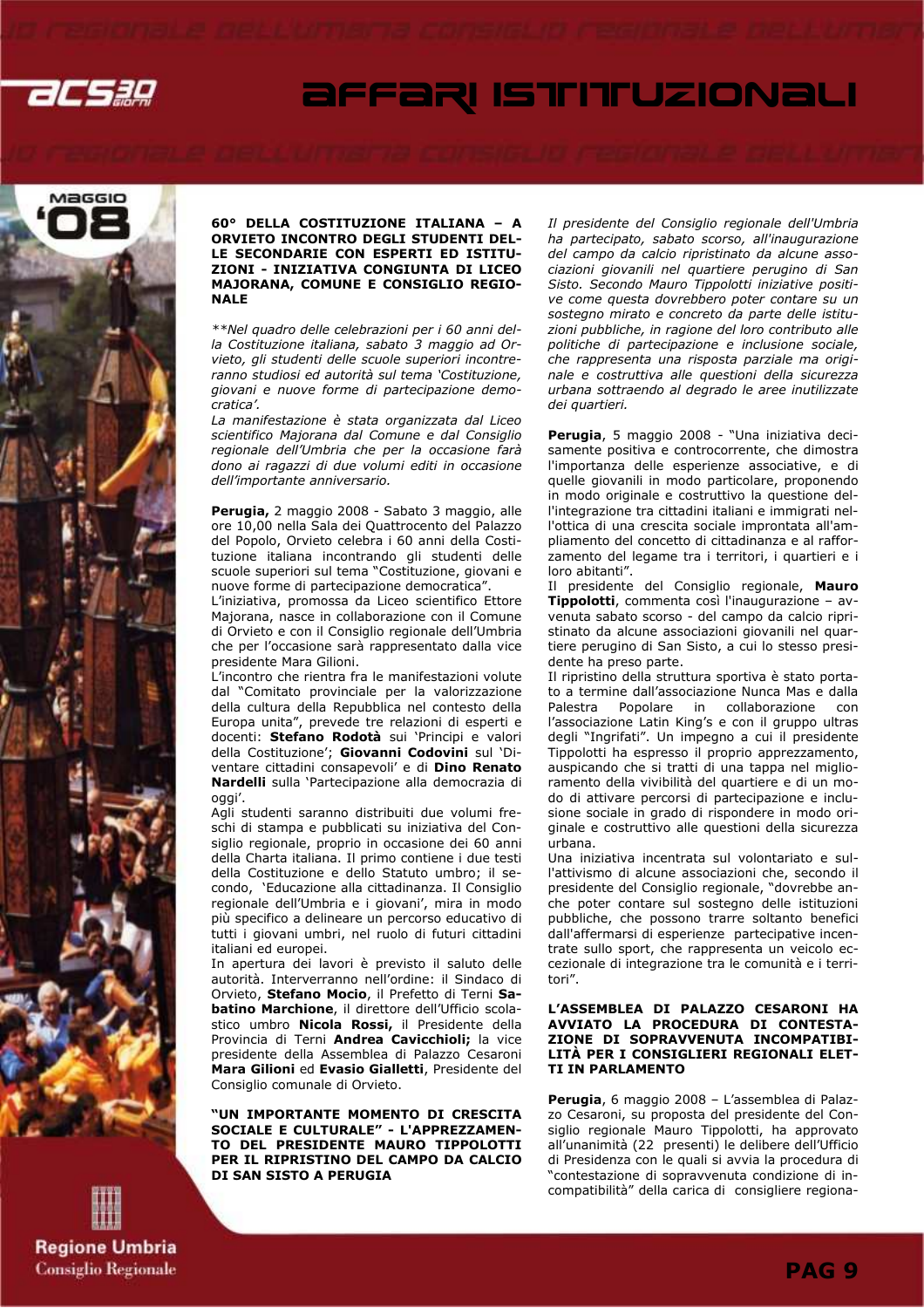### 60° DELLA COSTITUZIONE ITALIANA – A ORVIETO INCONTRO DEGLI STUDENTI DELLE SECONDARIE CON ESPERTI ED ISTITUZIONI - INIZIATIVA CONGIUNTA DI LICEO MAJORANA, COMUNE E CONSIGLIO REGIONALE

*\*\*Nel quadro delle celebrazioni per i 60 anni della Costituzione italiana, sabato 3 maggio ad Orvieto, gli studenti delle scuole superiori incontreranno studiosi ed autorità sul tema 'Costituzione, giovani e nuove forme di partecipazione democratica'.*
*La manifestazione è stata organizzata dal Liceo scientifico Majorana dal Comune e dal Consiglio regionale dell'Umbria che per la occasione farà dono ai ragazzi di due volumi editi in occasione dell'importante anniversario.*

**Perugia,** 2 maggio 2008 - Sabato 3 maggio, alle ore 10,00 nella Sala dei Quattrocento del Palazzo del Popolo, Orvieto celebra i 60 anni della Costituzione italiana incontrando gli studenti delle scuole superiori sul tema "Costituzione, giovani e nuove forme di partecipazione democratica".
L'iniziativa, promossa da Liceo scientifico Ettore Majorana, nasce in collaborazione con il Comune di Orvieto e con il Consiglio regionale dell'Umbria che per l'occasione sarà rappresentato dalla vice presidente Mara Gilioni.
L'incontro che rientra fra le manifestazioni volute dal "Comitato provinciale per la valorizzazione della cultura della Repubblica nel contesto della Europa unita", prevede tre relazioni di esperti e docenti: **Stefano Rodotà** sui 'Principi e valori della Costituzione'; **Giovanni Codovini** sul 'Diventare cittadini consapevoli' e di **Dino Renato Nardelli** sulla 'Partecipazione alla democrazia di oggi'.
Agli studenti saranno distribuiti due volumi freschi di stampa e pubblicati su iniziativa del Consiglio regionale, proprio in occasione dei 60 anni della Charta italiana. Il primo contiene i due testi della Costituzione e dello Statuto umbro; il secondo, 'Educazione alla cittadinanza. Il Consiglio regionale dell'Umbria e i giovani', mira in modo più specifico a delineare un percorso educativo di tutti i giovani umbri, nel ruolo di futuri cittadini italiani ed europei.
In apertura dei lavori è previsto il saluto delle autorità. Interverranno nell'ordine: il Sindaco di Orvieto, **Stefano Mocio**, il Prefetto di Terni **Sabatino Marchione**, il direttore dell'Ufficio scolastico umbro **Nicola Rossi,** il Presidente della Provincia di Terni **Andrea Cavicchioli;** la vice presidente della Assemblea di Palazzo Cesaroni **Mara Gilioni** ed **Evasio Gialletti**, Presidente del Consiglio comunale di Orvieto.

### "UN IMPORTANTE MOMENTO DI CRESCITA SOCIALE E CULTURALE" - L'APPREZZAMENTO DEL PRESIDENTE MAURO TIPPOLOTTI PER IL RIPRISTINO DEL CAMPO DA CALCIO DI SAN SISTO A PERUGIA

*Il presidente del Consiglio regionale dell'Umbria ha partecipato, sabato scorso, all'inaugurazione del campo da calcio ripristinato da alcune associazioni giovanili nel quartiere perugino di San Sisto. Secondo Mauro Tippolotti iniziative positive come questa dovrebbero poter contare su un sostegno mirato e concreto da parte delle istituzioni pubbliche, in ragione del loro contributo alle politiche di partecipazione e inclusione sociale, che rappresenta una risposta parziale ma originale e costruttiva alle questioni della sicurezza urbana sottraendo al degrado le aree inutilizzate dei quartieri.*

**Perugia**, 5 maggio 2008 - "Una iniziativa decisamente positiva e controcorrente, che dimostra l'importanza delle esperienze associative, e di quelle giovanili in modo particolare, proponendo in modo originale e costruttivo la questione dell'integrazione tra cittadini italiani e immigrati nell'ottica di una crescita sociale improntata all'ampliamento del concetto di cittadinanza e al rafforzamento del legame tra i territori, i quartieri e i loro abitanti".
Il presidente del Consiglio regionale, **Mauro Tippolotti**, commenta così l'inaugurazione – avvenuta sabato scorso - del campo da calcio ripristinato da alcune associazioni giovanili nel quartiere perugino di San Sisto, a cui lo stesso presidente ha preso parte.
Il ripristino della struttura sportiva è stato portato a termine dall'associazione Nunca Mas e dalla Palestra Popolare in collaborazione con l'associazione Latin King's e con il gruppo ultras degli "Ingrifati". Un impegno a cui il presidente Tippolotti ha espresso il proprio apprezzamento, auspicando che si tratti di una tappa nel miglioramento della vivibilità del quartiere e di un modo di attivare percorsi di partecipazione e inclusione sociale in grado di rispondere in modo originale e costruttivo alle questioni della sicurezza urbana.
Una iniziativa incentrata sul volontariato e sull'attivismo di alcune associazioni che, secondo il presidente del Consiglio regionale, "dovrebbe anche poter contare sul sostegno delle istituzioni pubbliche, che possono trarre soltanto benefici dall'affermarsi di esperienze partecipative incentrate sullo sport, che rappresenta un veicolo eccezionale di integrazione tra le comunità e i territori".

### L'ASSEMBLEA DI PALAZZO CESARONI HA AVVIATO LA PROCEDURA DI CONTESTAZIONE DI SOPRAVVENUTA INCOMPATIBILITÀ PER I CONSIGLIERI REGIONALI ELETTI IN PARLAMENTO

**Perugia**, 6 maggio 2008 – L'assemblea di Palazzo Cesaroni, su proposta del presidente del Consiglio regionale Mauro Tippolotti, ha approvato all'unanimità (22 presenti) le delibere dell'Ufficio di Presidenza con le quali si avvia la procedura di "contestazione di sopravvenuta condizione di incompatibilità" della carica di consigliere regiona-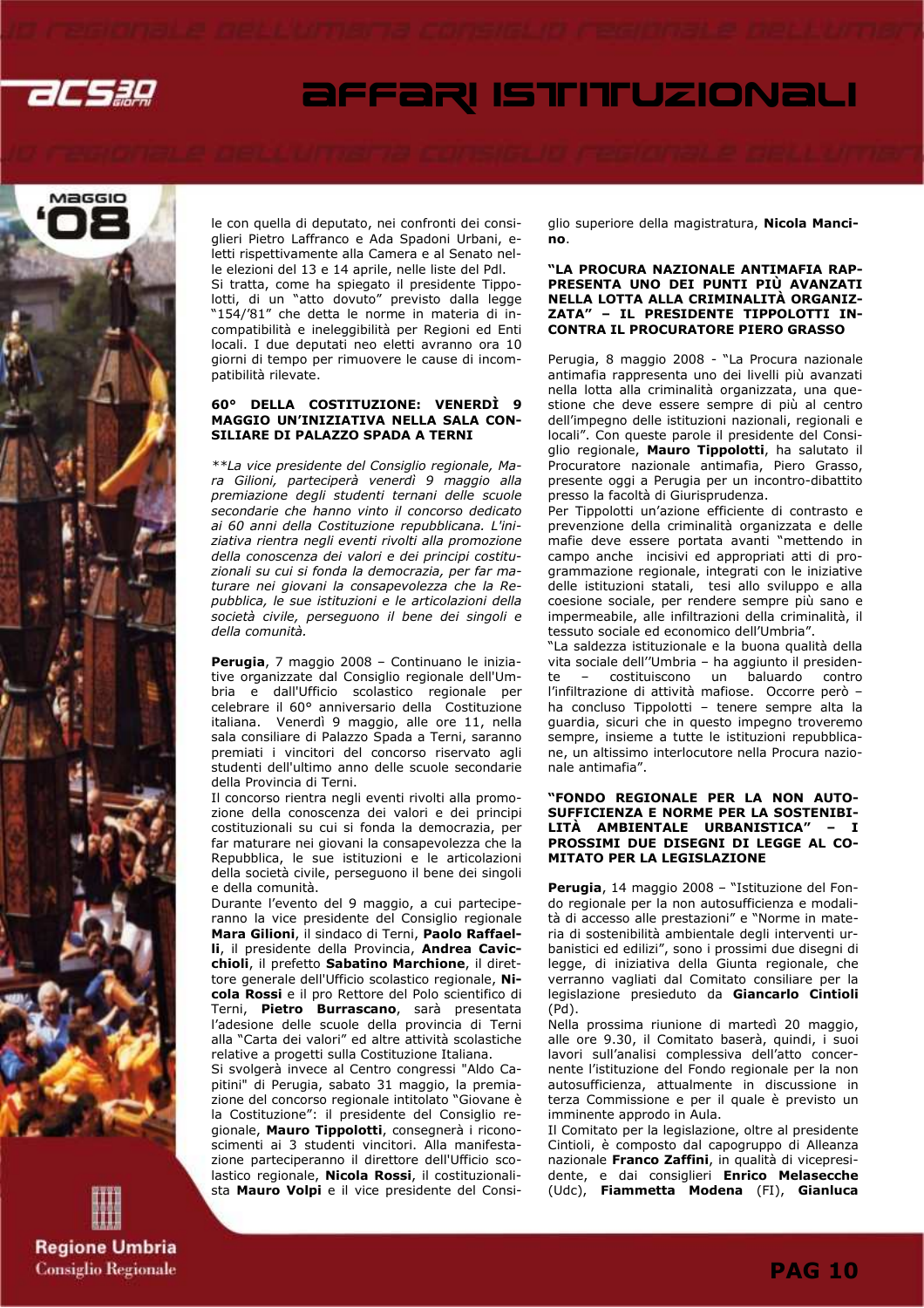le con quella di deputato, nei confronti dei consiglieri Pietro Laffranco e Ada Spadoni Urbani, eletti rispettivamente alla Camera e al Senato nelle elezioni del 13 e 14 aprile, nelle liste del Pdl.
Si tratta, come ha spiegato il presidente Tippolotti, di un "atto dovuto" previsto dalla legge "154/'81" che detta le norme in materia di incompatibilità e ineleggibilità per Regioni ed Enti locali. I due deputati neo eletti avranno ora 10 giorni di tempo per rimuovere le cause di incompatibilità rilevate.

### 60° DELLA COSTITUZIONE: VENERDÌ 9 MAGGIO UN'INIZIATIVA NELLA SALA CONSILIARE DI PALAZZO SPADA A TERNI

*\*\*La vice presidente del Consiglio regionale, Mara Gilioni, parteciperà venerdì 9 maggio alla premiazione degli studenti ternani delle scuole secondarie che hanno vinto il concorso dedicato ai 60 anni della Costituzione repubblicana. L'iniziativa rientra negli eventi rivolti alla promozione della conoscenza dei valori e dei principi costituzionali su cui si fonda la democrazia, per far maturare nei giovani la consapevolezza che la Repubblica, le sue istituzioni e le articolazioni della società civile, perseguono il bene dei singoli e della comunità.*

**Perugia**, 7 maggio 2008 – Continuano le iniziative organizzate dal Consiglio regionale dell'Umbria e dall'Ufficio scolastico regionale per celebrare il 60° anniversario della Costituzione italiana. Venerdì 9 maggio, alle ore 11, nella sala consiliare di Palazzo Spada a Terni, saranno premiati i vincitori del concorso riservato agli studenti dell'ultimo anno delle scuole secondarie della Provincia di Terni.
Il concorso rientra negli eventi rivolti alla promozione della conoscenza dei valori e dei principi costituzionali su cui si fonda la democrazia, per far maturare nei giovani la consapevolezza che la Repubblica, le sue istituzioni e le articolazioni della società civile, perseguono il bene dei singoli e della comunità.
Durante l'evento del 9 maggio, a cui parteciperanno la vice presidente del Consiglio regionale **Mara Gilioni**, il sindaco di Terni, **Paolo Raffaelli**, il presidente della Provincia, **Andrea Cavicchioli**, il prefetto **Sabatino Marchione**, il direttore generale dell'Ufficio scolastico regionale, **Nicola Rossi** e il pro Rettore del Polo scientifico di Terni, **Pietro Burrascano**, sarà presentata l'adesione delle scuole della provincia di Terni alla "Carta dei valori" ed altre attività scolastiche relative a progetti sulla Costituzione Italiana.
Si svolgerà invece al Centro congressi "Aldo Capitini" di Perugia, sabato 31 maggio, la premiazione del concorso regionale intitolato "Giovane è la Costituzione": il presidente del Consiglio regionale, **Mauro Tippolotti**, consegnerà i riconoscimenti ai 3 studenti vincitori. Alla manifestazione parteciperanno il direttore dell'Ufficio scolastico regionale, **Nicola Rossi**, il costituzionalista **Mauro Volpi** e il vice presidente del Consiglio superiore della magistratura, **Nicola Mancino**.

### "LA PROCURA NAZIONALE ANTIMAFIA RAPPRESENTA UNO DEI PUNTI PIÙ AVANZATI NELLA LOTTA ALLA CRIMINALITÀ ORGANIZZATA" – IL PRESIDENTE TIPPOLOTTI INCONTRA IL PROCURATORE PIERO GRASSO

Perugia, 8 maggio 2008 - "La Procura nazionale antimafia rappresenta uno dei livelli più avanzati nella lotta alla criminalità organizzata, una questione che deve essere sempre di più al centro dell'impegno delle istituzioni nazionali, regionali e locali". Con queste parole il presidente del Consiglio regionale, **Mauro Tippolotti**, ha salutato il Procuratore nazionale antimafia, Piero Grasso, presente oggi a Perugia per un incontro-dibattito presso la facoltà di Giurisprudenza.
Per Tippolotti un'azione efficiente di contrasto e prevenzione della criminalità organizzata e delle mafie deve essere portata avanti "mettendo in campo anche incisivi ed appropriati atti di programmazione regionale, integrati con le iniziative delle istituzioni statali, tesi allo sviluppo e alla coesione sociale, per rendere sempre più sano e impermeabile, alle infiltrazioni della criminalità, il tessuto sociale ed economico dell'Umbria".
"La saldezza istituzionale e la buona qualità della vita sociale dell'Umbria – ha aggiunto il presidente – costituiscono un baluardo contro l'infiltrazione di attività mafiose. Occorre però – ha concluso Tippolotti – tenere sempre alta la guardia, sicuri che in questo impegno troveremo sempre, insieme a tutte le istituzioni repubblicane, un altissimo interlocutore nella Procura nazionale antimafia".

### "FONDO REGIONALE PER LA NON AUTOSUFFICIENZA E NORME PER LA SOSTENIBILITÀ AMBIENTALE URBANISTICA" – I PROSSIMI DUE DISEGNI DI LEGGE AL COMITATO PER LA LEGISLAZIONE

**Perugia**, 14 maggio 2008 – "Istituzione del Fondo regionale per la non autosufficienza e modalità di accesso alle prestazioni" e "Norme in materia di sostenibilità ambientale degli interventi urbanistici ed edilizi", sono i prossimi due disegni di legge, di iniziativa della Giunta regionale, che verranno vagliati dal Comitato consiliare per la legislazione presieduto da **Giancarlo Cintioli** (Pd).
Nella prossima riunione di martedì 20 maggio, alle ore 9.30, il Comitato baserà, quindi, i suoi lavori sull'analisi complessiva dell'atto concernente l'istituzione del Fondo regionale per la non autosufficienza, attualmente in discussione in terza Commissione e per il quale è previsto un imminente approdo in Aula.
Il Comitato per la legislazione, oltre al presidente Cintioli, è composto dal capogruppo di Alleanza nazionale **Franco Zaffini**, in qualità di vicepresidente, e dai consiglieri **Enrico Melasecche** (Udc), **Fiammetta Modena** (FI), **Gianluca**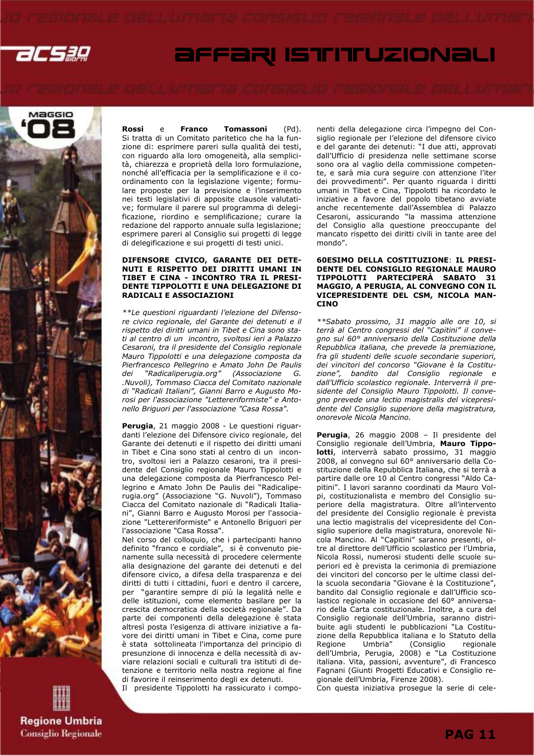**Rossi** e **Franco Tomassoni** (Pd). Si tratta di un Comitato paritetico che ha la funzione di: esprimere pareri sulla qualità dei testi, con riguardo alla loro omogeneità, alla semplicità, chiarezza e proprietà della loro formulazione, nonché all'efficacia per la semplificazione e il coordinamento con la legislazione vigente; formulare proposte per la previsione e l'inserimento nei testi legislativi di apposite clausole valutative; formulare il parere sul programma di delegificazione, riordino e semplificazione; curare la redazione del rapporto annuale sulla legislazione; esprimere pareri al Consiglio sui progetti di legge di delegificazione e sui progetti di testi unici.

### DIFENSORE CIVICO, GARANTE DEI DETENUTI E RISPETTO DEI DIRITTI UMANI IN TIBET E CINA - INCONTRO TRA IL PRESIDENTE TIPPOLOTTI E UNA DELEGAZIONE DI RADICALI E ASSOCIAZIONI

*\*\*Le questioni riguardanti l'elezione del Difensore civico regionale, del Garante dei detenuti e il rispetto dei diritti umani in Tibet e Cina sono stati al centro di un incontro, svoltosi ieri a Palazzo Cesaroni, tra il presidente del Consiglio regionale Mauro Tippolotti e una delegazione composta da Pierfrancesco Pellegrino e Amato John De Paulis dei "Radicaliperugia.org" (Associazione G. .Nuvoli), Tommaso Ciacca del Comitato nazionale di "Radicali Italiani", Gianni Barro e Augusto Morosi per l'associazione "Letterariformiste" e Antonello Briguori per l'associazione "Casa Rossa".*

**Perugia**, 21 maggio 2008 - Le questioni riguardanti l'elezione del Difensore civico regionale, del Garante dei detenuti e il rispetto dei diritti umani in Tibet e Cina sono stati al centro di un incontro, svoltosi ieri a Palazzo cesaroni, tra il presidente del Consiglio regionale Mauro Tippolotti e una delegazione composta da Pierfrancesco Pellegrino e Amato John De Paulis dei "Radicaliperugia.org" (Associazione "G. Nuvoli"), Tommaso Ciacca del Comitato nazionale di "Radicali Italiani", Gianni Barro e Augusto Morosi per l'associazione "Letterariformiste" e Antonello Briguori per l'associazione "Casa Rossa".

Nel corso del colloquio, che i partecipanti hanno definito "franco e cordiale", si è convenuto pienamente sulla necessità di procedere celermente alla designazione del garante dei detenuti e del difensore civico, a difesa della trasparenza e dei diritti di tutti i cittadini, fuori e dentro il carcere, per "garantire sempre di più la legalità nelle e delle istituzioni, come elemento basilare per la crescita democratica della società regionale". Da parte dei componenti della delegazione è stata altresì posta l'esigenza di attivare iniziative a favore dei diritti umani in Tibet e Cina, come pure è stata sottolineata l'importanza del principio di presunzione di innocenza e della necessità di avviare relazioni sociali e culturali tra istituti di detenzione e territorio nella nostra regione al fine di favorire il reinserimento degli ex detenuti.

Il presidente Tippolotti ha rassicurato i componenti della delegazione circa l'impegno del Consiglio regionale per l'elezione del difensore civico e del garante dei detenuti: "I due atti, approvati dall'Ufficio di presidenza nelle settimane scorse sono ora al vaglio della commissione competente, e sarà mia cura seguire con attenzione l'iter dei provvedimenti". Per quanto riguarda i diritti umani in Tibet e Cina, Tippolotti ha ricordato le iniziative a favore del popolo tibetano avviate anche recentemente dall'Assemblea di Palazzo Cesaroni, assicurando "la massima attenzione del Consiglio alla questione preoccupante del mancato rispetto dei diritti civili in tante aree del mondo".

### 60ESIMO DELLA COSTITUZIONE: IL PRESIDENTE DEL CONSIGLIO REGIONALE MAURO TIPPOLOTTI PARTECIPERÀ SABATO 31 MAGGIO, A PERUGIA, AL CONVEGNO CON IL VICEPRESIDENTE DEL CSM, NICOLA MANCINO

*\*\*Sabato prossimo, 31 maggio alle ore 10, si terrà al Centro congressi dei "Capitini" il convegno sul 60° anniversario della Costituzione della Repubblica italiana, che prevede la premiazione, fra gli studenti delle scuole secondarie superiori, dei vincitori del concorso "Giovane è la Costituzione", bandito dal Consiglio regionale e dall'Ufficio scolastico regionale. Interverrà il presidente del Consiglio Mauro Tippolotti. Il convegno prevede una lectio magistralis del vicepresidente del Consiglio superiore della magistratura, onorevole Nicola Mancino.*

**Perugia**, 26 maggio 2008 – Il presidente del Consiglio regionale dell'Umbria, **Mauro Tippolotti**, interverrà sabato prossimo, 31 maggio 2008, al convegno sul 60° anniversario della Costituzione della Repubblica Italiana, che si terrà a partire dalle ore 10 al Centro congressi "Aldo Capitini". I lavori saranno coordinati da Mauro Volpi, costituzionalista e membro del Consiglio superiore della magistratura. Oltre all'intervento del presidente del Consiglio regionale è prevista una lectio magistralis del vicepresidente del Consiglio superiore della magistratura, onorevole Nicola Mancino. Al "Capitini" saranno presenti, oltre al direttore dell'Ufficio scolastico per l'Umbria, Nicola Rossi, numerosi studenti delle scuole superiori ed è prevista la cerimonia di premiazione dei vincitori del concorso per le ultime classi della scuola secondaria "Giovane è la Costituzione", bandito dal Consiglio regionale e dall'Ufficio scolastico regionale in occasione del 60° anniversario della Carta costituzionale. Inoltre, a cura del Consiglio regionale dell'Umbria, saranno distribuite agli studenti le pubblicazioni "La Costituzione della Repubblica italiana e lo Statuto della Regione Umbria" (Consiglio regionale dell'Umbria, Perugia, 2008) e "La Costituzione italiana. Vita, passioni, avventure", di Francesco Fagnani (Giunti Progetti Educativi e Consiglio regionale dell'Umbria, Firenze 2008).

Con questa iniziativa prosegue la serie di cele-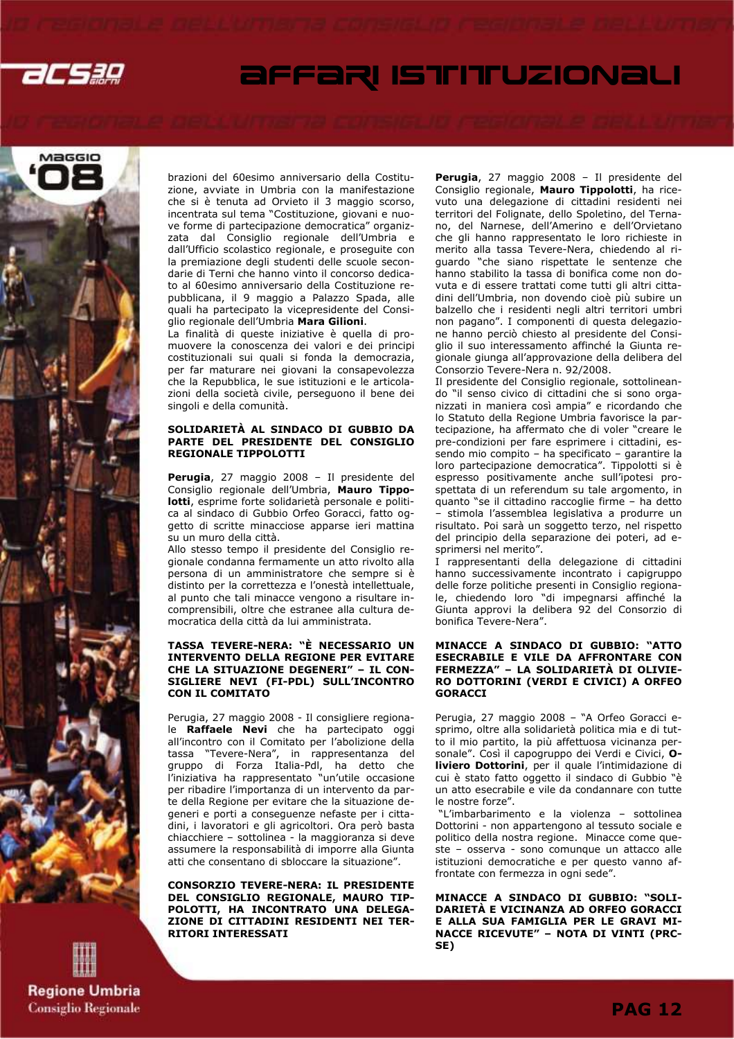brazioni del 60esimo anniversario della Costituzione, avviate in Umbria con la manifestazione che si è tenuta ad Orvieto il 3 maggio scorso, incentrata sul tema "Costituzione, giovani e nuove forme di partecipazione democratica" organizzata dal Consiglio regionale dell'Umbria e dall'Ufficio scolastico regionale, e proseguite con la premiazione degli studenti delle scuole secondarie di Terni che hanno vinto il concorso dedicato al 60esimo anniversario della Costituzione repubblicana, il 9 maggio a Palazzo Spada, alle quali ha partecipato la vicepresidente del Consiglio regionale dell'Umbria **Mara Gilioni**.

La finalità di queste iniziative è quella di promuovere la conoscenza dei valori e dei principi costituzionali sui quali si fonda la democrazia, per far maturare nei giovani la consapevolezza che la Repubblica, le sue istituzioni e le articolazioni della società civile, perseguono il bene dei singoli e della comunità.

## SOLIDARIETÀ AL SINDACO DI GUBBIO DA PARTE DEL PRESIDENTE DEL CONSIGLIO REGIONALE TIPPOLOTTI

**Perugia**, 27 maggio 2008 – Il presidente del Consiglio regionale dell'Umbria, **Mauro Tippolotti**, esprime forte solidarietà personale e politica al sindaco di Gubbio Orfeo Goracci, fatto oggetto di scritte minacciose apparse ieri mattina su un muro della città.

Allo stesso tempo il presidente del Consiglio regionale condanna fermamente un atto rivolto alla persona di un amministratore che sempre si è distinto per la correttezza e l'onestà intellettuale, al punto che tali minacce vengono a risultare incomprensibili, oltre che estranee alla cultura democratica della città da lui amministrata.

## TASSA TEVERE-NERA: "È NECESSARIO UN INTERVENTO DELLA REGIONE PER EVITARE CHE LA SITUAZIONE DEGENERI" – IL CONSIGLIERE NEVI (FI-PDL) SULL'INCONTRO CON IL COMITATO

Perugia, 27 maggio 2008 - Il consigliere regionale **Raffaele Nevi** che ha partecipato oggi all'incontro con il Comitato per l'abolizione della tassa "Tevere-Nera", in rappresentanza del gruppo di Forza Italia-Pdl, ha detto che l'iniziativa ha rappresentato "un'utile occasione per ribadire l'importanza di un intervento da parte della Regione per evitare che la situazione degeneri e porti a conseguenze nefaste per i cittadini, i lavoratori e gli agricoltori. Ora però basta chiacchiere – sottolinea - la maggioranza si deve assumere la responsabilità di imporre alla Giunta atti che consentano di sbloccare la situazione".

## CONSORZIO TEVERE-NERA: IL PRESIDENTE DEL CONSIGLIO REGIONALE, MAURO TIPPOLOTTI, HA INCONTRATO UNA DELEGAZIONE DI CITTADINI RESIDENTI NEI TERRITORI INTERESSATI

**Perugia**, 27 maggio 2008 – Il presidente del Consiglio regionale, **Mauro Tippolotti**, ha ricevuto una delegazione di cittadini residenti nei territori del Folignate, dello Spoletino, del Ternano, del Narnese, dell'Amerino e dell'Orvietano che gli hanno rappresentato le loro richieste in merito alla tassa Tevere-Nera, chiedendo al riguardo "che siano rispettate le sentenze che hanno stabilito la tassa di bonifica come non dovuta e di essere trattati come tutti gli altri cittadini dell'Umbria, non dovendo cioè più subire un balzello che i residenti negli altri territori umbri non pagano". I componenti di questa delegazione hanno perciò chiesto al presidente del Consiglio il suo interessamento affinché la Giunta regionale giunga all'approvazione della delibera del Consorzio Tevere-Nera n. 92/2008.

Il presidente del Consiglio regionale, sottolineando "il senso civico di cittadini che si sono organizzati in maniera così ampia" e ricordando che lo Statuto della Regione Umbria favorisce la partecipazione, ha affermato che di voler "creare le pre-condizioni per fare esprimere i cittadini, essendo mio compito – ha specificato – garantire la loro partecipazione democratica". Tippolotti si è espresso positivamente anche sull'ipotesi prospettata di un referendum su tale argomento, in quanto "se il cittadino raccoglie firme – ha detto – stimola l'assemblea legislativa a produrre un risultato. Poi sarà un soggetto terzo, nel rispetto del principio della separazione dei poteri, ad esprimersi nel merito".

I rappresentanti della delegazione di cittadini hanno successivamente incontrato i capigruppo delle forze politiche presenti in Consiglio regionale, chiedendo loro "di impegnarsi affinché la Giunta approvi la delibera 92 del Consorzio di bonifica Tevere-Nera".

## MINACCE A SINDACO DI GUBBIO: "ATTO ESECRABILE E VILE DA AFFRONTARE CON FERMEZZA" – LA SOLIDARIETÀ DI OLIVIERO DOTTORINI (VERDI E CIVICI) A ORFEO GORACCI

Perugia, 27 maggio 2008 – "A Orfeo Goracci esprimo, oltre alla solidarietà politica mia e di tutto il mio partito, la più affettuosa vicinanza personale". Così il capogruppo dei Verdi e Civici, **Oliviero Dottorini**, per il quale l'intimidazione di cui è stato fatto oggetto il sindaco di Gubbio "è un atto esecrabile e vile da condannare con tutte le nostre forze".

"L'imbarbarimento e la violenza – sottolinea Dottorini - non appartengono al tessuto sociale e politico della nostra regione. Minacce come queste – osserva - sono comunque un attacco alle istituzioni democratiche e per questo vanno affrontate con fermezza in ogni sede".

## MINACCE A SINDACO DI GUBBIO: "SOLIDARIETÀ E VICINANZA AD ORFEO GORACCI E ALLA SUA FAMIGLIA PER LE GRAVI MINACCE RICEVUTE" – NOTA DI VINTI (PRC-SE)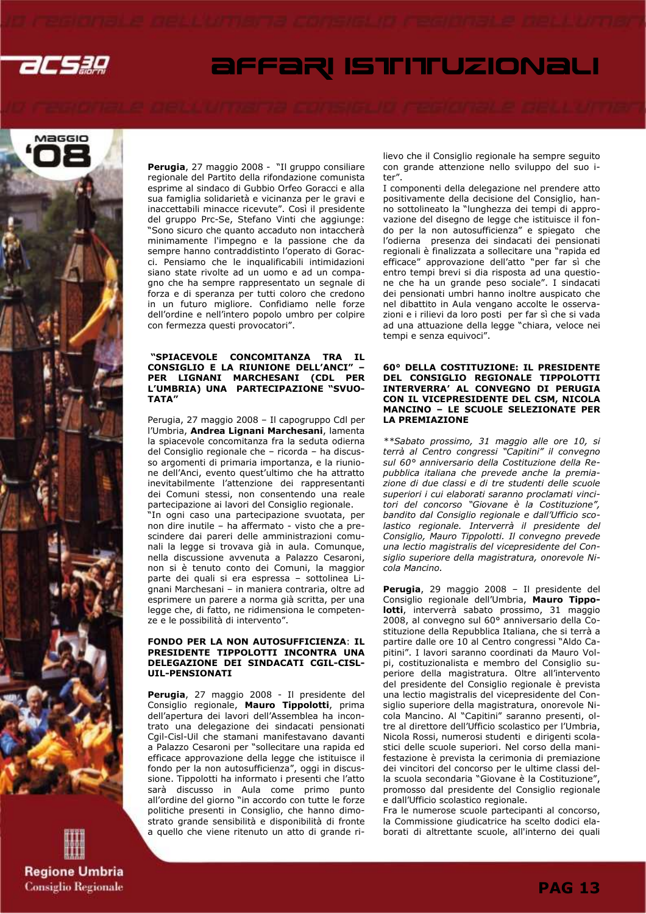**Perugia**, 27 maggio 2008 - "Il gruppo consiliare regionale del Partito della rifondazione comunista esprime al sindaco di Gubbio Orfeo Goracci e alla sua famiglia solidarietà e vicinanza per le gravi e inaccettabili minacce ricevute". Così il presidente del gruppo Prc-Se, Stefano Vinti che aggiunge: "Sono sicuro che quanto accaduto non intaccherà minimamente l'impegno e la passione che da sempre hanno contraddistinto l'operato di Goracci. Pensiamo che le inqualificabili intimidazioni siano state rivolte ad un uomo e ad un compagno che ha sempre rappresentato un segnale di forza e di speranza per tutti coloro che credono in un futuro migliore. Confidiamo nelle forze dell'ordine e nell'intero popolo umbro per colpire con fermezza questi provocatori".

### "SPIACEVOLE CONCOMITANZA TRA IL CONSIGLIO E LA RIUNIONE DELL'ANCI" – PER LIGNANI MARCHESANI (CDL PER L'UMBRIA) UNA PARTECIPAZIONE "SVUOTATA"

Perugia, 27 maggio 2008 – Il capogruppo Cdl per l'Umbria, **Andrea Lignani Marchesani**, lamenta la spiacevole concomitanza fra la seduta odierna del Consiglio regionale che – ricorda – ha discusso argomenti di primaria importanza, e la riunione dell'Anci, evento quest'ultimo che ha attratto inevitabilmente l'attenzione dei rappresentanti dei Comuni stessi, non consentendo una reale partecipazione ai lavori del Consiglio regionale.

"In ogni caso una partecipazione svuotata, per non dire inutile – ha affermato - visto che a prescindere dai pareri delle amministrazioni comunali la legge si trovava già in aula. Comunque, nella discussione avvenuta a Palazzo Cesaroni, non si è tenuto conto dei Comuni, la maggior parte dei quali si era espressa – sottolinea Lignani Marchesani – in maniera contraria, oltre ad esprimere un parere a norma già scritta, per una legge che, di fatto, ne ridimensiona le competenze e le possibilità di intervento".

### FONDO PER LA NON AUTOSUFFICIENZA: IL PRESIDENTE TIPPOLOTTI INCONTRA UNA DELEGAZIONE DEI SINDACATI CGIL-CISL-UIL-PENSIONATI

**Perugia**, 27 maggio 2008 - Il presidente del Consiglio regionale, **Mauro Tippolotti**, prima dell'apertura dei lavori dell'Assemblea ha incontrato una delegazione dei sindacati pensionati Cgil-Cisl-Uil che stamani manifestavano davanti a Palazzo Cesaroni per "sollecitare una rapida ed efficace approvazione della legge che istituisce il fondo per la non autosufficienza", oggi in discussione. Tippolotti ha informato i presenti che l'atto sarà discusso in Aula come primo punto all'ordine del giorno "in accordo con tutte le forze politiche presenti in Consiglio, che hanno dimostrato grande sensibilità e disponibilità di fronte a quello che viene ritenuto un atto di grande rilievo che il Consiglio regionale ha sempre seguito con grande attenzione nello sviluppo del suo iter".

I componenti della delegazione nel prendere atto positivamente della decisione del Consiglio, hanno sottolineato la "lunghezza dei tempi di approvazione del disegno di legge che istituisce il fondo per la non autosufficienza" e spiegato che l'odierna presenza dei sindacati dei pensionati regionali è finalizzata a sollecitare una "rapida ed efficace" approvazione dell'atto "per far sì che entro tempi brevi si dia risposta ad una questione che ha un grande peso sociale". I sindacati dei pensionati umbri hanno inoltre auspicato che nel dibattito in Aula vengano accolte le osservazioni e i rilievi da loro posti per far sì che si vada ad una attuazione della legge "chiara, veloce nei tempi e senza equivoci".

### 60° DELLA COSTITUZIONE: IL PRESIDENTE DEL CONSIGLIO REGIONALE TIPPOLOTTI INTERVERRA' AL CONVEGNO DI PERUGIA CON IL VICEPRESIDENTE DEL CSM, NICOLA MANCINO – LE SCUOLE SELEZIONATE PER LA PREMIAZIONE

*\*\*Sabato prossimo, 31 maggio alle ore 10, si terrà al Centro congressi "Capitini" il convegno sul 60° anniversario della Costituzione della Repubblica italiana che prevede anche la premiazione di due classi e di tre studenti delle scuole superiori i cui elaborati saranno proclamati vincitori del concorso "Giovane è la Costituzione", bandito dal Consiglio regionale e dall'Ufficio scolastico regionale. Interverrà il presidente del Consiglio, Mauro Tippolotti. Il convegno prevede una lectio magistralis del vicepresidente del Consiglio superiore della magistratura, onorevole Nicola Mancino.*

**Perugia**, 29 maggio 2008 – Il presidente del Consiglio regionale dell'Umbria, **Mauro Tippolotti**, interverrà sabato prossimo, 31 maggio 2008, al convegno sul 60° anniversario della Costituzione della Repubblica Italiana, che si terrà a partire dalle ore 10 al Centro congressi "Aldo Capitini". I lavori saranno coordinati da Mauro Volpi, costituzionalista e membro del Consiglio superiore della magistratura. Oltre all'intervento del presidente del Consiglio regionale è prevista una lectio magistralis del vicepresidente del Consiglio superiore della magistratura, onorevole Nicola Mancino. Al "Capitini" saranno presenti, oltre al direttore dell'Ufficio scolastico per l'Umbria, Nicola Rossi, numerosi studenti e dirigenti scolastici delle scuole superiori. Nel corso della manifestazione è prevista la cerimonia di premiazione dei vincitori del concorso per le ultime classi della scuola secondaria "Giovane è la Costituzione", promosso dal presidente del Consiglio regionale e dall'Ufficio scolastico regionale.

Fra le numerose scuole partecipanti al concorso, la Commissione giudicatrice ha scelto dodici elaborati di altrettante scuole, all'interno dei quali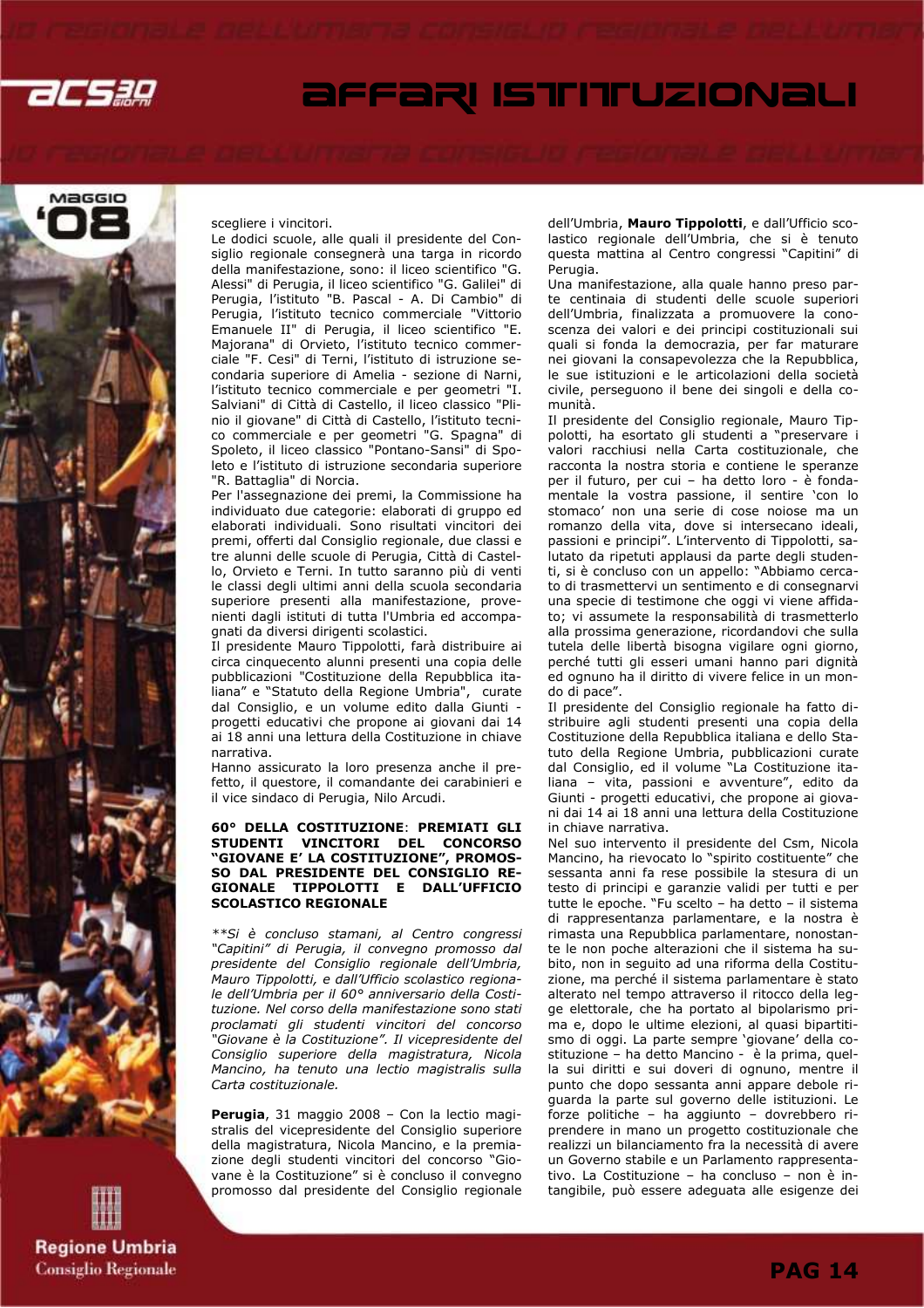scegliere i vincitori.

Le dodici scuole, alle quali il presidente del Consiglio regionale consegnerà una targa in ricordo della manifestazione, sono: il liceo scientifico "G. Alessi" di Perugia, il liceo scientifico "G. Galilei" di Perugia, l'istituto "B. Pascal - A. Di Cambio" di Perugia, l'istituto tecnico commerciale "Vittorio Emanuele II" di Perugia, il liceo scientifico "E. Majorana" di Orvieto, l'istituto tecnico commerciale "F. Cesi" di Terni, l'istituto di istruzione secondaria superiore di Amelia - sezione di Narni, l'istituto tecnico commerciale e per geometri "I. Salviani" di Città di Castello, il liceo classico "Plinio il giovane" di Città di Castello, l'istituto tecnico commerciale e per geometri "G. Spagna" di Spoleto, il liceo classico "Pontano-Sansi" di Spoleto e l'istituto di istruzione secondaria superiore "R. Battaglia" di Norcia.

Per l'assegnazione dei premi, la Commissione ha individuato due categorie: elaborati di gruppo ed elaborati individuali. Sono risultati vincitori dei premi, offerti dal Consiglio regionale, due classi e tre alunni delle scuole di Perugia, Città di Castello, Orvieto e Terni. In tutto saranno più di venti le classi degli ultimi anni della scuola secondaria superiore presenti alla manifestazione, provenienti dagli istituti di tutta l'Umbria ed accompagnati da diversi dirigenti scolastici.

Il presidente Mauro Tippolotti, farà distribuire ai circa cinquecento alunni presenti una copia delle pubblicazioni "Costituzione della Repubblica italiana" e "Statuto della Regione Umbria", curate dal Consiglio, e un volume edito dalla Giunti - progetti educativi che propone ai giovani dai 14 ai 18 anni una lettura della Costituzione in chiave narrativa.

Hanno assicurato la loro presenza anche il prefetto, il questore, il comandante dei carabinieri e il vice sindaco di Perugia, Nilo Arcudi.

**60° DELLA COSTITUZIONE**: **PREMIATI GLI STUDENTI VINCITORI DEL CONCORSO "GIOVANE E' LA COSTITUZIONE", PROMOSSO DAL PRESIDENTE DEL CONSIGLIO REGIONALE TIPPOLOTTI E DALL'UFFICIO SCOLASTICO REGIONALE**

*\*\*Si è concluso stamani, al Centro congressi "Capitini" di Perugia, il convegno promosso dal presidente del Consiglio regionale dell'Umbria, Mauro Tippolotti, e dall'Ufficio scolastico regionale dell'Umbria per il 60° anniversario della Costituzione. Nel corso della manifestazione sono stati proclamati gli studenti vincitori del concorso "Giovane è la Costituzione". Il vicepresidente del Consiglio superiore della magistratura, Nicola Mancino, ha tenuto una lectio magistralis sulla Carta costituzionale.*

**Perugia**, 31 maggio 2008 – Con la lectio magistralis del vicepresidente del Consiglio superiore della magistratura, Nicola Mancino, e la premiazione degli studenti vincitori del concorso "Giovane è la Costituzione" si è concluso il convegno promosso dal presidente del Consiglio regionale dell'Umbria, **Mauro Tippolotti**, e dall'Ufficio scolastico regionale dell'Umbria, che si è tenuto questa mattina al Centro congressi "Capitini" di Perugia.

Una manifestazione, alla quale hanno preso parte centinaia di studenti delle scuole superiori dell'Umbria, finalizzata a promuovere la conoscenza dei valori e dei principi costituzionali sui quali si fonda la democrazia, per far maturare nei giovani la consapevolezza che la Repubblica, le sue istituzioni e le articolazioni della società civile, perseguono il bene dei singoli e della comunità.

Il presidente del Consiglio regionale, Mauro Tippolotti, ha esortato gli studenti a "preservare i valori racchiusi nella Carta costituzionale, che racconta la nostra storia e contiene le speranze per il futuro, per cui – ha detto loro - è fondamentale la vostra passione, il sentire 'con lo stomaco' non una serie di cose noiose ma un romanzo della vita, dove si intersecano ideali, passioni e principi". L'intervento di Tippolotti, salutato da ripetuti applausi da parte degli studenti, si è concluso con un appello: "Abbiamo cercato di trasmettervi un sentimento e di consegnarvi una specie di testimone che oggi vi viene affidato; vi assumete la responsabilità di trasmetterlo alla prossima generazione, ricordandovi che sulla tutela delle libertà bisogna vigilare ogni giorno, perché tutti gli esseri umani hanno pari dignità ed ognuno ha il diritto di vivere felice in un mondo di pace".

Il presidente del Consiglio regionale ha fatto distribuire agli studenti presenti una copia della Costituzione della Repubblica italiana e dello Statuto della Regione Umbria, pubblicazioni curate dal Consiglio, ed il volume "La Costituzione italiana – vita, passioni e avventure", edito da Giunti - progetti educativi, che propone ai giovani dai 14 ai 18 anni una lettura della Costituzione in chiave narrativa.

Nel suo intervento il presidente del Csm, Nicola Mancino, ha rievocato lo "spirito costituente" che sessanta anni fa rese possibile la stesura di un testo di principi e garanzie validi per tutti e per tutte le epoche. "Fu scelto – ha detto – il sistema di rappresentanza parlamentare, e la nostra è rimasta una Repubblica parlamentare, nonostante le non poche alterazioni che il sistema ha subito, non in seguito ad una riforma della Costituzione, ma perché il sistema parlamentare è stato alterato nel tempo attraverso il ritocco della legge elettorale, che ha portato al bipolarismo prima e, dopo le ultime elezioni, al quasi bipartitismo di oggi. La parte sempre 'giovane' della costituzione – ha detto Mancino - è la prima, quella sui diritti e sui doveri di ognuno, mentre il punto che dopo sessanta anni appare debole riguarda la parte sul governo delle istituzioni. Le forze politiche – ha aggiunto – dovrebbero riprendere in mano un progetto costituzionale che realizzi un bilanciamento fra la necessità di avere un Governo stabile e un Parlamento rappresentativo. La Costituzione – ha concluso – non è intangibile, può essere adeguata alle esigenze dei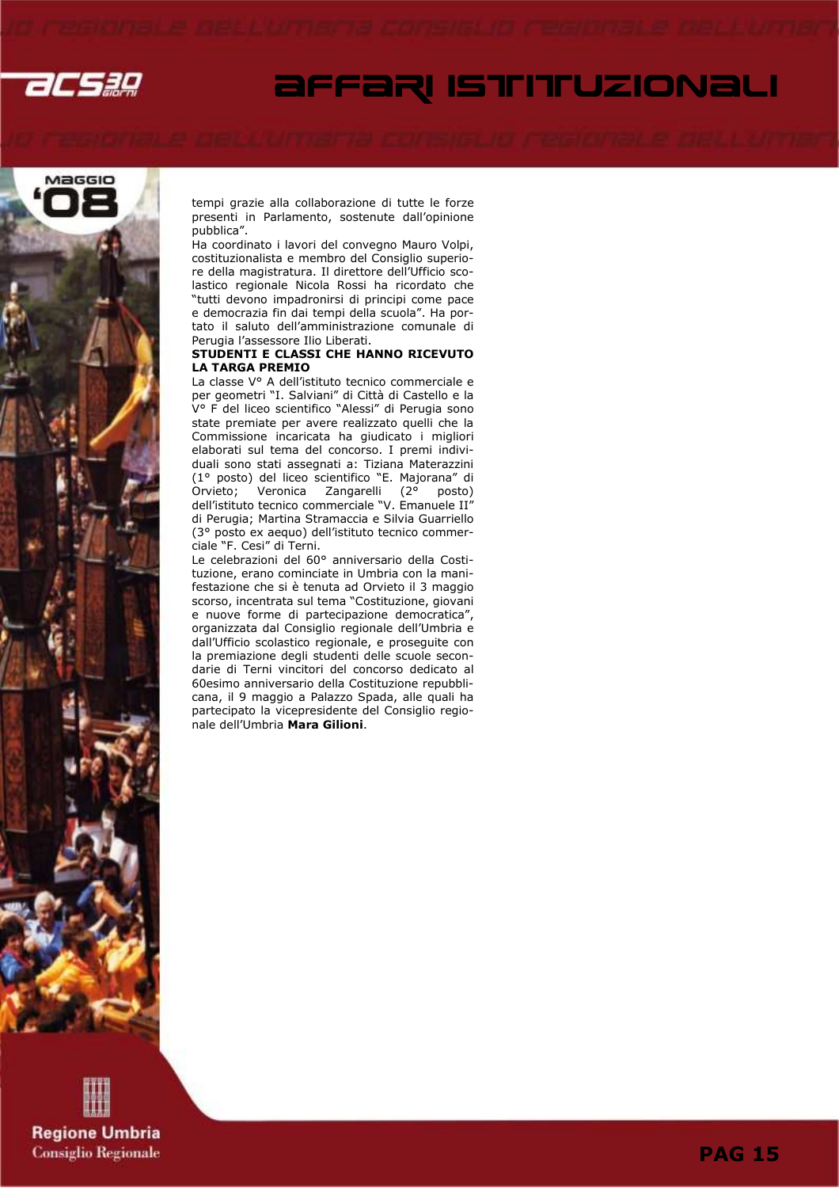tempi grazie alla collaborazione di tutte le forze presenti in Parlamento, sostenute dall'opinione pubblica".

Ha coordinato i lavori del convegno Mauro Volpi, costituzionalista e membro del Consiglio superiore della magistratura. Il direttore dell'Ufficio scolastico regionale Nicola Rossi ha ricordato che "tutti devono impadronirsi di principi come pace e democrazia fin dai tempi della scuola". Ha portato il saluto dell'amministrazione comunale di Perugia l'assessore Ilio Liberati.

**STUDENTI E CLASSI CHE HANNO RICEVUTO LA TARGA PREMIO**

La classe V° A dell'istituto tecnico commerciale e per geometri "I. Salviani" di Città di Castello e la V° F del liceo scientifico "Alessi" di Perugia sono state premiate per avere realizzato quelli che la Commissione incaricata ha giudicato i migliori elaborati sul tema del concorso. I premi individuali sono stati assegnati a: Tiziana Materazzini (1° posto) del liceo scientifico "E. Majorana" di Orvieto; Veronica Zangarelli (2° posto) dell'istituto tecnico commerciale "V. Emanuele II" di Perugia; Martina Stramaccia e Silvia Guarriello (3° posto ex aequo) dell'istituto tecnico commerciale "F. Cesi" di Terni.

Le celebrazioni del 60° anniversario della Costituzione, erano cominciate in Umbria con la manifestazione che si è tenuta ad Orvieto il 3 maggio scorso, incentrata sul tema "Costituzione, giovani e nuove forme di partecipazione democratica", organizzata dal Consiglio regionale dell'Umbria e dall'Ufficio scolastico regionale, e proseguite con la premiazione degli studenti delle scuole secondarie di Terni vincitori del concorso dedicato al 60esimo anniversario della Costituzione repubblicana, il 9 maggio a Palazzo Spada, alle quali ha partecipato la vicepresidente del Consiglio regionale dell'Umbria **Mara Gilioni**.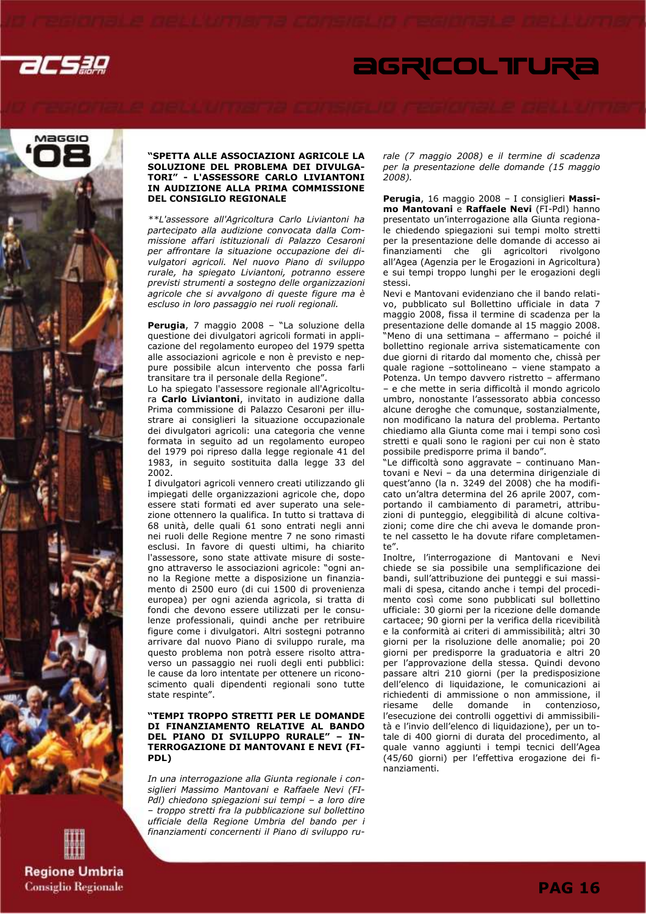### "SPETTA ALLE ASSOCIAZIONI AGRICOLE LA SOLUZIONE DEL PROBLEMA DEI DIVULGATORI" - L'ASSESSORE CARLO LIVIANTONI IN AUDIZIONE ALLA PRIMA COMMISSIONE DEL CONSIGLIO REGIONALE

*\*\*L'assessore all'Agricoltura Carlo Liviantoni ha partecipato alla audizione convocata dalla Commissione affari istituzionali di Palazzo Cesaroni per affrontare la situazione occupazione dei divulgatori agricoli. Nel nuovo Piano di sviluppo rurale, ha spiegato Liviantoni, potranno essere previsti strumenti a sostegno delle organizzazioni agricole che si avvalgono di queste figure ma è escluso in loro passaggio nei ruoli regionali.*

**Perugia**, 7 maggio 2008 – "La soluzione della questione dei divulgatori agricoli formati in applicazione del regolamento europeo del 1979 spetta alle associazioni agricole e non è previsto e neppure possibile alcun intervento che possa farli transitare tra il personale della Regione".
Lo ha spiegato l'assessore regionale all'Agricoltura **Carlo Liviantoni**, invitato in audizione dalla Prima commissione di Palazzo Cesaroni per illustrare ai consiglieri la situazione occupazionale dei divulgatori agricoli: una categoria che venne formata in seguito ad un regolamento europeo del 1979 poi ripreso dalla legge regionale 41 del 1983, in seguito sostituita dalla legge 33 del 2002.
I divulgatori agricoli vennero creati utilizzando gli impiegati delle organizzazioni agricole che, dopo essere stati formati ed aver superato una selezione ottennero la qualifica. In tutto si trattava di 68 unità, delle quali 61 sono entrati negli anni nei ruoli delle Regione mentre 7 ne sono rimasti esclusi. In favore di questi ultimi, ha chiarito l'assessore, sono state attivate misure di sostegno attraverso le associazioni agricole: "ogni anno la Regione mette a disposizione un finanziamento di 2500 euro (di cui 1500 di provenienza europea) per ogni azienda agricola, si tratta di fondi che devono essere utilizzati per le consulenze professionali, quindi anche per retribuire figure come i divulgatori. Altri sostegni potranno arrivare dal nuovo Piano di sviluppo rurale, ma questo problema non potrà essere risolto attraverso un passaggio nei ruoli degli enti pubblici: le cause da loro intentate per ottenere un riconoscimento quali dipendenti regionali sono tutte state respinte".

### "TEMPI TROPPO STRETTI PER LE DOMANDE DI FINANZIAMENTO RELATIVE AL BANDO DEL PIANO DI SVILUPPO RURALE" – INTERROGAZIONE DI MANTOVANI E NEVI (FI-PDL)

*In una interrogazione alla Giunta regionale i consiglieri Massimo Mantovani e Raffaele Nevi (FI-Pdl) chiedono spiegazioni sui tempi – a loro dire – troppo stretti fra la pubblicazione sul bollettino ufficiale della Regione Umbria del bando per i finanziamenti concernenti il Piano di sviluppo rurale (7 maggio 2008) e il termine di scadenza per la presentazione delle domande (15 maggio 2008).*

**Perugia**, 16 maggio 2008 – I consiglieri **Massimo Mantovani** e **Raffaele Nevi** (FI-Pdl) hanno presentato un'interrogazione alla Giunta regionale chiedendo spiegazioni sui tempi molto stretti per la presentazione delle domande di accesso ai finanziamenti che gli agricoltori rivolgono all'Agea (Agenzia per le Erogazioni in Agricoltura) e sui tempi troppo lunghi per le erogazioni degli stessi.
Nevi e Mantovani evidenziano che il bando relativo, pubblicato sul Bollettino ufficiale in data 7 maggio 2008, fissa il termine di scadenza per la presentazione delle domande al 15 maggio 2008. "Meno di una settimana – affermano – poiché il bollettino regionale arriva sistematicamente con due giorni di ritardo dal momento che, chissà per quale ragione –sottolineano – viene stampato a Potenza. Un tempo davvero ristretto – affermano – e che mette in seria difficoltà il mondo agricolo umbro, nonostante l'assessorato abbia concesso alcune deroghe che comunque, sostanzialmente, non modificano la natura del problema. Pertanto chiediamo alla Giunta come mai i tempi sono così stretti e quali sono le ragioni per cui non è stato possibile predisporre prima il bando".
"Le difficoltà sono aggravate – continuano Mantovani e Nevi – da una determina dirigenziale di quest'anno (la n. 3249 del 2008) che ha modificato un'altra determina del 26 aprile 2007, comportando il cambiamento di parametri, attribuzioni di punteggio, eleggibilità di alcune coltivazioni; come dire che chi aveva le domande pronte nel cassetto le ha dovute rifare completamente".
Inoltre, l'interrogazione di Mantovani e Nevi chiede se sia possibile una semplificazione dei bandi, sull'attribuzione dei punteggi e sui massimali di spesa, citando anche i tempi del procedimento così come sono pubblicati sul bollettino ufficiale: 30 giorni per la ricezione delle domande cartacee; 90 giorni per la verifica della ricevibilità e la conformità ai criteri di ammissibilità; altri 30 giorni per la risoluzione delle anomalie; poi 20 giorni per predisporre la graduatoria e altri 20 per l'approvazione della stessa. Quindi devono passare altri 210 giorni (per la predisposizione dell'elenco di liquidazione, le comunicazioni ai richiedenti di ammissione o non ammissione, il riesame delle domande in contenzioso, l'esecuzione dei controlli oggettivi di ammissibilità e l'invio dell'elenco di liquidazione), per un totale di 400 giorni di durata del procedimento, al quale vanno aggiunti i tempi tecnici dell'Agea (45/60 giorni) per l'effettiva erogazione dei finanziamenti.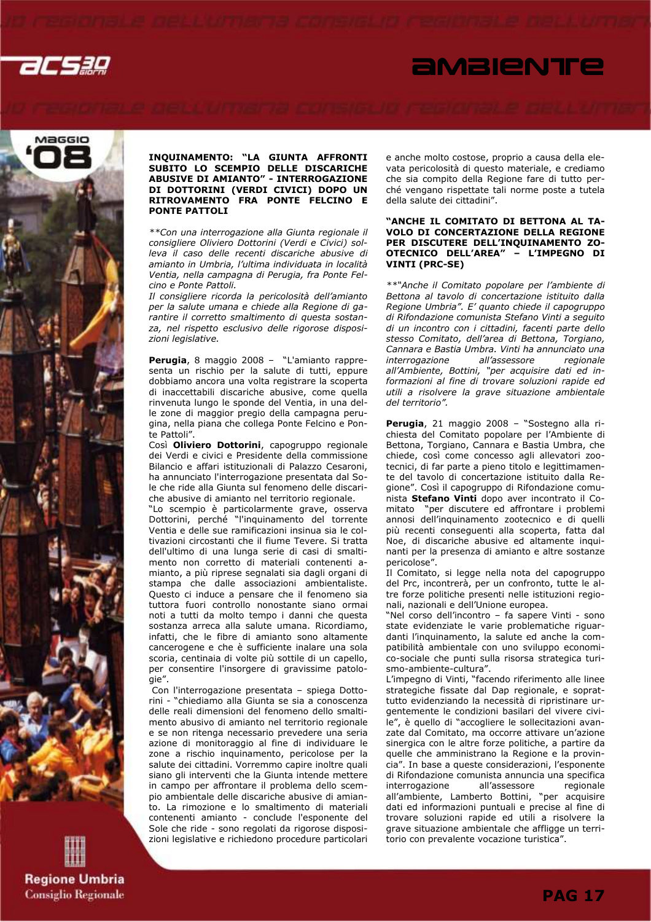## INQUINAMENTO: "LA GIUNTA AFFRONTI SUBITO LO SCEMPIO DELLE DISCARICHE ABUSIVE DI AMIANTO" - INTERROGAZIONE DI DOTTORINI (VERDI CIVICI) DOPO UN RITROVAMENTO FRA PONTE FELCINO E PONTE PATTOLI

*\*\*Con una interrogazione alla Giunta regionale il consigliere Oliviero Dottorini (Verdi e Civici) solleva il caso delle recenti discariche abusive di amianto in Umbria, l'ultima individuata in località Ventia, nella campagna di Perugia, fra Ponte Felcino e Ponte Pattoli.*

*Il consigliere ricorda la pericolosità dell'amianto per la salute umana e chiede alla Regione di garantire il corretto smaltimento di questa sostanza, nel rispetto esclusivo delle rigorose disposizioni legislative.*

**Perugia**, 8 maggio 2008 – "L'amianto rappresenta un rischio per la salute di tutti, eppure dobbiamo ancora una volta registrare la scoperta di inaccettabili discariche abusive, come quella rinvenuta lungo le sponde del Ventia, in una delle zone di maggior pregio della campagna perugina, nella piana che collega Ponte Felcino e Ponte Pattoli".

Così **Oliviero Dottorini**, capogruppo regionale dei Verdi e civici e Presidente della commissione Bilancio e affari istituzionali di Palazzo Cesaroni, ha annunciato l'interrogazione presentata dal Sole che ride alla Giunta sul fenomeno delle discariche abusive di amianto nel territorio regionale.

"Lo scempio è particolarmente grave, osserva Dottorini, perché "l'inquinamento del torrente Ventia e delle sue ramificazioni insinua sia le coltivazioni circostanti che il fiume Tevere. Si tratta dell'ultimo di una lunga serie di casi di smaltimento non corretto di materiali contenenti amianto, a più riprese segnalati sia dagli organi di stampa che dalle associazioni ambientaliste. Questo ci induce a pensare che il fenomeno sia tuttora fuori controllo nonostante siano ormai noti a tutti da molto tempo i danni che questa sostanza arreca alla salute umana. Ricordiamo, infatti, che le fibre di amianto sono altamente cancerogene e che è sufficiente inalare una sola scoria, centinaia di volte più sottile di un capello, per consentire l'insorgere di gravissime patologie".

Con l'interrogazione presentata – spiega Dottorini - "chiediamo alla Giunta se sia a conoscenza delle reali dimensioni del fenomeno dello smaltimento abusivo di amianto nel territorio regionale e se non ritenga necessario prevedere una seria azione di monitoraggio al fine di individuare le zone a rischio inquinamento, pericolose per la salute dei cittadini. Vorremmo capire inoltre quali siano gli interventi che la Giunta intende mettere in campo per affrontare il problema dello scempio ambientale delle discariche abusive di amianto. La rimozione e lo smaltimento di materiali contenenti amianto - conclude l'esponente del Sole che ride - sono regolati da rigorose disposizioni legislative e richiedono procedure particolari e anche molto costose, proprio a causa della elevata pericolosità di questo materiale, e crediamo che sia compito della Regione fare di tutto perché vengano rispettate tali norme poste a tutela della salute dei cittadini".

## "ANCHE IL COMITATO DI BETTONA AL TAVOLO DI CONCERTAZIONE DELLA REGIONE PER DISCUTERE DELL'INQUINAMENTO ZOOTECNICO DELL'AREA" – L'IMPEGNO DI VINTI (PRC-SE)

*\*\*"Anche il Comitato popolare per l'ambiente di Bettona al tavolo di concertazione istituito dalla Regione Umbria". E' quanto chiede il capogruppo di Rifondazione comunista Stefano Vinti a seguito di un incontro con i cittadini, facenti parte dello stesso Comitato, dell'area di Bettona, Torgiano, Cannara e Bastia Umbra. Vinti ha annunciato una interrogazione all'assessore regionale all'Ambiente, Bottini, "per acquisire dati ed informazioni al fine di trovare soluzioni rapide ed utili a risolvere la grave situazione ambientale del territorio".*

**Perugia**, 21 maggio 2008 – "Sostegno alla richiesta del Comitato popolare per l'Ambiente di Bettona, Torgiano, Cannara e Bastia Umbra, che chiede, così come concesso agli allevatori zootecnici, di far parte a pieno titolo e legittimamente del tavolo di concertazione istituito dalla Regione". Così il capogruppo di Rifondazione comunista **Stefano Vinti** dopo aver incontrato il Comitato "per discutere ed affrontare i problemi annosi dell'inquinamento zootecnico e di quelli più recenti conseguenti alla scoperta, fatta dal Noe, di discariche abusive ed altamente inquinanti per la presenza di amianto e altre sostanze pericolose".

Il Comitato, si legge nella nota del capogruppo del Prc, incontrerà, per un confronto, tutte le altre forze politiche presenti nelle istituzioni regionali, nazionali e dell'Unione europea.

"Nel corso dell'incontro – fa sapere Vinti - sono state evidenziate le varie problematiche riguardanti l'inquinamento, la salute ed anche la compatibilità ambientale con uno sviluppo economico-sociale che punti sulla risorsa strategica turismo-ambiente-cultura".

L'impegno di Vinti, "facendo riferimento alle linee strategiche fissate dal Dap regionale, e soprattutto evidenziando la necessità di ripristinare urgentemente le condizioni basilari del vivere civile", è quello di "accogliere le sollecitazioni avanzate dal Comitato, ma occorre attivare un'azione sinergica con le altre forze politiche, a partire da quelle che amministrano la Regione e la provincia". In base a queste considerazioni, l'esponente di Rifondazione comunista annuncia una specifica interrogazione all'assessore regionale all'ambiente, Lamberto Bottini, "per acquisire dati ed informazioni puntuali e precise al fine di trovare soluzioni rapide ed utili a risolvere la grave situazione ambientale che affligge un territorio con prevalente vocazione turistica".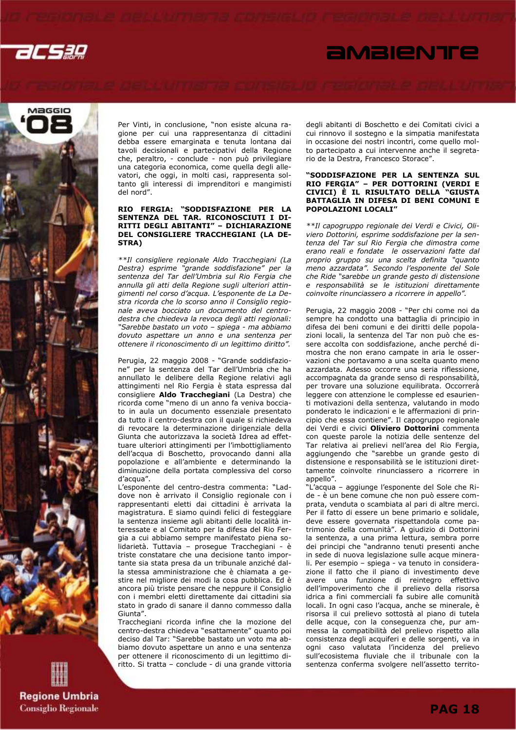Per Vinti, in conclusione, "non esiste alcuna ragione per cui una rappresentanza di cittadini debba essere emarginata e tenuta lontana dai tavoli decisionali e partecipativi della Regione che, peraltro, - conclude - non può privilegiare una categoria economica, come quella degli allevatori, che oggi, in molti casi, rappresenta soltanto gli interessi di imprenditori e mangimisti del nord".

## RIO FERGIA: "SODDISFAZIONE PER LA SENTENZA DEL TAR. RICONOSCIUTI I DIRITTI DEGLI ABITANTI" – DICHIARAZIONE DEL CONSIGLIERE TRACCHEGIANI (LA DESTRA)

*\*\*Il consigliere regionale Aldo Tracchegiani (La Destra) esprime "grande soddisfazione" per la sentenza del Tar dell'Umbria sul Rio Fergia che annulla gli atti della Regione sugli ulteriori attingimenti nel corso d'acqua. L'esponente de La Destra ricorda che lo scorso anno il Consiglio regionale aveva bocciato un documento del centrodestra che chiedeva la revoca degli atti regionali: "Sarebbe bastato un voto – spiega - ma abbiamo dovuto aspettare un anno e una sentenza per ottenere il riconoscimento di un legittimo diritto".*

Perugia, 22 maggio 2008 - "Grande soddisfazione" per la sentenza del Tar dell'Umbria che ha annullato le delibere della Regione relativi agli attingimenti nel Rio Fergia è stata espressa dal consigliere **Aldo Tracchegiani** (La Destra) che ricorda come "meno di un anno fa veniva bocciato in aula un documento essenziale presentato da tutto il centro-destra con il quale si richiedeva di revocare la determinazione dirigenziale della Giunta che autorizzava la società Idrea ad effettuare ulteriori attingimenti per l'imbottigliamento dell'acqua di Boschetto, provocando danni alla popolazione e all'ambiente e determinando la diminuzione della portata complessiva del corso d'acqua".

L'esponente del centro-destra commenta: "Laddove non è arrivato il Consiglio regionale con i rappresentanti eletti dai cittadini è arrivata la magistratura. E siamo quindi felici di festeggiare la sentenza insieme agli abitanti delle località interessate e al Comitato per la difesa del Rio Fergia a cui abbiamo sempre manifestato piena solidarietà. Tuttavia – prosegue Tracchegiani - è triste constatare che una decisione tanto importante sia stata presa da un tribunale anziché dalla stessa amministrazione che è chiamata a gestire nel migliore dei modi la cosa pubblica. Ed è ancora più triste pensare che neppure il Consiglio con i membri eletti direttamente dai cittadini sia stato in grado di sanare il danno commesso dalla Giunta".

Tracchegiani ricorda infine che la mozione del centro-destra chiedeva "esattamente" quanto poi deciso dal Tar: "Sarebbe bastato un voto ma abbiamo dovuto aspettare un anno e una sentenza per ottenere il riconoscimento di un legittimo diritto. Si tratta – conclude - di una grande vittoria degli abitanti di Boschetto e dei Comitati civici a cui rinnovo il sostegno e la simpatia manifestata in occasione dei nostri incontri, come quello molto partecipato a cui intervenne anche il segretario de la Destra, Francesco Storace".

## "SODDISFAZIONE PER LA SENTENZA SUL RIO FERGIA" – PER DOTTORINI (VERDI E CIVICI) È IL RISULTATO DELLA "GIUSTA BATTAGLIA IN DIFESA DI BENI COMUNI E POPOLAZIONI LOCALI"

*\*\*Il capogruppo regionale dei Verdi e Civici, Oliviero Dottorini, esprime soddisfazione per la sentenza del Tar sul Rio Fergia che dimostra come erano reali e fondate le osservazioni fatte dal proprio gruppo su una scelta definita "quanto meno azzardata". Secondo l'esponente del Sole che Ride "sarebbe un grande gesto di distensione e responsabilità se le istituzioni direttamente coinvolte rinunciassero a ricorrere in appello".*

Perugia, 22 maggio 2008 - "Per chi come noi da sempre ha condotto una battaglia di principio in difesa dei beni comuni e dei diritti delle popolazioni locali, la sentenza del Tar non può che essere accolta con soddisfazione, anche perché dimostra che non erano campate in aria le osservazioni che portavamo a una scelta quanto meno azzardata. Adesso occorre una seria riflessione, accompagnata da grande senso di responsabilità, per trovare una soluzione equilibrata. Occorrerà leggere con attenzione le complesse ed esaurienti motivazioni della sentenza, valutando in modo ponderato le indicazioni e le affermazioni di principio che essa contiene". Il capogruppo regionale dei Verdi e civici **Oliviero Dottorini** commenta con queste parole la notizia delle sentenze del Tar relativa ai prelievi nell'area del Rio Fergia, aggiungendo che "sarebbe un grande gesto di distensione e responsabilità se le istituzioni direttamente coinvolte rinunciassero a ricorrere in appello".

"L'acqua – aggiunge l'esponente del Sole che Ride - è un bene comune che non può essere comprata, venduta o scambiata al pari di altre merci. Per il fatto di essere un bene primario e solidale, deve essere governata rispettandola come patrimonio della comunità". A giudizio di Dottorini la sentenza, a una prima lettura, sembra porre dei principi che "andranno tenuti presenti anche in sede di nuova legislazione sulle acque minerali. Per esempio – spiega - va tenuto in considerazione il fatto che il piano di investimento deve avere una funzione di reintegro effettivo dell'impoverimento che il prelievo della risorsa idrica a fini commerciali fa subire alle comunità locali. In ogni caso l'acqua, anche se minerale, è risorsa il cui prelievo sottostà al piano di tutela delle acque, con la conseguenza che, pur ammessa la compatibilità del prelievo rispetto alla consistenza degli acquiferi e delle sorgenti, va in ogni caso valutata l'incidenza del prelievo sull'ecosistema fluviale che il tribunale con la sentenza conferma svolgere nell'assetto territo-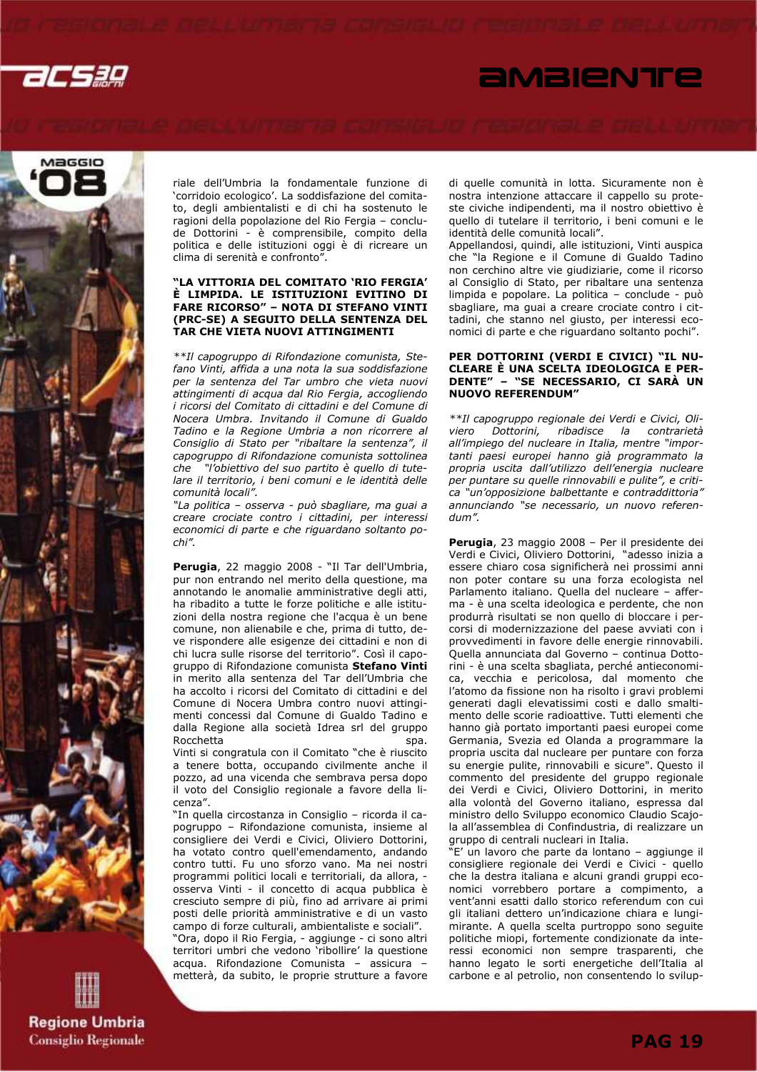riale dell'Umbria la fondamentale funzione di 'corridoio ecologico'. La soddisfazione del comitato, degli ambientalisti e di chi ha sostenuto le ragioni della popolazione del Rio Fergia – conclude Dottorini - è comprensibile, compito della politica e delle istituzioni oggi è di ricreare un clima di serenità e confronto".

### "LA VITTORIA DEL COMITATO 'RIO FERGIA' È LIMPIDA. LE ISTITUZIONI EVITINO DI FARE RICORSO" – NOTA DI STEFANO VINTI (PRC-SE) A SEGUITO DELLA SENTENZA DEL TAR CHE VIETA NUOVI ATTINGIMENTI

*\*\*Il capogruppo di Rifondazione comunista, Stefano Vinti, affida a una nota la sua soddisfazione per la sentenza del Tar umbro che vieta nuovi attingimenti di acqua dal Rio Fergia, accogliendo i ricorsi del Comitato di cittadini e del Comune di Nocera Umbra. Invitando il Comune di Gualdo Tadino e la Regione Umbria a non ricorrere al Consiglio di Stato per "ribaltare la sentenza", il capogruppo di Rifondazione comunista sottolinea che "l'obiettivo del suo partito è quello di tutelare il territorio, i beni comuni e le identità delle comunità locali".*

*"La politica – osserva - può sbagliare, ma guai a creare crociate contro i cittadini, per interessi economici di parte e che riguardano soltanto pochi".*

**Perugia**, 22 maggio 2008 - "Il Tar dell'Umbria, pur non entrando nel merito della questione, ma annotando le anomalie amministrative degli atti, ha ribadito a tutte le forze politiche e alle istituzioni della nostra regione che l'acqua è un bene comune, non alienabile e che, prima di tutto, deve rispondere alle esigenze dei cittadini e non di chi lucra sulle risorse del territorio". Così il capogruppo di Rifondazione comunista **Stefano Vinti** in merito alla sentenza del Tar dell'Umbria che ha accolto i ricorsi del Comitato di cittadini e del Comune di Nocera Umbra contro nuovi attingimenti concessi dal Comune di Gualdo Tadino e dalla Regione alla società Idrea srl del gruppo Rocchetta spa.

Vinti si congratula con il Comitato "che è riuscito a tenere botta, occupando civilmente anche il pozzo, ad una vicenda che sembrava persa dopo il voto del Consiglio regionale a favore della licenza".

"In quella circostanza in Consiglio – ricorda il capogruppo – Rifondazione comunista, insieme al consigliere dei Verdi e Civici, Oliviero Dottorini, ha votato contro quell'emendamento, andando contro tutti. Fu uno sforzo vano. Ma nei nostri programmi politici locali e territoriali, da allora, - osserva Vinti - il concetto di acqua pubblica è cresciuto sempre di più, fino ad arrivare ai primi posti delle priorità amministrative e di un vasto campo di forze culturali, ambientaliste e sociali".

"Ora, dopo il Rio Fergia, - aggiunge - ci sono altri territori umbri che vedono 'ribollire' la questione acqua. Rifondazione Comunista – assicura – metterà, da subito, le proprie strutture a favore di quelle comunità in lotta. Sicuramente non è nostra intenzione attaccare il cappello su proteste civiche indipendenti, ma il nostro obiettivo è quello di tutelare il territorio, i beni comuni e le identità delle comunità locali".

Appellandosi, quindi, alle istituzioni, Vinti auspica che "la Regione e il Comune di Gualdo Tadino non cerchino altre vie giudiziarie, come il ricorso al Consiglio di Stato, per ribaltare una sentenza limpida e popolare. La politica – conclude - può sbagliare, ma guai a creare crociate contro i cittadini, che stanno nel giusto, per interessi economici di parte e che riguardano soltanto pochi".

### PER DOTTORINI (VERDI E CIVICI) "IL NUCLEARE È UNA SCELTA IDEOLOGICA E PERDENTE" – "SE NECESSARIO, CI SARÀ UN NUOVO REFERENDUM"

*\*\*Il capogruppo regionale dei Verdi e Civici, Oliviero Dottorini, ribadisce la contrarietà all'impiego del nucleare in Italia, mentre "importanti paesi europei hanno già programmato la propria uscita dall'utilizzo dell'energia nucleare per puntare su quelle rinnovabili e pulite", e critica "un'opposizione balbettante e contraddittoria" annunciando "se necessario, un nuovo referendum".*

**Perugia**, 23 maggio 2008 – Per il presidente dei Verdi e Civici, Oliviero Dottorini, "adesso inizia a essere chiaro cosa significherà nei prossimi anni non poter contare su una forza ecologista nel Parlamento italiano. Quella del nucleare – afferma - è una scelta ideologica e perdente, che non produrrà risultati se non quello di bloccare i percorsi di modernizzazione del paese avviati con i provvedimenti in favore delle energie rinnovabili. Quella annunciata dal Governo – continua Dottorini - è una scelta sbagliata, perché antieconomica, vecchia e pericolosa, dal momento che l'atomo da fissione non ha risolto i gravi problemi generati dagli elevatissimi costi e dallo smaltimento delle scorie radioattive. Tutti elementi che hanno già portato importanti paesi europei come Germania, Svezia ed Olanda a programmare la propria uscita dal nucleare per puntare con forza su energie pulite, rinnovabili e sicure". Questo il commento del presidente del gruppo regionale dei Verdi e Civici, Oliviero Dottorini, in merito alla volontà del Governo italiano, espressa dal ministro dello Sviluppo economico Claudio Scajola all'assemblea di Confindustria, di realizzare un gruppo di centrali nucleari in Italia.

"E' un lavoro che parte da lontano – aggiunge il consigliere regionale dei Verdi e Civici - quello che la destra italiana e alcuni grandi gruppi economici vorrebbero portare a compimento, a vent'anni esatti dallo storico referendum con cui gli italiani dettero un'indicazione chiara e lungimirante. A quella scelta purtroppo sono seguite politiche miopi, fortemente condizionate da interessi economici non sempre trasparenti, che hanno legato le sorti energetiche dell'Italia al carbone e al petrolio, non consentendo lo svilup-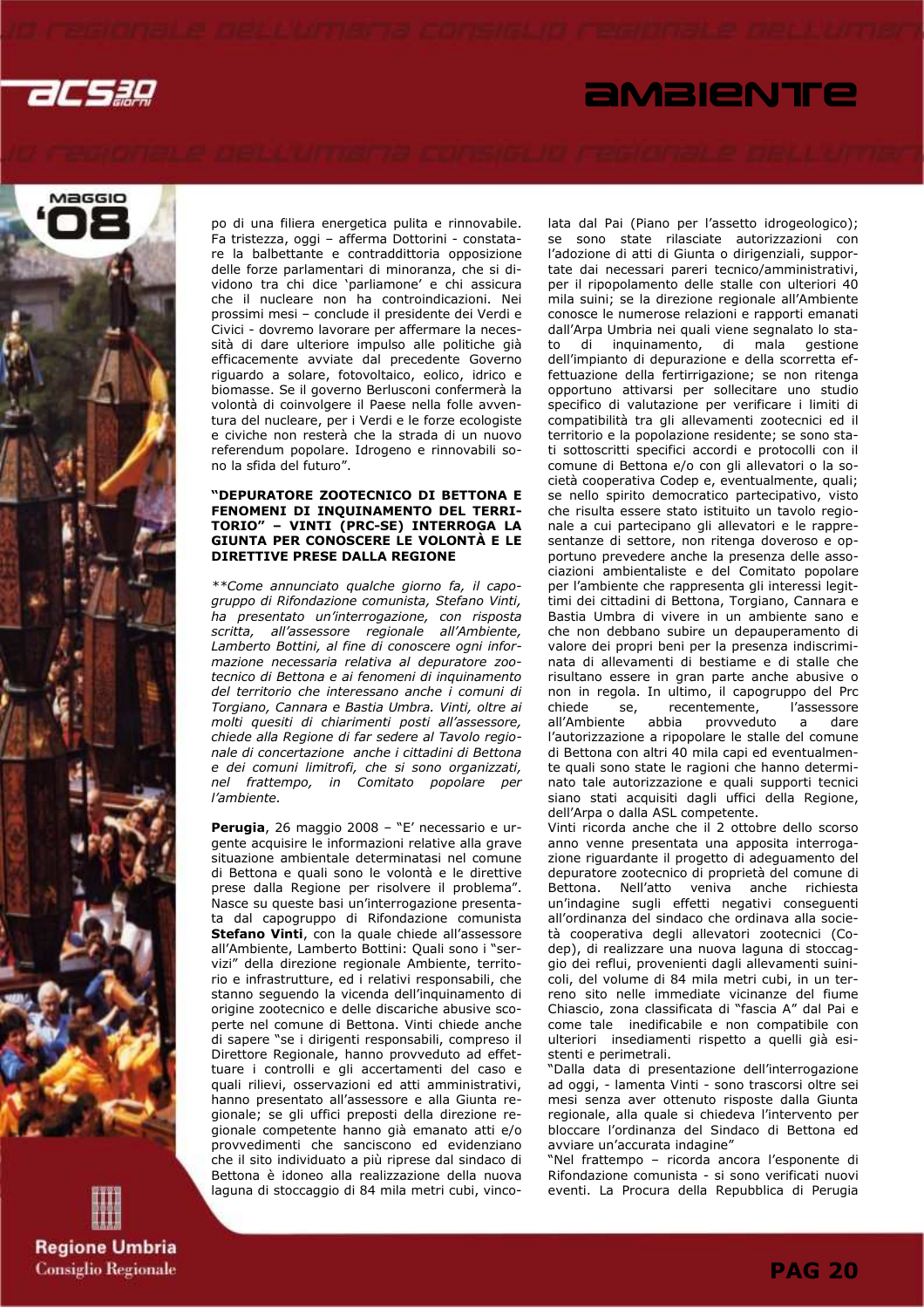po di una filiera energetica pulita e rinnovabile. Fa tristezza, oggi – afferma Dottorini - constatare la balbettante e contraddittoria opposizione delle forze parlamentari di minoranza, che si dividono tra chi dice 'parliamone' e chi assicura che il nucleare non ha controindicazioni. Nei prossimi mesi – conclude il presidente dei Verdi e Civici - dovremo lavorare per affermare la necessità di dare ulteriore impulso alle politiche già efficacemente avviate dal precedente Governo riguardo a solare, fotovoltaico, eolico, idrico e biomasse. Se il governo Berlusconi confermerà la volontà di coinvolgere il Paese nella folle avventura del nucleare, per i Verdi e le forze ecologiste e civiche non resterà che la strada di un nuovo referendum popolare. Idrogeno e rinnovabili sono la sfida del futuro".

### "DEPURATORE ZOOTECNICO DI BETTONA E FENOMENI DI INQUINAMENTO DEL TERRITORIO" – VINTI (PRC-SE) INTERROGA LA GIUNTA PER CONOSCERE LE VOLONTÀ E LE DIRETTIVE PRESE DALLA REGIONE

*\*\*Come annunciato qualche giorno fa, il capogruppo di Rifondazione comunista, Stefano Vinti, ha presentato un'interrogazione, con risposta scritta, all'assessore regionale all'Ambiente, Lamberto Bottini, al fine di conoscere ogni informazione necessaria relativa al depuratore zootecnico di Bettona e ai fenomeni di inquinamento del territorio che interessano anche i comuni di Torgiano, Cannara e Bastia Umbra. Vinti, oltre ai molti quesiti di chiarimenti posti all'assessore, chiede alla Regione di far sedere al Tavolo regionale di concertazione anche i cittadini di Bettona e dei comuni limitrofi, che si sono organizzati, nel frattempo, in Comitato popolare per l'ambiente.*

**Perugia**, 26 maggio 2008 – "E' necessario e urgente acquisire le informazioni relative alla grave situazione ambientale determinatasi nel comune di Bettona e quali sono le volontà e le direttive prese dalla Regione per risolvere il problema". Nasce su queste basi un'interrogazione presentata dal capogruppo di Rifondazione comunista **Stefano Vinti**, con la quale chiede all'assessore all'Ambiente, Lamberto Bottini: Quali sono i "servizi" della direzione regionale Ambiente, territorio e infrastrutture, ed i relativi responsabili, che stanno seguendo la vicenda dell'inquinamento di origine zootecnico e delle discariche abusive scoperte nel comune di Bettona. Vinti chiede anche di sapere "se i dirigenti responsabili, compreso il Direttore Regionale, hanno provveduto ad effettuare i controlli e gli accertamenti del caso e quali rilievi, osservazioni ed atti amministrativi, hanno presentato all'assessore e alla Giunta regionale; se gli uffici preposti della direzione regionale competente hanno già emanato atti e/o provvedimenti che sanciscono ed evidenziano che il sito individuato a più riprese dal sindaco di Bettona è idoneo alla realizzazione della nuova laguna di stoccaggio di 84 mila metri cubi, vincolata dal Pai (Piano per l'assetto idrogeologico); se sono state rilasciate autorizzazioni con l'adozione di atti di Giunta o dirigenziali, supportate dai necessari pareri tecnico/amministrativi, per il ripopolamento delle stalle con ulteriori 40 mila suini; se la direzione regionale all'Ambiente conosce le numerose relazioni e rapporti emanati dall'Arpa Umbria nei quali viene segnalato lo stato di inquinamento, di mala gestione dell'impianto di depurazione e della scorretta effettuazione della fertirrigazione; se non ritenga opportuno attivarsi per sollecitare uno studio specifico di valutazione per verificare i limiti di compatibilità tra gli allevamenti zootecnici ed il territorio e la popolazione residente; se sono stati sottoscritti specifici accordi e protocolli con il comune di Bettona e/o con gli allevatori o la società cooperativa Codep e, eventualmente, quali; se nello spirito democratico partecipativo, visto che risulta essere stato istituito un tavolo regionale a cui partecipano gli allevatori e le rappresentanze di settore, non ritenga doveroso e opportuno prevedere anche la presenza delle associazioni ambientaliste e del Comitato popolare per l'ambiente che rappresenta gli interessi legittimi dei cittadini di Bettona, Torgiano, Cannara e Bastia Umbra di vivere in un ambiente sano e che non debbano subire un depauperamento di valore dei propri beni per la presenza indiscriminata di allevamenti di bestiame e di stalle che risultano essere in gran parte anche abusive o non in regola. In ultimo, il capogruppo del Prc chiede se, recentemente, l'assessore all'Ambiente abbia provveduto a dare l'autorizzazione a ripopolare le stalle del comune di Bettona con altri 40 mila capi ed eventualmente quali sono state le ragioni che hanno determinato tale autorizzazione e quali supporti tecnici siano stati acquisiti dagli uffici della Regione, dell'Arpa o dalla ASL competente.

Vinti ricorda anche che il 2 ottobre dello scorso anno venne presentata una apposita interrogazione riguardante il progetto di adeguamento del depuratore zootecnico di proprietà del comune di Bettona. Nell'atto veniva anche richiesta un'indagine sugli effetti negativi conseguenti all'ordinanza del sindaco che ordinava alla società cooperativa degli allevatori zootecnici (Codep), di realizzare una nuova laguna di stoccaggio dei reflui, provenienti dagli allevamenti suinicoli, del volume di 84 mila metri cubi, in un terreno sito nelle immediate vicinanze del fiume Chiascio, zona classificata di "fascia A" dal Pai e come tale inedificabile e non compatibile con ulteriori insediamenti rispetto a quelli già esistenti e perimetrali.

"Dalla data di presentazione dell'interrogazione ad oggi, - lamenta Vinti - sono trascorsi oltre sei mesi senza aver ottenuto risposte dalla Giunta regionale, alla quale si chiedeva l'intervento per bloccare l'ordinanza del Sindaco di Bettona ed avviare un'accurata indagine"

"Nel frattempo – ricorda ancora l'esponente di Rifondazione comunista - si sono verificati nuovi eventi. La Procura della Repubblica di Perugia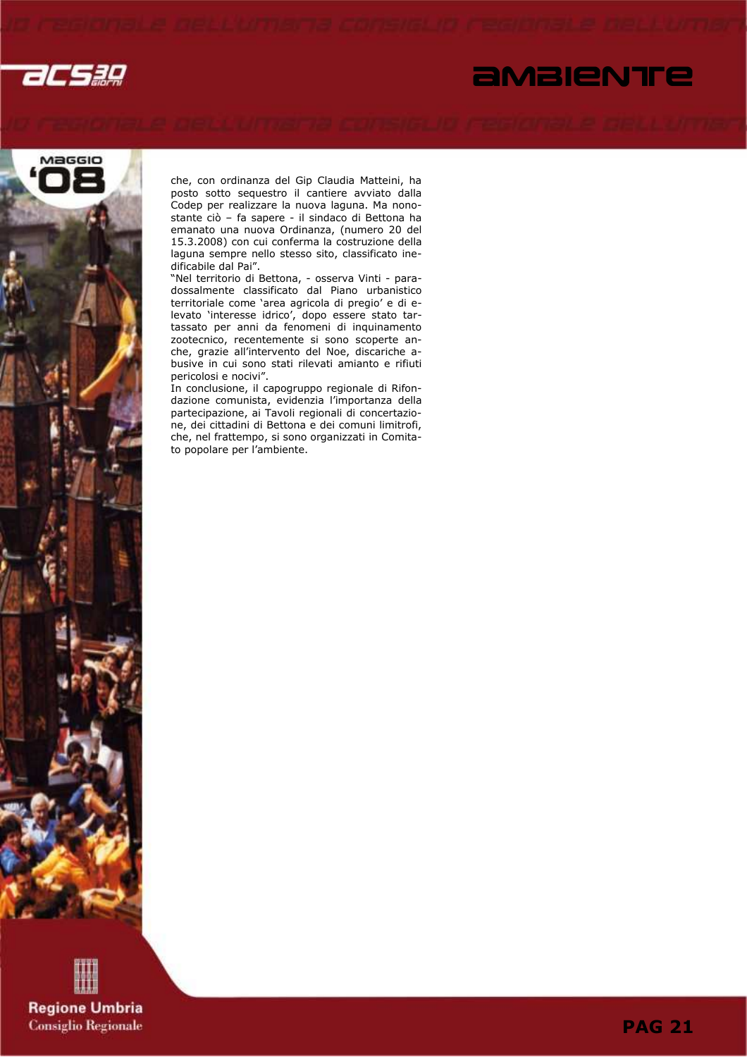che, con ordinanza del Gip Claudia Matteini, ha posto sotto sequestro il cantiere avviato dalla Codep per realizzare la nuova laguna. Ma nonostante ciò – fa sapere - il sindaco di Bettona ha emanato una nuova Ordinanza, (numero 20 del 15.3.2008) con cui conferma la costruzione della laguna sempre nello stesso sito, classificato inedificabile dal Pai".

"Nel territorio di Bettona, - osserva Vinti - paradossalmente classificato dal Piano urbanistico territoriale come 'area agricola di pregio' e di elevato 'interesse idrico', dopo essere stato tartassato per anni da fenomeni di inquinamento zootecnico, recentemente si sono scoperte anche, grazie all'intervento del Noe, discariche abusive in cui sono stati rilevati amianto e rifiuti pericolosi e nocivi".

In conclusione, il capogruppo regionale di Rifondazione comunista, evidenzia l'importanza della partecipazione, ai Tavoli regionali di concertazione, dei cittadini di Bettona e dei comuni limitrofi, che, nel frattempo, si sono organizzati in Comitato popolare per l'ambiente.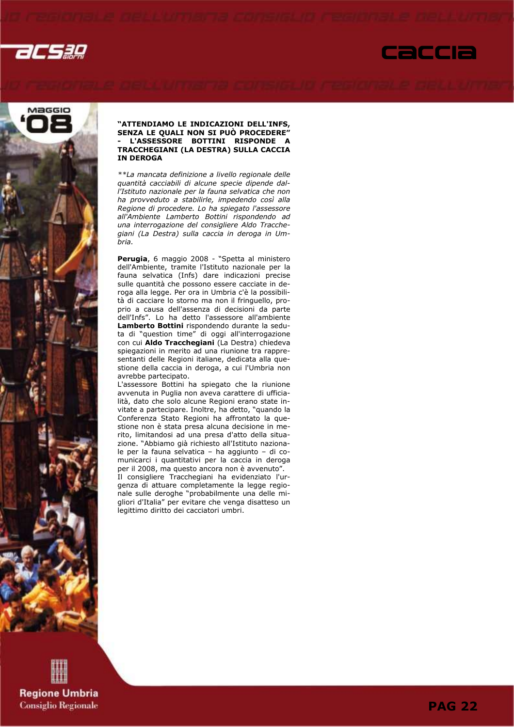### "ATTENDIAMO LE INDICAZIONI DELL'INFS, SENZA LE QUALI NON SI PUÒ PROCEDERE" - L'ASSESSORE BOTTINI RISPONDE A TRACCHEGIANI (LA DESTRA) SULLA CACCIA IN DEROGA

*\*\*La mancata definizione a livello regionale delle quantità cacciabili di alcune specie dipende dall'Istituto nazionale per la fauna selvatica che non ha provveduto a stabilirle, impedendo così alla Regione di procedere. Lo ha spiegato l'assessore all'Ambiente Lamberto Bottini rispondendo ad una interrogazione del consigliere Aldo Tracchegiani (La Destra) sulla caccia in deroga in Umbria.*

**Perugia**, 6 maggio 2008 - "Spetta al ministero dell'Ambiente, tramite l'Istituto nazionale per la fauna selvatica (Infs) dare indicazioni precise sulle quantità che possono essere cacciate in deroga alla legge. Per ora in Umbria c'è la possibilità di cacciare lo storno ma non il fringuello, proprio a causa dell'assenza di decisioni da parte dell'Infs". Lo ha detto l'assessore all'ambiente **Lamberto Bottini** rispondendo durante la seduta di "question time" di oggi all'interrogazione con cui **Aldo Tracchegiani** (La Destra) chiedeva spiegazioni in merito ad una riunione tra rappresentanti delle Regioni italiane, dedicata alla questione della caccia in deroga, a cui l'Umbria non avrebbe partecipato.

L'assessore Bottini ha spiegato che la riunione avvenuta in Puglia non aveva carattere di ufficialità, dato che solo alcune Regioni erano state invitate a partecipare. Inoltre, ha detto, "quando la Conferenza Stato Regioni ha affrontato la questione non è stata presa alcuna decisione in merito, limitandosi ad una presa d'atto della situazione. "Abbiamo già richiesto all'Istituto nazionale per la fauna selvatica – ha aggiunto – di comunicarci i quantitativi per la caccia in deroga per il 2008, ma questo ancora non è avvenuto".

Il consigliere Tracchegiani ha evidenziato l'urgenza di attuare completamente la legge regionale sulle deroghe "probabilmente una delle migliori d'Italia" per evitare che venga disatteso un legittimo diritto dei cacciatori umbri.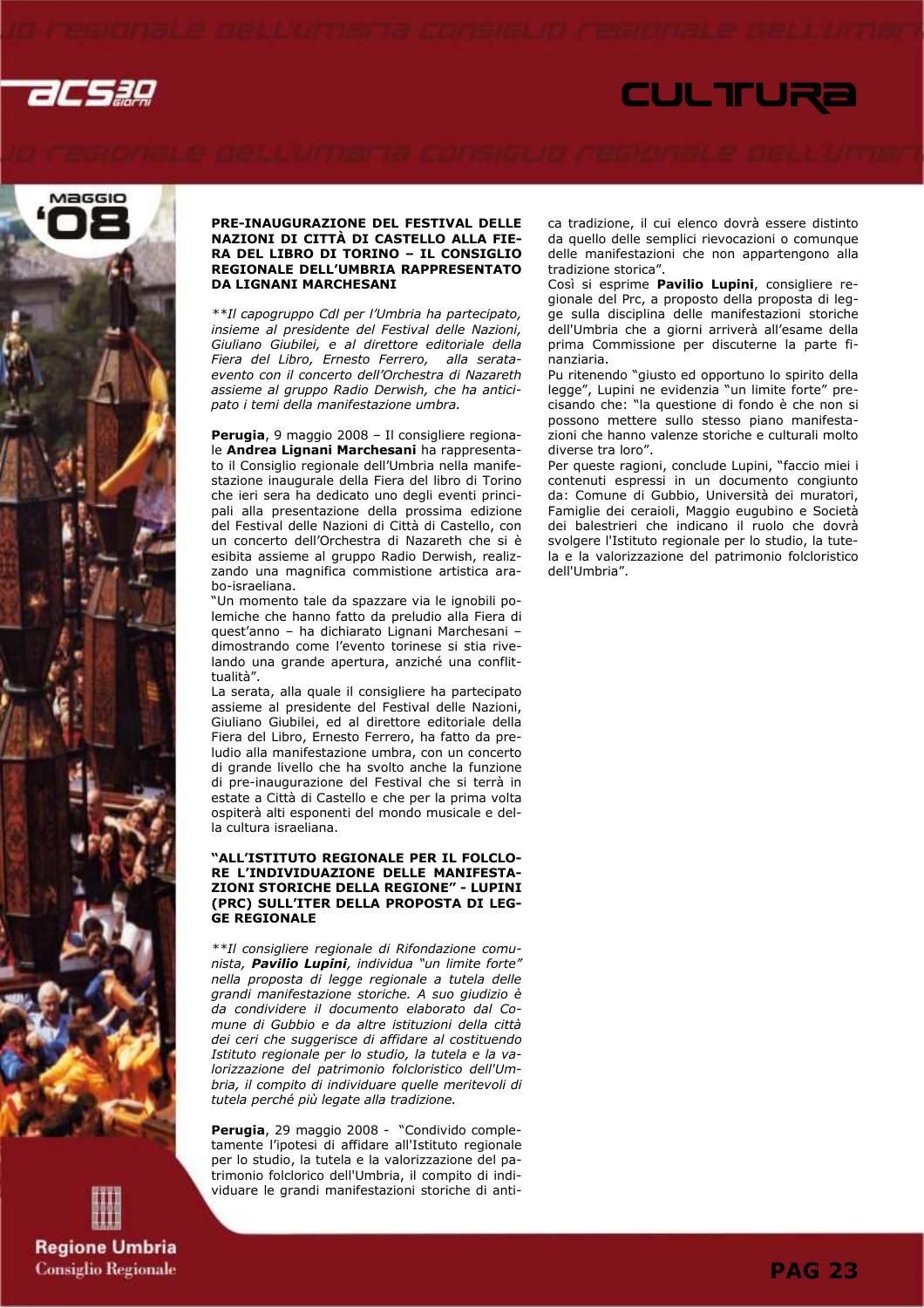### PRE-INAUGURAZIONE DEL FESTIVAL DELLE NAZIONI DI CITTÀ DI CASTELLO ALLA FIERA DEL LIBRO DI TORINO – IL CONSIGLIO REGIONALE DELL'UMBRIA RAPPRESENTATO DA LIGNANI MARCHESANI

*\*\*Il capogruppo CdI per l'Umbria ha partecipato, insieme al presidente del Festival delle Nazioni, Giuliano Giubilei, e al direttore editoriale della Fiera del Libro, Ernesto Ferrero, alla serata-evento con il concerto dell'Orchestra di Nazareth assieme al gruppo Radio Derwish, che ha anticipato i temi della manifestazione umbra.*

**Perugia**, 9 maggio 2008 – Il consigliere regionale **Andrea Lignani Marchesani** ha rappresentato il Consiglio regionale dell'Umbria nella manifestazione inaugurale della Fiera del libro di Torino che ieri sera ha dedicato uno degli eventi principali alla presentazione della prossima edizione del Festival delle Nazioni di Città di Castello, con un concerto dell'Orchestra di Nazareth che si è esibita assieme al gruppo Radio Derwish, realizzando una magnifica commistione artistica arabo-israeliana.

"Un momento tale da spazzare via le ignobili polemiche che hanno fatto da preludio alla Fiera di quest'anno – ha dichiarato Lignani Marchesani – dimostrando come l'evento torinese si stia rivelando una grande apertura, anziché una conflittualità".

La serata, alla quale il consigliere ha partecipato assieme al presidente del Festival delle Nazioni, Giuliano Giubilei, ed al direttore editoriale della Fiera del Libro, Ernesto Ferrero, ha fatto da preludio alla manifestazione umbra, con un concerto di grande livello che ha svolto anche la funzione di pre-inaugurazione del Festival che si terrà in estate a Città di Castello e che per la prima volta ospiterà alti esponenti del mondo musicale e della cultura israeliana.

### "ALL'ISTITUTO REGIONALE PER IL FOLCLORE L'INDIVIDUAZIONE DELLE MANIFESTAZIONI STORICHE DELLA REGIONE" - LUPINI (PRC) SULL'ITER DELLA PROPOSTA DI LEGGE REGIONALE

*\*\*Il consigliere regionale di Rifondazione comunista, **Pavilio Lupini**, individua "un limite forte" nella proposta di legge regionale a tutela delle grandi manifestazione storiche. A suo giudizio è da condividere il documento elaborato dal Comune di Gubbio e da altre istituzioni della città dei ceri che suggerisce di affidare al costituendo Istituto regionale per lo studio, la tutela e la valorizzazione del patrimonio folcloristico dell'Umbria, il compito di individuare quelle meritevoli di tutela perché più legate alla tradizione.*

**Perugia**, 29 maggio 2008 - "Condivido completamente l'ipotesi di affidare all'Istituto regionale per lo studio, la tutela e la valorizzazione del patrimonio folclorico dell'Umbria, il compito di individuare le grandi manifestazioni storiche di antica tradizione, il cui elenco dovrà essere distinto da quello delle semplici rievocazioni o comunque delle manifestazioni che non appartengono alla tradizione storica".

Così si esprime **Pavilio Lupini**, consigliere regionale del Prc, a proposto della proposta di legge sulla disciplina delle manifestazioni storiche dell'Umbria che a giorni arriverà all'esame della prima Commissione per discuterne la parte finanziaria.

Pu ritenendo "giusto ed opportuno lo spirito della legge", Lupini ne evidenzia "un limite forte" precisando che: "la questione di fondo è che non si possono mettere sullo stesso piano manifestazioni che hanno valenze storiche e culturali molto diverse tra loro".

Per queste ragioni, conclude Lupini, "faccio miei i contenuti espressi in un documento congiunto da: Comune di Gubbio, Università dei muratori, Famiglie dei ceraioli, Maggio eugubino e Società dei balestrieri che indicano il ruolo che dovrà svolgere l'Istituto regionale per lo studio, la tutela e la valorizzazione del patrimonio folcloristico dell'Umbria".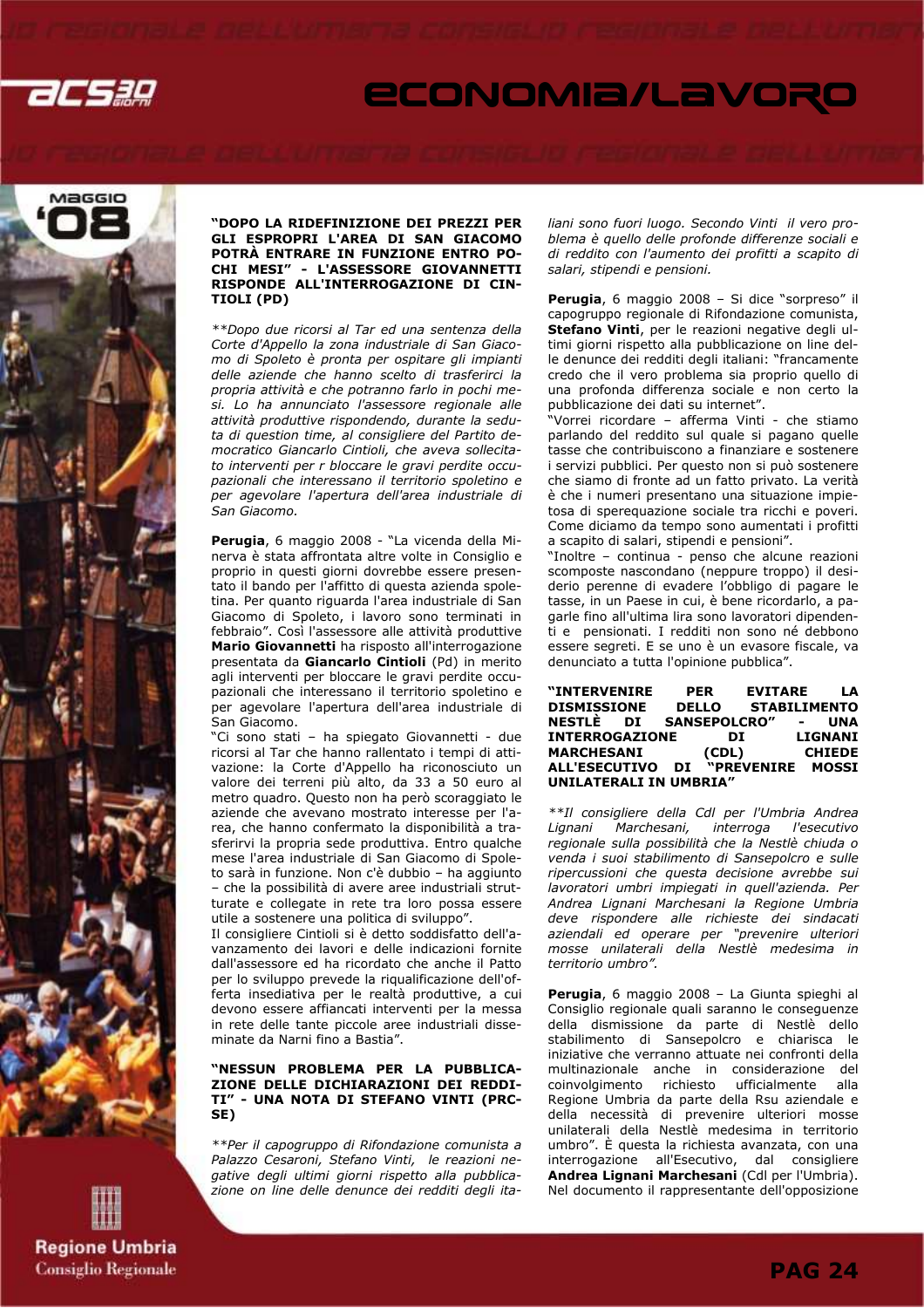### "DOPO LA RIDEFINIZIONE DEI PREZZI PER GLI ESPROPRI L'AREA DI SAN GIACOMO POTRÀ ENTRARE IN FUNZIONE ENTRO POCHI MESI" - L'ASSESSORE GIOVANNETTI RISPONDE ALL'INTERROGAZIONE DI CINTIOLI (PD)

*\*\*Dopo due ricorsi al Tar ed una sentenza della Corte d'Appello la zona industriale di San Giacomo di Spoleto è pronta per ospitare gli impianti delle aziende che hanno scelto di trasferirci la propria attività e che potranno farlo in pochi mesi. Lo ha annunciato l'assessore regionale alle attività produttive rispondendo, durante la seduta di question time, al consigliere del Partito democratico Giancarlo Cintioli, che aveva sollecitato interventi per r bloccare le gravi perdite occupazionali che interessano il territorio spoletino e per agevolare l'apertura dell'area industriale di San Giacomo.*

**Perugia**, 6 maggio 2008 - "La vicenda della Minerva è stata affrontata altre volte in Consiglio e proprio in questi giorni dovrebbe essere presentato il bando per l'affitto di questa azienda spoletina. Per quanto riguarda l'area industriale di San Giacomo di Spoleto, i lavoro sono terminati in febbraio". Così l'assessore alle attività produttive **Mario Giovannetti** ha risposto all'interrogazione presentata da **Giancarlo Cintioli** (Pd) in merito agli interventi per bloccare le gravi perdite occupazionali che interessano il territorio spoletino e per agevolare l'apertura dell'area industriale di San Giacomo.

"Ci sono stati – ha spiegato Giovannetti - due ricorsi al Tar che hanno rallentato i tempi di attivazione: la Corte d'Appello ha riconosciuto un valore dei terreni più alto, da 33 a 50 euro al metro quadro. Questo non ha però scoraggiato le aziende che avevano mostrato interesse per l'area, che hanno confermato la disponibilità a trasferirvi la propria sede produttiva. Entro qualche mese l'area industriale di San Giacomo di Spoleto sarà in funzione. Non c'è dubbio – ha aggiunto – che la possibilità di avere aree industriali strutturate e collegate in rete tra loro possa essere utile a sostenere una politica di sviluppo".

Il consigliere Cintioli si è detto soddisfatto dell'avanzamento dei lavori e delle indicazioni fornite dall'assessore ed ha ricordato che anche il Patto per lo sviluppo prevede la riqualificazione dell'offerta insediativa per le realtà produttive, a cui devono essere affiancati interventi per la messa in rete delle tante piccole aree industriali disseminate da Narni fino a Bastia".

### "NESSUN PROBLEMA PER LA PUBBLICAZIONE DELLE DICHIARAZIONI DEI REDDITI" - UNA NOTA DI STEFANO VINTI (PRC-SE)

*\*\*Per il capogruppo di Rifondazione comunista a Palazzo Cesaroni, Stefano Vinti, le reazioni negative degli ultimi giorni rispetto alla pubblicazione on line delle denunce dei redditi degli italiani sono fuori luogo. Secondo Vinti il vero problema è quello delle profonde differenze sociali e di reddito con l'aumento dei profitti a scapito di salari, stipendi e pensioni.*

**Perugia**, 6 maggio 2008 – Si dice "sorpreso" il capogruppo regionale di Rifondazione comunista, **Stefano Vinti**, per le reazioni negative degli ultimi giorni rispetto alla pubblicazione on line delle denunce dei redditi degli italiani: "francamente credo che il vero problema sia proprio quello di una profonda differenza sociale e non certo la pubblicazione dei dati su internet".

"Vorrei ricordare – afferma Vinti - che stiamo parlando del reddito sul quale si pagano quelle tasse che contribuiscono a finanziare e sostenere i servizi pubblici. Per questo non si può sostenere che siamo di fronte ad un fatto privato. La verità è che i numeri presentano una situazione impietosa di sperequazione sociale tra ricchi e poveri. Come diciamo da tempo sono aumentati i profitti a scapito di salari, stipendi e pensioni".

"Inoltre – continua - penso che alcune reazioni scomposte nascondano (neppure troppo) il desiderio perenne di evadere l'obbligo di pagare le tasse, in un Paese in cui, è bene ricordarlo, a pagarle fino all'ultima lira sono lavoratori dipendenti e pensionati. I redditi non sono né debbono essere segreti. E se uno è un evasore fiscale, va denunciato a tutta l'opinione pubblica".

### "INTERVENIRE PER EVITARE LA DISMISSIONE DELLO STABILIMENTO NESTLÈ DI SANSEPOLCRO" - UNA INTERROGAZIONE DI LIGNANI MARCHESANI (CDL) CHIEDE ALL'ESECUTIVO DI "PREVENIRE MOSSI UNILATERALI IN UMBRIA"

*\*\*Il consigliere della Cdl per l'Umbria Andrea Lignani Marchesani, interroga l'esecutivo regionale sulla possibilità che la Nestlè chiuda o venda i suoi stabilimento di Sansepolcro e sulle ripercussioni che questa decisione avrebbe sui lavoratori umbri impiegati in quell'azienda. Per Andrea Lignani Marchesani la Regione Umbria deve rispondere alle richieste dei sindacati aziendali ed operare per "prevenire ulteriori mosse unilaterali della Nestlè medesima in territorio umbro".*

**Perugia**, 6 maggio 2008 – La Giunta spieghi al Consiglio regionale quali saranno le conseguenze della dismissione da parte di Nestlè dello stabilimento di Sansepolcro e chiarisca le iniziative che verranno attuate nei confronti della multinazionale anche in considerazione del coinvolgimento richiesto ufficialmente alla Regione Umbria da parte della Rsu aziendale e della necessità di prevenire ulteriori mosse unilaterali della Nestlè medesima in territorio umbro". È questa la richiesta avanzata, con una interrogazione all'Esecutivo, dal consigliere **Andrea Lignani Marchesani** (Cdl per l'Umbria). Nel documento il rappresentante dell'opposizione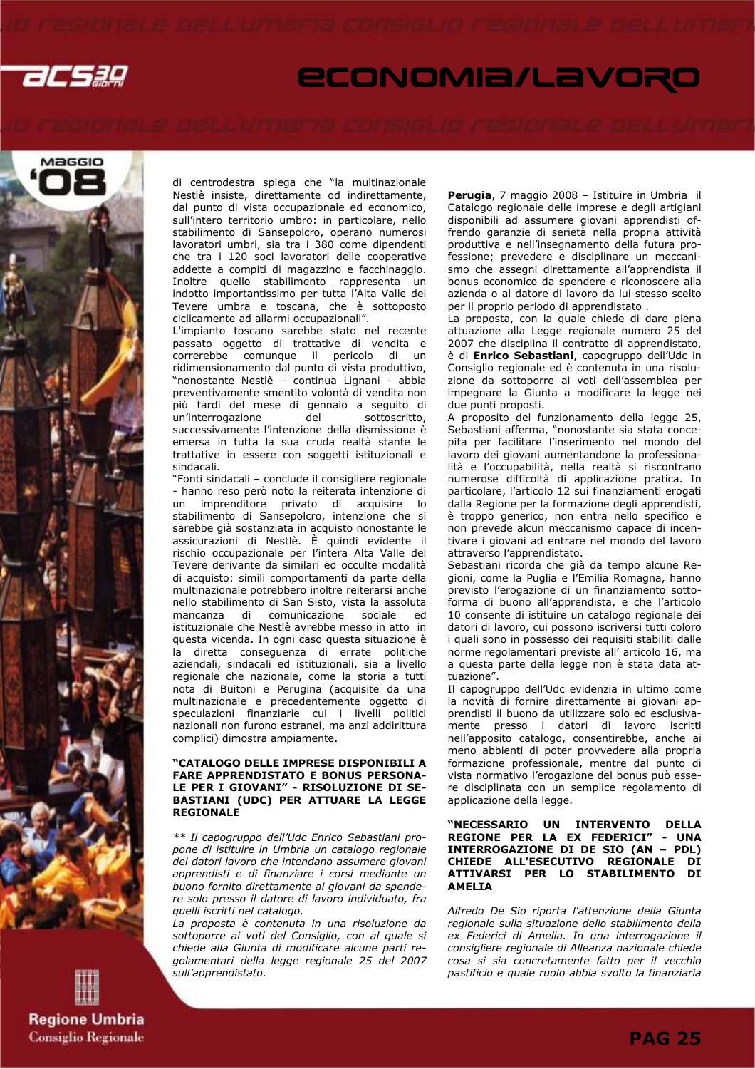di centrodestra spiega che "la multinazionale Nestlè insiste, direttamente od indirettamente, dal punto di vista occupazionale ed economico, sull'intero territorio umbro: in particolare, nello stabilimento di Sansepolcro, operano numerosi lavoratori umbri, sia tra i 380 come dipendenti che tra i 120 soci lavoratori delle cooperative addette a compiti di magazzino e facchinaggio. Inoltre quello stabilmento rappresenta un indotto importantissimo per tutta l'Alta Valle del Tevere umbra e toscana, che è sottoposto ciclicamente ad allarmi occupazionali".

L'impianto toscano sarebbe stato nel recente passato oggetto di trattative di vendita e correrebbe comunque il pericolo di un ridimensionamento dal punto di vista produttivo, "nonostante Nestlè – continua Lignani - abbia preventivamente smentito volontà di vendita non più tardi del mese di gennaio a seguito di un'interrogazione del sottoscritto, successivamente l'intenzione della dismissione è emersa in tutta la sua cruda realtà stante le trattative in essere con soggetti istituzionali e sindacali.

"Fonti sindacali – conclude il consigliere regionale - hanno reso però noto la reiterata intenzione di un imprenditore privato di acquisire lo stabilimento di Sansepolcro, intenzione che si sarebbe già sostanziata in acquisto nonostante le assicurazioni di Nestlè. È quindi evidente il rischio occupazionale per l'intera Alta Valle del Tevere derivante da similari ed occulte modalità di acquisto: simili comportamenti da parte della multinazionale potrebbero inoltre reiterarsi anche nello stabilimento di San Sisto, vista la assoluta mancanza di comunicazione sociale ed istituzionale che Nestlè avrebbe messo in atto in questa vicenda. In ogni caso questa situazione è la diretta conseguenza di errate politiche aziendali, sindacali ed istituzionali, sia a livello regionale che nazionale, come la storia a tutti nota di Buitoni e Perugina (acquisite da una multinazionale e precedentemente oggetto di speculazioni finanziarie cui i livelli politici nazionali non furono estranei, ma anzi addirittura complici) dimostra ampiamente.

### "CATALOGO DELLE IMPRESE DISPONIBILI A FARE APPRENDISTATO E BONUS PERSONALE PER I GIOVANI" - RISOLUZIONE DI SEBASTIANI (UDC) PER ATTUARE LA LEGGE REGIONALE

*\*\* Il capogruppo dell'Udc Enrico Sebastiani propone di istituire in Umbria un catalogo regionale dei datori lavoro che intendano assumere giovani apprendisti e di finanziare i corsi mediante un buono fornito direttamente ai giovani da spendere solo presso il datore di lavoro individuato, fra quelli iscritti nel catalogo.*

*La proposta è contenuta in una risoluzione da sottoporre ai voti del Consiglio, con al quale si chiede alla Giunta di modificare alcune parti regolamentari della legge regionale 25 del 2007 sull'apprendistato.*

**Perugia**, 7 maggio 2008 – Istituire in Umbria il Catalogo regionale delle imprese e degli artigiani disponibili ad assumere giovani apprendisti offrendo garanzie di serietà nella propria attività produttiva e nell'insegnamento della futura professione; prevedere e disciplinare un meccanismo che assegni direttamente all'apprendista il bonus economico da spendere e riconoscere alla azienda o al datore di lavoro da lui stesso scelto per il proprio periodo di apprendistato .

La proposta, con la quale chiede di dare piena attuazione alla Legge regionale numero 25 del 2007 che disciplina il contratto di apprendistato, è di **Enrico Sebastiani**, capogruppo dell'Udc in Consiglio regionale ed è contenuta in una risoluzione da sottoporre ai voti dell'assemblea per impegnare la Giunta a modificare la legge nei due punti proposti.

A proposito del funzionamento della legge 25, Sebastiani afferma, "nonostante sia stata concepita per facilitare l'inserimento nel mondo del lavoro dei giovani aumentandone la professionalità e l'occupabilità, nella realtà si riscontrano numerose difficoltà di applicazione pratica. In particolare, l'articolo 12 sui finanziamenti erogati dalla Regione per la formazione degli apprendisti, è troppo generico, non entra nello specifico e non prevede alcun meccanismo capace di incentivare i giovani ad entrare nel mondo del lavoro attraverso l'apprendistato.

Sebastiani ricorda che già da tempo alcune Regioni, come la Puglia e l'Emilia Romagna, hanno previsto l'erogazione di un finanziamento sottoforma di buono all'apprendista, e che l'articolo 10 consente di istituire un catalogo regionale dei datori di lavoro, cui possono iscriversi tutti coloro i quali sono in possesso dei requisiti stabiliti dalle norme regolamentari previste all' articolo 16, ma a questa parte della legge non è stata data attuazione".

Il capogruppo dell'Udc evidenzia in ultimo come la novità di fornire direttamente ai giovani apprendisti il buono da utilizzare solo ed esclusivamente presso i datori di lavoro iscritti nell'apposito catalogo, consentirebbe, anche ai meno abbienti di poter provvedere alla propria formazione professionale, mentre dal punto di vista normativo l'erogazione del bonus può essere disciplinata con un semplice regolamento di applicazione della legge.

### "NECESSARIO UN INTERVENTO DELLA REGIONE PER LA EX FEDERICI" - UNA INTERROGAZIONE DI DE SIO (AN – PDL) CHIEDE ALL'ESECUTIVO REGIONALE DI ATTIVARSI PER LO STABILIMENTO DI AMELIA

*Alfredo De Sio riporta l'attenzione della Giunta regionale sulla situazione dello stabilimento della ex Federici di Amelia. In una interrogazione il consigliere regionale di Alleanza nazionale chiede cosa si sia concretamente fatto per il vecchio pastificio e quale ruolo abbia svolto la finanziaria*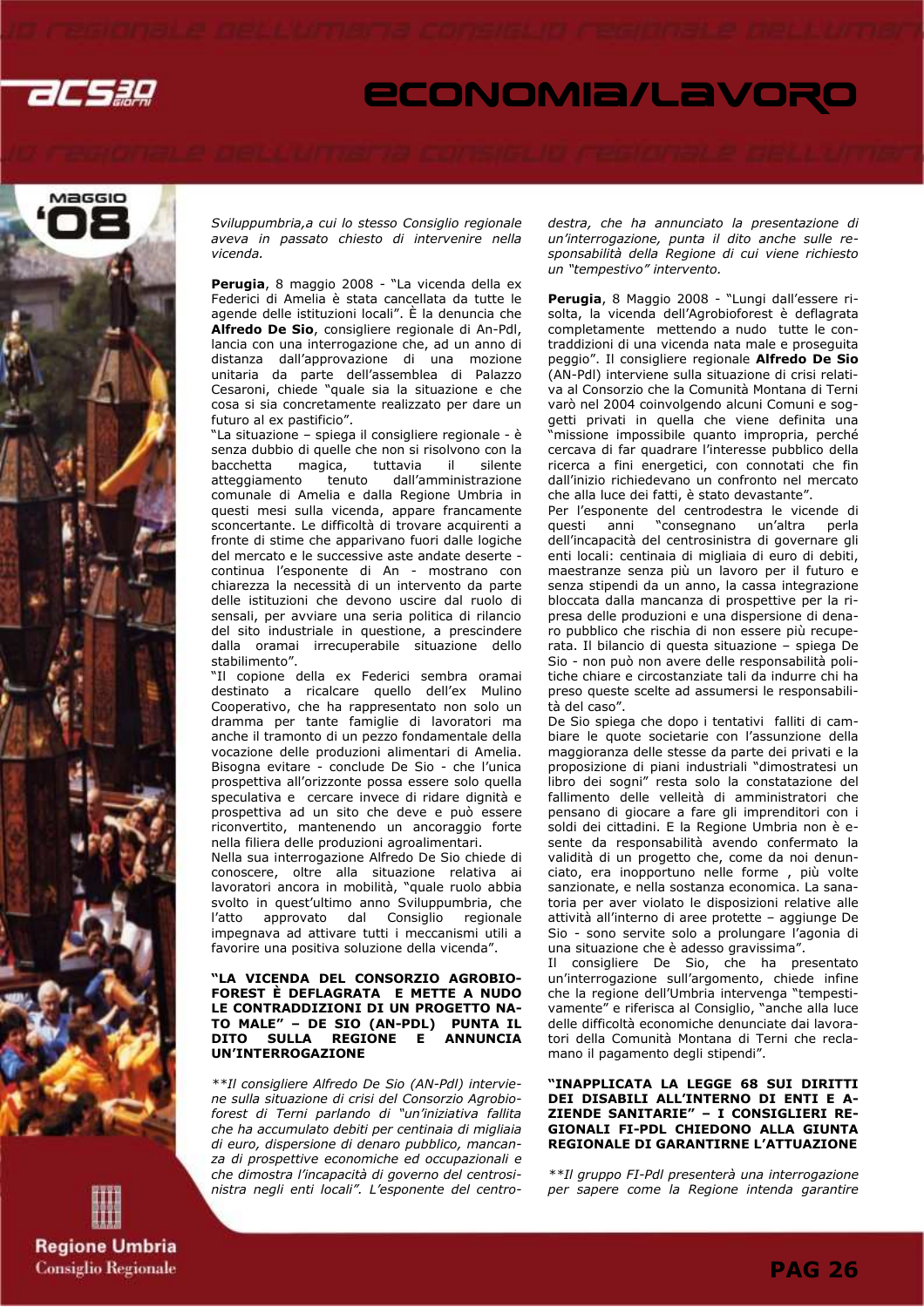*Sviluppumbria,a cui lo stesso Consiglio regionale aveva in passato chiesto di intervenire nella vicenda.*

**Perugia**, 8 maggio 2008 - "La vicenda della ex Federici di Amelia è stata cancellata da tutte le agende delle istituzioni locali". È la denuncia che **Alfredo De Sio**, consigliere regionale di An-Pdl, lancia con una interrogazione che, ad un anno di distanza dall'approvazione di una mozione unitaria da parte dell'assemblea di Palazzo Cesaroni, chiede "quale sia la situazione e che cosa si sia concretamente realizzato per dare un futuro al ex pastificio".

"La situazione – spiega il consigliere regionale - è senza dubbio di quelle che non si risolvono con la bacchetta magica, tuttavia il silente atteggiamento tenuto dall'amministrazione comunale di Amelia e dalla Regione Umbria in questi mesi sulla vicenda, appare francamente sconcertante. Le difficoltà di trovare acquirenti a fronte di stime che apparivano fuori dalle logiche del mercato e le successive aste andate deserte - continua l'esponente di An - mostrano con chiarezza la necessità di un intervento da parte delle istituzioni che devono uscire dal ruolo di sensali, per avviare una seria politica di rilancio del sito industriale in questione, a prescindere dalla oramai irrecuperabile situazione dello stabilimento".

"Il copione della ex Federici sembra oramai destinato a ricalcare quello dell'ex Mulino Cooperativo, che ha rappresentato non solo un dramma per tante famiglie di lavoratori ma anche il tramonto di un pezzo fondamentale della vocazione delle produzioni alimentari di Amelia. Bisogna evitare - conclude De Sio - che l'unica prospettiva all'orizzonte possa essere solo quella speculativa e cercare invece di ridare dignità e prospettiva ad un sito che deve e può essere riconvertito, mantenendo un ancoraggio forte nella filiera delle produzioni agroalimentari.

Nella sua interrogazione Alfredo De Sio chiede di conoscere, oltre alla situazione relativa ai lavoratori ancora in mobilità, "quale ruolo abbia svolto in quest'ultimo anno Sviluppumbria, che l'atto approvato dal Consiglio regionale impegnava ad attivare tutti i meccanismi utili a favorire una positiva soluzione della vicenda".

## "LA VICENDA DEL CONSORZIO AGROBIOFOREST È DEFLAGRATA E METTE A NUDO LE CONTRADDIZIONI DI UN PROGETTO NATO MALE" – DE SIO (AN-PDL) PUNTA IL DITO SULLA REGIONE E ANNUNCIA UN'INTERROGAZIONE

*\*\*Il consigliere Alfredo De Sio (AN-Pdl) interviene sulla situazione di crisi del Consorzio Agrobioforest di Terni parlando di "un'iniziativa fallita che ha accumulato debiti per centinaia di migliaia di euro, dispersione di denaro pubblico, mancanza di prospettive economiche ed occupazionali e che dimostra l'incapacità di governo del centrosinistra negli enti locali". L'esponente del centrodestra, che ha annunciato la presentazione di un'interrogazione, punta il dito anche sulle responsabilità della Regione di cui viene richiesto un "tempestivo" intervento.*

**Perugia**, 8 Maggio 2008 - "Lungi dall'essere risolta, la vicenda dell'Agrobioforest è deflagrata completamente mettendo a nudo tutte le contraddizioni di una vicenda nata male e proseguita peggio". Il consigliere regionale **Alfredo De Sio** (AN-Pdl) interviene sulla situazione di crisi relativa al Consorzio che la Comunità Montana di Terni varò nel 2004 coinvolgendo alcuni Comuni e soggetti privati in quella che viene definita una "missione impossibile quanto impropria, perché cercava di far quadrare l'interesse pubblico della ricerca a fini energetici, con connotati che fin dall'inizio richiedevano un confronto nel mercato che alla luce dei fatti, è stato devastante".

Per l'esponente del centrodestra le vicende di questi anni "consegnano un'altra perla dell'incapacità del centrosinistra di governare gli enti locali: centinaia di migliaia di euro di debiti, maestranze senza più un lavoro per il futuro e senza stipendi da un anno, la cassa integrazione bloccata dalla mancanza di prospettive per la ripresa delle produzioni e una dispersione di denaro pubblico che rischia di non essere più recuperata. Il bilancio di questa situazione – spiega De Sio - non può non avere delle responsabilità politiche chiare e circostanziate tali da indurre chi ha preso queste scelte ad assumersi le responsabilità del caso".

De Sio spiega che dopo i tentativi falliti di cambiare le quote societarie con l'assunzione della maggioranza delle stesse da parte dei privati e la proposizione di piani industriali "dimostratesi un libro dei sogni" resta solo la constatazione del fallimento delle velleità di amministratori che pensano di giocare a fare gli imprenditori con i soldi dei cittadini. E la Regione Umbria non è esente da responsabilità avendo confermato la validità di un progetto che, come da noi denunciato, era inopportuno nelle forme , più volte sanzionate, e nella sostanza economica. La sanatoria per aver violato le disposizioni relative alle attività all'interno di aree protette – aggiunge De Sio - sono servite solo a prolungare l'agonia di una situazione che è adesso gravissima".

Il consigliere De Sio, che ha presentato un'interrogazione sull'argomento, chiede infine che la regione dell'Umbria intervenga "tempestivamente" e riferisca al Consiglio, "anche alla luce delle difficoltà economiche denunciate dai lavoratori della Comunità Montana di Terni che reclamano il pagamento degli stipendi".

## "INAPPLICATA LA LEGGE 68 SUI DIRITTI DEI DISABILI ALL'INTERNO DI ENTI E AZIENDE SANITARIE" – I CONSIGLIERI REGIONALI FI-PDL CHIEDONO ALLA GIUNTA REGIONALE DI GARANTIRNE L'ATTUAZIONE

*\*\*Il gruppo FI-Pdl presenterà una interrogazione per sapere come la Regione intenda garantire*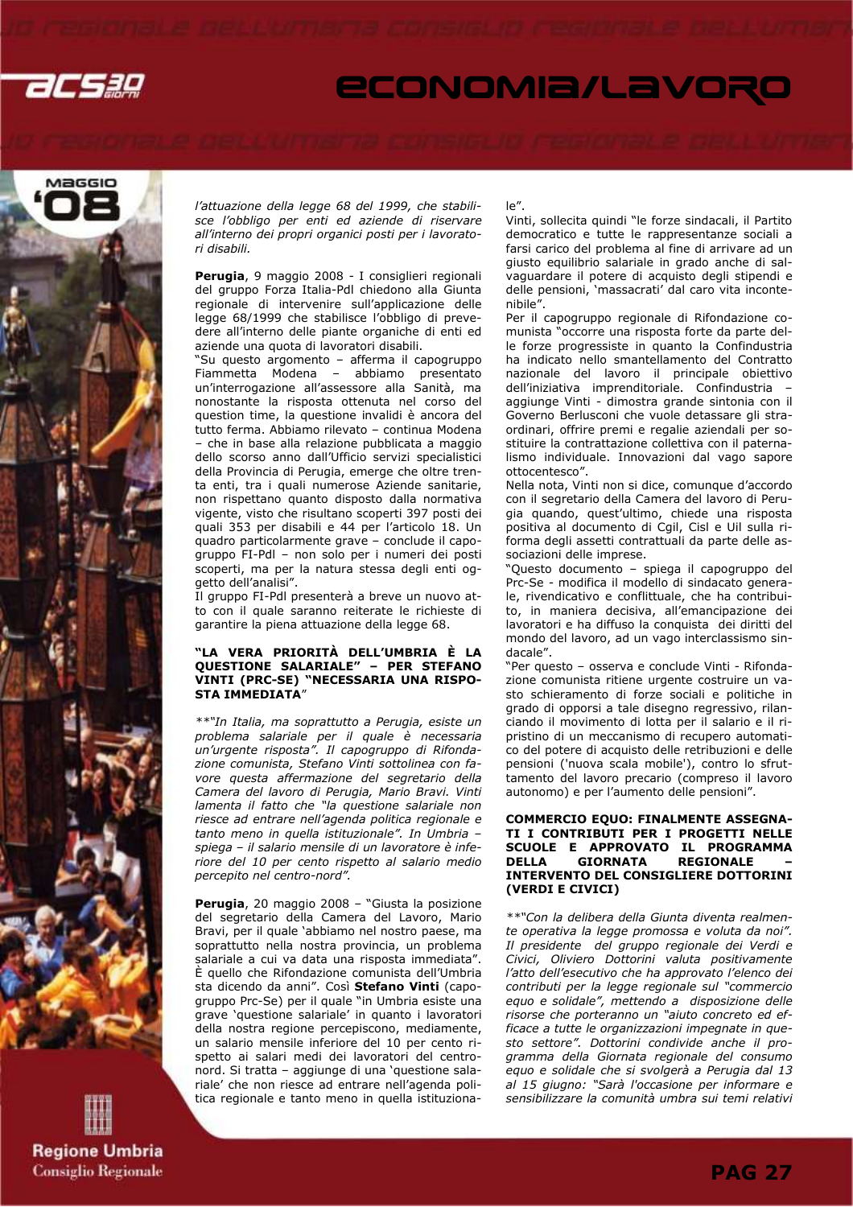*l'attuazione della legge 68 del 1999, che stabilisce l'obbligo per enti ed aziende di riservare all'interno dei propri organici posti per i lavoratori disabili.*

**Perugia**, 9 maggio 2008 - I consiglieri regionali del gruppo Forza Italia-Pdl chiedono alla Giunta regionale di intervenire sull'applicazione delle legge 68/1999 che stabilisce l'obbligo di prevedere all'interno delle piante organiche di enti ed aziende una quota di lavoratori disabili.

"Su questo argomento – afferma il capogruppo Fiammetta Modena – abbiamo presentato un'interrogazione all'assessore alla Sanità, ma nonostante la risposta ottenuta nel corso del question time, la questione invalidi è ancora del tutto ferma. Abbiamo rilevato – continua Modena – che in base alla relazione pubblicata a maggio dello scorso anno dall'Ufficio servizi specialistici della Provincia di Perugia, emerge che oltre trenta enti, tra i quali numerose Aziende sanitarie, non rispettano quanto disposto dalla normativa vigente, visto che risultano scoperti 397 posti dei quali 353 per disabili e 44 per l'articolo 18. Un quadro particolarmente grave – conclude il capogruppo FI-Pdl – non solo per i numeri dei posti scoperti, ma per la natura stessa degli enti oggetto dell'analisi".

Il gruppo FI-Pdl presenterà a breve un nuovo atto con il quale saranno reiterate le richieste di garantire la piena attuazione della legge 68.

### "LA VERA PRIORITÀ DELL'UMBRIA È LA QUESTIONE SALARIALE" – PER STEFANO VINTI (PRC-SE) "NECESSARIA UNA RISPOSTA IMMEDIATA"

*\*\*"In Italia, ma soprattutto a Perugia, esiste un problema salariale per il quale è necessaria un'urgente risposta". Il capogruppo di Rifondazione comunista, Stefano Vinti sottolinea con favore questa affermazione del segretario della Camera del lavoro di Perugia, Mario Bravi. Vinti lamenta il fatto che "la questione salariale non riesce ad entrare nell'agenda politica regionale e tanto meno in quella istituzionale". In Umbria – spiega – il salario mensile di un lavoratore è inferiore del 10 per cento rispetto al salario medio percepito nel centro-nord".*

**Perugia**, 20 maggio 2008 – "Giusta la posizione del segretario della Camera del Lavoro, Mario Bravi, per il quale 'abbiamo nel nostro paese, soprattutto nella nostra provincia, un problema salariale a cui va data una risposta immediata". È quello che Rifondazione comunista dell'Umbria sta dicendo da anni". Così **Stefano Vinti** (capogruppo Prc-Se) per il quale "in Umbria esiste una grave 'questione salariale' in quanto i lavoratori della nostra regione percepiscono, mediamente, un salario mensile inferiore del 10 per cento rispetto ai salari medi dei lavoratori del centro-nord. Si tratta – aggiunge di una 'questione salariale' che non riesce ad entrare nell'agenda politica regionale e tanto meno in quella istituzionale".

Vinti, sollecita quindi "le forze sindacali, il Partito democratico e tutte le rappresentanze sociali a farsi carico del problema al fine di arrivare ad un giusto equilibrio salariale in grado anche di salvaguardare il potere di acquisto delle stipendi e delle pensioni, 'massacrati' dal caro vita incontenibile".

Per il capogruppo regionale di Rifondazione comunista "occorre una risposta forte da parte delle forze progressiste in quanto la Confindustria ha indicato nello smantellamento del Contratto nazionale del lavoro il principale obiettivo dell'iniziativa imprenditoriale. Confindustria – aggiunge Vinti - dimostra grande sintonia con il Governo Berlusconi che vuole detassare gli straordinari, offrire premi e regalie aziendali per sostituire la contrattazione collettiva con il paternalismo individuale. Innovazioni dal vago sapore ottocentesco".

Nella nota, Vinti non si dice, comunque d'accordo con il segretario della Camera del lavoro di Perugia quando, quest'ultimo, chiede una risposta positiva al documento di Cgil, Cisl e Uil sulla riforma degli assetti contrattuali da parte delle associazioni delle imprese.

"Questo documento – spiega il capogruppo del Prc-Se - modifica il modello di sindacato generale, rivendicativo e conflittuale, che ha contribuito, in maniera decisiva, all'emancipazione dei lavoratori e ha diffuso la conquista dei diritti del mondo del lavoro, ad un vago interclassismo sindacale".

"Per questo – osserva e conclude Vinti - Rifondazione comunista ritiene urgente costruire un vasto schieramento di forze sociali e politiche in grado di opporsi a tale disegno regressivo, rilanciando il movimento di lotta per il salario e il ripristino di un meccanismo di recupero automatico del potere di acquisto delle retribuzioni e delle pensioni ('nuova scala mobile'), contro lo sfruttamento del lavoro precario (compreso il lavoro autonomo) e per l'aumento delle pensioni".

### COMMERCIO EQUO: FINALMENTE ASSEGNATI I CONTRIBUTI PER I PROGETTI NELLE SCUOLE E APPROVATO IL PROGRAMMA DELLA GIORNATA REGIONALE – INTERVENTO DEL CONSIGLIERE DOTTORINI (VERDI E CIVICI)

*\*\*"Con la delibera della Giunta diventa realmente operativa la legge promossa e voluta da noi". Il presidente del gruppo regionale dei Verdi e Civici, Oliviero Dottorini valuta positivamente l'atto dell'esecutivo che ha approvato l'elenco dei contributi per la legge regionale sul "commercio equo e solidale", mettendo a disposizione delle risorse che porteranno un "aiuto concreto ed efficace a tutte le organizzazioni impegnate in questo settore". Dottorini condivide anche il programma della Giornata regionale del consumo equo e solidale che si svolgerà a Perugia dal 13 al 15 giugno: "Sarà l'occasione per informare e sensibilizzare la comunità umbra sui temi relativi*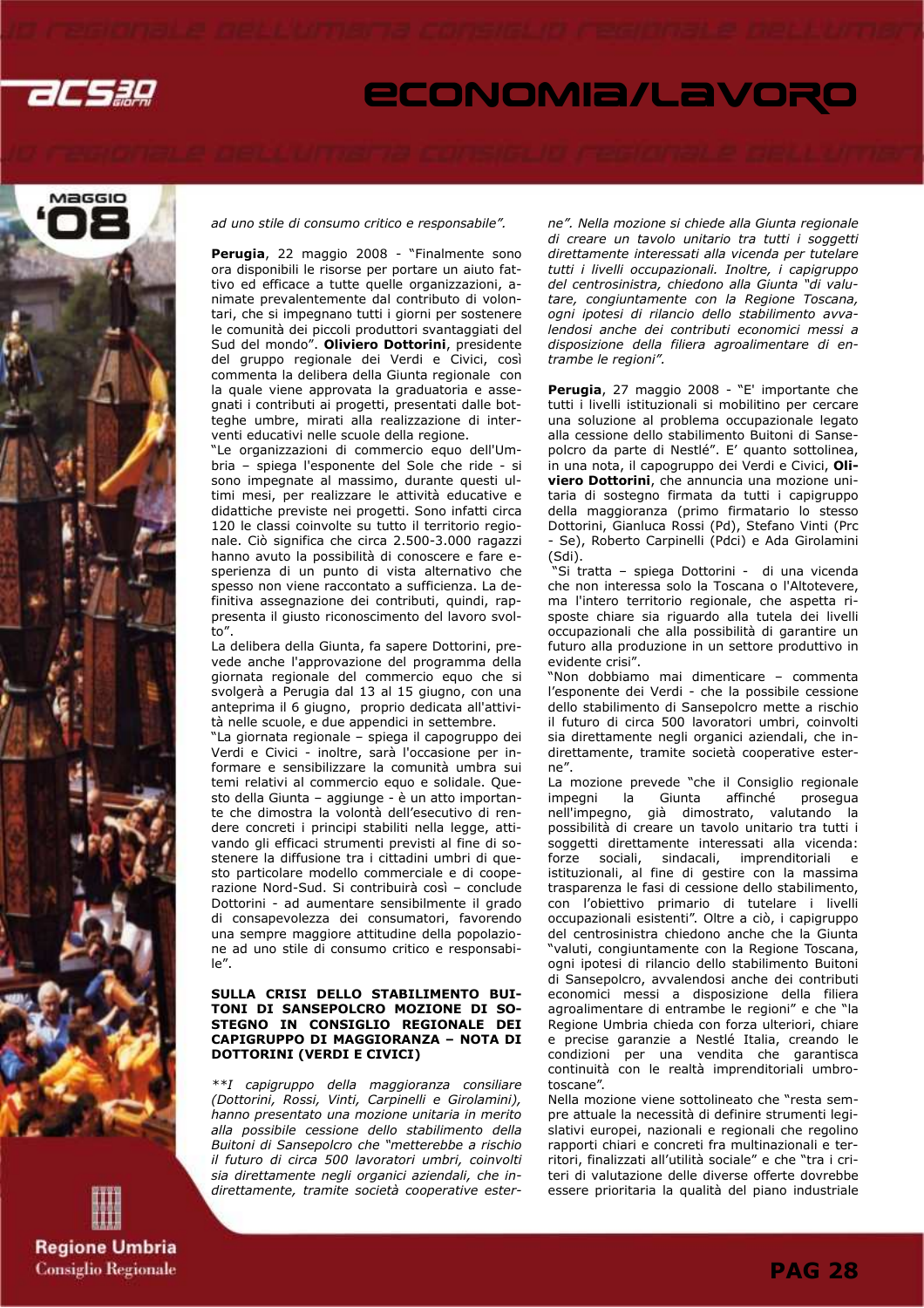*ad uno stile di consumo critico e responsabile".*

**Perugia**, 22 maggio 2008 - "Finalmente sono ora disponibili le risorse per portare un aiuto fattivo ed efficace a tutte quelle organizzazioni, animate prevalentemente dal contributo di volontari, che si impegnano tutti i giorni per sostenere le comunità dei piccoli produttori svantaggiati del Sud del mondo". **Oliviero Dottorini**, presidente del gruppo regionale dei Verdi e Civici, così commenta la delibera della Giunta regionale con la quale viene approvata la graduatoria e assegnati i contributi ai progetti, presentati dalle botteghe umbre, mirati alla realizzazione di interventi educativi nelle scuole della regione.

"Le organizzazioni di commercio equo dell'Umbria – spiega l'esponente del Sole che ride - si sono impegnate al massimo, durante questi ultimi mesi, per realizzare le attività educative e didattiche previste nei progetti. Sono infatti circa 120 le classi coinvolte su tutto il territorio regionale. Ciò significa che circa 2.500-3.000 ragazzi hanno avuto la possibilità di conoscere e fare esperienza di un punto di vista alternativo che spesso non viene raccontato a sufficienza. La definitiva assegnazione dei contributi, quindi, rappresenta il giusto riconoscimento del lavoro svolto".

La delibera della Giunta, fa sapere Dottorini, prevede anche l'approvazione del programma della giornata regionale del commercio equo che si svolgerà a Perugia dal 13 al 15 giugno, con una anteprima il 6 giugno, proprio dedicata all'attività nelle scuole, e due appendici in settembre.

"La giornata regionale – spiega il capogruppo dei Verdi e Civici - inoltre, sarà l'occasione per informare e sensibilizzare la comunità umbra sui temi relativi al commercio equo e solidale. Questo della Giunta – aggiunge - è un atto importante che dimostra la volontà dell'esecutivo di rendere concreti i principi stabiliti nella legge, attivando gli efficaci strumenti previsti al fine di sostenere la diffusione tra i cittadini umbri di questo particolare modello commerciale e di cooperazione Nord-Sud. Si contribuirà così – conclude Dottorini - ad aumentare sensibilmente il grado di consapevolezza dei consumatori, favorendo una sempre maggiore attitudine della popolazione ad uno stile di consumo critico e responsabile".

### SULLA CRISI DELLO STABILIMENTO BUITONI DI SANSEPOLCRO MOZIONE DI SOSTEGNO IN CONSIGLIO REGIONALE DEI CAPIGRUPPO DI MAGGIORANZA – NOTA DI DOTTORINI (VERDI E CIVICI)

*\*\*I capigruppo della maggioranza consiliare (Dottorini, Rossi, Vinti, Carpinelli e Girolamini), hanno presentato una mozione unitaria in merito alla possibile cessione dello stabilimento della Buitoni di Sansepolcro che "metterebbe a rischio il futuro di circa 500 lavoratori umbri, coinvolti sia direttamente negli organici aziendali, che indirettamente, tramite società cooperative esterne". Nella mozione si chiede alla Giunta regionale di creare un tavolo unitario tra tutti i soggetti direttamente interessati alla vicenda per tutelare tutti i livelli occupazionali. Inoltre, i capigruppo del centrosinistra, chiedono alla Giunta "di valutare, congiuntamente con la Regione Toscana, ogni ipotesi di rilancio dello stabilimento avvalendosi anche dei contributi economici messi a disposizione della filiera agroalimentare di entrambe le regioni".*

**Perugia**, 27 maggio 2008 - "E' importante che tutti i livelli istituzionali si mobilitino per cercare una soluzione al problema occupazionale legato alla cessione dello stabilimento Buitoni di Sansepolcro da parte di Nestlé". E' quanto sottolinea, in una nota, il capogruppo dei Verdi e Civici, **Oliviero Dottorini**, che annuncia una mozione unitaria di sostegno firmata da tutti i capigruppo della maggioranza (primo firmatario lo stesso Dottorini, Gianluca Rossi (Pd), Stefano Vinti (Prc - Se), Roberto Carpinelli (Pdci) e Ada Girolamini (Sdi).

"Si tratta – spiega Dottorini - di una vicenda che non interessa solo la Toscana o l'Altotevere, ma l'intero territorio regionale, che aspetta risposte chiare sia riguardo alla tutela dei livelli occupazionali che alla possibilità di garantire un futuro alla produzione in un settore produttivo in evidente crisi".

"Non dobbiamo mai dimenticare – commenta l'esponente dei Verdi - che la possibile cessione dello stabilimento di Sansepolcro mette a rischio il futuro di circa 500 lavoratori umbri, coinvolti sia direttamente negli organici aziendali, che indirettamente, tramite società cooperative esterne".

La mozione prevede "che il Consiglio regionale impegni la Giunta affinché prosegua nell'impegno, già dimostrato, valutando la possibilità di creare un tavolo unitario tra tutti i soggetti direttamente interessati alla vicenda: forze sociali, sindacali, imprenditoriali e istituzionali, al fine di gestire con la massima trasparenza le fasi di cessione dello stabilimento, con l'obiettivo primario di tutelare i livelli occupazionali esistenti". Oltre a ciò, i capigruppo del centrosinistra chiedono anche che la Giunta "valuti, congiuntamente con la Regione Toscana, ogni ipotesi di rilancio dello stabilimento Buitoni di Sansepolcro, avvalendosi anche dei contributi economici messi a disposizione della filiera agroalimentare di entrambe le regioni" e che "la Regione Umbria chieda con forza ulteriori, chiare e precise garanzie a Nestlé Italia, creando le condizioni per una vendita che garantisca continuità con le realtà imprenditoriali umbro-toscane".

Nella mozione viene sottolineato che "resta sempre attuale la necessità di definire strumenti legislativi europei, nazionali e regionali che regolino rapporti chiari e concreti fra multinazionali e territori, finalizzati all'utilità sociale" e che "tra i criteri di valutazione delle diverse offerte dovrebbe essere prioritaria la qualità del piano industriale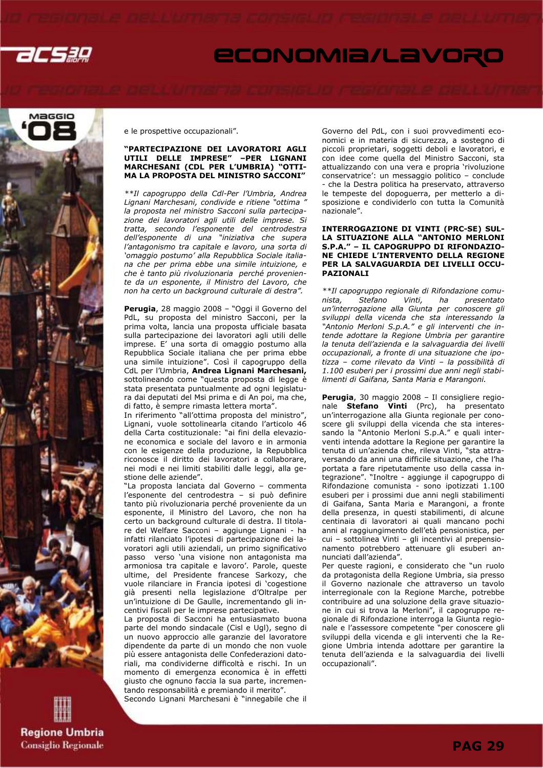e le prospettive occupazionali".

**"PARTECIPAZIONE DEI LAVORATORI AGLI UTILI DELLE IMPRESE" –PER LIGNANI MARCHESANI (CDL PER L'UMBRIA) "OTTIMA LA PROPOSTA DEL MINISTRO SACCONI"**

*\*\*Il capogruppo della Cdl-Per l'Umbria, Andrea Lignani Marchesani, condivide e ritiene "ottima " la proposta nel ministro Sacconi sulla partecipazione dei lavoratori agli utili delle imprese. Si tratta, secondo l'esponente del centrodestra dell'esponente di una "iniziativa che supera l'antagonismo tra capitale e lavoro, una sorta di 'omaggio postumo' alla Repubblica Sociale italiana che per prima ebbe una simile intuizione, e che è tanto più rivoluzionaria perché proveniente da un esponente, il Ministro del Lavoro, che non ha certo un background culturale di destra".*

**Perugia**, 28 maggio 2008 – "Oggi il Governo del PdL, su proposta del ministro Sacconi, per la prima volta, lancia una proposta ufficiale basata sulla partecipazione dei lavoratori agli utili delle imprese. E' una sorta di omaggio postumo alla Repubblica Sociale italiana che per prima ebbe una simile intuizione". Così il capogruppo della CdL per l'Umbria, **Andrea Lignani Marchesani,** sottolineando come "questa proposta di legge è stata presentata puntualmente ad ogni legislatura dai deputati del Msi prima e di An poi, ma che, di fatto, è sempre rimasta lettera morta".

In riferimento "all'ottima proposta del ministro", Lignani, vuole sottolinearla citando l'articolo 46 della Carta costituzionale: "ai fini della elevazione economica e sociale del lavoro e in armonia con le esigenze della produzione, la Repubblica riconosce il diritto dei lavoratori a collaborare, nei modi e nei limiti stabiliti dalle leggi, alla gestione delle aziende".

"La proposta lanciata dal Governo – commenta l'esponente del centrodestra – si può definire tanto più rivoluzionaria perché proveniente da un esponente, il Ministro del Lavoro, che non ha certo un background culturale di destra. Il titolare del Welfare Sacconi – aggiunge Lignani - ha infatti rilanciato l'ipotesi di partecipazione dei lavoratori agli utili aziendali, un primo significativo passo verso 'una visione non antagonista ma armoniosa tra capitale e lavoro'. Parole, queste ultime, del Presidente francese Sarkozy, che vuole rilanciare in Francia ipotesi di 'cogestione già presenti nella legislazione d'Oltralpe per un'intuizione di De Gaulle, incrementando gli incentivi fiscali per le imprese partecipative.

La proposta di Sacconi ha entusiasmato buona parte del mondo sindacale (Cisl e Ugl), segno di un nuovo approccio alle garanzie del lavoratore dipendente da parte di un mondo che non vuole più essere antagonista delle Confederazioni datoriali, ma condividerne difficoltà e rischi. In un momento di emergenza economica è in effetti giusto che ognuno faccia la sua parte, incrementando responsabilità e premiando il merito".

Secondo Lignani Marchesani è "innegabile che il Governo del PdL, con i suoi provvedimenti economici e in materia di sicurezza, a sostegno di piccoli proprietari, soggetti deboli e lavoratori, e con idee come quella del Ministro Sacconi, sta attualizzando con una vera e propria 'rivoluzione conservatrice': un messaggio politico – conclude - che la Destra politica ha preservato, attraverso le tempeste del dopoguerra, per metterlo a disposizione e condividerlo con tutta la Comunità nazionale".

**INTERROGAZIONE DI VINTI (PRC-SE) SULLA SITUAZIONE ALLA "ANTONIO MERLONI S.P.A." – IL CAPOGRUPPO DI RIFONDAZIONE CHIEDE L'INTERVENTO DELLA REGIONE PER LA SALVAGUARDIA DEI LIVELLI OCCUPAZIONALI**

*\*\*Il capogruppo regionale di Rifondazione comunista, Stefano Vinti, ha presentato un'interrogazione alla Giunta per conoscere gli sviluppi della vicenda che sta interessando la "Antonio Merloni S.p.A." e quali interventi che intende adottare la Regione Umbria per garantire la tenuta dell'azienda e la salvaguardia dei livelli occupazionali, a fronte di una situazione che ipotizza – come rilevato da Vinti – la possibilità di 1.100 esuberi per i prossimi due anni negli stabilimenti di Gaifana, Santa Maria e Marangoni.*

**Perugia**, 30 maggio 2008 – Il consigliere regionale **Stefano Vinti** (Prc), ha presentato un'interrogazione alla Giunta regionale per conoscere gli sviluppi della vicenda che sta interessando la "Antonio Merloni S.p.A." e quali interventi intenda adottare la Regione per garantire la tenuta di un'azienda che, rileva Vinti, "sta attraversando da anni una difficile situazione, che l'ha portata a fare ripetutamente uso della cassa integrazione". "Inoltre - aggiunge il capogruppo di Rifondazione comunista - sono ipotizzati 1.100 esuberi per i prossimi due anni negli stabilimenti di Gaifana, Santa Maria e Marangoni, a fronte della presenza, in questi stabilimenti, di alcune centinaia di lavoratori ai quali mancano pochi anni al raggiungimento dell'età pensionistica, per cui – sottolinea Vinti – gli incentivi al prepensionamento potrebbero attenuare gli esuberi annunciati dall'azienda".

Per queste ragioni, e considerato che "un ruolo da protagonista della Regione Umbria, sia presso il Governo nazionale che attraverso un tavolo interregionale con la Regione Marche, potrebbe contribuire ad una soluzione della grave situazione in cui si trova la Merloni", il capogruppo regionale di Rifondazione interroga la Giunta regionale e l'assessore competente "per conoscere gli sviluppi della vicenda e gli interventi che la Regione Umbria intenda adottare per garantire la tenuta dell'azienda e la salvaguardia dei livelli occupazionali".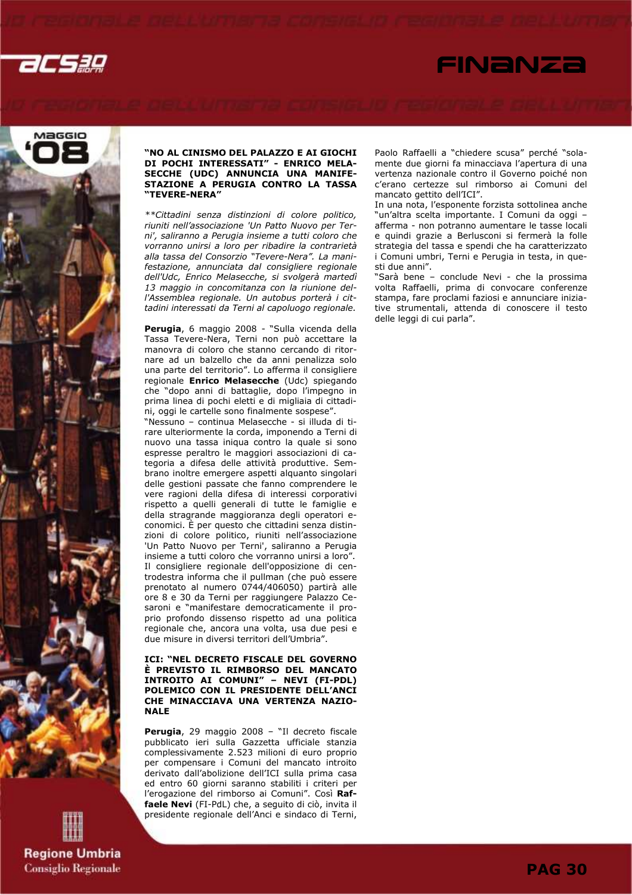### "NO AL CINISMO DEL PALAZZO E AI GIOCHI DI POCHI INTERESSATI" - ENRICO MELASECCHE (UDC) ANNUNCIA UNA MANIFESTAZIONE A PERUGIA CONTRO LA TASSA "TEVERE-NERA"

*\*\*Cittadini senza distinzioni di colore politico, riuniti nell'associazione 'Un Patto Nuovo per Terni', saliranno a Perugia insieme a tutti coloro che vorranno unirsi a loro per ribadire la contrarietà alla tassa del Consorzio "Tevere-Nera". La manifestazione, annunciata dal consigliere regionale dell'Udc, Enrico Melasecche, si svolgerà martedì 13 maggio in concomitanza con la riunione dell'Assemblea regionale. Un autobus porterà i cittadini interessati da Terni al capoluogo regionale.*

**Perugia**, 6 maggio 2008 - "Sulla vicenda della Tassa Tevere-Nera, Terni non può accettare la manovra di coloro che stanno cercando di ritornare ad un balzello che da anni penalizza solo una parte del territorio". Lo afferma il consigliere regionale **Enrico Melasecche** (Udc) spiegando che "dopo anni di battaglie, dopo l'impegno in prima linea di pochi eletti e di migliaia di cittadini, oggi le cartelle sono finalmente sospese".
"Nessuno – continua Melasecche - si illuda di tirare ulteriormente la corda, imponendo a Terni di nuovo una tassa iniqua contro la quale si sono espresse peraltro le maggiori associazioni di categoria a difesa delle attività produttive. Sembrano inoltre emergere aspetti alquanto singolari delle gestioni passate che fanno comprendere le vere ragioni della difesa di interessi corporativi rispetto a quelli generali di tutte le famiglie e della stragrande maggioranza degli operatori economici. È per questo che cittadini senza distinzioni di colore politico, riuniti nell'associazione 'Un Patto Nuovo per Terni', saliranno a Perugia insieme a tutti coloro che vorranno unirsi a loro".
Il consigliere regionale dell'opposizione di centrodestra informa che il pullman (che può essere prenotato al numero 0744/406050) partirà alle ore 8 e 30 da Terni per raggiungere Palazzo Cesaroni e "manifestare democraticamente il proprio profondo dissenso rispetto ad una politica regionale che, ancora una volta, usa due pesi e due misure in diversi territori dell'Umbria".

### ICI: "NEL DECRETO FISCALE DEL GOVERNO È PREVISTO IL RIMBORSO DEL MANCATO INTROITO AI COMUNI" – NEVI (FI-PDL) POLEMICO CON IL PRESIDENTE DELL'ANCI CHE MINACCIAVA UNA VERTENZA NAZIONALE

**Perugia**, 29 maggio 2008 – "Il decreto fiscale pubblicato ieri sulla Gazzetta ufficiale stanzia complessivamente 2.523 milioni di euro proprio per compensare i Comuni del mancato introito derivato dall'abolizione dell'ICI sulla prima casa ed entro 60 giorni saranno stabiliti i criteri per l'erogazione del rimborso ai Comuni". Così **Raffaele Nevi** (FI-PdL) che, a seguito di ciò, invita il presidente regionale dell'Anci e sindaco di Terni, Paolo Raffaelli a "chiedere scusa" perché "solamente due giorni fa minacciava l'apertura di una vertenza nazionale contro il Governo poiché non c'erano certezze sul rimborso ai Comuni del mancato gettito dell'ICI".
In una nota, l'esponente forzista sottolinea anche "un'altra scelta importante. I Comuni da oggi – afferma - non potranno aumentare le tasse locali e quindi grazie a Berlusconi si fermerà la folle strategia del tassa e spendi che ha caratterizzato i Comuni umbri, Terni e Perugia in testa, in questi due anni".
"Sarà bene – conclude Nevi - che la prossima volta Raffaelli, prima di convocare conferenze stampa, fare proclami faziosi e annunciare iniziative strumentali, attenda di conoscere il testo delle leggi di cui parla".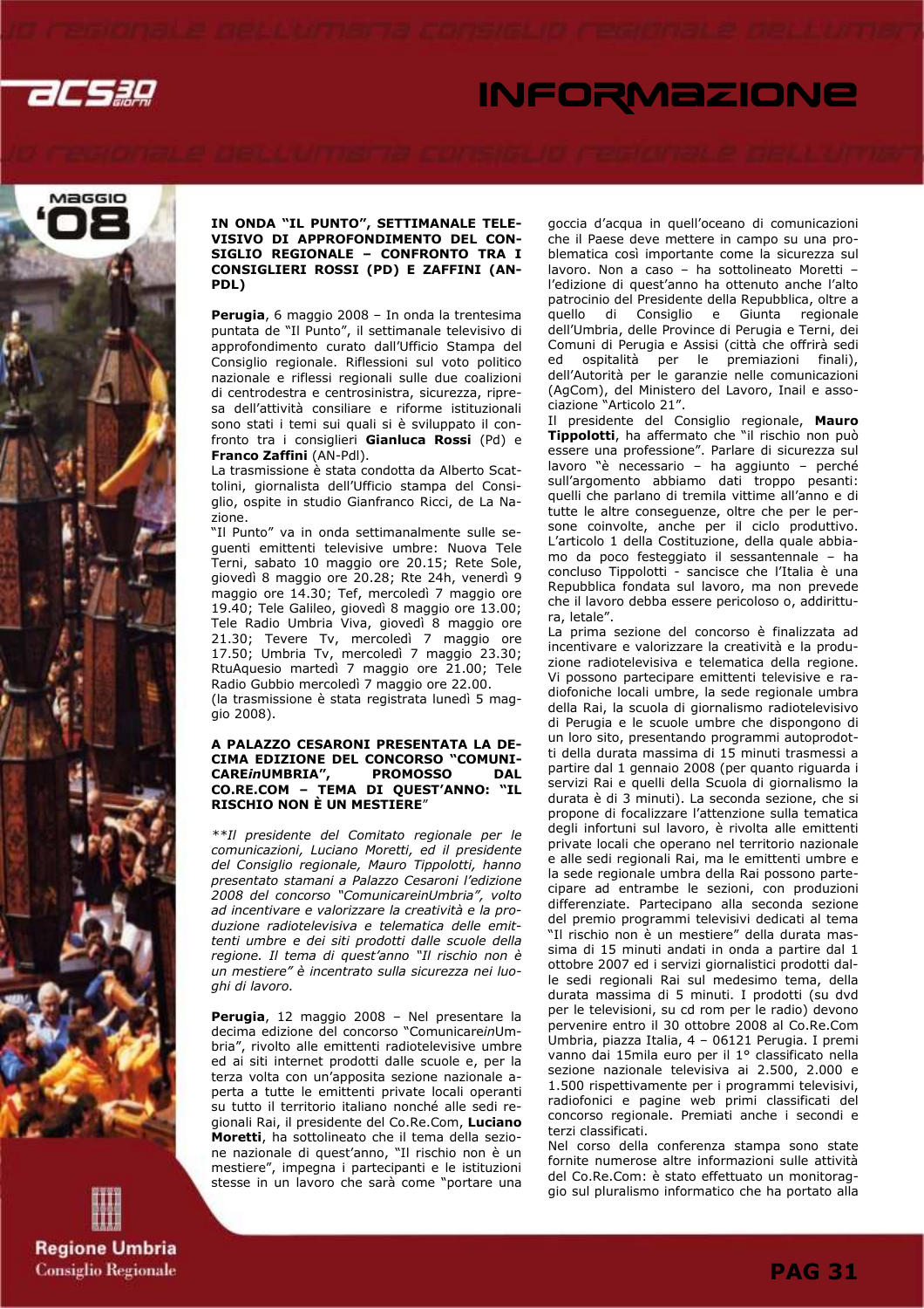### IN ONDA "IL PUNTO", SETTIMANALE TELEVISIVO DI APPROFONDIMENTO DEL CONSIGLIO REGIONALE – CONFRONTO TRA I CONSIGLIERI ROSSI (PD) E ZAFFINI (AN-PDL)

**Perugia**, 6 maggio 2008 – In onda la trentesima puntata de "Il Punto", il settimanale televisivo di approfondimento curato dall'Ufficio Stampa del Consiglio regionale. Riflessioni sul voto politico nazionale e riflessi regionali sulle due coalizioni di centrodestra e centrosinistra, sicurezza, ripresa dell'attività consiliare e riforme istituzionali sono stati i temi sui quali si è sviluppato il confronto tra i consiglieri **Gianluca Rossi** (Pd) e **Franco Zaffini** (AN-Pdl).

La trasmissione è stata condotta da Alberto Scattolini, giornalista dell'Ufficio stampa del Consiglio, ospite in studio Gianfranco Ricci, de La Nazione.

"Il Punto" va in onda settimanalmente sulle seguenti emittenti televisive umbre: Nuova Tele Terni, sabato 10 maggio ore 20.15; Rete Sole, giovedì 8 maggio ore 20.28; Rte 24h, venerdì 9 maggio ore 14.30; Tef, mercoledì 7 maggio ore 19.40; Tele Galileo, giovedì 8 maggio ore 13.00; Tele Radio Umbria Viva, giovedì 8 maggio ore 21.30; Tevere Tv, mercoledì 7 maggio ore 17.50; Umbria Tv, mercoledì 7 maggio 23.30; RtuAquesio martedì 7 maggio ore 21.00; Tele Radio Gubbio mercoledì 7 maggio ore 22.00.

(la trasmissione è stata registrata lunedì 5 maggio 2008).

### A PALAZZO CESARONI PRESENTATA LA DECIMA EDIZIONE DEL CONCORSO "COMUNICARE*in*UMBRIA", PROMOSSO DAL CO.RE.COM – TEMA DI QUEST'ANNO: "IL RISCHIO NON È UN MESTIERE"

*Il presidente del Comitato regionale per le comunicazioni, Luciano Moretti, ed il presidente del Consiglio regionale, Mauro Tippolotti, hanno presentato stamani a Palazzo Cesaroni l'edizione 2008 del concorso "ComunicareinUmbria", volto ad incentivare e valorizzare la creatività e la produzione radiotelevisiva e telematica delle emittenti umbre e dei siti prodotti dalle scuole della regione. Il tema di quest'anno "Il rischio non è un mestiere" è incentrato sulla sicurezza nei luoghi di lavoro.*

**Perugia**, 12 maggio 2008 – Nel presentare la decima edizione del concorso "Comunicare*in*Umbria", rivolto alle emittenti radiotelevisive umbre ed ai siti internet prodotti dalle scuole e, per la terza volta con un'apposita sezione nazionale aperta a tutte le emittenti private locali operanti su tutto il territorio italiano nonché alle sedi regionali Rai, il presidente del Co.Re.Com, **Luciano Moretti**, ha sottolineato che il tema della sezione nazionale di quest'anno, "Il rischio non è un mestiere", impegna i partecipanti e le istituzioni stesse in un lavoro che sarà come "portare una goccia d'acqua in quell'oceano di comunicazioni che il Paese deve mettere in campo su una problematica così importante come la sicurezza sul lavoro. Non a caso – ha sottolineato Moretti – l'edizione di quest'anno ha ottenuto anche l'alto patrocinio del Presidente della Repubblica, oltre a quello di Consiglio e Giunta regionale dell'Umbria, delle Province di Perugia e Terni, dei Comuni di Perugia e Assisi (città che offrirà sedi ed ospitalità per le premiazioni finali), dell'Autorità per le garanzie nelle comunicazioni (AgCom), del Ministero del Lavoro, Inail e associazione "Articolo 21".

Il presidente del Consiglio regionale, **Mauro Tippolotti**, ha affermato che "il rischio non può essere una professione". Parlare di sicurezza sul lavoro "è necessario – ha aggiunto – perché sull'argomento abbiamo dati troppo pesanti: quelli che parlano di tremila vittime all'anno e di tutte le altre conseguenze, oltre che per le persone coinvolte, anche per il ciclo produttivo. L'articolo 1 della Costituzione, della quale abbiamo da poco festeggiato il sessantennale – ha concluso Tippolotti - sancisce che l'Italia è una Repubblica fondata sul lavoro, ma non prevede che il lavoro debba essere pericoloso o, addirittura, letale".

La prima sezione del concorso è finalizzata ad incentivare e valorizzare la creatività e la produzione radiotelevisiva e telematica della regione. Vi possono partecipare emittenti televisive e radiofoniche locali umbre, la sede regionale umbra della Rai, la scuola di giornalismo radiotelevisivo di Perugia e le scuole umbre che dispongono di un loro sito, presentando programmi autoprodotti della durata massima di 15 minuti trasmessi a partire dal 1 gennaio 2008 (per quanto riguarda i servizi Rai e quelli della Scuola di giornalismo la durata è di 3 minuti). La seconda sezione, che si propone di focalizzare l'attenzione sulla tematica degli infortuni sul lavoro, è rivolta alle emittenti private locali che operano nel territorio nazionale e alle sedi regionali Rai, ma le emittenti umbre e la sede regionale umbra della Rai possono partecipare ad entrambe le sezioni, con produzioni differenziate. Partecipano alla seconda sezione del premio programmi televisivi dedicati al tema "Il rischio non è un mestiere" della durata massima di 15 minuti andati in onda a partire dal 1 ottobre 2007 ed i servizi giornalistici prodotti dalle sedi regionali Rai sul medesimo tema, della durata massima di 5 minuti. I prodotti (su dvd per le televisioni, su cd rom per le radio) devono pervenire entro il 30 ottobre 2008 al Co.Re.Com Umbria, piazza Italia, 4 – 06121 Perugia. I premi vanno dai 15mila euro per il 1° classificato nella sezione nazionale televisiva ai 2.500, 2.000 e 1.500 rispettivamente per i programmi televisivi, radiofonici e pagine web primi classificati del concorso regionale. Premiati anche i secondi e terzi classificati.

Nel corso della conferenza stampa sono state fornite numerose altre informazioni sulle attività del Co.Re.Com: è stato effettuato un monitoraggio sul pluralismo informatico che ha portato alla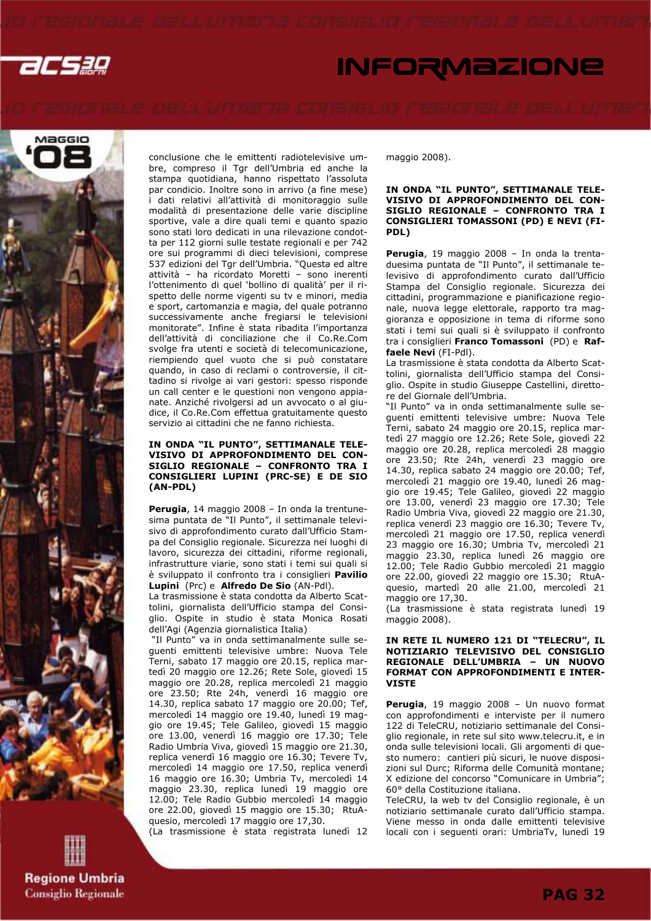conclusione che le emittenti radiotelevisive umbre, compreso il Tgr dell'Umbria ed anche la stampa quotidiana, hanno rispettato l'assoluta par condicio. Inoltre sono in arrivo (a fine mese) i dati relativi all'attività di monitoraggio sulle modalità di presentazione delle varie discipline sportive, vale a dire quali temi e quanto spazio sono stati loro dedicati in una rilevazione condotta per 112 giorni sulle testate regionali e per 742 ore sui programmi di dieci televisioni, comprese 537 edizioni del Tgr dell'Umbria. "Questa ed altre attività – ha ricordato Moretti – sono inerenti l'ottenimento di quel 'bollino di qualità' per il rispetto delle norme vigenti su tv e minori, media e sport, cartomanzia e magia, del quale potranno successivamente anche fregiarsi le televisioni monitorate". Infine è stata ribadita l'importanza dell'attività di conciliazione che il Co.Re.Com svolge fra utenti e società di telecomunicazione, riempiendo quel vuoto che si può constatare quando, in caso di reclami o controversie, il cittadino si rivolge ai vari gestori: spesso risponde un call center e le questioni non vengono appianate. Anziché rivolgersi ad un avvocato o al giudice, il Co.Re.Com effettua gratuitamente questo servizio ai cittadini che ne fanno richiesta.

### IN ONDA "IL PUNTO", SETTIMANALE TELEVISIVO DI APPROFONDIMENTO DEL CONSIGLIO REGIONALE – CONFRONTO TRA I CONSIGLIERI LUPINI (PRC-SE) E DE SIO (AN-PDL)

**Perugia**, 14 maggio 2008 – In onda la trentunesima puntata de "Il Punto", il settimanale televisivo di approfondimento curato dall'Ufficio Stampa del Consiglio regionale. Sicurezza nei luoghi di lavoro, sicurezza dei cittadini, riforme regionali, infrastrutture viarie, sono stati i temi sui quali si è sviluppato il confronto tra i consiglieri **Pavilio Lupini** (Prc) e **Alfredo De Sio** (AN-Pdl).
La trasmissione è stata condotta da Alberto Scattolini, giornalista dell'Ufficio stampa del Consiglio. Ospite in studio è stata Monica Rosati dell'Agi (Agenzia giornalistica Italia)
"Il Punto" va in onda settimanalmente sulle seguenti emittenti televisive umbre: Nuova Tele Terni, sabato 17 maggio ore 20.15, replica martedì 20 maggio ore 12.26; Rete Sole, giovedì 15 maggio ore 20.28, replica mercoledì 21 maggio ore 23.50; Rte 24h, venerdì 16 maggio ore 14.30, replica sabato 17 maggio ore 20.00; Tef, mercoledì 14 maggio ore 19.40, lunedì 19 maggio ore 19.45; Tele Galileo, giovedì 15 maggio ore 13.00, venerdì 16 maggio ore 17.30; Tele Radio Umbria Viva, giovedì 15 maggio ore 21.30, replica venerdì 16 maggio ore 16.30; Tevere Tv, mercoledì 14 maggio ore 17.50, replica venerdì 16 maggio ore 16.30; Umbria Tv, mercoledì 14 maggio 23.30, replica lunedì 19 maggio ore 12.00; Tele Radio Gubbio mercoledì 14 maggio ore 22.00, giovedì 15 maggio ore 15.30; RtuAquesio, mercoledì 17 maggio ore 17,30.
(La trasmissione è stata registrata lunedì 12 maggio 2008).

### IN ONDA "IL PUNTO", SETTIMANALE TELEVISIVO DI APPROFONDIMENTO DEL CONSIGLIO REGIONALE – CONFRONTO TRA I CONSIGLIERI TOMASSONI (PD) E NEVI (FI-PDL)

**Perugia**, 19 maggio 2008 – In onda la trentaduesima puntata de "Il Punto", il settimanale televisivo di approfondimento curato dall'Ufficio Stampa del Consiglio regionale. Sicurezza dei cittadini, programmazione e pianificazione regionale, nuova legge elettorale, rapporto tra maggioranza e opposizione in tema di riforme sono stati i temi sui quali si è sviluppato il confronto tra i consiglieri **Franco Tomassoni** (PD) e **Raffaele Nevi** (FI-Pdl).
La trasmissione è stata condotta da Alberto Scattolini, giornalista dell'Ufficio stampa del Consiglio. Ospite in studio Giuseppe Castellini, direttore del Giornale dell'Umbria.
"Il Punto" va in onda settimanalmente sulle seguenti emittenti televisive umbre: Nuova Tele Terni, sabato 24 maggio ore 20.15, replica martedì 27 maggio ore 12.26; Rete Sole, giovedì 22 maggio ore 20.28, replica mercoledì 28 maggio ore 23.50; Rte 24h, venerdì 23 maggio ore 14.30, replica sabato 24 maggio ore 20.00; Tef, mercoledì 21 maggio ore 19.40, lunedì 26 maggio ore 19.45; Tele Galileo, giovedì 22 maggio ore 13.00, venerdì 23 maggio ore 17.30; Tele Radio Umbria Viva, giovedì 22 maggio ore 21.30, replica venerdì 23 maggio ore 16.30; Tevere Tv, mercoledì 21 maggio ore 17.50, replica venerdì 23 maggio ore 16.30; Umbria Tv, mercoledì 21 maggio 23.30, replica lunedì 26 maggio ore 12.00; Tele Radio Gubbio mercoledì 21 maggio ore 22.00, giovedì 22 maggio ore 15.30; RtuAquesio, martedì 20 alle 21.00, mercoledì 21 maggio ore 17,30.
(La trasmissione è stata registrata lunedì 19 maggio 2008).

### IN RETE IL NUMERO 121 DI "TELECRU", IL NOTIZIARIO TELEVISIVO DEL CONSIGLIO REGIONALE DELL'UMBRIA – UN NUOVO FORMAT CON APPROFONDIMENTI E INTERVISTE

**Perugia**, 19 maggio 2008 – Un nuovo format con approfondimenti e interviste per il numero 122 di TeleCRU, notiziario settimanale del Consiglio regionale, in rete sul sito www.telecru.it, e in onda sulle televisioni locali. Gli argomenti di questo numero: cantieri più sicuri, le nuove disposizioni sul Durc; Riforma delle Comunità montane; X edizione del concorso "Comunicare in Umbria"; 60° della Costituzione italiana.
TeleCRU, la web tv del Consiglio regionale, è un notiziario settimanale curato dall'Ufficio stampa. Viene messo in onda dalle emittenti televisive locali con i seguenti orari: UmbriaTv, lunedì 19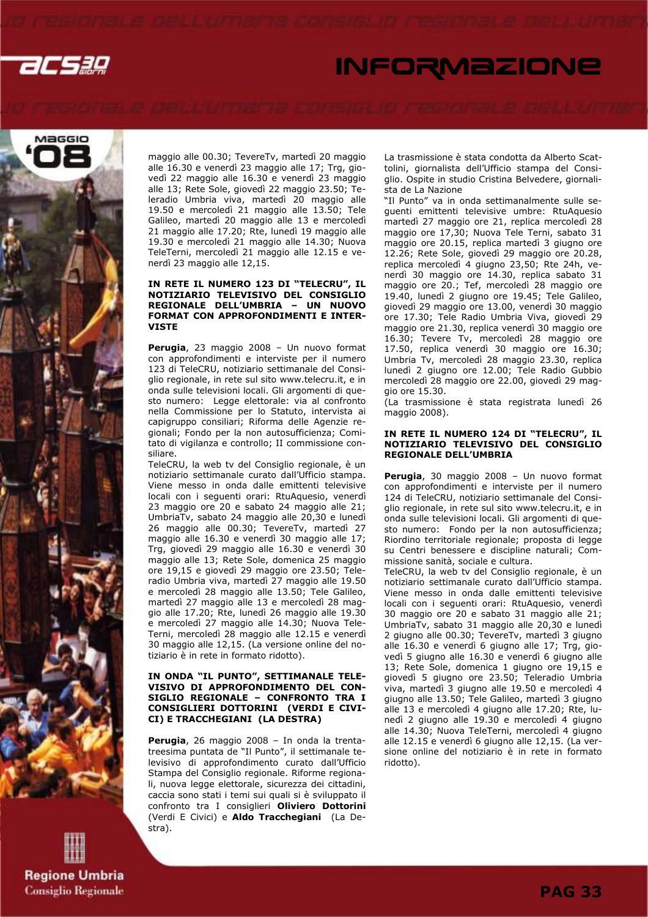maggio alle 00.30; TevereTv, martedì 20 maggio alle 16.30 e venerdì 23 maggio alle 17; Trg, giovedì 22 maggio alle 16.30 e venerdì 23 maggio alle 13; Rete Sole, giovedì 22 maggio 23.50; Teleradio Umbria viva, martedì 20 maggio alle 19.50 e mercoledì 21 maggio alle 13.50; Tele Galileo, martedì 20 maggio alle 13 e mercoledì 21 maggio alle 17.20; Rte, lunedì 19 maggio alle 19.30 e mercoledì 21 maggio alle 14.30; Nuova TeleTerni, mercoledì 21 maggio alle 12.15 e venerdì 23 maggio alle 12,15.

### IN RETE IL NUMERO 123 DI "TELECRU", IL NOTIZIARIO TELEVISIVO DEL CONSIGLIO REGIONALE DELL'UMBRIA – UN NUOVO FORMAT CON APPROFONDIMENTI E INTERVISTE

**Perugia**, 23 maggio 2008 – Un nuovo format con approfondimenti e interviste per il numero 123 di TeleCRU, notiziario settimanale del Consiglio regionale, in rete sul sito www.telecru.it, e in onda sulle televisioni locali. Gli argomenti di questo numero: Legge elettorale: via al confronto nella Commissione per lo Statuto, intervista ai capigruppo consiliari; Riforma delle Agenzie regionali; Fondo per la non autosufficienza; Comitato di vigilanza e controllo; II commissione consiliare.

TeleCRU, la web tv del Consiglio regionale, è un notiziario settimanale curato dall'Ufficio stampa. Viene messo in onda dalle emittenti televisive locali con i seguenti orari: RtuAquesio, venerdì 23 maggio ore 20 e sabato 24 maggio alle 21; UmbriaTv, sabato 24 maggio alle 20,30 e lunedì 26 maggio alle 00.30; TevereTv, martedì 27 maggio alle 16.30 e venerdì 30 maggio alle 17; Trg, giovedì 29 maggio alle 16.30 e venerdì 30 maggio alle 13; Rete Sole, domenica 25 maggio ore 19,15 e giovedì 29 maggio ore 23.50; Teleradio Umbria viva, martedì 27 maggio alle 19.50 e mercoledì 28 maggio alle 13.50; Tele Galileo, martedì 27 maggio alle 13 e mercoledì 28 maggio alle 17.20; Rte, lunedì 26 maggio alle 19.30 e mercoledì 27 maggio alle 14.30; Nuova TeleTerni, mercoledì 28 maggio alle 12.15 e venerdì 30 maggio alle 12,15. (La versione online del notiziario è in rete in formato ridotto).

### IN ONDA "IL PUNTO", SETTIMANALE TELEVISIVO DI APPROFONDIMENTO DEL CONSIGLIO REGIONALE – CONFRONTO TRA I CONSIGLIERI DOTTORINI (VERDI E CIVICI) E TRACCHEGIANI (LA DESTRA)

**Perugia**, 26 maggio 2008 – In onda la trentatreesima puntata de "Il Punto", il settimanale televisivo di approfondimento curato dall'Ufficio Stampa del Consiglio regionale. Riforme regionali, nuova legge elettorale, sicurezza dei cittadini, caccia sono stati i temi sui quali si è sviluppato il confronto tra I consiglieri **Oliviero Dottorini** (Verdi E Civici) e **Aldo Tracchegiani** (La Destra).

La trasmissione è stata condotta da Alberto Scattolini, giornalista dell'Ufficio stampa del Consiglio. Ospite in studio Cristina Belvedere, giornalista de La Nazione

"Il Punto" va in onda settimanalmente sulle seguenti emittenti televisive umbre: RtuAquesio martedì 27 maggio ore 21, replica mercoledì 28 maggio ore 17,30; Nuova Tele Terni, sabato 31 maggio ore 20.15, replica martedì 3 giugno ore 12.26; Rete Sole, giovedì 29 maggio ore 20.28, replica mercoledì 4 giugno 23,50; Rte 24h, venerdì 30 maggio ore 14.30, replica sabato 31 maggio ore 20.; Tef, mercoledì 28 maggio ore 19.40, lunedì 2 giugno ore 19.45; Tele Galileo, giovedì 29 maggio ore 13.00, venerdì 30 maggio ore 17.30; Tele Radio Umbria Viva, giovedì 29 maggio ore 21.30, replica venerdì 30 maggio ore 16.30; Tevere Tv, mercoledì 28 maggio ore 17.50, replica venerdì 30 maggio ore 16.30; Umbria Tv, mercoledì 28 maggio 23.30, replica lunedì 2 giugno ore 12.00; Tele Radio Gubbio mercoledì 28 maggio ore 22.00, giovedì 29 maggio ore 15.30.

(La trasmissione è stata registrata lunedì 26 maggio 2008).

### IN RETE IL NUMERO 124 DI "TELECRU", IL NOTIZIARIO TELEVISIVO DEL CONSIGLIO REGIONALE DELL'UMBRIA

**Perugia**, 30 maggio 2008 – Un nuovo format con approfondimenti e interviste per il numero 124 di TeleCRU, notiziario settimanale del Consiglio regionale, in rete sul sito www.telecru.it, e in onda sulle televisioni locali. Gli argomenti di questo numero: Fondo per la non autosufficienza; Riordino territoriale regionale; proposta di legge su Centri benessere e discipline naturali; Commissione sanità, sociale e cultura.

TeleCRU, la web tv del Consiglio regionale, è un notiziario settimanale curato dall'Ufficio stampa. Viene messo in onda dalle emittenti televisive locali con i seguenti orari: RtuAquesio, venerdì 30 maggio ore 20 e sabato 31 maggio alle 21; UmbriaTv, sabato 31 maggio alle 20,30 e lunedì 2 giugno alle 00.30; TevereTv, martedì 3 giugno alle 16.30 e venerdì 6 giugno alle 17; Trg, giovedì 5 giugno alle 16.30 e venerdì 6 giugno alle 13; Rete Sole, domenica 1 giugno ore 19,15 e giovedì 5 giugno ore 23.50; Teleradio Umbria viva, martedì 3 giugno alle 19.50 e mercoledì 4 giugno alle 13.50; Tele Galileo, martedì 3 giugno alle 13 e mercoledì 4 giugno alle 17.20; Rte, lunedì 2 giugno alle 19.30 e mercoledì 4 giugno alle 14.30; Nuova TeleTerni, mercoledì 4 giugno alle 12.15 e venerdì 6 giugno alle 12,15. (La versione online del notiziario è in rete in formato ridotto).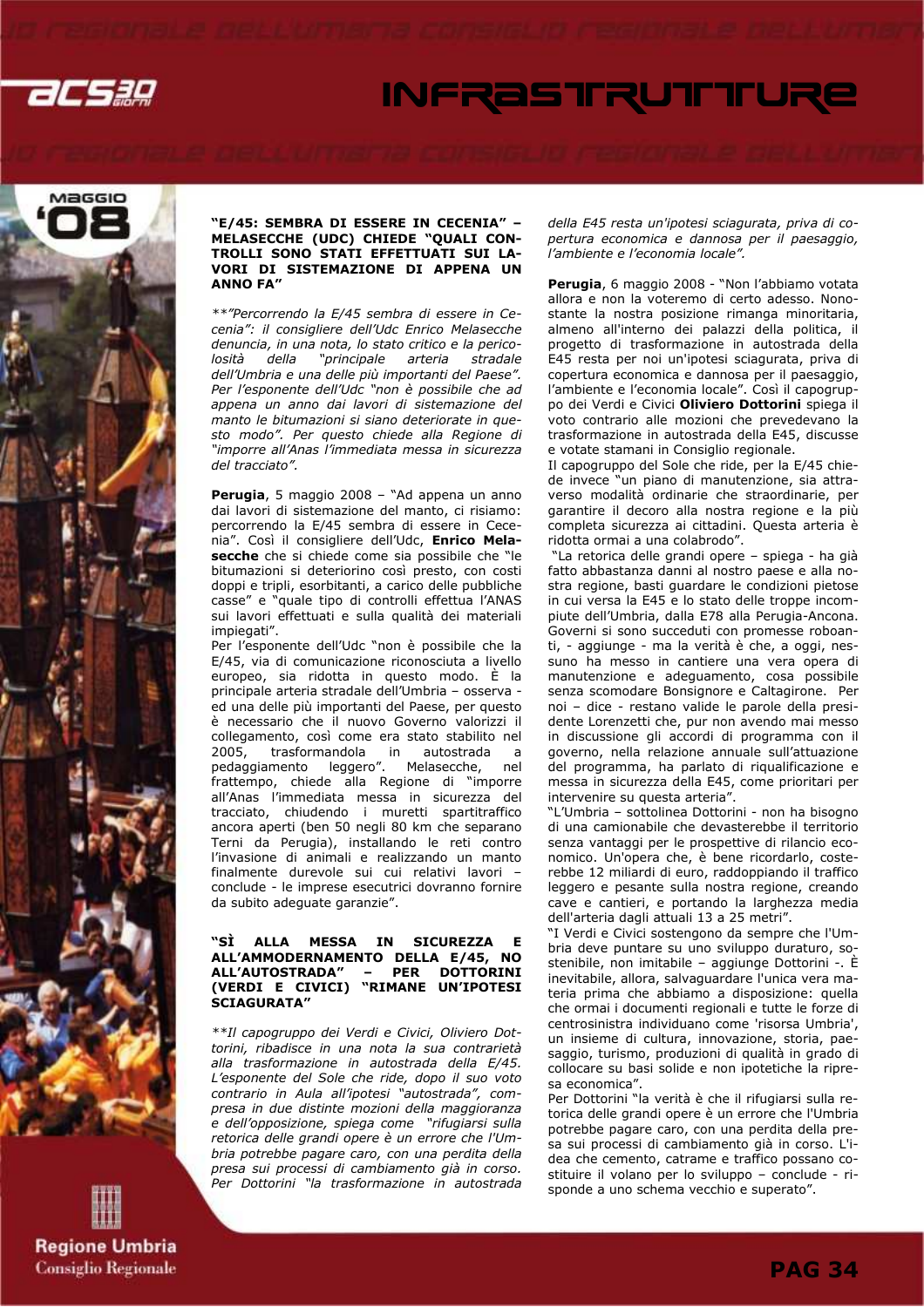### "E/45: SEMBRA DI ESSERE IN CECENIA" – MELASECCHE (UDC) CHIEDE "QUALI CONTROLLI SONO STATI EFFETTUATI SUI LAVORI DI SISTEMAZIONE DI APPENA UN ANNO FA"

*\*\*"Percorrendo la E/45 sembra di essere in Cecenia": il consigliere dell'Udc Enrico Melasecche denuncia, in una nota, lo stato critico e la pericolosità della "principale arteria stradale dell'Umbria e una delle più importanti del Paese". Per l'esponente dell'Udc "non è possibile che ad appena un anno dai lavori di sistemazione del manto le bitumazioni si siano deteriorate in questo modo". Per questo chiede alla Regione di "imporre all'Anas l'immediata messa in sicurezza del tracciato".*

**Perugia**, 5 maggio 2008 – "Ad appena un anno dai lavori di sistemazione del manto, ci risiamo: percorrendo la E/45 sembra di essere in Cecenia". Così il consigliere dell'Udc, **Enrico Melasecche** che si chiede come sia possibile che "le bitumazioni si siano deteriorino così presto, con costi doppi e tripli, esorbitanti, a carico delle pubbliche casse" e "quale tipo di controlli effettua l'ANAS sui lavori effettuati e sulla qualità dei materiali impiegati".

Per l'esponente dell'Udc "non è possibile che la E/45, via di comunicazione riconosciuta a livello europeo, sia ridotta in questo modo. È la principale arteria stradale dell'Umbria – osserva - ed una delle più importanti del Paese, per questo è necessario che il nuovo Governo valorizzi il collegamento, così come era stato stabilito nel 2005, trasformandola in autostrada a pedaggiamento leggero". Melasecche, nel frattempo, chiede alla Regione di "imporre all'Anas l'immediata messa in sicurezza del tracciato, chiudendo i muretti spartitraffico ancora aperti (ben 50 negli 80 km che separano Terni da Perugia), installando le reti contro l'invasione di animali e realizzando un manto finalmente durevole sui cui relativi lavori – conclude - le imprese esecutrici dovranno fornire da subito adeguate garanzie".

### "SÌ ALLA MESSA IN SICUREZZA E ALL'AMMODERNAMENTO DELLA E/45, NO ALL'AUTOSTRADA" – PER DOTTORINI (VERDI E CIVICI) "RIMANE UN'IPOTESI SCIAGURATA"

*\*\*Il capogruppo dei Verdi e Civici, Oliviero Dottorini, ribadisce in una nota la sua contrarietà alla trasformazione in autostrada della E/45. L'esponente del Sole che ride, dopo il suo voto contrario in Aula all'ipotesi "autostrada", compresa in due distinte mozioni della maggioranza e dell'opposizione, spiega come "rifugiarsi sulla retorica delle grandi opere è un errore che l'Umbria potrebbe pagare caro, con una perdita della presa sui processi di cambiamento già in corso. Per Dottorini "la trasformazione in autostrada della E45 resta un'ipotesi sciagurata, priva di copertura economica e dannosa per il paesaggio, l'ambiente e l'economia locale".*

**Perugia**, 6 maggio 2008 - "Non l'abbiamo votata allora e non la voteremo di certo adesso. Nonostante la nostra posizione rimanga minoritaria, almeno all'interno dei palazzi della politica, il progetto di trasformazione in autostrada della E45 resta per noi un'ipotesi sciagurata, priva di copertura economica e dannosa per il paesaggio, l'ambiente e l'economia locale". Così il capogruppo dei Verdi e Civici **Oliviero Dottorini** spiega il voto contrario alle mozioni che prevedevano la trasformazione in autostrada della E45, discusse e votate stamani in Consiglio regionale.

Il capogruppo del Sole che ride, per la E/45 chiede invece "un piano di manutenzione, sia attraverso modalità ordinarie che straordinarie, per garantire il decoro alla nostra regione e la più completa sicurezza ai cittadini. Questa arteria è ridotta ormai a una colabrodo".

"La retorica delle grandi opere – spiega - ha già fatto abbastanza danni al nostro paese e alla nostra regione, basti guardare le condizioni pietose in cui versa la E45 e lo stato delle troppe incompiute dell'Umbria, dalla E78 alla Perugia-Ancona. Governi si sono succeduti con promesse roboanti, - aggiunge - ma la verità è che, a oggi, nessuno ha messo in cantiere una vera opera di manutenzione e adeguamento, cosa possibile senza scomodare Bonsignore e Caltagirone. Per noi – dice - restano valide le parole della presidente Lorenzetti che, pur non avendo mai messo in discussione gli accordi di programma con il governo, nella relazione annuale sull'attuazione del programma, ha parlato di riqualificazione e messa in sicurezza della E45, come prioritari per intervenire su questa arteria".

"L'Umbria – sottolinea Dottorini - non ha bisogno di una camionabile che devasterebbe il territorio senza vantaggi per le prospettive di rilancio economico. Un'opera che, è bene ricordarlo, costerebbe 12 miliardi di euro, raddoppiando il traffico leggero e pesante sulla nostra regione, creando cave e cantieri, e portando la larghezza media dell'arteria dagli attuali 13 a 25 metri".

"I Verdi e Civici sostengono da sempre che l'Umbria deve puntare su uno sviluppo duraturo, sostenibile, non imitabile – aggiunge Dottorini -. È inevitabile, allora, salvaguardare l'unica vera materia prima che abbiamo a disposizione: quella che ormai i documenti regionali e tutte le forze di centrosinistra individuano come 'risorsa Umbria', un insieme di cultura, innovazione, storia, paesaggio, turismo, produzioni di qualità in grado di collocare su basi solide e non ipotetiche la ripresa economica".

Per Dottorini "la verità è che il rifugiarsi sulla retorica delle grandi opere è un errore che l'Umbria potrebbe pagare caro, con una perdita della presa sui processi di cambiamento già in corso. L'idea che cemento, catrame e traffico possano costituire il volano per lo sviluppo – conclude - risponde a uno schema vecchio e superato".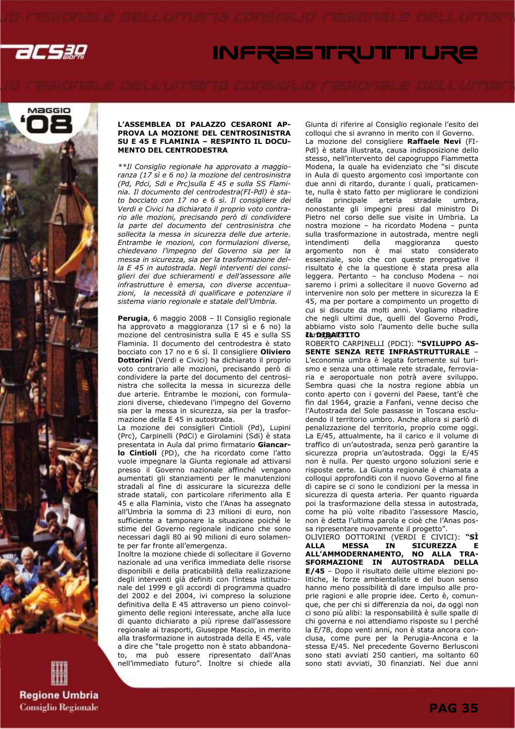**L'ASSEMBLEA DI PALAZZO CESARONI APPROVA LA MOZIONE DEL CENTROSINISTRA SU E 45 E FLAMINIA – RESPINTO IL DOCUMENTO DEL CENTRODESTRA**

*\*\*Il Consiglio regionale ha approvato a maggioranza (17 sì e 6 no) la mozione del centrosinistra (Pd, Pdci, Sdi e Prc)sulla E 45 e sulla SS Flaminia. Il documento del centrodestra(FI-Pdl) è stato bocciato con 17 no e 6 sì. Il consigliere dei Verdi e Civici ha dichiarato il proprio voto contrario alle mozioni, precisando però di condividere la parte del documento del centrosinistra che sollecita la messa in sicurezza delle due arterie. Entrambe le mozioni, con formulazioni diverse, chiedevano l'impegno del Governo sia per la messa in sicurezza, sia per la trasformazione della E 45 in autostrada. Negli interventi dei consiglieri dei due schieramenti e dell'assessore alle infrastrutture è emersa, con diverse accentuazioni, la necessità di qualificare e potenziare il sistema viario regionale e statale dell'Umbria.*

**Perugia**, 6 maggio 2008 – Il Consiglio regionale ha approvato a maggioranza (17 sì e 6 no) la mozione del centrosinistra sulla E 45 e sulla SS Flaminia. Il documento del centrodestra è stato bocciato con 17 no e 6 sì. Il consigliere **Oliviero Dottorini** (Verdi e Civici) ha dichiarato il proprio voto contrario alle mozioni, precisando però di condividere la parte del documento del centrosinistra che sollecita la messa in sicurezza delle due arterie. Entrambe le mozioni, con formulazioni diverse, chiedevano l'impegno del Governo sia per la messa in sicurezza, sia per la trasformazione della E 45 in autostrada.

La mozione dei consiglieri Cintioli (Pd), Lupini (Prc), Carpinelli (PdCi) e Girolamini (Sdi) è stata presentata in Aula dal primo firmatario **Giancarlo Cintioli** (PD), che ha ricordato come l'atto vuole impegnare la Giunta regionale ad attivarsi presso il Governo nazionale affinché vengano aumentati gli stanziamenti per le manutenzioni stradali al fine di assicurare la sicurezza delle strade statali, con particolare riferimento alla E 45 e alla Flaminia, visto che l'Anas ha assegnato all'Umbria la somma di 23 milioni di euro, non sufficiente a tamponare la situazione poiché le stime del Governo regionale indicano che sono necessari dagli 80 ai 90 milioni di euro solamente per far fronte all'emergenza.

Inoltre la mozione chiede di sollecitare il Governo nazionale ad una verifica immediata delle risorse disponibili e della praticabilità della realizzazione degli interventi già definiti con l'intesa istituzionale del 1999 e gli accordi di programma quadro del 2002 e del 2004, ivi compreso la soluzione definitiva della E 45 attraverso un pieno coinvolgimento delle regioni interessate, anche alla luce di quanto dichiarato a più riprese dall'assessore regionale ai trasporti, Giuseppe Mascio, in merito alla trasformazione in autostrada della E 45, vale a dire che "tale progetto non è stato abbandonato, ma può essere ripresentato dall'Anas nell'immediato futuro". Inoltre si chiede alla Giunta di riferire al Consiglio regionale l'esito dei colloqui che si avranno in merito con il Governo.

La mozione del consigliere **Raffaele Nevi** (FI-Pdl) è stata illustrata, causa indisposizione dello stesso, nell'intervento del capogruppo Fiammetta Modena, la quale ha evidenziato che "si discute in Aula di questo argomento così importante con due anni di ritardo, durante i quali, praticamente, nulla è stato fatto per migliorare le condizioni della principale arteria stradale umbra, nonostante gli impegni presi dal ministro Di Pietro nel corso delle sue visite in Umbria. La nostra mozione – ha ricordato Modena – punta sulla trasformazione in autostrada, mentre negli intendimenti della maggioranza questo argomento non è mai stato considerato essenziale, solo che con queste prerogative il risultato è che la questione è stata presa alla leggera. Pertanto – ha concluso Modena – noi saremo i primi a sollecitare il nuovo Governo ad intervenire non solo per mettere in sicurezza la E 45, ma per portare a compimento un progetto di cui si discute da molti anni. Vogliamo ribadire che negli ultimi due, quelli del Governo Prodi, abbiamo visto solo l'aumento delle buche sulla carreggiata".

**IL DIBATTITO**

ROBERTO CARPINELLI (PDCI): **"SVILUPPO ASSENTE SENZA RETE INFRASTRUTTURALE** – L'economia umbra è legata fortemente sul turismo e senza una ottimale rete stradale, ferroviaria e aeroportuale non potrà avere sviluppo. Sembra quasi che la nostra regione abbia un conto aperto con i governi del Paese, tant'è che fin dal 1964, grazie a Fanfani, venne deciso che l'Autostrada del Sole passasse in Toscana escludendo il territorio umbro. Anche allora si parlò di penalizzazione del territorio, proprio come oggi. La E/45, attualmente, ha il carico e il volume di traffico di un'autostrada, senza però garantire la sicurezza propria un'autostrada. Oggi la E/45 non è nulla. Per questo urgono soluzioni serie e risposte certe. La Giunta regionale è chiamata a colloqui approfonditi con il nuovo Governo al fine di capire se ci sono le condizioni per la messa in sicurezza di questa arteria. Per quanto riguarda poi la trasformazione della stessa in autostrada, come ha più volte ribadito l'assessore Mascio, non è detta l'ultima parola e cioè che l'Anas possa ripresentare nuovamente il progetto".

OLIVIERO DOTTORINI (VERDI E CIVICI): **"SÌ ALLA MESSA IN SICUREZZA E ALL'AMMODERNAMENTO, NO ALLA TRASFORMAZIONE IN AUTOSTRADA DELLA E/45** – Dopo il risultato delle ultime elezioni politiche, le forze ambientaliste e del buon senso hanno meno possibilità di dare impulso alle proprie ragioni e alle proprie idee. Certo è, comunque, che per chi si differenzia da noi, da oggi non ci sono più alibi: la responsabilità è sulle spalle di chi governa e noi attendiamo risposte su l perché la E/78, dopo venti anni, non è stata ancora conclusa, come pure per la Perugia-Ancona e la stessa E/45. Nel precedente Governo Berlusconi sono stati avviati 250 cantieri, ma soltanto 60 sono stati avviati, 30 finanziati. Nei due anni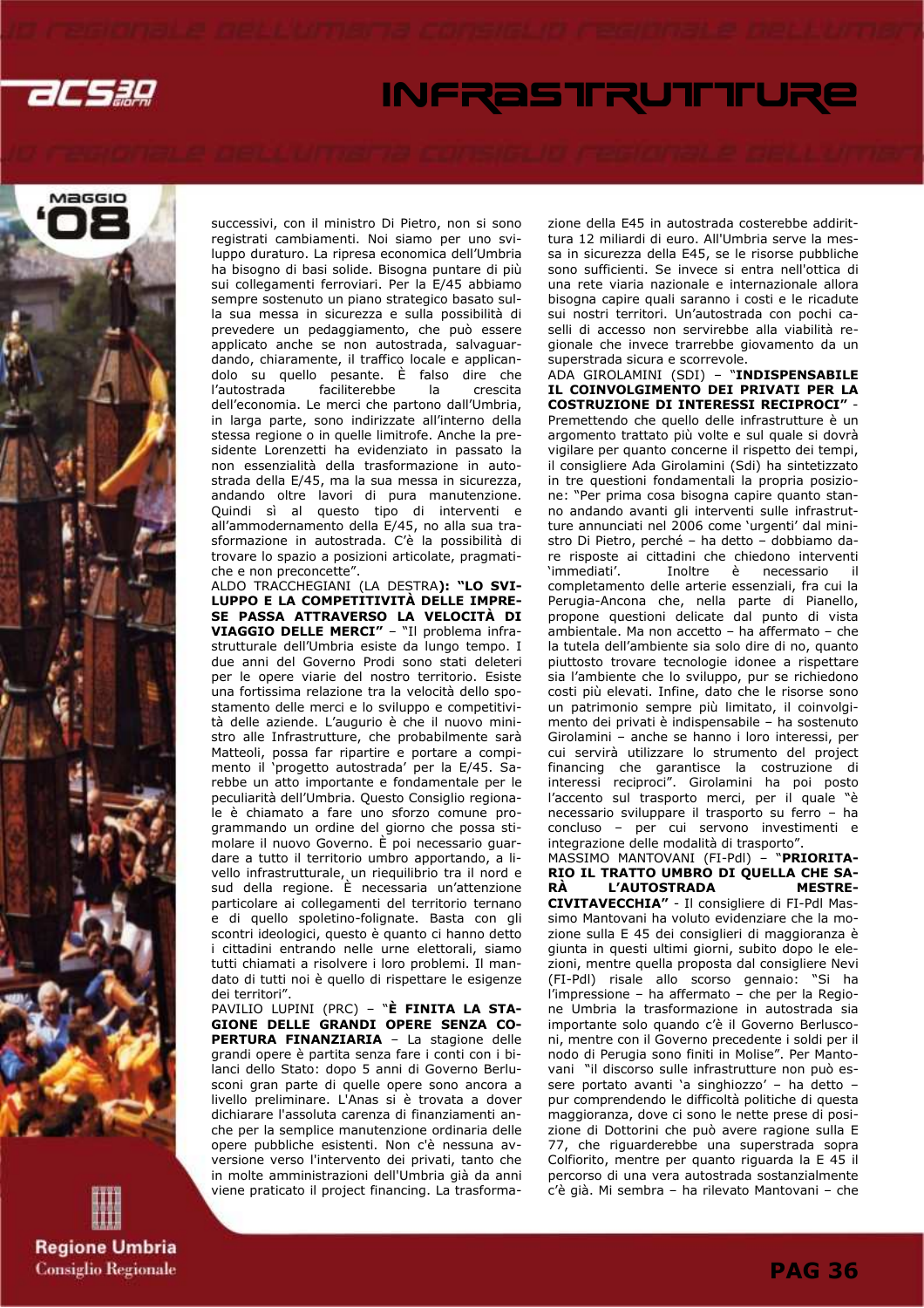successivi, con il ministro Di Pietro, non si sono registrati cambiamenti. Noi siamo per uno sviluppo duraturo. La ripresa economica dell'Umbria ha bisogno di basi solide. Bisogna puntare di più sui collegamenti ferroviari. Per la E/45 abbiamo sempre sostenuto un piano strategico basato sulla sua messa in sicurezza e sulla possibilità di prevedere un pedaggiamento, che può essere applicato anche se non autostrada, salvaguardando, chiaramente, il traffico locale e applicandolo su quello pesante. È falso dire che l'autostrada faciliterebbe la crescita dell'economia. Le merci che partono dall'Umbria, in larga parte, sono indirizzate all'interno della stessa regione o in quelle limitrofe. Anche la presidente Lorenzetti ha evidenziato in passato la non essenzialità della trasformazione in autostrada della E/45, ma la sua messa in sicurezza, andando oltre lavori di pura manutenzione. Quindi sì al questo tipo di interventi e all'ammodernamento della E/45, no alla sua trasformazione in autostrada. C'è la possibilità di trovare lo spazio a posizioni articolate, pragmatiche e non preconcette".

ALDO TRACCHEGIANI (LA DESTRA)**: "LO SVILUPPO E LA COMPETITIVITÀ DELLE IMPRESE PASSA ATTRAVERSO LA VELOCITÀ DI VIAGGIO DELLE MERCI"** – "Il problema infrastrutturale dell'Umbria esiste da lungo tempo. I due anni del Governo Prodi sono stati deleteri per le opere viarie del nostro territorio. Esiste una fortissima relazione tra la velocità dello spostamento delle merci e lo sviluppo e competitività delle aziende. L'augurio è che il nuovo ministro alle Infrastrutture, che probabilmente sarà Matteoli, possa far ripartire e portare a compimento il 'progetto autostrada' per la E/45. Sarebbe un atto importante e fondamentale per le peculiarità dell'Umbria. Questo Consiglio regionale è chiamato a fare uno sforzo comune programmando un ordine del giorno che possa stimolare il nuovo Governo. È poi necessario guardare a tutto il territorio umbro apportando, a livello infrastrutturale, un riequilibrio tra il nord e sud della regione. È necessaria un'attenzione particolare ai collegamenti del territorio ternano e di quello spoletino-folignate. Basta con gli scontri ideologici, questo è quanto ci hanno detto i cittadini entrando nelle urne elettorali, siamo tutti chiamati a risolvere i loro problemi. Il mandato di tutti noi è quello di rispettare le esigenze dei territori".

PAVILIO LUPINI (PRC) – "**È FINITA LA STAGIONE DELLE GRANDI OPERE SENZA COPERTURA FINANZIARIA** – La stagione delle grandi opere è partita senza fare i conti con i bilanci dello Stato: dopo 5 anni di Governo Berlusconi gran parte di quelle opere sono ancora a livello preliminare. L'Anas si è trovata a dover dichiarare l'assoluta carenza di finanziamenti anche per la semplice manutenzione ordinaria delle opere pubbliche esistenti. Non c'è nessuna avversione verso l'intervento dei privati, tanto che in molte amministrazioni dell'Umbria già da anni viene praticato il project financing. La trasformazione della E45 in autostrada costerebbe addirittura 12 miliardi di euro. All'Umbria serve la messa in sicurezza della E45, se le risorse pubbliche sono sufficienti. Se invece si entra nell'ottica di una rete viaria nazionale e internazionale allora bisogna capire quali saranno i costi e le ricadute sui nostri territori. Un'autostrada con pochi caselli di accesso non servirebbe alla viabilità regionale che invece trarrebbe giovamento da un superstrada sicura e scorrevole.

ADA GIROLAMINI (SDI) – "**INDISPENSABILE IL COINVOLGIMENTO DEI PRIVATI PER LA COSTRUZIONE DI INTERESSI RECIPROCI"** - Premettendo che quello delle infrastrutture è un argomento trattato più volte e sul quale si dovrà vigilare per quanto concerne il rispetto dei tempi, il consigliere Ada Girolamini (Sdi) ha sintetizzato in tre questioni fondamentali la propria posizione: "Per prima cosa bisogna capire quanto stanno andando avanti gli interventi sulle infrastrutture annunciati nel 2006 come 'urgenti' dal ministro Di Pietro, perché – ha detto – dobbiamo dare risposte ai cittadini che chiedono interventi 'immediati'. Inoltre è necessario il completamento delle arterie essenziali, fra cui la Perugia-Ancona che, nella parte di Pianello, propone questioni delicate dal punto di vista ambientale. Ma non accetto – ha affermato – che la tutela dell'ambiente sia solo dire di no, quanto piuttosto trovare tecnologie idonee a rispettare sia l'ambiente che lo sviluppo, pur se richiedono costi più elevati. Infine, dato che le risorse sono un patrimonio sempre più limitato, il coinvolgimento dei privati è indispensabile – ha sostenuto Girolamini – anche se hanno i loro interessi, per cui servirà utilizzare lo strumento del project financing che garantisce la costruzione di interessi reciproci". Girolamini ha poi posto l'accento sul trasporto merci, per il quale "è necessario sviluppare il trasporto su ferro – ha concluso – per cui servono investimenti e integrazione delle modalità di trasporto".

MASSIMO MANTOVANI (FI-PdL) – "**PRIORITARIO IL TRATTO UMBRO DI QUELLA CHE SARÀ L'AUTOSTRADA MESTRE-CIVITAVECCHIA"** - Il consigliere di FI-Pdl Massimo Mantovani ha voluto evidenziare che la mozione sulla E 45 dei consiglieri di maggioranza è giunta in questi ultimi giorni, subito dopo le elezioni, mentre quella proposta dal consigliere Nevi (FI-Pdl) risale allo scorso gennaio: "Si ha l'impressione – ha affermato – che per la Regione Umbria la trasformazione in autostrada sia importante solo quando c'è il Governo Berlusconi, mentre con il Governo precedente i soldi per il nodo di Perugia sono finiti in Molise". Per Mantovani "il discorso sulle infrastrutture non può essere portato avanti 'a singhiozzo' – ha detto – pur comprendendo le difficoltà politiche di questa maggioranza, dove ci sono le nette prese di posizione di Dottorini che può avere ragione sulla E 77, che riguarderebbe una superstrada sopra Colfiorito, mentre per quanto riguarda la E 45 il percorso di una vera autostrada sostanzialmente c'è già. Mi sembra – ha rilevato Mantovani – che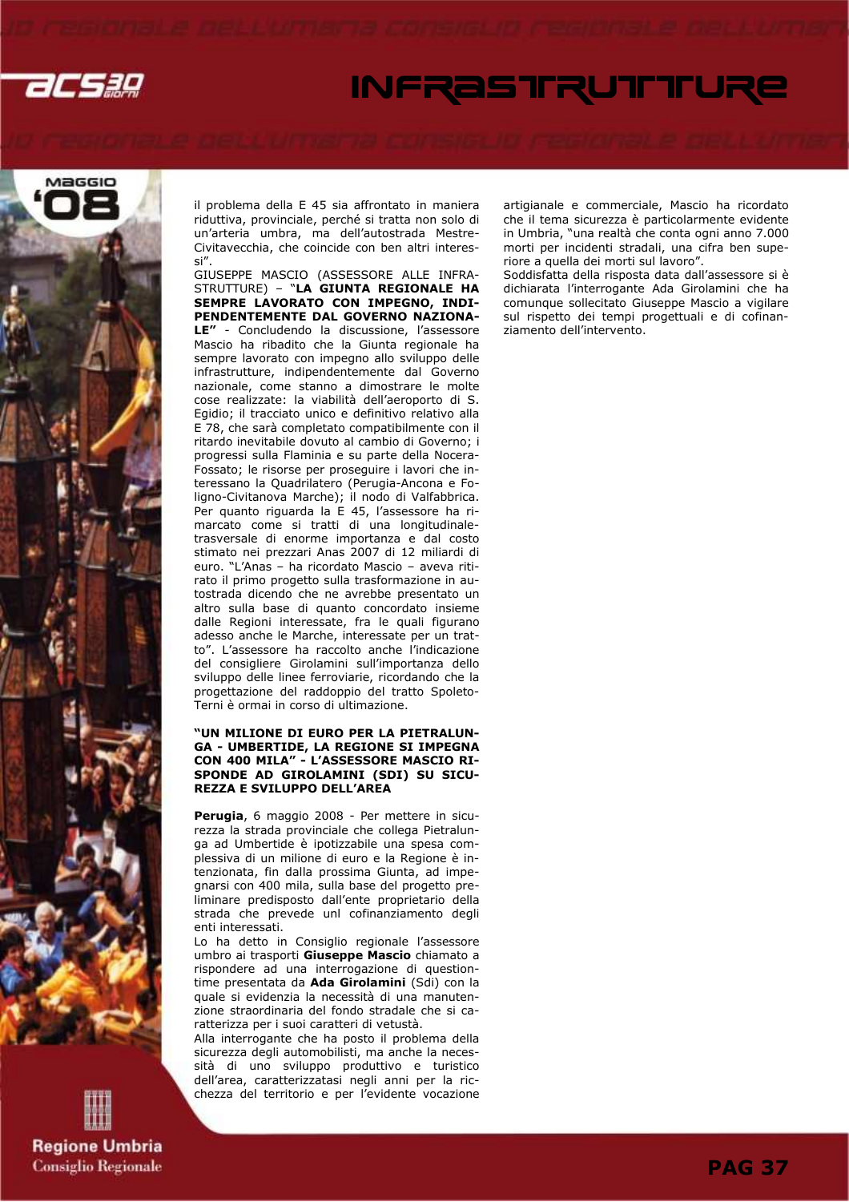il problema della E 45 sia affrontato in maniera riduttiva, provinciale, perché si tratta non solo di un'arteria umbra, ma dell'autostrada Mestre-Civitavecchia, che coincide con ben altri interessi".

GIUSEPPE MASCIO (ASSESSORE ALLE INFRASTRUTTURE) – **"LA GIUNTA REGIONALE HA SEMPRE LAVORATO CON IMPEGNO, INDIPENDENTEMENTE DAL GOVERNO NAZIONALE"** - Concludendo la discussione, l'assessore Mascio ha ribadito che la Giunta regionale ha sempre lavorato con impegno allo sviluppo delle infrastrutture, indipendentemente dal Governo nazionale, come stanno a dimostrare le molte cose realizzate: la viabilità dell'aeroporto di S. Egidio; il tracciato unico e definitivo relativo alla E 78, che sarà completato compatibilmente con il ritardo inevitabile dovuto al cambio di Governo; i progressi sulla Flaminia e su parte della Nocera-Fossato; le risorse per proseguire i lavori che interessano la Quadrilatero (Perugia-Ancona e Foligno-Civitanova Marche); il nodo di Valfabbrica. Per quanto riguarda la E 45, l'assessore ha rimarcato come si tratti di una longitudinale-trasversale di enorme importanza e dal costo stimato nei prezzari Anas 2007 di 12 miliardi di euro. "L'Anas – ha ricordato Mascio – aveva ritirato il primo progetto sulla trasformazione in autostrada dicendo che ne avrebbe presentato un altro sulla base di quanto concordato insieme dalle Regioni interessate, fra le quali figurano adesso anche le Marche, interessate per un tratto". L'assessore ha raccolto anche l'indicazione del consigliere Girolamini sull'importanza dello sviluppo delle linee ferroviarie, ricordando che la progettazione del raddoppio del tratto Spoleto-Terni è ormai in corso di ultimazione.

**"UN MILIONE DI EURO PER LA PIETRALUNGA - UMBERTIDE, LA REGIONE SI IMPEGNA CON 400 MILA" - L'ASSESSORE MASCIO RISPONDE AD GIROLAMINI (SDI) SU SICUREZZA E SVILUPPO DELL'AREA**

**Perugia**, 6 maggio 2008 - Per mettere in sicurezza la strada provinciale che collega Pietralunga ad Umbertide è ipotizzabile una spesa complessiva di un milione di euro e la Regione è intenzionata, fin dalla prossima Giunta, ad impegnarsi con 400 mila, sulla base del progetto preliminare predisposto dall'ente proprietario della strada che prevede unl cofinanziamento degli enti interessati.

Lo ha detto in Consiglio regionale l'assessore umbro ai trasporti **Giuseppe Mascio** chiamato a rispondere ad una interrogazione di question-time presentata da **Ada Girolamini** (Sdi) con la quale si evidenzia la necessità di una manutenzione straordinaria del fondo stradale che si caratterizza per i suoi caratteri di vetustà.

Alla interrogante che ha posto il problema della sicurezza degli automobilisti, ma anche la necessità di uno sviluppo produttivo e turistico dell'area, caratterizzatasi negli anni per la ricchezza del territorio e per l'evidente vocazione artigianale e commerciale, Mascio ha ricordato che il tema sicurezza è particolarmente evidente in Umbria, "una realtà che conta ogni anno 7.000 morti per incidenti stradali, una cifra ben superiore a quella dei morti sul lavoro".

Soddisfatta della risposta data dall'assessore si è dichiarata l'interrogante Ada Girolamini che ha comunque sollecitato Giuseppe Mascio a vigilare sul rispetto dei tempi progettuali e di cofinanziamento dell'intervento.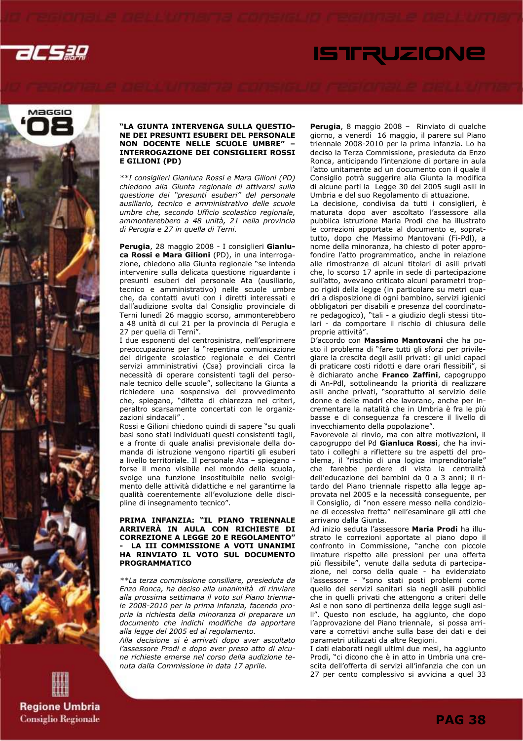## "LA GIUNTA INTERVENGA SULLA QUESTIONE DEI PRESUNTI ESUBERI DEL PERSONALE NON DOCENTE NELLE SCUOLE UMBRE" – INTERROGAZIONE DEI CONSIGLIERI ROSSI E GILIONI (PD)

*\*\*I consiglieri Gianluca Rossi e Mara Gilioni (PD) chiedono alla Giunta regionale di attivarsi sulla questione dei "presunti esuberi" del personale ausiliario, tecnico e amministrativo delle scuole umbre che, secondo Ufficio scolastico regionale, ammonterebbero a 48 unità, 21 nella provincia di Perugia e 27 in quella di Terni.*

**Perugia**, 28 maggio 2008 - I consiglieri **Gianluca Rossi e Mara Gilioni** (PD), in una interrogazione, chiedono alla Giunta regionale "se intenda intervenire sulla delicata questione riguardante i presunti esuberi del personale Ata (ausiliario, tecnico e amministrativo) nelle scuole umbre che, da contatti avuti con i diretti interessati e dall'audizione svolta dal Consiglio provinciale di Terni lunedì 26 maggio scorso, ammonterebbero a 48 unità di cui 21 per la provincia di Perugia e 27 per quella di Terni".

I due esponenti del centrosinistra, nell'esprimere preoccupazione per la "repentina comunicazione del dirigente scolastico regionale e dei Centri servizi amministrativi (Csa) provinciali circa la necessità di operare consistenti tagli del personale tecnico delle scuole", sollecitano la Giunta a richiedere una sospensiva del provvedimento che, spiegano, "difetta di chiarezza nei criteri, peraltro scarsamente concertati con le organizzazioni sindacali" .

Rossi e Gilioni chiedono quindi di sapere "su quali basi sono stati individuati questi consistenti tagli, e a fronte di quale analisi previsionale della domanda di istruzione vengono ripartiti gli esuberi a livello territoriale. Il personale Ata – spiegano - forse il meno visibile nel mondo della scuola, svolge una funzione insostituibile nello svolgimento delle attività didattiche e nel garantirne la qualità coerentemente all'evoluzione delle discipline di insegnamento tecnico".

## PRIMA INFANZIA: "IL PIANO TRIENNALE ARRIVERÀ IN AULA CON RICHIESTE DI CORREZIONE A LEGGE 20 E REGOLAMENTO" - LA III COMMISSIONE A VOTI UNANIMI HA RINVIATO IL VOTO SUL DOCUMENTO PROGRAMMATICO

*\*\*La terza commissione consiliare, presieduta da Enzo Ronca, ha deciso alla unanimità di rinviare alla prossima settimana il voto sul Piano triennale 2008-2010 per la prima infanzia, facendo propria la richiesta della minoranza di preparare un documento che indichi modifiche da apportare alla legge del 2005 ed al regolamento.*

*Alla decisione si è arrivati dopo aver ascoltato l'assessore Prodi e dopo aver preso atto di alcune richieste emerse nel corso della audizione tenuta dalla Commissione in data 17 aprile.*

**Perugia**, 8 maggio 2008 – Rinviato di qualche giorno, a venerdì 16 maggio, il parere sul Piano triennale 2008-2010 per la prima infanzia. Lo ha deciso la Terza Commissione, presieduta da Enzo Ronca, anticipando l'intenzione di portare in aula l'atto unitamente ad un documento con il quale il Consiglio potrà suggerire alla Giunta la modifica di alcune parti la Legge 30 del 2005 sugli asili in Umbria e del suo Regolamento di attuazione.

La decisione, condivisa da tutti i consiglieri, è maturata dopo aver ascoltato l'assessore alla pubblica istruzione Maria Prodi che ha illustrato le correzioni apportate al documento e, soprattutto, dopo che Massimo Mantovani (Fi-Pdl), a nome della minoranza, ha chiesto di poter approfondire l'atto programmatico, anche in relazione alle rimostranze di alcuni titolari di asili privati che, lo scorso 17 aprile in sede di partecipazione sull'atto, avevano criticato alcuni parametri troppo rigidi della legge (in particolare su metri quadri a disposizione di ogni bambino, servizi igienici obbligatori per disabili e presenza del coordinatore pedagogico), "tali - a giudizio degli stessi titolari - da comportare il rischio di chiusura delle proprie attività".

D'accordo con **Massimo Mantovani** che ha posto il problema di "fare tutti gli sforzi per privilegiare la crescita degli asili privati: gli unici capaci di praticare costi ridotti e dare orari flessibili", si è dichiarato anche **Franco Zaffini**, capogruppo di An-Pdl, sottolineando la priorità di realizzare asili anche privati, "soprattutto al servizio delle donne e delle madri che lavorano, anche per incrementare la natalità che in Umbria è fra le più basse e di conseguenza fa crescere il livello di invecchiamento della popolazione".

Favorevole al rinvio, ma con altre motivazioni, il capogruppo del Pd **Gianluca Rossi**, che ha invitato i colleghi a riflettere su tre aspetti del problema, il "rischio di una logica imprenditoriale" che farebbe perdere di vista la centralità dell'educazione dei bambini da 0 a 3 anni; il ritardo del Piano triennale rispetto alla legge approvata nel 2005 e la necessità conseguente, per il Consiglio, di "non essere messo nella condizione di eccessiva fretta" nell'esaminare gli atti che arrivano dalla Giunta.

Ad inizio seduta l'assessore **Maria Prodi** ha illustrato le correzioni apportate al piano dopo il confronto in Commissione, "anche con piccole limature rispetto alle pressioni per una offerta più flessibile", venute dalla seduta di partecipazione, nel corso della quale - ha evidenziato l'assessore - "sono stati posti problemi come quello dei servizi sanitari sia negli asili pubblici che in quelli privati che attengono a criteri delle Asl e non sono di pertinenza della legge sugli asili". Questo non esclude, ha aggiunto, che dopo l'approvazione del Piano triennale, si possa arrivare a correttivi anche sulla base dei dati e dei parametri utilizzati da altre Regioni.

I dati elaborati negli ultimi due mesi, ha aggiunto Prodi, "ci dicono che è in atto in Umbria una crescita dell'offerta di servizi all'infanzia che con un 27 per cento complessivo si avvicina a quel 33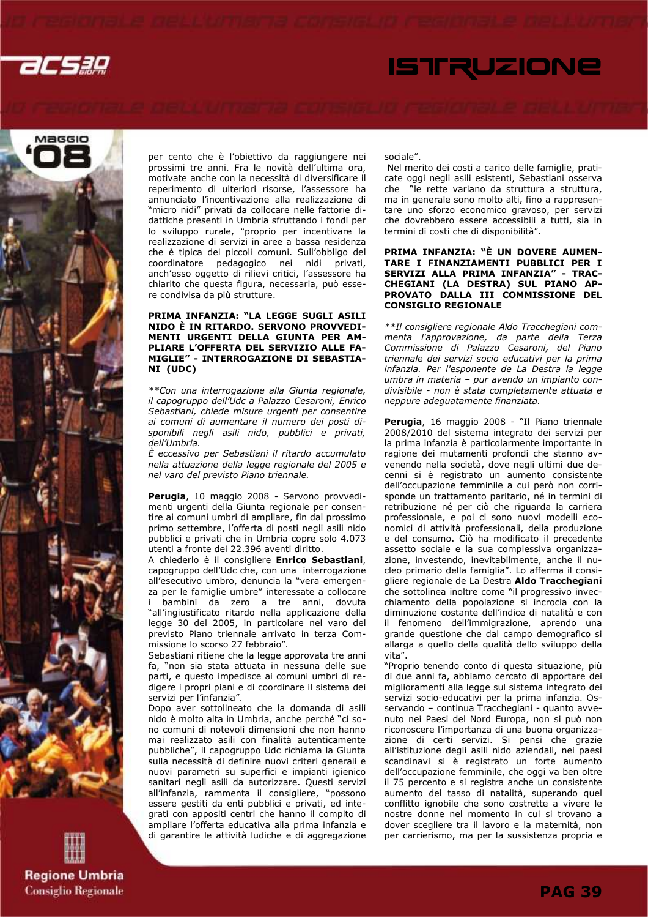per cento che è l'obiettivo da raggiungere nei prossimi tre anni. Fra le novità dell'ultima ora, motivate anche con la necessità di diversificare il reperimento di ulteriori risorse, l'assessore ha annunciato l'incentivazione alla realizzazione di "micro nidi" privati da collocare nelle fattorie didattiche presenti in Umbria sfruttando i fondi per lo sviluppo rurale, "proprio per incentivare la realizzazione di servizi in aree a bassa residenza che è tipica dei piccoli comuni. Sull'obbligo del coordinatore pedagogico nei nidi privati, anch'esso oggetto di rilievi critici, l'assessore ha chiarito che questa figura, necessaria, può essere condivisa da più strutture.

### PRIMA INFANZIA: "LA LEGGE SUGLI ASILI NIDO È IN RITARDO. SERVONO PROVVEDIMENTI URGENTI DELLA GIUNTA PER AMPLIARE L'OFFERTA DEL SERVIZIO ALLE FAMIGLIE" - INTERROGAZIONE DI SEBASTIANI (UDC)

*\*\*Con una interrogazione alla Giunta regionale, il capogruppo dell'Udc a Palazzo Cesaroni, Enrico Sebastiani, chiede misure urgenti per consentire ai comuni di aumentare il numero dei posti disponibili negli asili nido, pubblici e privati, dell'Umbria.*
*È eccessivo per Sebastiani il ritardo accumulato nella attuazione della legge regionale del 2005 e nel varo del previsto Piano triennale.*

**Perugia**, 10 maggio 2008 - Servono provvedimenti urgenti della Giunta regionale per consentire ai comuni di ampliare, fin dal prossimo primo settembre, l'offerta di posti negli asili nido pubblici e privati che in Umbria copre solo 4.073 utenti a fronte dei 22.396 aventi diritto.
A chiederlo è il consigliere **Enrico Sebastiani**, capogruppo dell'Udc che, con una interrogazione all'esecutivo umbro, denuncia la "vera emergenza per le famiglie umbre" interessate a collocare i bambini da zero a tre anni, dovuta "all'ingiustificato ritardo nella applicazione della legge 30 del 2005, in particolare nel varo del previsto Piano triennale arrivato in terza Commissione lo scorso 27 febbraio".
Sebastiani ritiene che la legge approvata tre anni fa, "non sia stata attuata in nessuna delle sue parti, e questo impedisce ai comuni umbri di redigere i propri piani e di coordinare il sistema dei servizi per l'infanzia".
Dopo aver sottolineato che la domanda di asili nido è molto alta in Umbria, anche perché "ci sono comuni di notevoli dimensioni che non hanno mai realizzato asili con finalità autenticamente pubbliche", il capogruppo Udc richiama la Giunta sulla necessità di definire nuovi criteri generali e nuovi parametri su superfici e impianti igienico sanitari negli asili da autorizzare. Questi servizi all'infanzia, rammenta il consigliere, "possono essere gestiti da enti pubblici e privati, ed integrati con appositi centri che hanno il compito di ampliare l'offerta educativa alla prima infanzia e di garantire le attività ludiche e di aggregazione sociale".
Nel merito dei costi a carico delle famiglie, praticate oggi negli asili esistenti, Sebastiani osserva che "le rette variano da struttura a struttura, ma in generale sono molto alti, fino a rappresentare uno sforzo economico gravoso, per servizi che dovrebbero essere accessibili a tutti, sia in termini di costi che di disponibilità".

### PRIMA INFANZIA: "È UN DOVERE AUMENTARE I FINANZIAMENTI PUBBLICI PER I SERVIZI ALLA PRIMA INFANZIA" - TRACCHEGIANI (LA DESTRA) SUL PIANO APPROVATO DALLA III COMMISSIONE DEL CONSIGLIO REGIONALE

*\*\*Il consigliere regionale Aldo Tracchegiani commenta l'approvazione, da parte della Terza Commissione di Palazzo Cesaroni, del Piano triennale dei servizi socio educativi per la prima infanzia. Per l'esponente de La Destra la legge umbra in materia – pur avendo un impianto condivisibile - non è stata completamente attuata e neppure adeguatamente finanziata.*

**Perugia**, 16 maggio 2008 - "Il Piano triennale 2008/2010 del sistema integrato dei servizi per la prima infanzia è particolarmente importante in ragione dei mutamenti profondi che stanno avvenendo nella società, dove negli ultimi due decenni si è registrato un aumento consistente dell'occupazione femminile a cui però non corrisponde un trattamento paritario, né in termini di retribuzione né per ciò che riguarda la carriera professionale, e poi ci sono nuovi modelli economici di attività professionali, della produzione e del consumo. Ciò ha modificato il precedente assetto sociale e la sua complessiva organizzazione, investendo, inevitabilmente, anche il nucleo primario della famiglia". Lo afferma il consigliere regionale de La Destra **Aldo Tracchegiani** che sottolinea inoltre come "il progressivo invecchiamento della popolazione si incrocia con la diminuzione costante dell'indice di natalità e con il fenomeno dell'immigrazione, aprendo una grande questione che dal campo demografico si allarga a quello della qualità dello sviluppo della vita".
"Proprio tenendo conto di questa situazione, più di due anni fa, abbiamo cercato di apportare dei miglioramenti alla legge sul sistema integrato dei servizi socio-educativi per la prima infanzia. Osservando – continua Tracchegiani - quanto avvenuto nei Paesi del Nord Europa, non si può non riconoscere l'importanza di una buona organizzazione di certi servizi. Si pensi che grazie all'istituzione degli asili nido aziendali, nei paesi scandinavi si è registrato un forte aumento dell'occupazione femminile, che oggi va ben oltre il 75 percento e si registra anche un consistente aumento del tasso di natalità, superando quel conflitto ignobile che sono costrette a vivere le nostre donne nel momento in cui si trovano a dover scegliere tra il lavoro e la maternità, non per carrierismo, ma per la sussistenza propria e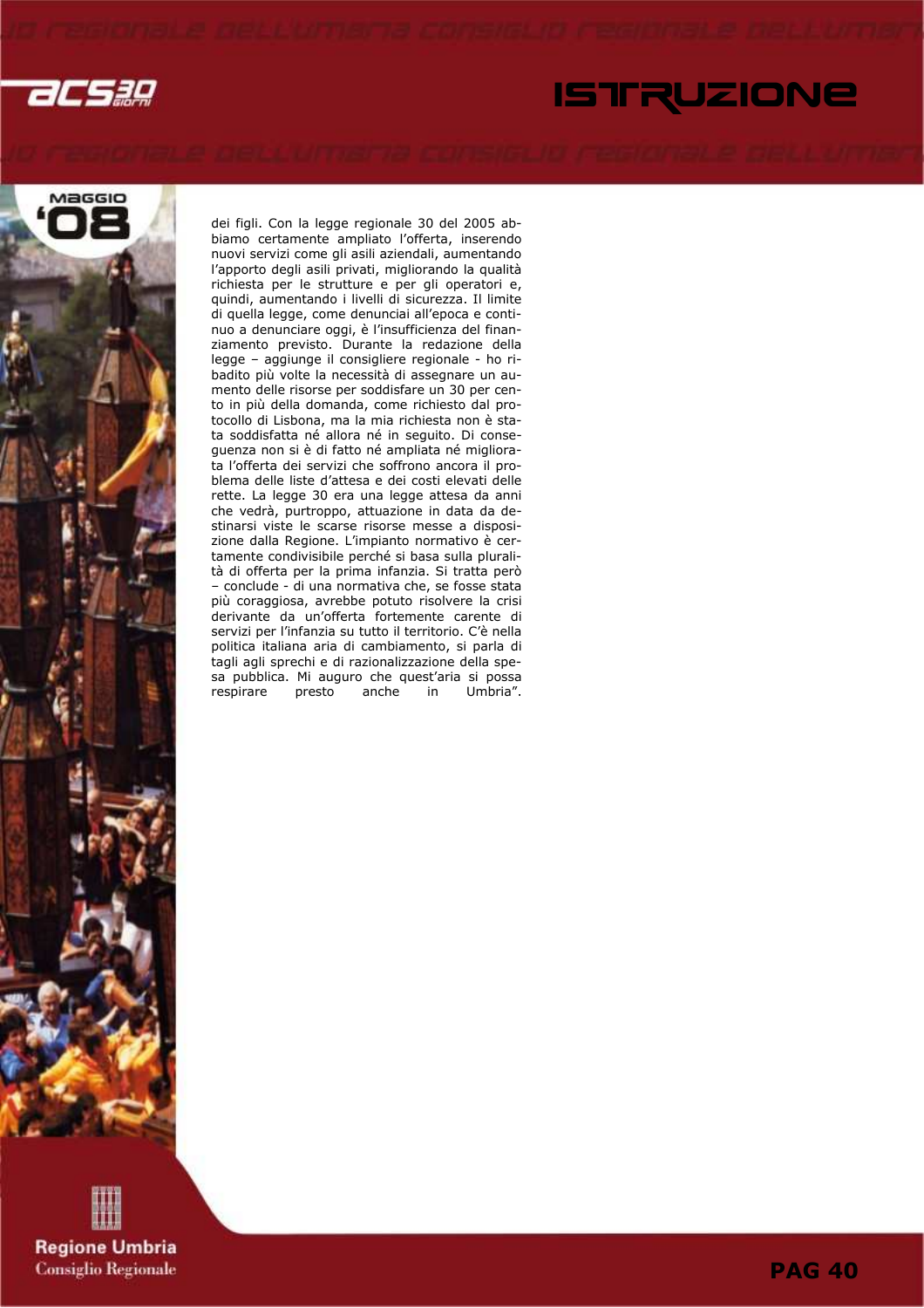dei figli. Con la legge regionale 30 del 2005 abbiamo certamente ampliato l'offerta, inserendo nuovi servizi come gli asili aziendali, aumentando l'apporto degli asili privati, migliorando la qualità richiesta per le strutture e per gli operatori e, quindi, aumentando i livelli di sicurezza. Il limite di quella legge, come denunciai all'epoca e continuo a denunciare oggi, è l'insufficienza del finanziamento previsto. Durante la redazione della legge – aggiunge il consigliere regionale - ho ribadito più volte la necessità di assegnare un aumento delle risorse per soddisfare un 30 per cento in più della domanda, come richiesto dal protocollo di Lisbona, ma la mia richiesta non è stata soddisfatta né allora né in seguito. Di conseguenza non si è di fatto né ampliata né migliorata l'offerta dei servizi che soffrono ancora il problema delle liste d'attesa e dei costi elevati delle rette. La legge 30 era una legge attesa da anni che vedrà, purtroppo, attuazione in data da destinarsi viste le scarse risorse messe a disposizione dalla Regione. L'impianto normativo è certamente condivisibile perché si basa sulla pluralità di offerta per la prima infanzia. Si tratta però – conclude - di una normativa che, se fosse stata più coraggiosa, avrebbe potuto risolvere la crisi derivante da un'offerta fortemente carente di servizi per l'infanzia su tutto il territorio. C'è nella politica italiana aria di cambiamento, si parla di tagli agli sprechi e di razionalizzazione della spesa pubblica. Mi auguro che quest'aria si possa respirare presto anche in Umbria".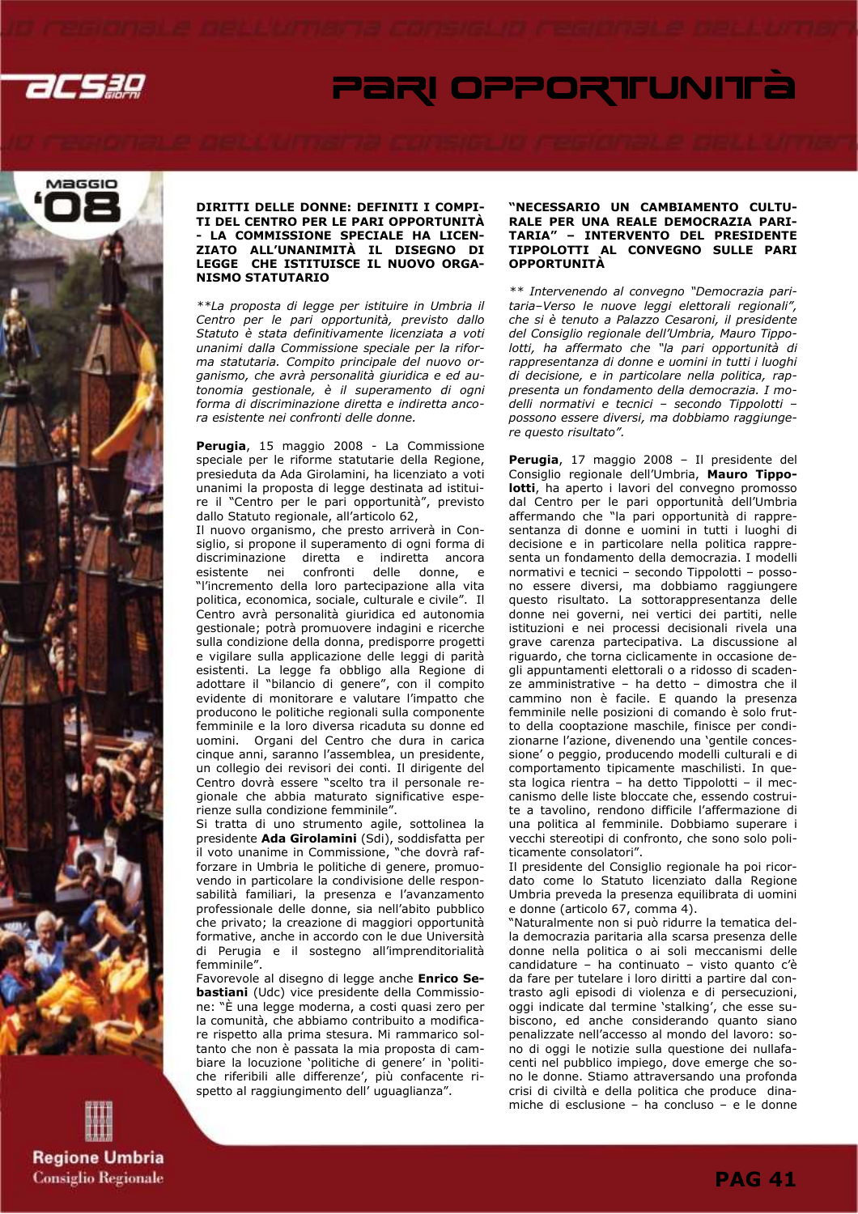## DIRITTI DELLE DONNE: DEFINITI I COMPITI DEL CENTRO PER LE PARI OPPORTUNITÀ - LA COMMISSIONE SPECIALE HA LICENZIATO ALL'UNANIMITÀ IL DISEGNO DI LEGGE CHE ISTITUISCE IL NUOVO ORGANISMO STATUTARIO

*\*\*La proposta di legge per istituire in Umbria il Centro per le pari opportunità, previsto dallo Statuto è stata definitivamente licenziata a voti unanimi dalla Commissione speciale per la riforma statutaria. Compito principale del nuovo organismo, che avrà personalità giuridica e ed autonomia gestionale, è il superamento di ogni forma di discriminazione diretta e indiretta ancora esistente nei confronti delle donne.*

**Perugia**, 15 maggio 2008 - La Commissione speciale per le riforme statutarie della Regione, presieduta da Ada Girolamini, ha licenziato a voti unanimi la proposta di legge destinata ad istituire il "Centro per le pari opportunità", previsto dallo Statuto regionale, all'articolo 62,

Il nuovo organismo, che presto arriverà in Consiglio, si propone il superamento di ogni forma di discriminazione diretta e indiretta ancora esistente nei confronti delle donne, e "l'incremento della loro partecipazione alla vita politica, economica, sociale, culturale e civile". Il Centro avrà personalità giuridica ed autonomia gestionale; potrà promuovere indagini e ricerche sulla condizione della donna, predisporre progetti e vigilare sulla applicazione delle leggi di parità esistenti. La legge fa obbligo alla Regione di adottare il "bilancio di genere", con il compito evidente di monitorare e valutare l'impatto che producono le politiche regionali sulla componente femminile e la loro diversa ricaduta su donne ed uomini. Organi del Centro che dura in carica cinque anni, saranno l'assemblea, un presidente, un collegio dei revisori dei conti. Il dirigente del Centro dovrà essere "scelto tra il personale regionale che abbia maturato significative esperienze sulla condizione femminile".

Si tratta di uno strumento agile, sottolinea la presidente **Ada Girolamini** (Sdi), soddisfatta per il voto unanime in Commissione, "che dovrà rafforzare in Umbria le politiche di genere, promuovendo in particolare la condivisione delle responsabilità familiari, la presenza e l'avanzamento professionale delle donne, sia nell'abito pubblico che privato; la creazione di maggiori opportunità formative, anche in accordo con le due Università di Perugia e il sostegno all'imprenditorialità femminile".

Favorevole al disegno di legge anche **Enrico Sebastiani** (Udc) vice presidente della Commissione: "È una legge moderna, a costi quasi zero per la comunità, che abbiamo contribuito a modificare rispetto alla prima stesura. Mi rammarico soltanto che non è passata la mia proposta di cambiare la locuzione 'politiche di genere' in 'politiche riferibili alle differenze', più confacente rispetto al raggiungimento dell' uguaglianza".

## "NECESSARIO UN CAMBIAMENTO CULTURALE PER UNA REALE DEMOCRAZIA PARITARIA" – INTERVENTO DEL PRESIDENTE TIPPOLOTTI AL CONVEGNO SULLE PARI OPPORTUNITÀ

*\*\* Intervenendo al convegno "Democrazia paritaria–Verso le nuove leggi elettorali regionali", che si è tenuto a Palazzo Cesaroni, il presidente del Consiglio regionale dell'Umbria, Mauro Tippolotti, ha affermato che "la pari opportunità di rappresentanza di donne e uomini in tutti i luoghi di decisione, e in particolare nella politica, rappresenta un fondamento della democrazia. I modelli normativi e tecnici – secondo Tippolotti – possono essere diversi, ma dobbiamo raggiungere questo risultato".*

**Perugia**, 17 maggio 2008 – Il presidente del Consiglio regionale dell'Umbria, **Mauro Tippolotti**, ha aperto i lavori del convegno promosso dal Centro per le pari opportunità dell'Umbria affermando che "la pari opportunità di rappresentanza di donne e uomini in tutti i luoghi di decisione e in particolare nella politica rappresenta un fondamento della democrazia. I modelli normativi e tecnici – secondo Tippolotti – possono essere diversi, ma dobbiamo raggiungere questo risultato. La sottorappresentanza delle donne nei governi, nei vertici dei partiti, nelle istituzioni e nei processi decisionali rivela una grave carenza partecipativa. La discussione al riguardo, che torna ciclicamente in occasione degli appuntamenti elettorali o a ridosso di scadenze amministrative – ha detto – dimostra che il cammino non è facile. E quando la presenza femminile nelle posizioni di comando è solo frutto della cooptazione maschile, finisce per condizionarne l'azione, divenendo una 'gentile concessione' o peggio, producendo modelli culturali e di comportamento tipicamente maschilisti. In questa logica rientra – ha detto – Tippolotti – il meccanismo delle liste bloccate che, essendo costruite a tavolino, rendono difficile l'affermazione di una politica al femminile. Dobbiamo superare i vecchi stereotipi di confronto, che sono solo politicamente consolatori".

Il presidente del Consiglio regionale ha poi ricordato come lo Statuto licenziato dalla Regione Umbria preveda la presenza equilibrata di uomini e donne (articolo 67, comma 4).

"Naturalmente non si può ridurre la tematica della democrazia paritaria alla scarsa presenza delle donne nella politica o ai soli meccanismi delle candidature – ha continuato – visto quanto c'è da fare per tutelare i loro diritti a partire dal contrasto agli episodi di violenza e di persecuzioni, oggi indicate dal termine 'stalking', che esse subiscono, ed anche considerando quanto siano penalizzate nell'accesso al mondo del lavoro: sono di oggi le notizie sulla questione dei nullafacenti nel pubblico impiego, dove emerge che sono le donne. Stiamo attraversando una profonda crisi di civiltà e della politica che produce dinamiche di esclusione – ha concluso – e le donne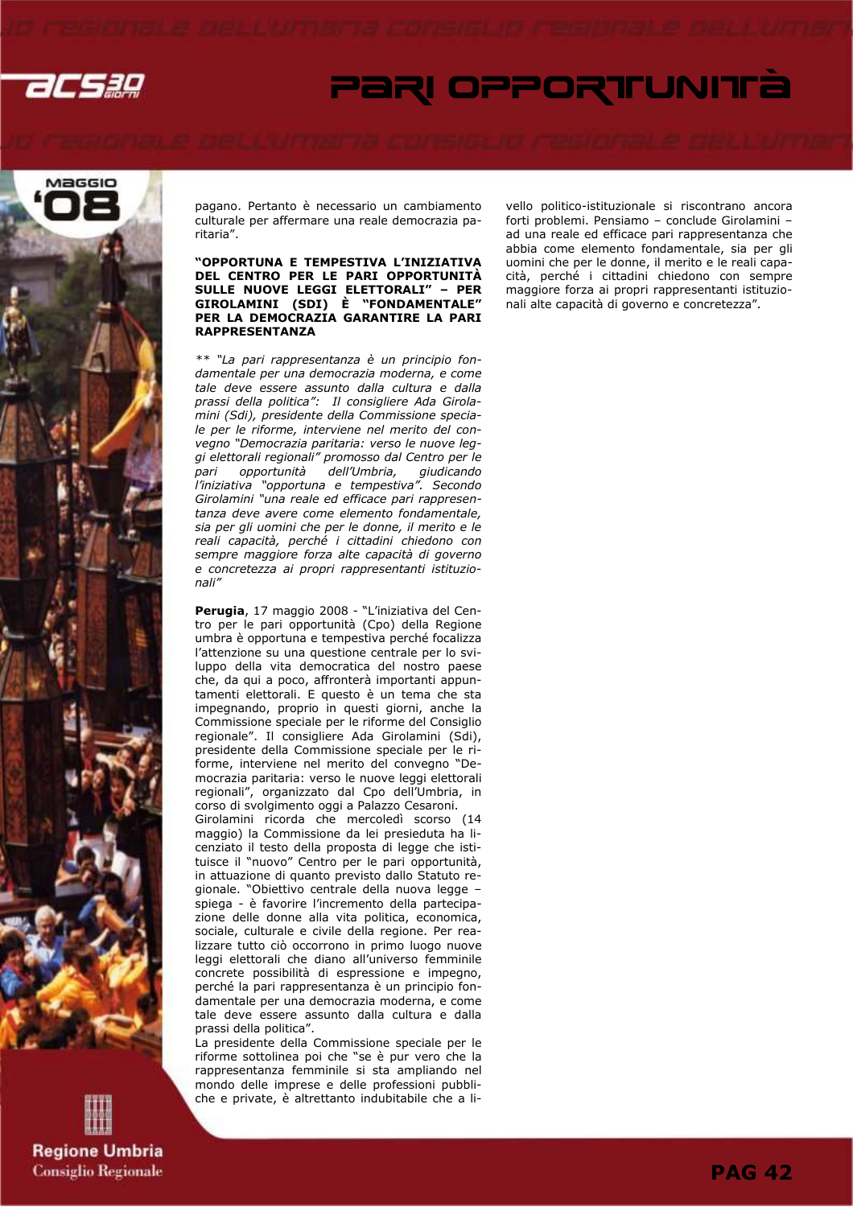pagano. Pertanto è necessario un cambiamento culturale per affermare una reale democrazia paritaria".

**"OPPORTUNA E TEMPESTIVA L'INIZIATIVA DEL CENTRO PER LE PARI OPPORTUNITÀ SULLE NUOVE LEGGI ELETTORALI" – PER GIROLAMINI (SDI) È "FONDAMENTALE" PER LA DEMOCRAZIA GARANTIRE LA PARI RAPPRESENTANZA**

*** "La pari rappresentanza è un principio fondamentale per una democrazia moderna, e come tale deve essere assunto dalla cultura e dalla prassi della politica": Il consigliere Ada Girolamini (Sdi), presidente della Commissione speciale per le riforme, interviene nel merito del convegno "Democrazia paritaria: verso le nuove leggi elettorali regionali" promosso dal Centro per le pari opportunità dell'Umbria, giudicando l'iniziativa "opportuna e tempestiva". Secondo Girolamini "una reale ed efficace pari rappresentanza deve avere come elemento fondamentale, sia per gli uomini che per le donne, il merito e le reali capacità, perché i cittadini chiedono con sempre maggiore forza alte capacità di governo e concretezza ai propri rappresentanti istituzionali"*

**Perugia**, 17 maggio 2008 - "L'iniziativa del Centro per le pari opportunità (Cpo) della Regione umbra è opportuna e tempestiva perché focalizza l'attenzione su una questione centrale per lo sviluppo della vita democratica del nostro paese che, da qui a poco, affronterà importanti appuntamenti elettorali. E questo è un tema che sta impegnando, proprio in questi giorni, anche la Commissione speciale per le riforme del Consiglio regionale". Il consigliere Ada Girolamini (Sdi), presidente della Commissione speciale per le riforme, interviene nel merito del convegno "Democrazia paritaria: verso le nuove leggi elettorali regionali", organizzato dal Cpo dell'Umbria, in corso di svolgimento oggi a Palazzo Cesaroni.
Girolamini ricorda che mercoledì scorso (14 maggio) la Commissione da lei presieduta ha licenziato il testo della proposta di legge che istituisce il "nuovo" Centro per le pari opportunità, in attuazione di quanto previsto dallo Statuto regionale. "Obiettivo centrale della nuova legge – spiega - è favorire l'incremento della partecipazione delle donne alla vita politica, economica, sociale, culturale e civile della regione. Per realizzare tutto ciò occorrono in primo luogo nuove leggi elettorali che diano all'universo femminile concrete possibilità di espressione e impegno, perché la pari rappresentanza è un principio fondamentale per una democrazia moderna, e come tale deve essere assunto dalla cultura e dalla prassi della politica".
La presidente della Commissione speciale per le riforme sottolinea poi che "se è pur vero che la rappresentanza femminile si sta ampliando nel mondo delle imprese e delle professioni pubbliche e private, è altrettanto indubitabile che a livello politico-istituzionale si riscontrano ancora forti problemi. Pensiamo – conclude Girolamini – ad una reale ed efficace pari rappresentanza che abbia come elemento fondamentale, sia per gli uomini che per le donne, il merito e le reali capacità, perché i cittadini chiedono con sempre maggiore forza ai propri rappresentanti istituzionali alte capacità di governo e concretezza".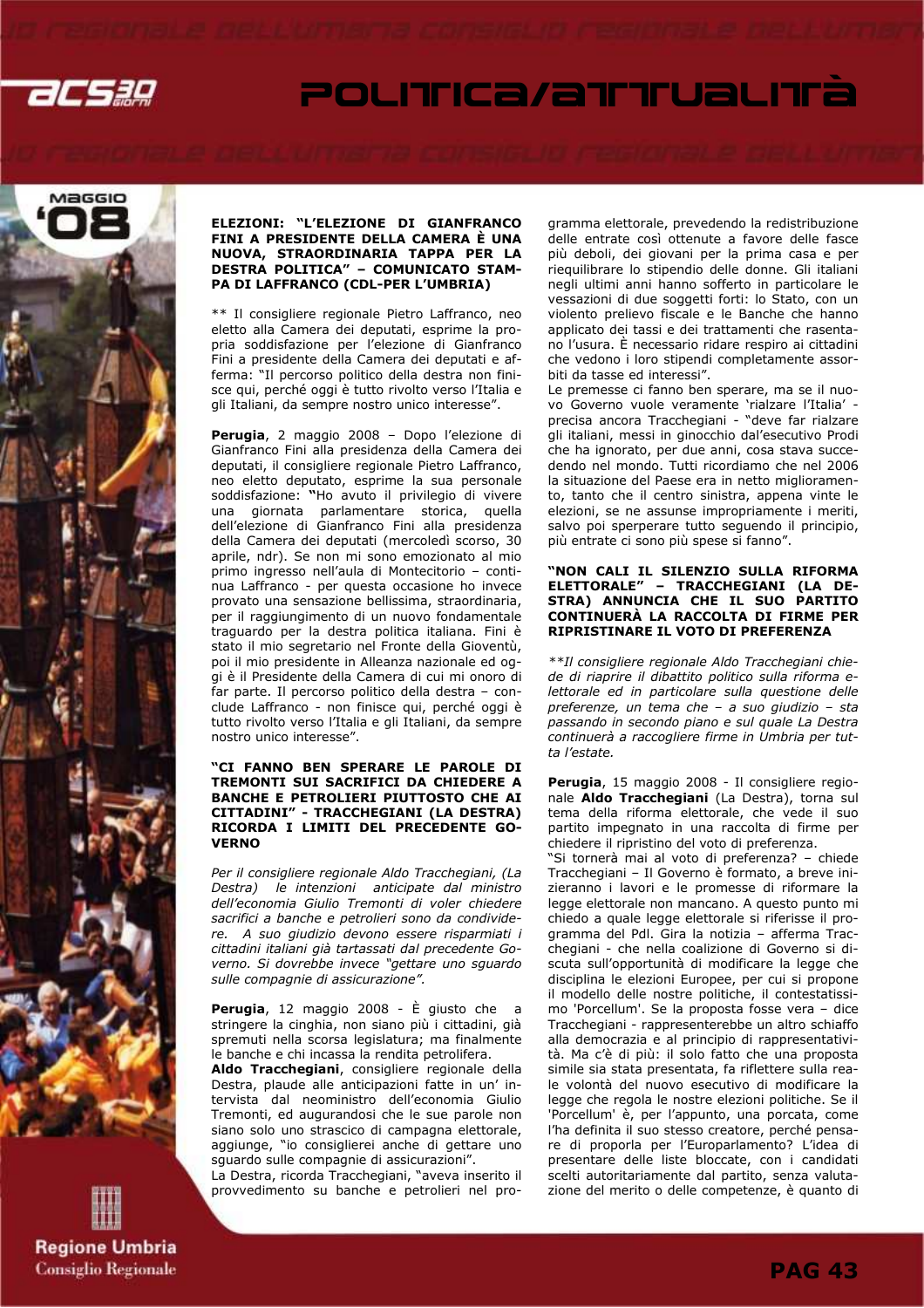### ELEZIONI: "L'ELEZIONE DI GIANFRANCO FINI A PRESIDENTE DELLA CAMERA È UNA NUOVA, STRAORDINARIA TAPPA PER LA DESTRA POLITICA" – COMUNICATO STAMPA DI LAFFRANCO (CDL-PER L'UMBRIA)

** Il consigliere regionale Pietro Laffranco, neo eletto alla Camera dei deputati, esprime la propria soddisfazione per l'elezione di Gianfranco Fini a presidente della Camera dei deputati e afferma: "Il percorso politico della destra non finisce qui, perché oggi è tutto rivolto verso l'Italia e gli Italiani, da sempre nostro unico interesse".

**Perugia**, 2 maggio 2008 – Dopo l'elezione di Gianfranco Fini alla presidenza della Camera dei deputati, il consigliere regionale Pietro Laffranco, neo eletto deputato, esprime la sua personale soddisfazione: **"**Ho avuto il privilegio di vivere una giornata parlamentare storica, quella dell'elezione di Gianfranco Fini alla presidenza della Camera dei deputati (mercoledì scorso, 30 aprile, ndr). Se non mi sono emozionato al mio primo ingresso nell'aula di Montecitorio – continua Laffranco - per questa occasione ho invece provato una sensazione bellissima, straordinaria, per il raggiungimento di un nuovo fondamentale traguardo per la destra politica italiana. Fini è stato il mio segretario nel Fronte della Gioventù, poi il mio presidente in Alleanza nazionale ed oggi è il Presidente della Camera di cui mi onoro di far parte. Il percorso politico della destra – conclude Laffranco - non finisce qui, perché oggi è tutto rivolto verso l'Italia e gli Italiani, da sempre nostro unico interesse".

### "CI FANNO BEN SPERARE LE PAROLE DI TREMONTI SUI SACRIFICI DA CHIEDERE A BANCHE E PETROLIERI PIUTTOSTO CHE AI CITTADINI" - TRACCHEGIANI (LA DESTRA) RICORDA I LIMITI DEL PRECEDENTE GOVERNO

*Per il consigliere regionale Aldo Tracchegiani, (La Destra) le intenzioni anticipate dal ministro dell'economia Giulio Tremonti di voler chiedere sacrifici a banche e petrolieri sono da condividere. A suo giudizio devono essere risparmiati i cittadini italiani già tartassati dal precedente Governo. Si dovrebbe invece "gettare uno sguardo sulle compagnie di assicurazione".*

**Perugia**, 12 maggio 2008 - È giusto che a stringere la cinghia, non siano più i cittadini, già spremuti nella scorsa legislatura; ma finalmente le banche e chi incassa la rendita petrolifera.
**Aldo Tracchegiani**, consigliere regionale della Destra, plaude alle anticipazioni fatte in un' intervista dal neoministro dell'economia Giulio Tremonti, ed augurandosi che le sue parole non siano solo uno strascico di campagna elettorale, aggiunge, "io consiglierei anche di gettare uno sguardo sulle compagnie di assicurazioni".
La Destra, ricorda Tracchegiani, "aveva inserito il provvedimento su banche e petrolieri nel programma elettorale, prevedendo la redistribuzione delle entrate così ottenute a favore delle fasce più deboli, dei giovani per la prima casa e per riequilibrare lo stipendio delle donne. Gli italiani negli ultimi anni hanno sofferto in particolare le vessazioni di due soggetti forti: lo Stato, con un violento prelievo fiscale e le Banche che hanno applicato dei tassi e dei trattamenti che rasentano l'usura. È necessario ridare respiro ai cittadini che vedono i loro stipendi completamente assorbiti da tasse ed interessi".
Le premesse ci fanno ben sperare, ma se il nuovo Governo vuole veramente 'rialzare l'Italia' - precisa ancora Tracchegiani - "deve far rialzare gli italiani, messi in ginocchio dal'esecutivo Prodi che ha ignorato, per due anni, cosa stava succedendo nel mondo. Tutti ricordiamo che nel 2006 la situazione del Paese era in netto miglioramento, tanto che il centro sinistra, appena vinte le elezioni, se ne assunse impropriamente i meriti, salvo poi sperperare tutto seguendo il principio, più entrate ci sono più spese si fanno".

### "NON CALI IL SILENZIO SULLA RIFORMA ELETTORALE" – TRACCHEGIANI (LA DESTRA) ANNUNCIA CHE IL SUO PARTITO CONTINUERÀ LA RACCOLTA DI FIRME PER RIPRISTINARE IL VOTO DI PREFERENZA

***Il consigliere regionale Aldo Tracchegiani chiede di riaprire il dibattito politico sulla riforma elettorale ed in particolare sulla questione delle preferenze, un tema che – a suo giudizio – sta passando in secondo piano e sul quale La Destra continuerà a raccogliere firme in Umbria per tutta l'estate.*

**Perugia**, 15 maggio 2008 - Il consigliere regionale **Aldo Tracchegiani** (La Destra), torna sul tema della riforma elettorale, che vede il suo partito impegnato in una raccolta di firme per chiedere il ripristino del voto di preferenza.
"Si tornerà mai al voto di preferenza? – chiede Tracchegiani – Il Governo è formato, a breve inizieranno i lavori e le promesse di riformare la legge elettorale non mancano. A questo punto mi chiedo a quale legge elettorale si riferisse il programma del Pdl. Gira la notizia – afferma Tracchegiani - che nella coalizione di Governo si discuta sull'opportunità di modificare la legge che disciplina le elezioni Europee, per cui si propone il modello delle nostre politiche, il contestatissimo 'Porcellum'. Se la proposta fosse vera – dice Tracchegiani - rappresenterebbe un altro schiaffo alla democrazia e al principio di rappresentatività. Ma c'è di più: il solo fatto che una proposta simile sia stata presentata, fa riflettere sulla reale volontà del nuovo esecutivo di modificare la legge che regola le nostre elezioni politiche. Se il 'Porcellum' è, per l'appunto, una porcata, come l'ha definita il suo stesso creatore, perché pensare di proporla per l'Europarlamento? L'idea di presentare delle liste bloccate, con i candidati scelti autoritariamente dal partito, senza valutazione del merito o delle competenze, è quanto di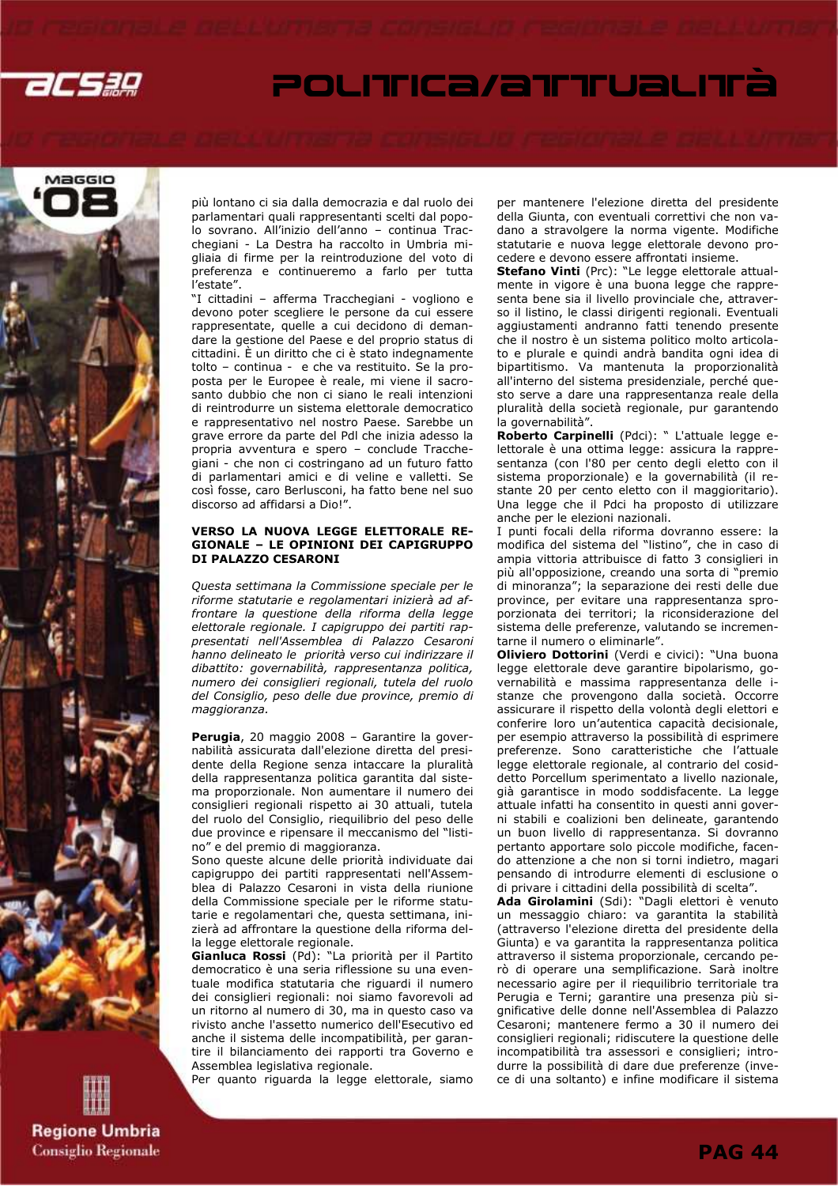più lontano ci sia dalla democrazia e dal ruolo dei parlamentari quali rappresentanti scelti dal popolo sovrano. All'inizio dell'anno – continua Tracchegiani - La Destra ha raccolto in Umbria migliaia di firme per la reintroduzione del voto di preferenza e continueremo a farlo per tutta l'estate".

"I cittadini – afferma Tracchegiani - vogliono e devono poter scegliere le persone da cui essere rappresentate, quelle a cui decidono di demandare la gestione del Paese e del proprio status di cittadini. È un diritto che ci è stato indegnamente tolto – continua - e che va restituito. Se la proposta per le Europee è reale, mi viene il sacrosanto dubbio che non ci siano le reali intenzioni di reintrodurre un sistema elettorale democratico e rappresentativo nel nostro Paese. Sarebbe un grave errore da parte del Pdl che inizia adesso la propria avventura e spero – conclude Tracchegiani - che non ci costringano ad un futuro fatto di parlamentari amici e di veline e valletti. Se così fosse, caro Berlusconi, ha fatto bene nel suo discorso ad affidarsi a Dio!".

### VERSO LA NUOVA LEGGE ELETTORALE REGIONALE – LE OPINIONI DEI CAPIGRUPPO DI PALAZZO CESARONI

*Questa settimana la Commissione speciale per le riforme statutarie e regolamentari inizierà ad affrontare la questione della riforma della legge elettorale regionale. I capigruppo dei partiti rappresentati nell'Assemblea di Palazzo Cesaroni hanno delineato le priorità verso cui indirizzare il dibattito: governabilità, rappresentanza politica, numero dei consiglieri regionali, tutela del ruolo del Consiglio, peso delle due province, premio di maggioranza.*

**Perugia**, 20 maggio 2008 – Garantire la governabilità assicurata dall'elezione diretta del presidente della Regione senza intaccare la pluralità della rappresentanza politica garantita dal sistema proporzionale. Non aumentare il numero dei consiglieri regionali rispetto ai 30 attuali, tutela del ruolo del Consiglio, riequilibrio del peso delle due province e ripensare il meccanismo del "listino" e del premio di maggioranza.

Sono queste alcune delle priorità individuate dai capigruppo dei partiti rappresentati nell'Assemblea di Palazzo Cesaroni in vista della riunione della Commissione speciale per le riforme statutarie e regolamentari che, questa settimana, inizierà ad affrontare la questione della riforma della legge elettorale regionale.

**Gianluca Rossi** (Pd): "La priorità per il Partito democratico è una seria riflessione su una eventuale modifica statutaria che riguardi il numero dei consiglieri regionali: noi siamo favorevoli ad un ritorno al numero di 30, ma in questo caso va rivisto anche l'assetto numerico dell'Esecutivo ed anche il sistema delle incompatibilità, per garantire il bilanciamento dei rapporti tra Governo e Assemblea legislativa regionale.

Per quanto riguarda la legge elettorale, siamo per mantenere l'elezione diretta del presidente della Giunta, con eventuali correttivi che non vadano a stravolgere la norma vigente. Modifiche statutarie e nuova legge elettorale devono procedere e devono essere affrontati insieme.

**Stefano Vinti** (Prc): "Le legge elettorale attualmente in vigore è una buona legge che rappresenta bene sia il livello provinciale che, attraverso il listino, le classi dirigenti regionali. Eventuali aggiustamenti andranno fatti tenendo presente che il nostro è un sistema politico molto articolato e plurale e quindi andrà bandita ogni idea di bipartitismo. Va mantenuta la proporzionalità all'interno del sistema presidenziale, perché questo serve a dare una rappresentanza reale della pluralità della società regionale, pur garantendo la governabilità".

**Roberto Carpinelli** (Pdci): " L'attuale legge elettorale è una ottima legge: assicura la rappresentanza (con l'80 per cento degli eletto con il sistema proporzionale) e la governabilità (il restante 20 per cento eletto con il maggioritario). Una legge che il Pdci ha proposto di utilizzare anche per le elezioni nazionali.

I punti focali della riforma dovranno essere: la modifica del sistema del "listino", che in caso di ampia vittoria attribuisce di fatto 3 consiglieri in più all'opposizione, creando una sorta di "premio di minoranza"; la separazione dei resti delle due province, per evitare una rappresentanza sproporzionata dei territori; la riconsiderazione del sistema delle preferenze, valutando se incrementarne il numero o eliminarle".

**Oliviero Dottorini** (Verdi e civici): "Una buona legge elettorale deve garantire bipolarismo, governabilità e massima rappresentanza delle istanze che provengono dalla società. Occorre assicurare il rispetto della volontà degli elettori e conferire loro un'autentica capacità decisionale, per esempio attraverso la possibilità di esprimere preferenze. Sono caratteristiche che l'attuale legge elettorale regionale, al contrario del cosiddetto Porcellum sperimentato a livello nazionale, già garantisce in modo soddisfacente. La legge attuale infatti ha consentito in questi anni governi stabili e coalizioni ben delineate, garantendo un buon livello di rappresentanza. Si dovranno pertanto apportare solo piccole modifiche, facendo attenzione a che non si torni indietro, magari pensando di introdurre elementi di esclusione o di privare i cittadini della possibilità di scelta".

**Ada Girolamini** (Sdi): "Dagli elettori è venuto un messaggio chiaro: va garantita la stabilità (attraverso l'elezione diretta del presidente della Giunta) e va garantita la rappresentanza politica attraverso il sistema proporzionale, cercando però di operare una semplificazione. Sarà inoltre necessario agire per il riequilibrio territoriale tra Perugia e Terni; garantire una presenza più significative delle donne nell'Assemblea di Palazzo Cesaroni; mantenere fermo a 30 il numero dei consiglieri regionali; ridiscutere la questione delle incompatibilità tra assessori e consiglieri; introdurre la possibilità di dare due preferenze (invece di una soltanto) e infine modificare il sistema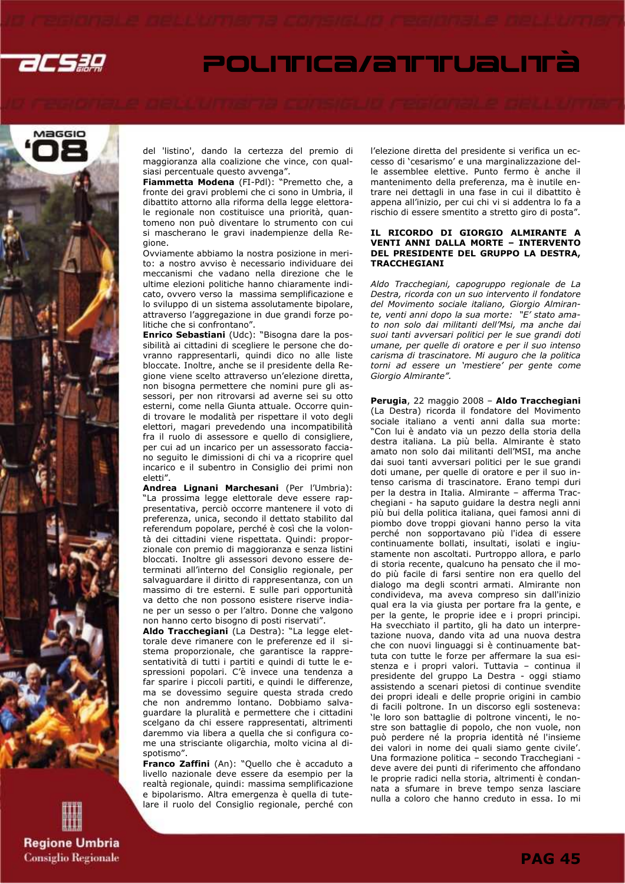del 'listino', dando la certezza del premio di maggioranza alla coalizione che vince, con qualsiasi percentuale questo avvenga".

**Fiammetta Modena** (FI-Pdl): "Premetto che, a fronte dei gravi problemi che ci sono in Umbria, il dibattito attorno alla riforma della legge elettorale regionale non costituisce una priorità, quantomeno non può diventare lo strumento con cui si mascherano le gravi inadempienze della Regione.

Ovviamente abbiamo la nostra posizione in merito: a nostro avviso è necessario individuare dei meccanismi che vadano nella direzione che le ultime elezioni politiche hanno chiaramente indicato, ovvero verso la massima semplificazione e lo sviluppo di un sistema assolutamente bipolare, attraverso l'aggregazione in due grandi forze politiche che si confrontano".

**Enrico Sebastiani** (Udc): "Bisogna dare la possibilità ai cittadini di scegliere le persone che dovranno rappresentarli, quindi dico no alle liste bloccate. Inoltre, anche se il presidente della Regione viene scelto attraverso un'elezione diretta, non bisogna permettere che nomini pure gli assessori, per non ritrovarsi ad averne sei su otto esterni, come nella Giunta attuale. Occorre quindi trovare le modalità per rispettare il voto degli elettori, magari prevedendo una incompatibilità fra il ruolo di assessore e quello di consigliere, per cui ad un incarico per un assessorato facciano seguito le dimissioni di chi va a ricoprire quel incarico e il subentro in Consiglio dei primi non eletti".

**Andrea Lignani Marchesani** (Per l'Umbria): "La prossima legge elettorale deve essere rappresentativa, perciò occorre mantenere il voto di preferenza, unica, secondo il dettato stabilito dal referendum popolare, perché è così che la volontà dei cittadini viene rispettata. Quindi: proporzionale con premio di maggioranza e senza listini bloccati. Inoltre gli assessori devono essere determinati all'interno del Consiglio regionale, per salvaguardare il diritto di rappresentanza, con un massimo di tre esterni. E sulle pari opportunità va detto che non possono esistere riserve indiane per un sesso o per l'altro. Donne che valgono non hanno certo bisogno di posti riservati".

**Aldo Tracchegiani** (La Destra): "La legge elettorale deve rimanere con le preferenze ed il sistema proporzionale, che garantisce la rappresentatività di tutti i partiti e quindi di tutte le espressioni popolari. C'è invece una tendenza a far sparire i piccoli partiti, e quindi le differenze, ma se dovessimo seguire questa strada credo che non andremmo lontano. Dobbiamo salvaguardare la pluralità e permettere che i cittadini scelgano da chi essere rappresentati, altrimenti daremmo via libera a quella che si configura come una strisciante oligarchia, molto vicina al dispotismo".

**Franco Zaffini** (An): "Quello che è accaduto a livello nazionale deve essere da esempio per la realtà regionale, quindi: massima semplificazione e bipolarismo. Altra emergenza è quella di tutelare il ruolo del Consiglio regionale, perché con l'elezione diretta del presidente si verifica un eccesso di 'cesarismo' e una marginalizzazione delle assemblee elettive. Punto fermo è anche il mantenimento della preferenza, ma è inutile entrare nei dettagli in una fase in cui il dibattito è appena all'inizio, per cui chi vi si addentra lo fa a rischio di essere smentito a stretto giro di posta".

## IL RICORDO DI GIORGIO ALMIRANTE A VENTI ANNI DALLA MORTE – INTERVENTO DEL PRESIDENTE DEL GRUPPO LA DESTRA, TRACCHEGIANI

*Aldo Tracchegiani, capogruppo regionale de La Destra, ricorda con un suo intervento il fondatore del Movimento sociale italiano, Giorgio Almirante, venti anni dopo la sua morte: "E' stato amato non solo dai militanti dell'Msi, ma anche dai suoi tanti avversari politici per le sue grandi doti umane, per quelle di oratore e per il suo intenso carisma di trascinatore. Mi auguro che la politica torni ad essere un 'mestiere' per gente come Giorgio Almirante".*

**Perugia**, 22 maggio 2008 – **Aldo Tracchegiani** (La Destra) ricorda il fondatore del Movimento sociale italiano a venti anni dalla sua morte: "Con lui è andato via un pezzo della storia della destra italiana. La più bella. Almirante è stato amato non solo dai militanti dell'MSI, ma anche dai suoi tanti avversari politici per le sue grandi doti umane, per quelle di oratore e per il suo intenso carisma di trascinatore. Erano tempi duri per la destra in Italia. Almirante – afferma Tracchegiani - ha saputo guidare la destra negli anni più bui della politica italiana, quei famosi anni di piombo dove troppi giovani hanno perso la vita perché non sopportavano più l'idea di essere continuamente bollati, insultati, isolati e ingiustamente non ascoltati. Purtroppo allora, e parlo di storia recente, qualcuno ha pensato che il modo più facile di farsi sentire non era quello del dialogo ma degli scontri armati. Almirante non condivideva, ma aveva compreso sin dall'inizio qual era la via giusta per portare fra la gente, e per la gente, le proprie idee e i propri principi. Ha svecchiato il partito, gli ha dato un interpretazione nuova, dando vita ad una nuova destra che con nuovi linguaggi si è continuamente battuta con tutte le forze per affermare la sua esistenza e i propri valori. Tuttavia – continua il presidente del gruppo La Destra - oggi stiamo assistendo a scenari pietosi di continue svendite dei propri ideali e delle proprie origini in cambio di facili poltrone. In un discorso egli sosteneva: 'le loro son battaglie di poltrone vincenti, le nostre son battaglie di popolo, che non vuole, non può perdere né la propria identità né l'insieme dei valori in nome dei quali siamo gente civile'. Una formazione politica – secondo Tracchegiani - deve avere dei punti di riferimento che affondano le proprie radici nella storia, altrimenti è condannata a sfumare in breve tempo senza lasciare nulla a coloro che hanno creduto in essa. Io mi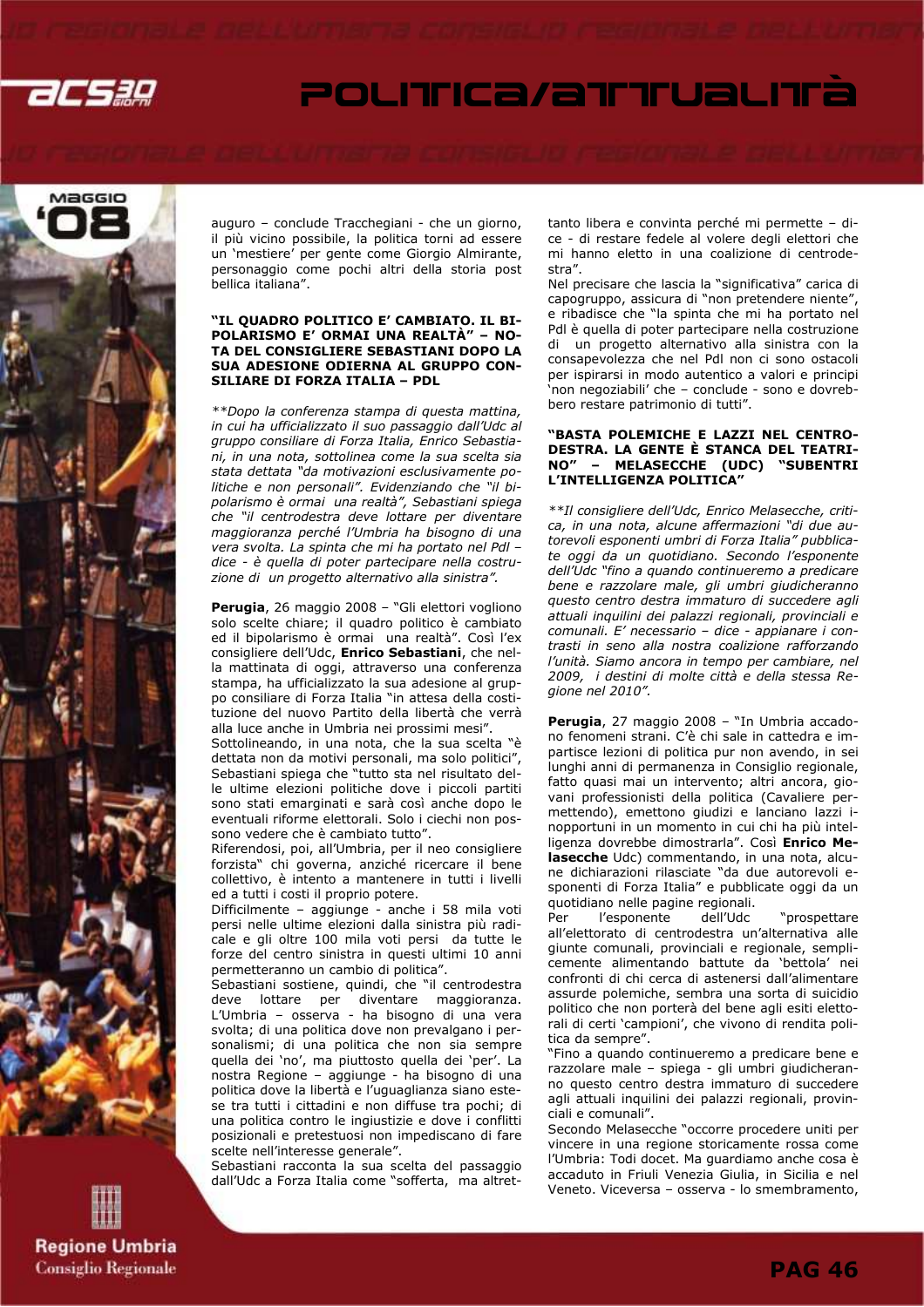auguro – conclude Tracchegiani - che un giorno, il più vicino possibile, la politica torni ad essere un 'mestiere' per gente come Giorgio Almirante, personaggio come pochi altri della storia post bellica italiana".

### "IL QUADRO POLITICO E' CAMBIATO. IL BIPOLARISMO E' ORMAI UNA REALTÀ" – NOTA DEL CONSIGLIERE SEBASTIANI DOPO LA SUA ADESIONE ODIERNA AL GRUPPO CONSILIARE DI FORZA ITALIA – PDL

*\*\*Dopo la conferenza stampa di questa mattina, in cui ha ufficializzato il suo passaggio dall'Udc al gruppo consiliare di Forza Italia, Enrico Sebastiani, in una nota, sottolinea come la sua scelta sia stata dettata "da motivazioni esclusivamente politiche e non personali". Evidenziando che "il bipolarismo è ormai una realtà", Sebastiani spiega che "il centrodestra deve lottare per diventare maggioranza perché l'Umbria ha bisogno di una vera svolta. La spinta che mi ha portato nel Pdl – dice - è quella di poter partecipare nella costruzione di un progetto alternativo alla sinistra".*

**Perugia**, 26 maggio 2008 – "Gli elettori vogliono solo scelte chiare; il quadro politico è cambiato ed il bipolarismo è ormai una realtà". Così l'ex consigliere dell'Udc, **Enrico Sebastiani**, che nella mattinata di oggi, attraverso una conferenza stampa, ha ufficializzato la sua adesione al gruppo consiliare di Forza Italia "in attesa della costituzione del nuovo Partito della libertà che verrà alla luce anche in Umbria nei prossimi mesi".

Sottolineando, in una nota, che la sua scelta "è dettata non da motivi personali, ma solo politici", Sebastiani spiega che "tutto sta nel risultato delle ultime elezioni politiche dove i piccoli partiti sono stati emarginati e sarà così anche dopo le eventuali riforme elettorali. Solo i ciechi non possono vedere che è cambiato tutto".

Riferendosi, poi, all'Umbria, per il neo consigliere forzista" chi governa, anziché ricercare il bene collettivo, è intento a mantenere in tutti i livelli ed a tutti i costi il proprio potere.

Difficilmente – aggiunge - anche i 58 mila voti persi nelle ultime elezioni dalla sinistra più radicale e gli oltre 100 mila voti persi da tutte le forze del centro sinistra in questi ultimi 10 anni permetteranno un cambio di politica".

Sebastiani sostiene, quindi, che "il centrodestra deve lottare per diventare maggioranza. L'Umbria – osserva - ha bisogno di una vera svolta; di una politica dove non prevalgano i personalismi; di una politica che non sia sempre quella dei 'no', ma piuttosto quella dei 'per'. La nostra Regione – aggiunge - ha bisogno di una politica dove la libertà e l'uguaglianza siano estese tra tutti i cittadini e non diffuse tra pochi; di una politica contro le ingiustizie e dove i conflitti posizionali e pretestuosi non impediscano di fare scelte nell'interesse generale".

Sebastiani racconta la sua scelta del passaggio dall'Udc a Forza Italia come "sofferta, ma altrettanto libera e convinta perché mi permette – dice - di restare fedele al volere degli elettori che mi hanno eletto in una coalizione di centrodestra".

Nel precisare che lascia la "significativa" carica di capogruppo, assicura di "non pretendere niente", e ribadisce che "la spinta che mi ha portato nel Pdl è quella di poter partecipare nella costruzione di un progetto alternativo alla sinistra con la consapevolezza che nel Pdl non ci sono ostacoli per ispirarsi in modo autentico a valori e principi 'non negoziabili' che – conclude - sono e dovrebbero restare patrimonio di tutti".

### "BASTA POLEMICHE E LAZZI NEL CENTRODESTRA. LA GENTE È STANCA DEL TEATRINO" – MELASECCHE (UDC) "SUBENTRI L'INTELLIGENZA POLITICA"

*\*\*Il consigliere dell'Udc, Enrico Melasecche, critica, in una nota, alcune affermazioni "di due autorevoli esponenti umbri di Forza Italia" pubblicate oggi da un quotidiano. Secondo l'esponente dell'Udc "fino a quando continueremo a predicare bene e razzolare male, gli umbri giudicheranno questo centro destra immaturo di succedere agli attuali inquilini dei palazzi regionali, provinciali e comunali. E' necessario – dice - appianare i contrasti in seno alla nostra coalizione rafforzando l'unità. Siamo ancora in tempo per cambiare, nel 2009, i destini di molte città e della stessa Regione nel 2010".*

**Perugia**, 27 maggio 2008 – "In Umbria accadono fenomeni strani. C'è chi sale in cattedra e impartisce lezioni di politica pur non avendo, in sei lunghi anni di permanenza in Consiglio regionale, fatto quasi mai un intervento; altri ancora, giovani professionisti della politica (Cavaliere permettendo), emettono giudizi e lanciano lazzi inopportuni in un momento in cui chi ha più intelligenza dovrebbe dimostrarla". Così **Enrico Melasecche** Udc) commentando, in una nota, alcune dichiarazioni rilasciate "da due autorevoli esponenti di Forza Italia" e pubblicate oggi da un quotidiano nelle pagine regionali.

Per l'esponente dell'Udc "prospettare all'elettorato di centrodestra un'alternativa alle giunte comunali, provinciali e regionale, semplicemente alimentando battute da 'bettola' nei confronti di chi cerca di astenersi dall'alimentare assurde polemiche, sembra una sorta di suicidio politico che non porterà del bene agli esiti elettorali di certi 'campioni', che vivono di rendita politica da sempre".

"Fino a quando continueremo a predicare bene e razzolare male – spiega - gli umbri giudicheranno questo centro destra immaturo di succedere agli attuali inquilini dei palazzi regionali, provinciali e comunali".

Secondo Melasecche "occorre procedere uniti per vincere in una regione storicamente rossa come l'Umbria: Todi docet. Ma guardiamo anche cosa è accaduto in Friuli Venezia Giulia, in Sicilia e nel Veneto. Viceversa – osserva - lo smembramento,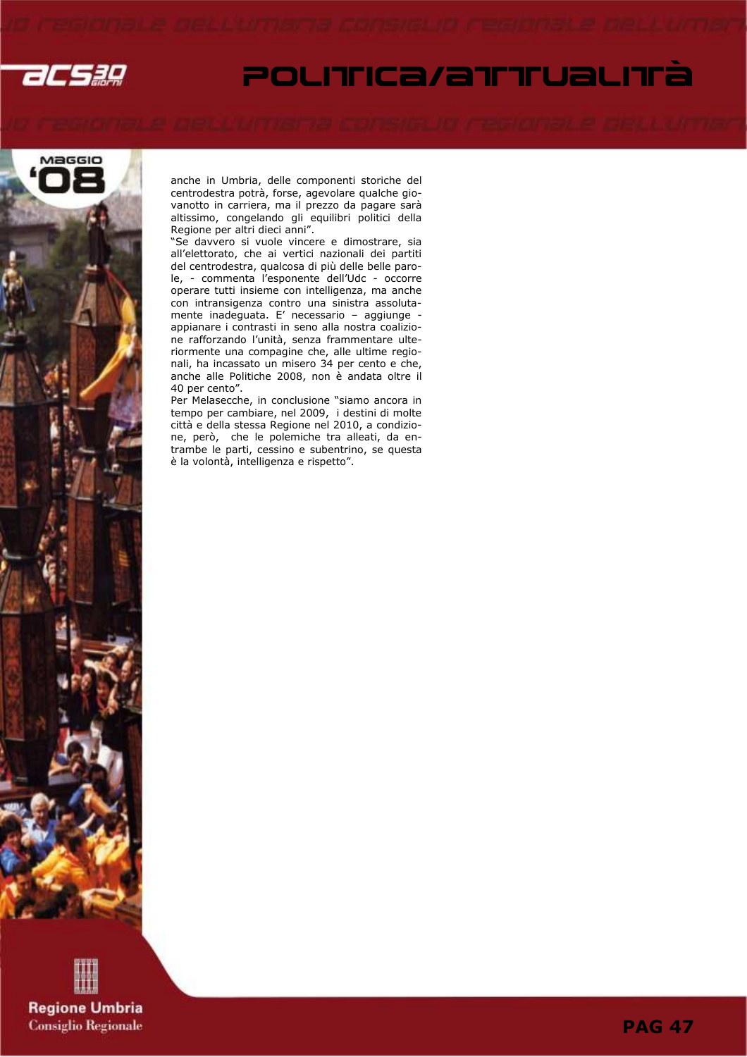anche in Umbria, delle componenti storiche del centrodestra potrà, forse, agevolare qualche giovanotto in carriera, ma il prezzo da pagare sarà altissimo, congelando gli equilibri politici della Regione per altri dieci anni".

"Se davvero si vuole vincere e dimostrare, sia all'elettorato, che ai vertici nazionali dei partiti del centrodestra, qualcosa di più delle belle parole, - commenta l'esponente dell'Udc - occorre operare tutti insieme con intelligenza, ma anche con intransigenza contro una sinistra assolutamente inadeguata. E' necessario – aggiunge - appianare i contrasti in seno alla nostra coalizione rafforzando l'unità, senza frammentare ulteriormente una compagine che, alle ultime regionali, ha incassato un misero 34 per cento e che, anche alle Politiche 2008, non è andata oltre il 40 per cento".

Per Melasecche, in conclusione "siamo ancora in tempo per cambiare, nel 2009, i destini di molte città e della stessa Regione nel 2010, a condizione, però, che le polemiche tra alleati, da entrambe le parti, cessino e subentrino, se questa è la volontà, intelligenza e rispetto".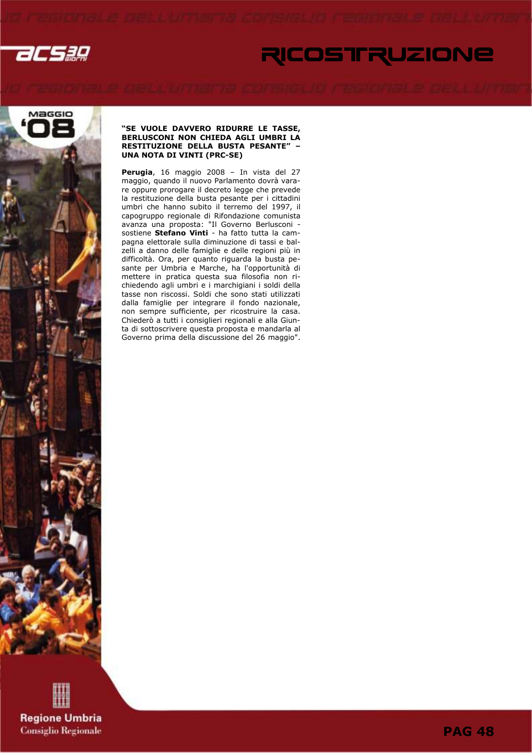### "SE VUOLE DAVVERO RIDURRE LE TASSE, BERLUSCONI NON CHIEDA AGLI UMBRI LA RESTITUZIONE DELLA BUSTA PESANTE" – UNA NOTA DI VINTI (PRC-SE)

**Perugia**, 16 maggio 2008 – In vista del 27 maggio, quando il nuovo Parlamento dovrà varare oppure prorogare il decreto legge che prevede la restituzione della busta pesante per i cittadini umbri che hanno subito il terremo del 1997, il capogruppo regionale di Rifondazione comunista avanza una proposta: "Il Governo Berlusconi - sostiene **Stefano Vinti** - ha fatto tutta la campagna elettorale sulla diminuzione di tassi e balzelli a danno delle famiglie e delle regioni più in difficoltà. Ora, per quanto riguarda la busta pesante per Umbria e Marche, ha l'opportunità di mettere in pratica questa sua filosofia non richiedendo agli umbri e i marchigiani i soldi della tasse non riscossi. Soldi che sono stati utilizzati dalla famiglie per integrare il fondo nazionale, non sempre sufficiente, per ricostruire la casa. Chiederò a tutti i consiglieri regionali e alla Giunta di sottoscrivere questa proposta e mandarla al Governo prima della discussione del 26 maggio".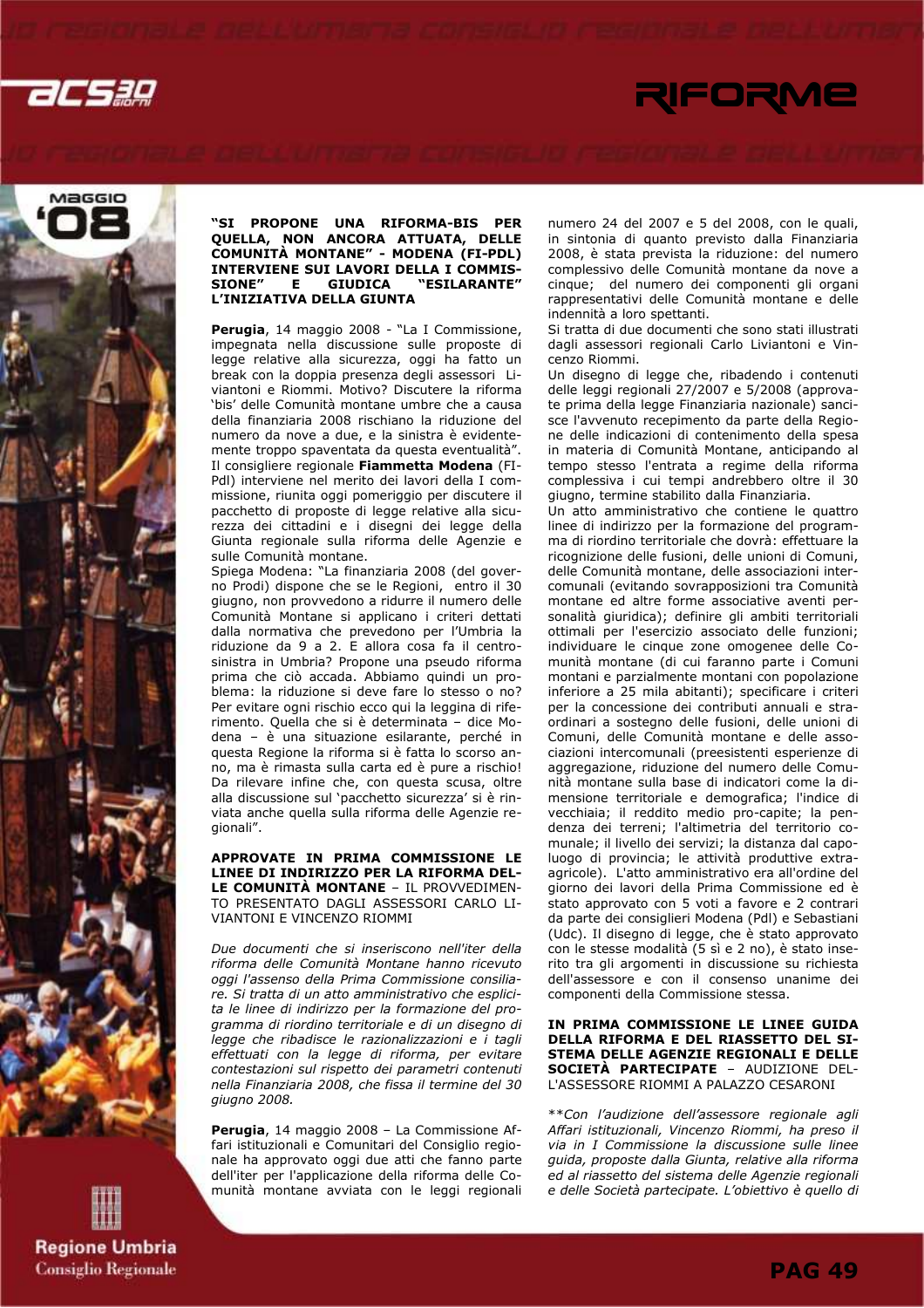**"SI PROPONE UNA RIFORMA-BIS PER QUELLA, NON ANCORA ATTUATA, DELLE COMUNITÀ MONTANE" - MODENA (FI-PDL) INTERVIENE SUI LAVORI DELLA I COMMISSIONE" E GIUDICA "ESILARANTE" L'INIZIATIVA DELLA GIUNTA**

**Perugia**, 14 maggio 2008 - "La I Commissione, impegnata nella discussione sulle proposte di legge relative alla sicurezza, oggi ha fatto un break con la doppia presenza degli assessori Liviantoni e Riommi. Motivo? Discutere la riforma 'bis' delle Comunità montane umbre che a causa della finanziaria 2008 rischiano la riduzione del numero da nove a due, e la sinistra è evidentemente troppo spaventata da questa eventualità". Il consigliere regionale **Fiammetta Modena** (FI-Pdl) interviene nel merito dei lavori della I commissione, riunita oggi pomeriggio per discutere il pacchetto di proposte di legge relative alla sicurezza dei cittadini e i disegni dei legge della Giunta regionale sulla riforma delle Agenzie e sulle Comunità montane.

Spiega Modena: "La finanziaria 2008 (del governo Prodi) dispone che se le Regioni, entro il 30 giugno, non provvedono a ridurre il numero delle Comunità Montane si applicano i criteri dettati dalla normativa che prevedono per l'Umbria la riduzione da 9 a 2. E allora cosa fa il centrosinistra in Umbria? Propone una pseudo riforma prima che ciò accada. Abbiamo quindi un problema: la riduzione si deve fare lo stesso o no? Per evitare ogni rischio ecco qui la leggina di riferimento. Quella che si è determinata – dice Modena – è una situazione esilarante, perché in questa Regione la riforma si è fatta lo scorso anno, ma è rimasta sulla carta ed è pure a rischio! Da rilevare infine che, con questa scusa, oltre alla discussione sul 'pacchetto sicurezza' si è rinviata anche quella sulla riforma delle Agenzie regionali".

**APPROVATE IN PRIMA COMMISSIONE LE LINEE DI INDIRIZZO PER LA RIFORMA DELLE COMUNITÀ MONTANE** – IL PROVVEDIMENTO PRESENTATO DAGLI ASSESSORI CARLO LIVIANTONI E VINCENZO RIOMMI

*Due documenti che si inseriscono nell'iter della riforma delle Comunità Montane hanno ricevuto oggi l'assenso della Prima Commissione consiliare. Si tratta di un atto amministrativo che esplicita le linee di indirizzo per la formazione del programma di riordino territoriale e di un disegno di legge che ribadisce le razionalizzazioni e i tagli effettuati con la legge di riforma, per evitare contestazioni sul rispetto dei parametri contenuti nella Finanziaria 2008, che fissa il termine del 30 giugno 2008.*

**Perugia**, 14 maggio 2008 – La Commissione Affari istituzionali e Comunitari del Consiglio regionale ha approvato oggi due atti che fanno parte dell'iter per l'applicazione della riforma delle Comunità montane avviata con le leggi regionali numero 24 del 2007 e 5 del 2008, con le quali, in sintonia di quanto previsto dalla Finanziaria 2008, è stata prevista la riduzione: del numero complessivo delle Comunità montane da nove a cinque; del numero dei componenti gli organi rappresentativi delle Comunità montane e delle indennità a loro spettanti.

Si tratta di due documenti che sono stati illustrati dagli assessori regionali Carlo Liviantoni e Vincenzo Riommi.

Un disegno di legge che, ribadendo i contenuti delle leggi regionali 27/2007 e 5/2008 (approvate prima della legge Finanziaria nazionale) sancisce l'avvenuto recepimento da parte della Regione delle indicazioni di contenimento della spesa in materia di Comunità Montane, anticipando al tempo stesso l'entrata a regime della riforma complessiva i cui tempi andrebbero oltre il 30 giugno, termine stabilito dalla Finanziaria.

Un atto amministrativo che contiene le quattro linee di indirizzo per la formazione del programma di riordino territoriale che dovrà: effettuare la ricognizione delle fusioni, delle unioni di Comuni, delle Comunità montane, delle associazioni intercomunali (evitando sovrapposizioni tra Comunità montane ed altre forme associative aventi personalità giuridica); definire gli ambiti territoriali ottimali per l'esercizio associato delle funzioni; individuare le cinque zone omogenee delle Comunità montane (di cui faranno parte i Comuni montani e parzialmente montani con popolazione inferiore a 25 mila abitanti); specificare i criteri per la concessione dei contributi annuali e straordinari a sostegno delle fusioni, delle unioni di Comuni, delle Comunità montane e delle associazioni intercomunali (preesistenti esperienze di aggregazione, riduzione del numero delle Comunità montane sulla base di indicatori come la dimensione territoriale e demografica; l'indice di vecchiaia; il reddito medio pro-capite; la pendenza dei terreni; l'altimetria del territorio comunale; il livello dei servizi; la distanza dal capoluogo di provincia; le attività produttive extra-agricole). L'atto amministrativo era all'ordine del giorno dei lavori della Prima Commissione ed è stato approvato con 5 voti a favore e 2 contrari da parte dei consiglieri Modena (Pdl) e Sebastiani (Udc). Il disegno di legge, che è stato approvato con le stesse modalità (5 sì e 2 no), è stato inserito tra gli argomenti in discussione su richiesta dell'assessore e con il consenso unanime dei componenti della Commissione stessa.

**IN PRIMA COMMISSIONE LE LINEE GUIDA DELLA RIFORMA E DEL RIASSETTO DEL SISTEMA DELLE AGENZIE REGIONALI E DELLE SOCIETÀ PARTECIPATE** – AUDIZIONE DELL'ASSESSORE RIOMMI A PALAZZO CESARONI

*\*\*Con l'audizione dell'assessore regionale agli Affari istituzionali, Vincenzo Riommi, ha preso il via in I Commissione la discussione sulle linee guida, proposte dalla Giunta, relative alla riforma ed al riassetto del sistema delle Agenzie regionali e delle Società partecipate. L'obiettivo è quello di*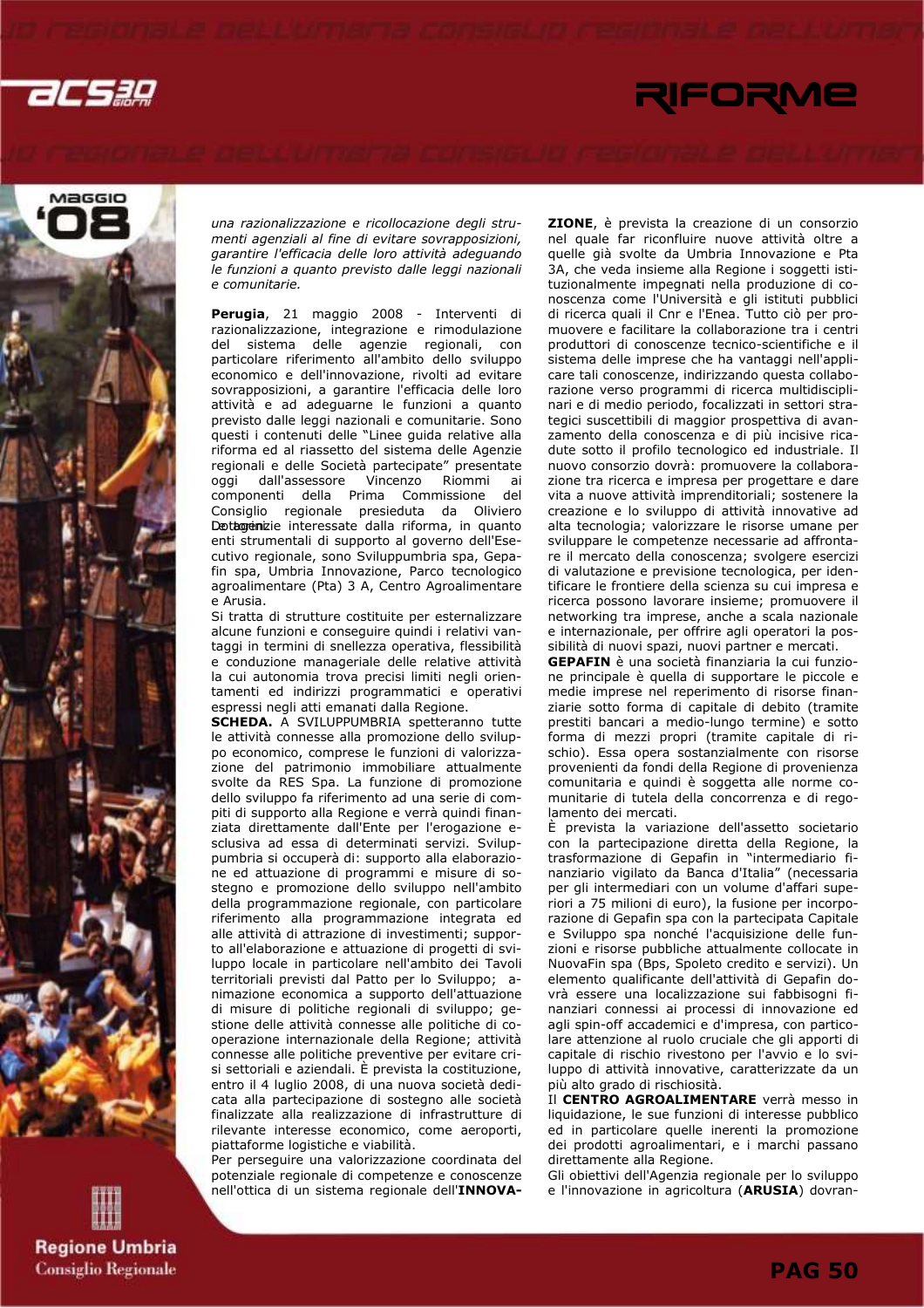*una razionalizzazione e ricollocazione degli strumenti agenziali al fine di evitare sovrapposizioni, garantire l'efficacia delle loro attività adeguando le funzioni a quanto previsto dalle leggi nazionali e comunitarie.*

**Perugia**, 21 maggio 2008 - Interventi di razionalizzazione, integrazione e rimodulazione del sistema delle agenzie regionali, con particolare riferimento all'ambito dello sviluppo economico e dell'innovazione, rivolti ad evitare sovrapposizioni, a garantire l'efficacia delle loro attività e ad adeguarne le funzioni a quanto previsto dalle leggi nazionali e comunitarie. Sono questi i contenuti delle "Linee guida relative alla riforma ed al riassetto del sistema delle Agenzie regionali e delle Società partecipate" presentate oggi dall'assessore Vincenzo Riommi ai componenti della Prima Commissione del Consiglio regionale presieduta da Oliviero Dottorini.

Le agenzie interessate dalla riforma, in quanto enti strumentali di supporto al governo dell'Esecutivo regionale, sono Sviluppumbria spa, Gepafin spa, Umbria Innovazione, Parco tecnologico agroalimentare (Pta) 3 A, Centro Agroalimentare e Arusia.

Si tratta di strutture costituite per esternalizzare alcune funzioni e conseguire quindi i relativi vantaggi in termini di snellezza operativa, flessibilità e conduzione manageriale delle relative attività la cui autonomia trova precisi limiti negli orientamenti ed indirizzi programmatici e operativi espressi negli atti emanati dalla Regione.

**SCHEDA.** A SVILUPPUMBRIA spetteranno tutte le attività connesse alla promozione dello sviluppo economico, comprese le funzioni di valorizzazione del patrimonio immobiliare attualmente svolte da RES Spa. La funzione di promozione dello sviluppo fa riferimento ad una serie di compiti di supporto alla Regione e verrà quindi finanziata direttamente dall'Ente per l'erogazione esclusiva ad essa di determinati servizi. Sviluppumbria si occuperà di: supporto alla elaborazione ed attuazione di programmi e misure di sostegno e promozione dello sviluppo nell'ambito della programmazione regionale, con particolare riferimento alla programmazione integrata ed alle attività di attrazione di investimenti; supporto all'elaborazione e attuazione di progetti di sviluppo locale in particolare nell'ambito dei Tavoli territoriali previsti dal Patto per lo Sviluppo; animazione economica a supporto dell'attuazione di misure di politiche regionali di sviluppo; gestione delle attività connesse alle politiche di cooperazione internazionale della Regione; attività connesse alle politiche preventive per evitare crisi settoriali e aziendali. È prevista la costituzione, entro il 4 luglio 2008, di una nuova società dedicata alla partecipazione di sostegno alle società finalizzate alla realizzazione di infrastrutture di rilevante interesse economico, come aeroporti, piattaforme logistiche e viabilità.

Per perseguire una valorizzazione coordinata del potenziale regionale di competenze e conoscenze nell'ottica di un sistema regionale dell'**INNOVAZIONE**, è prevista la creazione di un consorzio nel quale far riconfluire nuove attività oltre a quelle già svolte da Umbria Innovazione e Pta 3A, che veda insieme alla Regione i soggetti istituzionalmente impegnati nella produzione di conoscenza come l'Università e gli istituti pubblici di ricerca quali il Cnr e l'Enea. Tutto ciò per promuovere e facilitare la collaborazione tra i centri produttori di conoscenze tecnico-scientifiche e il sistema delle imprese che ha vantaggi nell'applicare tali conoscenze, indirizzando questa collaborazione verso programmi di ricerca multidisciplinari e di medio periodo, focalizzati in settori strategici suscettibili di maggior prospettiva di avanzamento della conoscenza e di più incisive ricadute sotto il profilo tecnologico ed industriale. Il nuovo consorzio dovrà: promuovere la collaborazione tra ricerca e impresa per progettare e dare vita a nuove attività imprenditoriali; sostenere la creazione e lo sviluppo di attività innovative ad alta tecnologia; valorizzare le risorse umane per sviluppare le competenze necessarie ad affrontare il mercato della conoscenza; svolgere esercizi di valutazione e previsione tecnologica, per identificare le frontiere della scienza su cui impresa e ricerca possono lavorare insieme; promuovere il networking tra imprese, anche a scala nazionale e internazionale, per offrire agli operatori la possibilità di nuovi spazi, nuovi partner e mercati.

**GEPAFIN** è una società finanziaria la cui funzione principale è quella di supportare le piccole e medie imprese nel reperimento di risorse finanziarie sotto forma di capitale di debito (tramite prestiti bancari a medio-lungo termine) e sotto forma di mezzi propri (tramite capitale di rischio). Essa opera sostanzialmente con risorse provenienti da fondi della Regione di provenienza comunitaria e quindi è soggetta alle norme comunitarie di tutela della concorrenza e di regolamento dei mercati.

È prevista la variazione dell'assetto societario con la partecipazione diretta della Regione, la trasformazione di Gepafin in "intermediario finanziario vigilato da Banca d'Italia" (necessaria per gli intermediari con un volume d'affari superiori a 75 milioni di euro), la fusione per incorporazione di Gepafin spa con la partecipata Capitale e Sviluppo spa nonché l'acquisizione delle funzioni e risorse pubbliche attualmente collocate in NuovaFin spa (Bps, Spoleto credito e servizi). Un elemento qualificante dell'attività di Gepafin dovrà essere una localizzazione sui fabbisogni finanziari connessi ai processi di innovazione ed agli spin-off accademici e d'impresa, con particolare attenzione al ruolo cruciale che gli apporti di capitale di rischio rivestono per l'avvio e lo sviluppo di attività innovative, caratterizzate da un più alto grado di rischiosità.

Il **CENTRO AGROALIMENTARE** verrà messo in liquidazione, le sue funzioni di interesse pubblico ed in particolare quelle inerenti la promozione dei prodotti agroalimentari, e i marchi passano direttamente alla Regione.

Gli obiettivi dell'Agenzia regionale per lo sviluppo e l'innovazione in agricoltura (**ARUSIA**) dovran-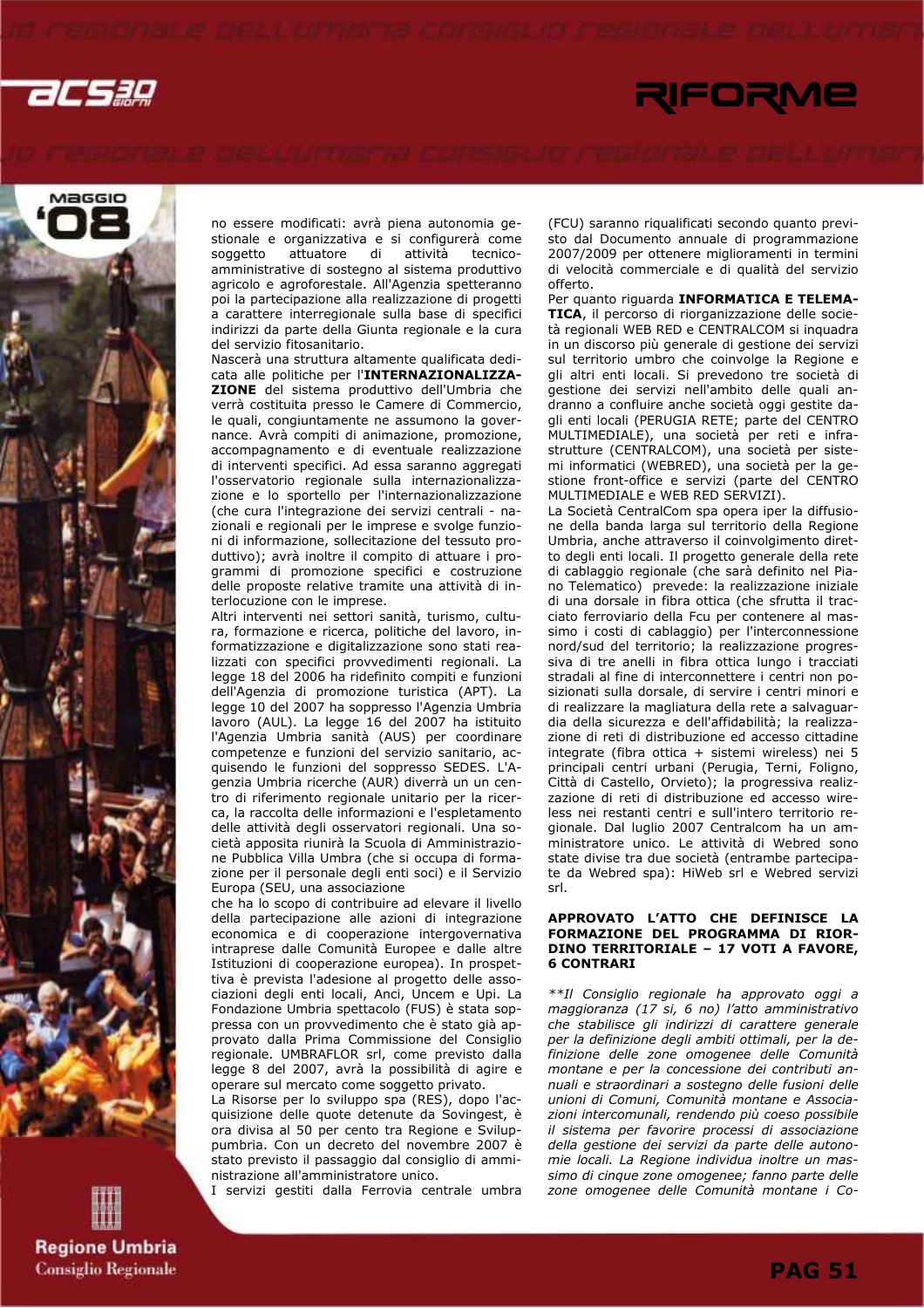no essere modificati: avrà piena autonomia gestionale e organizzativa e si configurerà come soggetto attuatore di attività tecnico-amministrative di sostegno al sistema produttivo agricolo e agroforestale. All'Agenzia spetteranno poi la partecipazione alla realizzazione di progetti a carattere interregionale sulla base di specifici indirizzi da parte della Giunta regionale e la cura del servizio fitosanitario.

Nascerà una struttura altamente qualificata dedicata alle politiche per l'**INTERNAZIONALIZZAZIONE** del sistema produttivo dell'Umbria che verrà costituita presso le Camere di Commercio, le quali, congiuntamente ne assumono la governance. Avrà compiti di animazione, promozione, accompagnamento e di eventuale realizzazione di interventi specifici. Ad essa saranno aggregati l'osservatorio regionale sulla internazionalizzazione e lo sportello per l'internazionalizzazione (che cura l'integrazione dei servizi centrali - nazionali e regionali per le imprese e svolge funzioni di informazione, sollecitazione del tessuto produttivo); avrà inoltre il compito di attuare i programmi di promozione specifici e costruzione delle proposte relative tramite una attività di interlocuzione con le imprese.

Altri interventi nei settori sanità, turismo, cultura, formazione e ricerca, politiche del lavoro, informatizzazione e digitalizzazione sono stati realizzati con specifici provvedimenti regionali. La legge 18 del 2006 ha ridefinito compiti e funzioni dell'Agenzia di promozione turistica (APT). La legge 10 del 2007 ha soppresso l'Agenzia Umbria lavoro (AUL). La legge 16 del 2007 ha istituito l'Agenzia Umbria sanità (AUS) per coordinare competenze e funzioni del servizio sanitario, acquisendo le funzioni del soppresso SEDES. L'Agenzia Umbria ricerche (AUR) diverrà un un centro di riferimento regionale unitario per la ricerca, la raccolta delle informazioni e l'espletamento delle attività degli osservatori regionali. Una società apposita riunirà la Scuola di Amministrazione Pubblica Villa Umbra (che si occupa di formazione per il personale degli enti soci) e il Servizio Europa (SEU, una associazione

che ha lo scopo di contribuire ad elevare il livello della partecipazione alle azioni di integrazione economica e di cooperazione intergovernativa intraprese dalle Comunità Europee e dalle altre Istituzioni di cooperazione europea). In prospettiva è prevista l'adesione al progetto delle associazioni degli enti locali, Anci, Uncem e Upi. La Fondazione Umbria spettacolo (FUS) è stata soppressa con un provvedimento che è stato già approvato dalla Prima Commissione del Consiglio regionale. UMBRAFLOR srl, come previsto dalla legge 8 del 2007, avrà la possibilità di agire e operare sul mercato come soggetto privato.

La Risorse per lo sviluppo spa (RES), dopo l'acquisizione delle quote detenute da Sovingest, è ora divisa al 50 per cento tra Regione e Sviluppumbria. Con un decreto del novembre 2007 è stato previsto il passaggio dal consiglio di amministrazione all'amministratore unico.

I servizi gestiti dalla Ferrovia centrale umbra (FCU) saranno riqualificati secondo quanto previsto dal Documento annuale di programmazione 2007/2009 per ottenere miglioramenti in termini di velocità commerciale e di qualità del servizio offerto.

Per quanto riguarda **INFORMATICA E TELEMATICA**, il percorso di riorganizzazione delle società regionali WEB RED e CENTRALCOM si inquadra in un discorso più generale di gestione dei servizi sul territorio umbro che coinvolge la Regione e gli altri enti locali. Si prevedono tre società di gestione dei servizi nell'ambito delle quali andranno a confluire anche società oggi gestite dagli enti locali (PERUGIA RETE; parte del CENTRO MULTIMEDIALE), una società per reti e infrastrutture (CENTRALCOM), una società per sistemi informatici (WEBRED), una società per la gestione front-office e servizi (parte del CENTRO MULTIMEDIALE e WEB RED SERVIZI).

La Società CentralCom spa opera iper la diffusione della banda larga sul territorio della Regione Umbria, anche attraverso il coinvolgimento diretto degli enti locali. Il progetto generale della rete di cablaggio regionale (che sarà definito nel Piano Telematico) prevede: la realizzazione iniziale di una dorsale in fibra ottica (che sfrutta il tracciato ferroviario della Fcu per contenere al massimo i costi di cablaggio) per l'interconnessione nord/sud del territorio; la realizzazione progressiva di tre anelli in fibra ottica lungo i tracciati stradali al fine di interconnettere i centri non posizionati sulla dorsale, di servire i centri minori e di realizzare la magliatura della rete a salvaguardia della sicurezza e dell'affidabilità; la realizzazione di reti di distribuzione ed accesso cittadine integrate (fibra ottica + sistemi wireless) nei 5 principali centri urbani (Perugia, Terni, Foligno, Città di Castello, Orvieto); la progressiva realizzazione di reti di distribuzione ed accesso wireless nei restanti centri e sull'intero territorio regionale. Dal luglio 2007 Centralcom ha un amministratore unico. Le attività di Webred sono state divise tra due società (entrambe partecipate da Webred spa): HiWeb srl e Webred servizi srl.

**APPROVATO L'ATTO CHE DEFINISCE LA FORMAZIONE DEL PROGRAMMA DI RIORDINO TERRITORIALE – 17 VOTI A FAVORE, 6 CONTRARI**

*\*\*Il Consiglio regionale ha approvato oggi a maggioranza (17 si, 6 no) l'atto amministrativo che stabilisce gli indirizzi di carattere generale per la definizione degli ambiti ottimali, per la definizione delle zone omogenee delle Comunità montane e per la concessione dei contributi annuali e straordinari a sostegno delle fusioni delle unioni di Comuni, Comunità montane e Associazioni intercomunali, rendendo più coeso possibile il sistema per favorire processi di associazione della gestione dei servizi da parte delle autonomie locali. La Regione individua inoltre un massimo di cinque zone omogenee; fanno parte delle zone omogenee delle Comunità montane i Co-*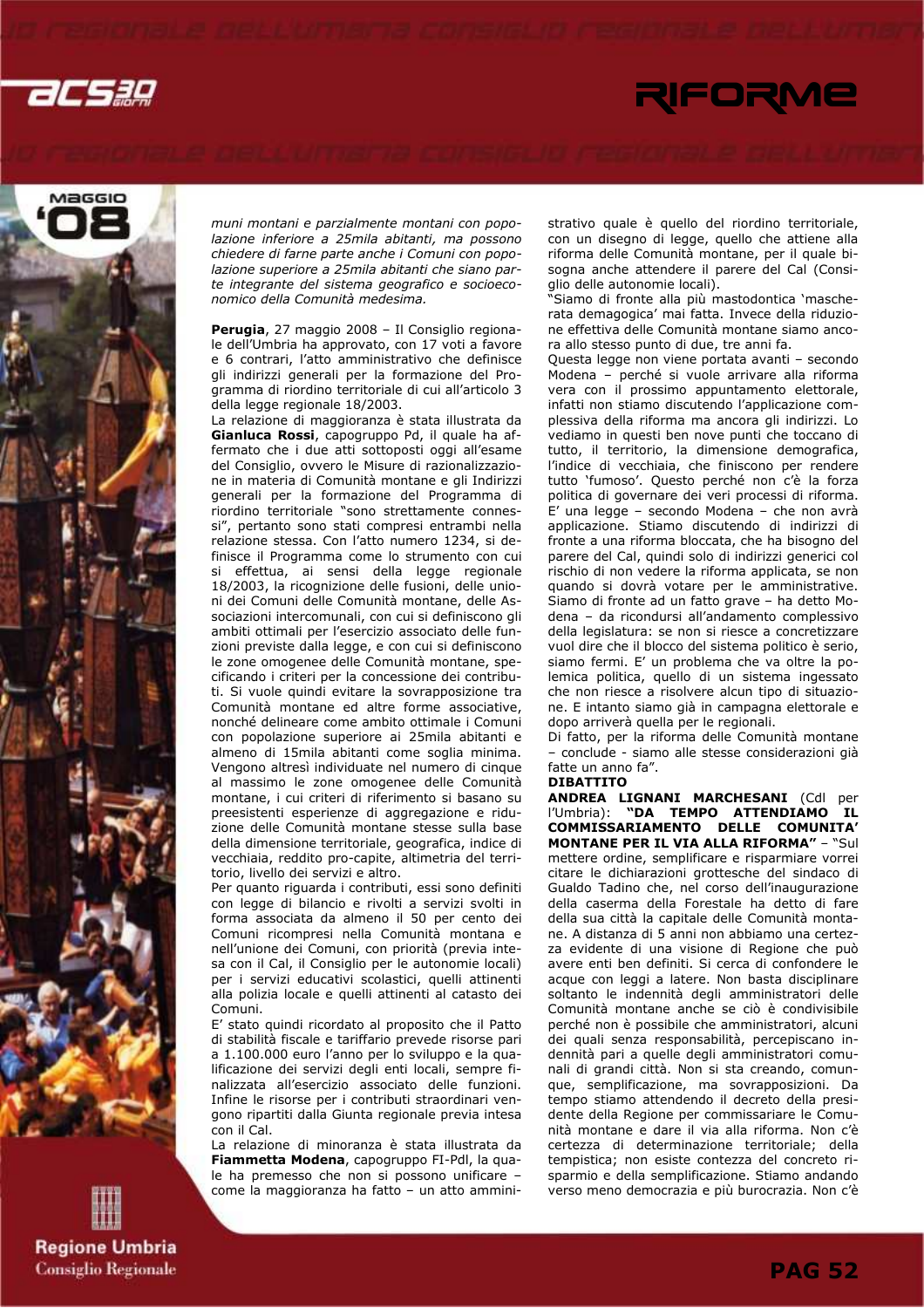*muni montani e parzialmente montani con popolazione inferiore a 25mila abitanti, ma possono chiedere di farne parte anche i Comuni con popolazione superiore a 25mila abitanti che siano parte integrante del sistema geografico e socioeconomico della Comunità medesima.*

**Perugia**, 27 maggio 2008 – Il Consiglio regionale dell'Umbria ha approvato, con 17 voti a favore e 6 contrari, l'atto amministrativo che definisce gli indirizzi generali per la formazione del Programma di riordino territoriale di cui all'articolo 3 della legge regionale 18/2003.

La relazione di maggioranza è stata illustrata da **Gianluca Rossi**, capogruppo Pd, il quale ha affermato che i due atti sottoposti oggi all'esame del Consiglio, ovvero le Misure di razionalizzazione in materia di Comunità montane e gli Indirizzi generali per la formazione del Programma di riordino territoriale "sono strettamente connessi", pertanto sono stati compresi entrambi nella relazione stessa. Con l'atto numero 1234, si definisce il Programma come lo strumento con cui si effettua, ai sensi della legge regionale 18/2003, la ricognizione delle fusioni, delle unioni dei Comuni delle Comunità montane, delle Associazioni intercomunali, con cui si definiscono gli ambiti ottimali per l'esercizio associato delle funzioni previste dalla legge, e con cui si definiscono le zone omogenee delle Comunità montane, specificando i criteri per la concessione dei contributi. Si vuole quindi evitare la sovrapposizione tra Comunità montane ed altre forme associative, nonché delineare come ambito ottimale i Comuni con popolazione superiore ai 25mila abitanti e almeno di 15mila abitanti come soglia minima. Vengono altresì individuate nel numero di cinque al massimo le zone omogenee delle Comunità montane, i cui criteri di riferimento si basano su preesistenti esperienze di aggregazione e riduzione delle Comunità montane stesse sulla base della dimensione territoriale, geografica, indice di vecchiaia, reddito pro-capite, altimetria del territorio, livello dei servizi e altro.

Per quanto riguarda i contributi, essi sono definiti con legge di bilancio e rivolti a servizi svolti in forma associata da almeno il 50 per cento dei Comuni ricompresi nella Comunità montana e nell'unione dei Comuni, con priorità (previa intesa con il Cal, il Consiglio per le autonomie locali) per i servizi educativi scolastici, quelli attinenti alla polizia locale e quelli attinenti al catasto dei Comuni.

E' stato quindi ricordato al proposito che il Patto di stabilità fiscale e tariffario prevede risorse pari a 1.100.000 euro l'anno per lo sviluppo e la qualificazione dei servizi degli enti locali, sempre finalizzata all'esercizio associato delle funzioni. Infine le risorse per i contributi straordinari vengono ripartiti dalla Giunta regionale previa intesa con il Cal.

La relazione di minoranza è stata illustrata da **Fiammetta Modena**, capogruppo FI-Pdl, la quale ha premesso che non si possono unificare – come la maggioranza ha fatto – un atto amministrativo quale è quello del riordino territoriale, con un disegno di legge, quello che attiene alla riforma delle Comunità montane, per il quale bisogna anche attendere il parere del Cal (Consiglio delle autonomie locali).

"Siamo di fronte alla più mastodontica 'mascherata demagogica' mai fatta. Invece della riduzione effettiva delle Comunità montane siamo ancora allo stesso punto di due, tre anni fa.

Questa legge non viene portata avanti – secondo Modena – perché si vuole arrivare alla riforma vera con il prossimo appuntamento elettorale, infatti non stiamo discutendo l'applicazione complessiva della riforma ma ancora gli indirizzi. Lo vediamo in questi ben nove punti che toccano di tutto, il territorio, la dimensione demografica, l'indice di vecchiaia, che finiscono per rendere tutto 'fumoso'. Questo perché non c'è la forza politica di governare dei veri processi di riforma. E' una legge – secondo Modena – che non avrà applicazione. Stiamo discutendo di indirizzi di fronte a una riforma bloccata, che ha bisogno del parere del Cal, quindi solo di indirizzi generici col rischio di non vedere la riforma applicata, se non quando si dovrà votare per le amministrative. Siamo di fronte ad un fatto grave – ha detto Modena – da ricondursi all'andamento complessivo della legislatura: se non si riesce a concretizzare vuol dire che il blocco del sistema politico è serio, siamo fermi. E' un problema che va oltre la polemica politica, quello di un sistema ingessato che non riesce a risolvere alcun tipo di situazione. E intanto siamo già in campagna elettorale e dopo arriverà quella per le regionali.

Di fatto, per la riforma delle Comunità montane – conclude - siamo alle stesse considerazioni già fatte un anno fa".

**DIBATTITO**

**ANDREA LIGNANI MARCHESANI** (Cdl per l'Umbria): **"DA TEMPO ATTENDIAMO IL COMMISSARIAMENTO DELLE COMUNITA' MONTANE PER IL VIA ALLA RIFORMA"** – "Sul mettere ordine, semplificare e risparmiare vorrei citare le dichiarazioni grottesche del sindaco di Gualdo Tadino che, nel corso dell'inaugurazione della caserma della Forestale ha detto di fare della sua città la capitale delle Comunità montane. A distanza di 5 anni non abbiamo una certezza evidente di una visione di Regione che può avere enti ben definiti. Si cerca di confondere le acque con leggi a latere. Non basta disciplinare soltanto le indennità degli amministratori delle Comunità montane anche se ciò è condivisibile perché non è possibile che amministratori, alcuni dei quali senza responsabilità, percepiscano indennità pari a quelle degli amministratori comunali di grandi città. Non si sta creando, comunque, semplificazione, ma sovrapposizioni. Da tempo stiamo attendendo il decreto della presidente della Regione per commissariare le Comunità montane e dare il via alla riforma. Non c'è certezza di determinazione territoriale; della tempistica; non esiste contezza del concreto risparmio e della semplificazione. Stiamo andando verso meno democrazia e più burocrazia. Non c'è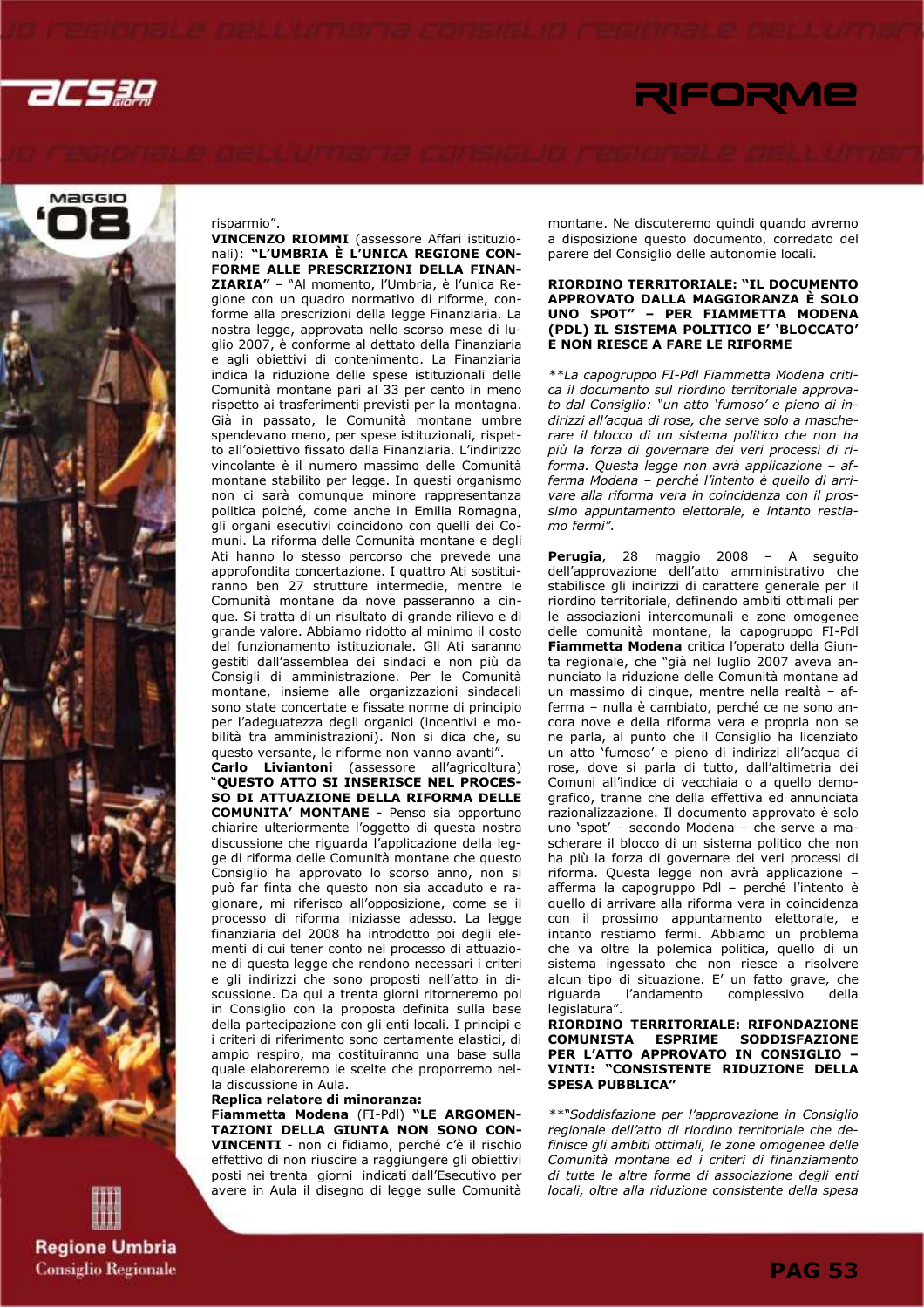risparmio".

**VINCENZO RIOMMI** (assessore Affari istituzionali): **"L'UMBRIA È L'UNICA REGIONE CONFORME ALLE PRESCRIZIONI DELLA FINANZIARIA"** – "Al momento, l'Umbria, è l'unica Regione con un quadro normativo di riforme, conforme alla prescrizioni della legge Finanziaria. La nostra legge, approvata nello scorso mese di luglio 2007, è conforme al dettato della Finanziaria e agli obiettivi di contenimento. La Finanziaria indica la riduzione delle spese istituzionali delle Comunità montane pari al 33 per cento in meno rispetto ai trasferimenti previsti per la montagna. Già in passato, le Comunità montane umbre spendevano meno, per spese istituzionali, rispetto all'obiettivo fissato dalla Finanziaria. L'indirizzo vincolante è il numero massimo delle Comunità montane stabilito per legge. In questi organismo non ci sarà comunque minore rappresentanza politica poiché, come anche in Emilia Romagna, gli organi esecutivi coincidono con quelli dei Comuni. La riforma delle Comunità montane e degli Ati hanno lo stesso percorso che prevede una approfondita concertazione. I quattro Ati sostituiranno ben 27 strutture intermedie, mentre le Comunità montane da nove passeranno a cinque. Si tratta di un risultato di grande rilievo e di grande valore. Abbiamo ridotto al minimo il costo del funzionamento istituzionale. Gli Ati saranno gestiti dall'assemblea dei sindaci e non più da Consigli di amministrazione. Per le Comunità montane, insieme alle organizzazioni sindacali sono state concertate e fissate norme di principio per l'adeguatezza degli organici (incentivi e mobilità tra amministrazioni). Non si dica che, su questo versante, le riforme non vanno avanti".

**Carlo Liviantoni** (assessore all'agricoltura) "**QUESTO ATTO SI INSERISCE NEL PROCESSO DI ATTUAZIONE DELLA RIFORMA DELLE COMUNITA' MONTANE** - Penso sia opportuno chiarire ulteriormente l'oggetto di questa nostra discussione che riguarda l'applicazione della legge di riforma delle Comunità montane che questo Consiglio ha approvato lo scorso anno, non si può far finta che questo non sia accaduto e ragionare, mi riferisco all'opposizione, come se il processo di riforma iniziasse adesso. La legge finanziaria del 2008 ha introdotto poi degli elementi di cui tener conto nel processo di attuazione di questa legge che rendono necessari i criteri e gli indirizzi che sono proposti nell'atto in discussione. Da qui a trenta giorni ritorneremo poi in Consiglio con la proposta definita sulla base della partecipazione con gli enti locali. I principi e i criteri di riferimento sono certamente elastici, di ampio respiro, ma costituiranno una base sulla quale elaboreremo le scelte che proporremo nella discussione in Aula.

**Replica relatore di minoranza:**

**Fiammetta Modena** (FI-Pdl) **"LE ARGOMENTAZIONI DELLA GIUNTA NON SONO CONVINCENTI** - non ci fidiamo, perché c'è il rischio effettivo di non riuscire a raggiungere gli obiettivi posti nei trenta giorni indicati dall'Esecutivo per avere in Aula il disegno di legge sulle Comunità montane. Ne discuteremo quindi quando avremo a disposizione questo documento, corredato del parere del Consiglio delle autonomie locali.

**RIORDINO TERRITORIALE: "IL DOCUMENTO APPROVATO DALLA MAGGIORANZA È SOLO UNO SPOT" – PER FIAMMETTA MODENA (PDL) IL SISTEMA POLITICO E' 'BLOCCATO' E NON RIESCE A FARE LE RIFORME**

*\*\*La capogruppo FI-Pdl Fiammetta Modena critica il documento sul riordino territoriale approvato dal Consiglio: "un atto 'fumoso' e pieno di indirizzi all'acqua di rose, che serve solo a mascherare il blocco di un sistema politico che non ha più la forza di governare dei veri processi di riforma. Questa legge non avrà applicazione – afferma Modena – perché l'intento è quello di arrivare alla riforma vera in coincidenza con il prossimo appuntamento elettorale, e intanto restiamo fermi".*

**Perugia**, 28 maggio 2008 – A seguito dell'approvazione dell'atto amministrativo che stabilisce gli indirizzi di carattere generale per il riordino territoriale, definendo ambiti ottimali per le associazioni intercomunali e zone omogenee delle comunità montane, la capogruppo FI-Pdl **Fiammetta Modena** critica l'operato della Giunta regionale, che "già nel luglio 2007 aveva annunciato la riduzione delle Comunità montane ad un massimo di cinque, mentre nella realtà – afferma – nulla è cambiato, perché ce ne sono ancora nove e della riforma vera e propria non se ne parla, al punto che il Consiglio ha licenziato un atto 'fumoso' e pieno di indirizzi all'acqua di rose, dove si parla di tutto, dall'altimetria dei Comuni all'indice di vecchiaia o a quello demografico, tranne che della effettiva ed annunciata razionalizzazione. Il documento approvato è solo uno 'spot' – secondo Modena – che serve a mascherare il blocco di un sistema politico che non ha più la forza di governare dei veri processi di riforma. Questa legge non avrà applicazione – afferma la capogruppo Pdl – perché l'intento è quello di arrivare alla riforma vera in coincidenza con il prossimo appuntamento elettorale, e intanto restiamo fermi. Abbiamo un problema che va oltre la polemica politica, quello di un sistema ingessato che non riesce a risolvere alcun tipo di situazione. E' un fatto grave, che riguarda l'andamento complessivo della legislatura".

**RIORDINO TERRITORIALE: RIFONDAZIONE COMUNISTA ESPRIME SODDISFAZIONE PER L'ATTO APPROVATO IN CONSIGLIO – VINTI: "CONSISTENTE RIDUZIONE DELLA SPESA PUBBLICA"**

*\*\*"Soddisfazione per l'approvazione in Consiglio regionale dell'atto di riordino territoriale che definisce gli ambiti ottimali, le zone omogenee delle Comunità montane ed i criteri di finanziamento di tutte le altre forme di associazione degli enti locali, oltre alla riduzione consistente della spesa*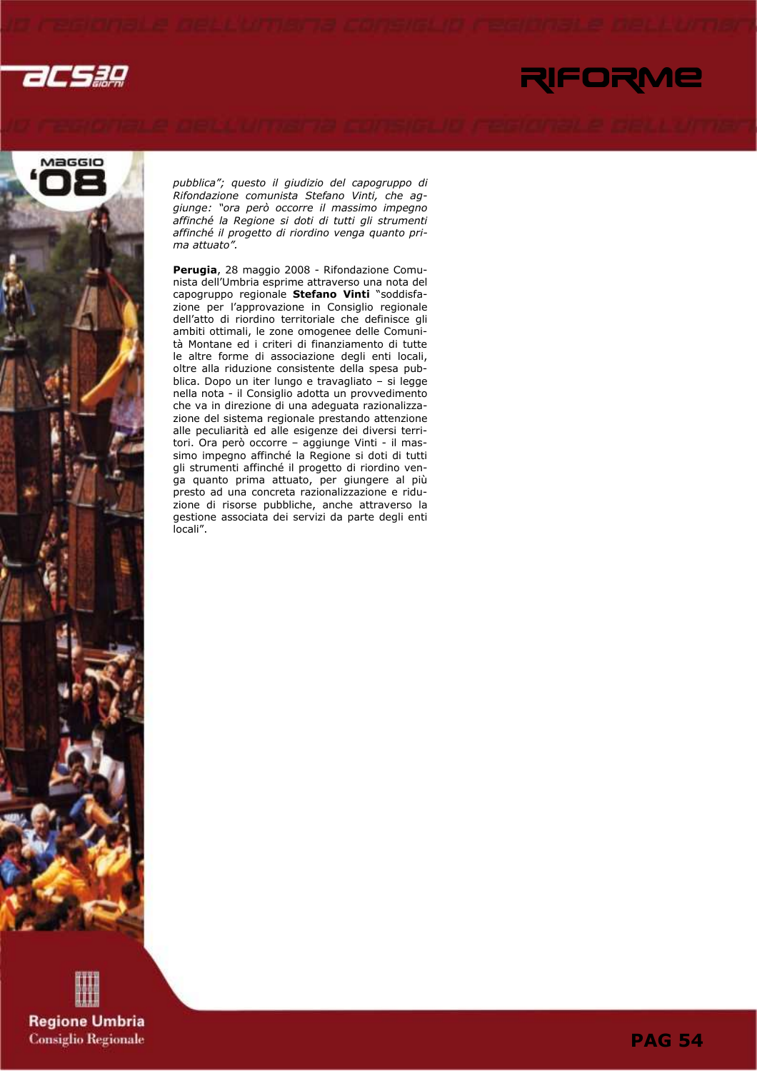*pubblica"; questo il giudizio del capogruppo di Rifondazione comunista Stefano Vinti, che aggiunge: "ora però occorre il massimo impegno affinché la Regione si doti di tutti gli strumenti affinché il progetto di riordino venga quanto prima attuato".*

**Perugia**, 28 maggio 2008 - Rifondazione Comunista dell'Umbria esprime attraverso una nota del capogruppo regionale **Stefano Vinti** "soddisfazione per l'approvazione in Consiglio regionale dell'atto di riordino territoriale che definisce gli ambiti ottimali, le zone omogenee delle Comunità Montane ed i criteri di finanziamento di tutte le altre forme di associazione degli enti locali, oltre alla riduzione consistente della spesa pubblica. Dopo un iter lungo e travagliato – si legge nella nota - il Consiglio adotta un provvedimento che va in direzione di una adeguata razionalizzazione del sistema regionale prestando attenzione alle peculiarità ed alle esigenze dei diversi territori. Ora però occorre – aggiunge Vinti - il massimo impegno affinché la Regione si doti di tutti gli strumenti affinché il progetto di riordino venga quanto prima attuato, per giungere al più presto ad una concreta razionalizzazione e riduzione di risorse pubbliche, anche attraverso la gestione associata dei servizi da parte degli enti locali".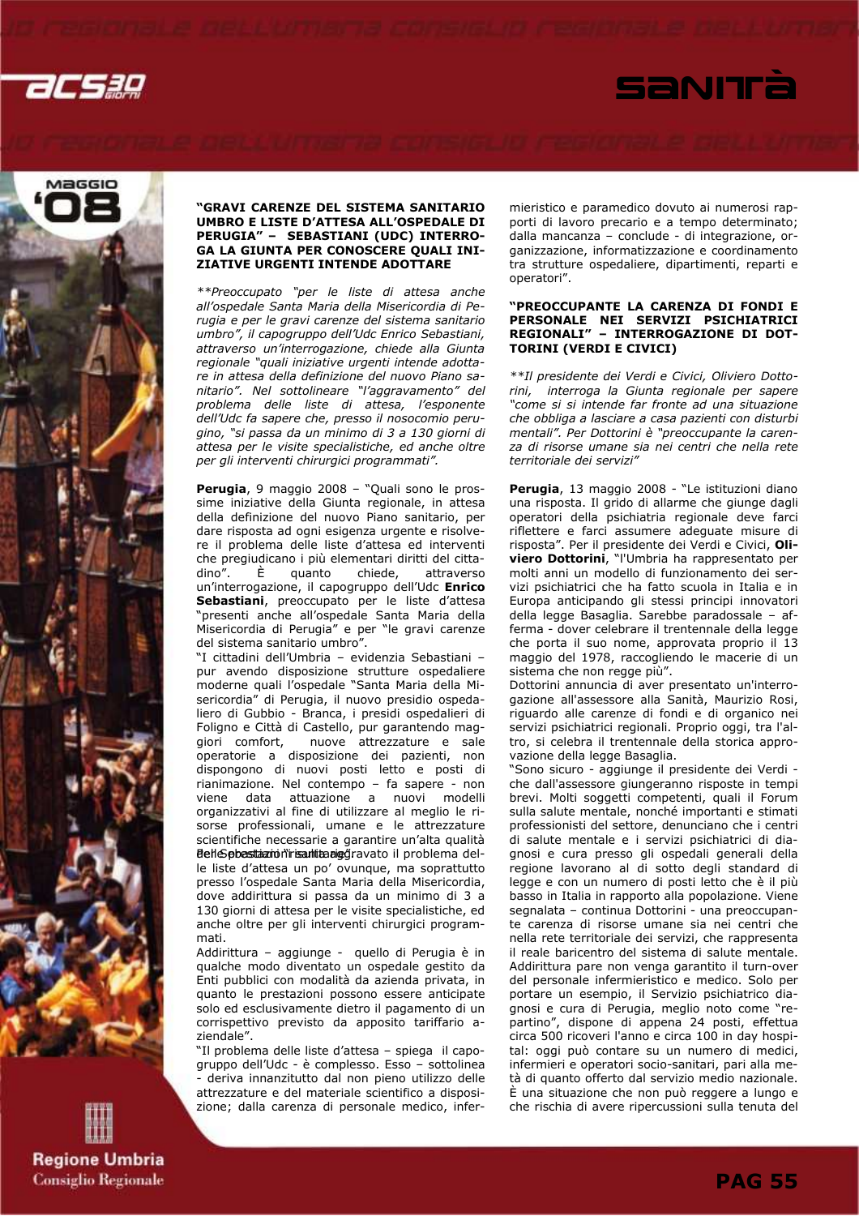**"GRAVI CARENZE DEL SISTEMA SANITARIO UMBRO E LISTE D'ATTESA ALL'OSPEDALE DI PERUGIA" – SEBASTIANI (UDC) INTERROGA LA GIUNTA PER CONOSCERE QUALI INIZIATIVE URGENTI INTENDE ADOTTARE**

*\*\*Preoccupato "per le liste di attesa anche all'ospedale Santa Maria della Misericordia di Perugia e per le gravi carenze del sistema sanitario umbro", il capogruppo dell'Udc Enrico Sebastiani, attraverso un'interrogazione, chiede alla Giunta regionale "quali iniziative urgenti intende adottare in attesa della definizione del nuovo Piano sanitario". Nel sottolineare "l'aggravamento" del problema delle liste di attesa, l'esponente dell'Udc fa sapere che, presso il nosocomio perugino, "si passa da un minimo di 3 a 130 giorni di attesa per le visite specialistiche, ed anche oltre per gli interventi chirurgici programmati".*

**Perugia**, 9 maggio 2008 – "Quali sono le prossime iniziative della Giunta regionale, in attesa della definizione del nuovo Piano sanitario, per dare risposta ad ogni esigenza urgente e risolvere il problema delle liste d'attesa ed interventi che pregiudicano i più elementari diritti del cittadino". È quanto chiede, attraverso un'interrogazione, il capogruppo dell'Udc **Enrico Sebastiani**, preoccupato per le liste d'attesa "presenti anche all'ospedale Santa Maria della Misericordia di Perugia" e per "le gravi carenze del sistema sanitario umbro".

"I cittadini dell'Umbria – evidenzia Sebastiani – pur avendo disposizione strutture ospedaliere moderne quali l'ospedale "Santa Maria della Misericordia" di Perugia, il nuovo presidio ospedaliero di Gubbio - Branca, i presidi ospedalieri di Foligno e Città di Castello, pur garantendo maggiori comfort, nuove attrezzature e sale operatorie a disposizione dei pazienti, non dispongono di nuovi posti letto e posti di rianimazione. Nel contempo – fa sapere - non viene data attuazione a nuovi modelli organizzativi al fine di utilizzare al meglio le risorse professionali, umane e le attrezzature scientifiche necessarie a garantire un'alta qualità delle prestazioni sanitarie". Sebastiani "risulta aggravato il problema delle liste d'attesa un po' ovunque, ma soprattutto presso l'ospedale Santa Maria della Misericordia, dove addirittura si passa da un minimo di 3 a 130 giorni di attesa per le visite specialistiche, ed anche oltre per gli interventi chirurgici programmati.

Addirittura – aggiunge - quello di Perugia è in qualche modo diventato un ospedale gestito da Enti pubblici con modalità da azienda privata, in quanto le prestazioni possono essere anticipate solo ed esclusivamente dietro il pagamento di un corrispettivo previsto da apposito tariffario aziendale".

"Il problema delle liste d'attesa – spiega il capogruppo dell'Udc - è complesso. Esso – sottolinea - deriva innanzitutto dal non pieno utilizzo delle attrezzature e del materiale scientifico a disposizione; dalla carenza di personale medico, infermieristico e paramedico dovuto ai numerosi rapporti di lavoro precario e a tempo determinato; dalla mancanza – conclude - di integrazione, organizzazione, informatizzazione e coordinamento tra strutture ospedaliere, dipartimenti, reparti e operatori".

**"PREOCCUPANTE LA CARENZA DI FONDI E PERSONALE NEI SERVIZI PSICHIATRICI REGIONALI" – INTERROGAZIONE DI DOTTORINI (VERDI E CIVICI)**

*\*\*Il presidente dei Verdi e Civici, Oliviero Dottorini, interroga la Giunta regionale per sapere "come si si intende far fronte ad una situazione che obbliga a lasciare a casa pazienti con disturbi mentali". Per Dottorini è "preoccupante la carenza di risorse umane sia nei centri che nella rete territoriale dei servizi"*

**Perugia**, 13 maggio 2008 - "Le istituzioni diano una risposta. Il grido di allarme che giunge dagli operatori della psichiatria regionale deve farci riflettere e farci assumere adeguate misure di risposta". Per il presidente dei Verdi e Civici, **Oliviero Dottorini**, "l'Umbria ha rappresentato per molti anni un modello di funzionamento dei servizi psichiatrici che ha fatto scuola in Italia e in Europa anticipando gli stessi principi innovatori della legge Basaglia. Sarebbe paradossale – afferma - dover celebrare il trentennale della legge che porta il suo nome, approvata proprio il 13 maggio del 1978, raccogliendo le macerie di un sistema che non regge più".

Dottorini annuncia di aver presentato un'interrogazione all'assessore alla Sanità, Maurizio Rosi, riguardo alle carenze di fondi e di organico nei servizi psichiatrici regionali. Proprio oggi, tra l'altro, si celebra il trentennale della storica approvazione della legge Basaglia.

"Sono sicuro - aggiunge il presidente dei Verdi - che dall'assessore giungeranno risposte in tempi brevi. Molti soggetti competenti, quali il Forum sulla salute mentale, nonché importanti e stimati professionisti del settore, denunciano che i centri di salute mentale e i servizi psichiatrici di diagnosi e cura presso gli ospedali generali della regione lavorano al di sotto degli standard di legge e con un numero di posti letto che è il più basso in Italia in rapporto alla popolazione. Viene segnalata – continua Dottorini - una preoccupante carenza di risorse umane sia nei centri che nella rete territoriale dei servizi, che rappresenta il reale baricentro del sistema di salute mentale. Addirittura pare non venga garantito il turn-over del personale infermieristico e medico. Solo per portare un esempio, il Servizio psichiatrico diagnosi e cura di Perugia, meglio noto come "repartino", dispone di appena 24 posti, effettua circa 500 ricoveri l'anno e circa 100 in day hospital: oggi può contare su un numero di medici, infermieri e operatori socio-sanitari, pari alla metà di quanto offerto dal servizio medio nazionale. È una situazione che non può reggere a lungo e che rischia di avere ripercussioni sulla tenuta del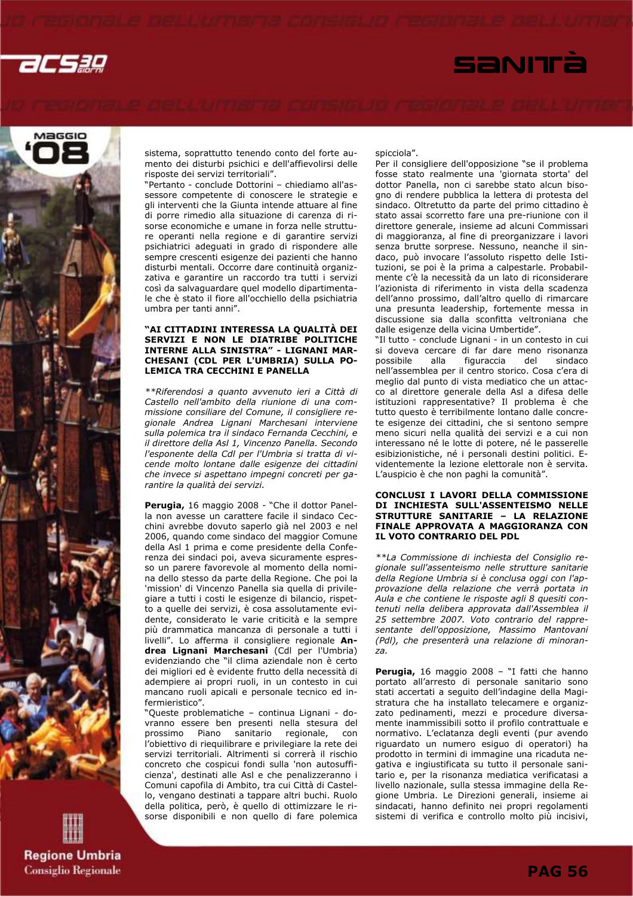sistema, soprattutto tenendo conto del forte aumento dei disturbi psichici e dell'affievolirsi delle risposte dei servizi territoriali".

"Pertanto - conclude Dottorini – chiediamo all'assessore competente di conoscere le strategie e gli interventi che la Giunta intende attuare al fine di porre rimedio alla situazione di carenza di risorse economiche e umane in forza nelle strutture operanti nella regione e di garantire servizi psichiatrici adeguati in grado di rispondere alle sempre crescenti esigenze dei pazienti che hanno disturbi mentali. Occorre dare continuità organizzativa e garantire un raccordo tra tutti i servizi così da salvaguardare quel modello dipartimentale che è stato il fiore all'occhiello della psichiatria umbra per tanti anni".

### "AI CITTADINI INTERESSA LA QUALITÀ DEI SERVIZI E NON LE DIATRIBE POLITICHE INTERNE ALLA SINISTRA" - LIGNANI MARCHESANI (CDL PER L'UMBRIA) SULLA POLEMICA TRA CECCHINI E PANELLA

*\*\*Riferendosi a quanto avvenuto ieri a Città di Castello nell'ambito delle riunione di una commissione consiliare del Comune, il consigliere regionale Andrea Lignani Marchesani interviene sulla polemica tra il sindaco Fernanda Cecchini, e il direttore della Asl 1, Vincenzo Panella. Secondo l'esponente della Cdl per l'Umbria si tratta di vicende molto lontane dalle esigenze dei cittadini che invece si aspettano impegni concreti per garantire la qualità dei servizi.*

**Perugia,** 16 maggio 2008 - "Che il dottor Panella non avesse un carattere facile il sindaco Cecchini avrebbe dovuto saperlo già nel 2003 e nel 2006, quando come sindaco del maggior Comune della Asl 1 prima e come presidente della Conferenza dei sindaci poi, aveva sicuramente espresso un parere favorevole al momento della nomina dello stesso da parte della Regione. Che poi la 'mission' di Vincenzo Panella sia quella di privilegiare a tutti i costi le esigenze di bilancio, rispetto a quelle dei servizi, è cosa assolutamente evidente, considerato le varie criticità e la sempre più drammatica mancanza di personale a tutti i livelli". Lo afferma il consigliere regionale **Andrea Lignani Marchesani** (Cdl per l'Umbria) evidenziando che "il clima aziendale non è certo dei migliori ed è evidente frutto della necessità di adempiere ai propri ruoli, in un contesto in cui mancano ruoli apicali e personale tecnico ed infermieristico".

"Queste problematiche – continua Lignani - dovranno essere ben presenti nella stesura del prossimo Piano sanitario regionale, con l'obiettivo di riequilibrare e privilegiare la rete dei servizi territoriali. Altrimenti si correrà il rischio concreto che cospicui fondi sulla 'non autosufficienza', destinati alle Asl e che penalizzeranno i Comuni capofila di Ambito, tra cui Città di Castello, vengano destinati a tappare altri buchi. Ruolo della politica, però, è quello di ottimizzare le risorse disponibili e non quello di fare polemica spicciola".

Per il consigliere dell'opposizione "se il problema fosse stato realmente una 'giornata storta' del dottor Panella, non ci sarebbe stato alcun bisogno di rendere pubblica la lettera di protesta del sindaco. Oltretutto da parte del primo cittadino è stato assai scorretto fare una pre-riunione con il direttore generale, insieme ad alcuni Commissari di maggioranza, al fine di preorganizzare i lavori senza brutte sorprese. Nessuno, neanche il sindaco, può invocare l'assoluto rispetto delle Istituzioni, se poi è la prima a calpestarle. Probabilmente c'è la necessità da un lato di riconsiderare l'azionista di riferimento in vista della scadenza dell'anno prossimo, dall'altro quello di rimarcare una presunta leadership, fortemente messa in discussione sia dalla sconfitta veltroniana che dalle esigenze della vicina Umbertide".

"Il tutto - conclude Lignani - in un contesto in cui si doveva cercare di far dare meno risonanza possibile alla figuraccia del sindaco nell'assemblea per il centro storico. Cosa c'era di meglio dal punto di vista mediatico che un attacco al direttore generale della Asl a difesa delle istituzioni rappresentative? Il problema è che tutto questo è terribilmente lontano dalle concrete esigenze dei cittadini, che si sentono sempre meno sicuri nella qualità dei servizi e a cui non interessano né le lotte di potere, né le passerelle esibizionistiche, né i personali destini politici. Evidentemente la lezione elettorale non è servita. L'auspicio è che non paghi la comunità".

### CONCLUSI I LAVORI DELLA COMMISSIONE DI INCHIESTA SULL'ASSENTEISMO NELLE STRUTTURE SANITARIE – LA RELAZIONE FINALE APPROVATA A MAGGIORANZA CON IL VOTO CONTRARIO DEL PDL

*\*\*La Commissione di inchiesta del Consiglio regionale sull'assenteismo nelle strutture sanitarie della Regione Umbria si è conclusa oggi con l'approvazione della relazione che verrà portata in Aula e che contiene le risposte agli 8 quesiti contenuti nella delibera approvata dall'Assemblea il 25 settembre 2007. Voto contrario del rappresentante dell'opposizione, Massimo Mantovani (Pdl), che presenterà una relazione di minoranza.*

**Perugia,** 16 maggio 2008 – "I fatti che hanno portato all'arresto di personale sanitario sono stati accertati a seguito dell'indagine della Magistratura che ha installato telecamere e organizzato pedinamenti, mezzi e procedure diversamente inammissibili sotto il profilo contrattuale e normativo. L'eclatanza degli eventi (pur avendo riguardato un numero esiguo di operatori) ha prodotto in termini di immagine una ricaduta negativa e ingiustificata su tutto il personale sanitario e, per la risonanza mediatica verificatasi a livello nazionale, sulla stessa immagine della Regione Umbria. Le Direzioni generali, insieme ai sindacati, hanno definito nei propri regolamenti sistemi di verifica e controllo molto più incisivi,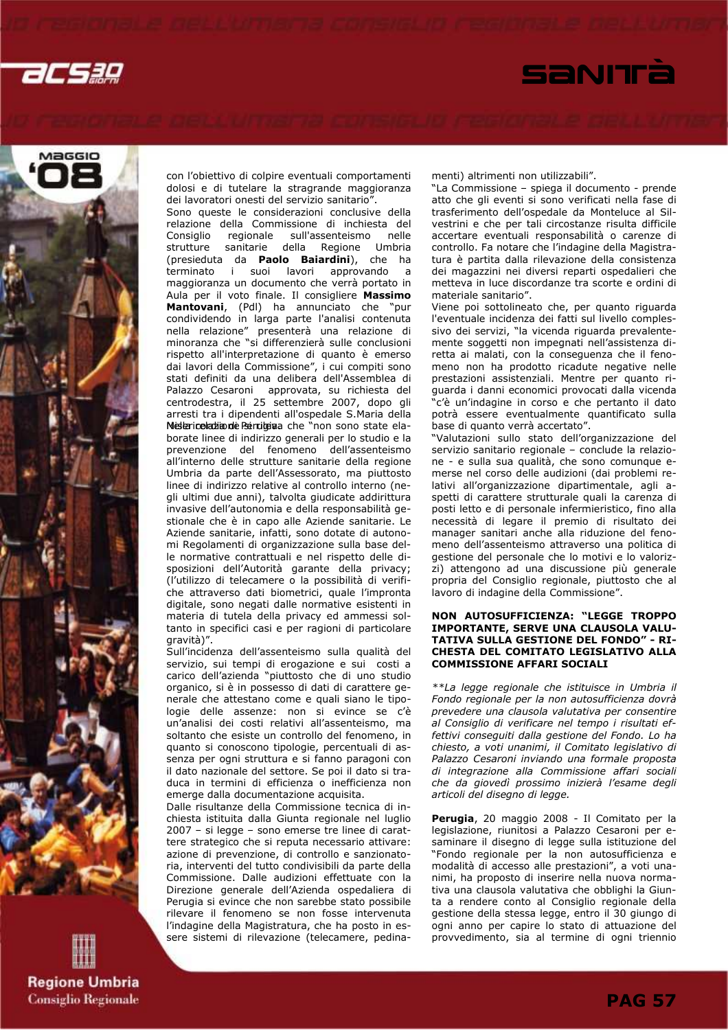con l'obiettivo di colpire eventuali comportamenti dolosi e di tutelare la stragrande maggioranza dei lavoratori onesti del servizio sanitario".

Sono queste le considerazioni conclusive della relazione della Commissione di inchiesta del Consiglio regionale sull'assenteismo nelle strutture sanitarie della Regione Umbria (presieduta da **Paolo Baiardini**), che ha terminato i suoi lavori approvando a maggioranza un documento che verrà portato in Aula per il voto finale. Il consigliere **Massimo Mantovani**, (Pdl) ha annunciato che "pur condividendo in larga parte l'analisi contenuta nella relazione" presenterà una relazione di minoranza che "si differenzierà sulle conclusioni rispetto all'interpretazione di quanto è emerso dai lavori della Commissione", i cui compiti sono stati definiti da una delibera dell'Assemblea di Palazzo Cesaroni approvata, su richiesta del centrodestra, il 25 settembre 2007, dopo gli arresti tra i dipendenti all'ospedale S.Maria della Misericordia di Perugia. Nella relazione si rileva che "non sono state elaborate linee di indirizzo generali per lo studio e la prevenzione del fenomeno dell'assenteismo all'interno delle strutture sanitarie della regione Umbria da parte dell'Assessorato, ma piuttosto linee di indirizzo relative al controllo interno (negli ultimi due anni), talvolta giudicate addirittura invasive dell'autonomia e della responsabilità gestionale che è in capo alle Aziende sanitarie. Le Aziende sanitarie, infatti, sono dotate di autonomi Regolamenti di organizzazione sulla base delle normative contrattuali e nel rispetto delle disposizioni dell'Autorità garante della privacy; (l'utilizzo di telecamere o la possibilità di verifiche attraverso dati biometrici, quale l'impronta digitale, sono negati dalle normative esistenti in materia di tutela della privacy ed ammessi soltanto in specifici casi e per ragioni di particolare gravità)".

Sull'incidenza dell'assenteismo sulla qualità del servizio, sui tempi di erogazione e sui costi a carico dell'azienda "piuttosto che di uno studio organico, si è in possesso di dati di carattere generale che attestano come e quali siano le tipologie delle assenze: non si evince se c'è un'analisi dei costi relativi all'assenteismo, ma soltanto che esiste un controllo del fenomeno, in quanto si conoscono tipologie, percentuali di assenza per ogni struttura e si fanno paragoni con il dato nazionale del settore. Se poi il dato si traduca in termini di efficienza o inefficienza non emerge dalla documentazione acquisita.

Dalle risultanze della Commissione tecnica di inchiesta istituita dalla Giunta regionale nel luglio 2007 – si legge – sono emerse tre linee di carattere strategico che si reputa necessario attivare: azione di prevenzione, di controllo e sanzionatoria, interventi del tutto condivisibili da parte della Commissione. Dalle audizioni effettuate con la Direzione generale dell'Azienda ospedaliera di Perugia si evince che non sarebbe stato possibile rilevare il fenomeno se non fosse intervenuta l'indagine della Magistratura, che ha posto in essere sistemi di rilevazione (telecamere, pedinamenti) altrimenti non utilizzabili".

"La Commissione – spiega il documento - prende atto che gli eventi si sono verificati nella fase di trasferimento dell'ospedale da Monteluce al Silvestrini e che per tali circostanze risulta difficile accertare eventuali responsabilità o carenze di controllo. Fa notare che l'indagine della Magistratura è partita dalla rilevazione della consistenza dei magazzini nei diversi reparti ospedalieri che metteva in luce discordanze tra scorte e ordini di materiale sanitario".

Viene poi sottolineato che, per quanto riguarda l'eventuale incidenza dei fatti sul livello complessivo dei servizi, "la vicenda riguarda prevalentemente soggetti non impegnati nell'assistenza diretta ai malati, con la conseguenza che il fenomeno non ha prodotto ricadute negative nelle prestazioni assistenziali. Mentre per quanto riguarda i danni economici provocati dalla vicenda "c'è un'indagine in corso e che pertanto il dato potrà essere eventualmente quantificato sulla base di quanto verrà accertato".

"Valutazioni sullo stato dell'organizzazione del servizio sanitario regionale – conclude la relazione - e sulla sua qualità, che sono comunque emerse nel corso delle audizioni (dai problemi relativi all'organizzazione dipartimentale, agli aspetti di carattere strutturale quali la carenza di posti letto e di personale infermieristico, fino alla necessità di legare il premio di risultato dei manager sanitari anche alla riduzione del fenomeno dell'assenteismo attraverso una politica di gestione del personale che lo motivi e lo valorizzi) attengono ad una discussione più generale propria del Consiglio regionale, piuttosto che al lavoro di indagine della Commissione".

## NON AUTOSUFFICIENZA: "LEGGE TROPPO IMPORTANTE, SERVE UNA CLAUSOLA VALUTATIVA SULLA GESTIONE DEL FONDO" - RICHESTA DEL COMITATO LEGISLATIVO ALLA COMMISSIONE AFFARI SOCIALI

*\*\*La legge regionale che istituisce in Umbria il Fondo regionale per la non autosufficienza dovrà prevedere una clausola valutativa per consentire al Consiglio di verificare nel tempo i risultati effettivi conseguiti dalla gestione del Fondo. Lo ha chiesto, a voti unanimi, il Comitato legislativo di Palazzo Cesaroni inviando una formale proposta di integrazione alla Commissione affari sociali che da giovedì prossimo inizierà l'esame degli articoli del disegno di legge.*

**Perugia**, 20 maggio 2008 - Il Comitato per la legislazione, riunitosi a Palazzo Cesaroni per esaminare il disegno di legge sulla istituzione del "Fondo regionale per la non autosufficienza e modalità di accesso alle prestazioni", a voti unanimi, ha proposto di inserire nella nuova normativa una clausola valutativa che obblighi la Giunta a rendere conto al Consiglio regionale della gestione della stessa legge, entro il 30 giungo di ogni anno per capire lo stato di attuazione del provvedimento, sia al termine di ogni triennio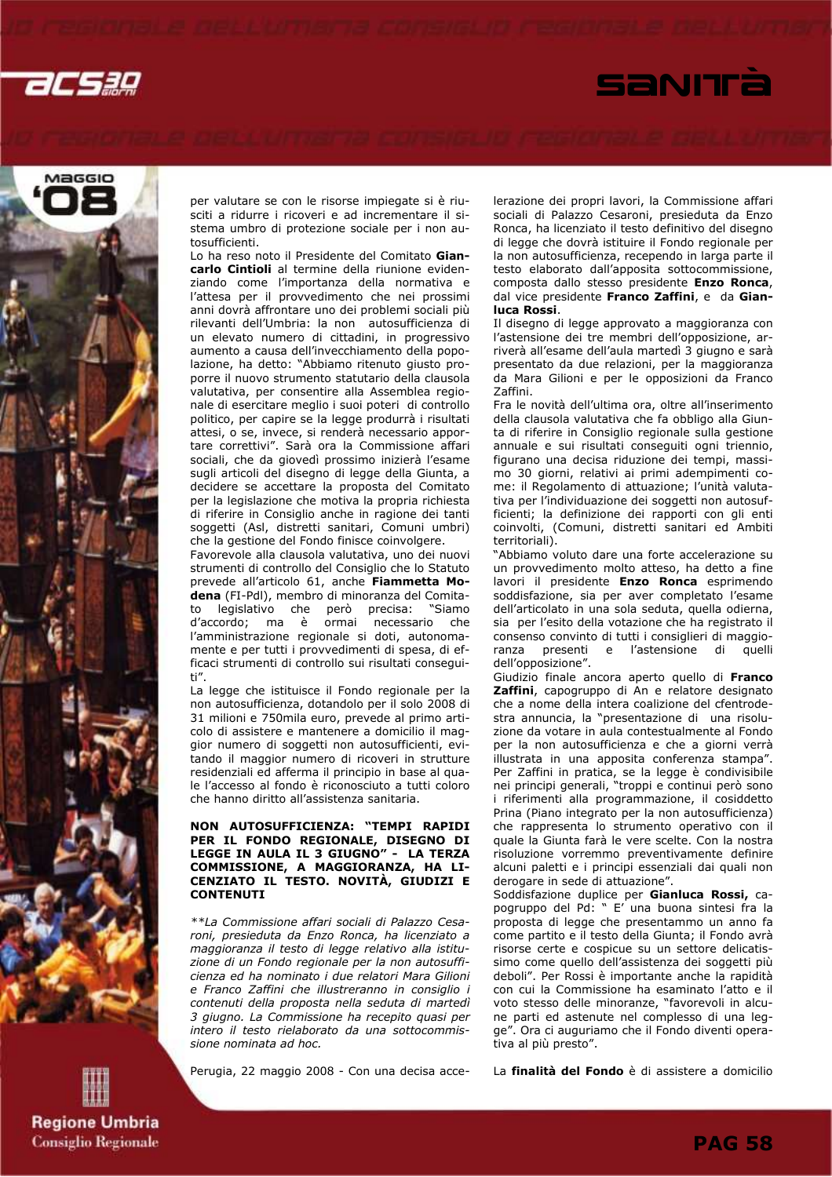per valutare se con le risorse impiegate si è riusciti a ridurre i ricoveri e ad incrementare il sistema umbro di protezione sociale per i non autosufficienti.

Lo ha reso noto il Presidente del Comitato **Giancarlo Cintioli** al termine della riunione evidenziando come l'importanza della normativa e l'attesa per il provvedimento che nei prossimi anni dovrà affrontare uno dei problemi sociali più rilevanti dell'Umbria: la non autosufficienza di un elevato numero di cittadini, in progressivo aumento a causa dell'invecchiamento della popolazione, ha detto: "Abbiamo ritenuto giusto proporre il nuovo strumento statutario della clausola valutativa, per consentire alla Assemblea regionale di esercitare meglio i suoi poteri di controllo politico, per capire se la legge produrrà i risultati attesi, o se, invece, si renderà necessario apportare correttivi". Sarà ora la Commissione affari sociali, che da giovedì prossimo inizierà l'esame sugli articoli del disegno di legge della Giunta, a decidere se accettare la proposta del Comitato per la legislazione che motiva la propria richiesta di riferire in Consiglio in ragione dei tanti soggetti (Asl, distretti sanitari, Comuni umbri) che la gestione del Fondo finisce coinvolgere.

Favorevole alla clausola valutativa, uno dei nuovi strumenti di controllo del Consiglio che lo Statuto prevede all'articolo 61, anche **Fiammetta Modena** (FI-Pdl), membro di minoranza del Comitato legislativo che però precisa: "Siamo d'accordo; ma è ormai necessario che l'amministrazione regionale si doti, autonomamente e per tutti i provvedimenti di spesa, di efficaci strumenti di controllo sui risultati conseguiti".

La legge che istituisce il Fondo regionale per la non autosufficienza, dotandolo per il solo 2008 di 31 milioni e 750mila euro, prevede al primo articolo di assistere e mantenere a domicilio il maggior numero di soggetti non autosufficienti, evitando il maggior numero di ricoveri in strutture residenziali ed afferma il principio in base al quale l'accesso al fondo è riconosciuto a tutti coloro che hanno diritto all'assistenza sanitaria.

**NON AUTOSUFFICIENZA: "TEMPI RAPIDI PER IL FONDO REGIONALE, DISEGNO DI LEGGE IN AULA IL 3 GIUGNO" - LA TERZA COMMISSIONE, A MAGGIORANZA, HA LICENZIATO IL TESTO. NOVITÀ, GIUDIZI E CONTENUTI**

*\*\*La Commissione affari sociali di Palazzo Cesaroni, presieduta da Enzo Ronca, ha licenziato a maggioranza il testo di legge relativo alla istituzione di un Fondo regionale per la non autosufficienza ed ha nominato i due relatori Mara Gilioni e Franco Zaffini che illustreranno in consiglio i contenuti della proposta nella seduta di martedì 3 giugno. La Commissione ha recepito quasi per intero il testo rielaborato da una sottocommissione nominata ad hoc.*

Perugia, 22 maggio 2008 - Con una decisa accelerazione dei propri lavori, la Commissione affari sociali di Palazzo Cesaroni, presieduta da Enzo Ronca, ha licenziato il testo definitivo del disegno di legge che dovrà istituire il Fondo regionale per la non autosufficienza, recependo in larga parte il testo elaborato dall'apposita sottocommissione, composta dallo stesso presidente **Enzo Ronca**, dal vice presidente **Franco Zaffini**, e da **Gianluca Rossi**.

Il disegno di legge approvato a maggioranza con l'astensione dei tre membri dell'opposizione, arriverà all'esame dell'aula martedì 3 giugno e sarà presentato da due relazioni, per la maggioranza da Mara Gilioni e per le opposizioni da Franco Zaffini.

Fra le novità dell'ultima ora, oltre all'inserimento della clausola valutativa che fa obbligo alla Giunta di riferire in Consiglio regionale sulla gestione annuale e sui risultati conseguiti ogni triennio, figurano una decisa riduzione dei tempi, massimo 30 giorni, relativi ai primi adempimenti come: il Regolamento di attuazione; l'unità valutativa per l'individuazione dei soggetti non autosufficienti; la definizione dei rapporti con gli enti coinvolti, (Comuni, distretti sanitari ed Ambiti territoriali).

"Abbiamo voluto dare una forte accelerazione su un provvedimento molto atteso, ha detto a fine lavori il presidente **Enzo Ronca** esprimendo soddisfazione, sia per aver completato l'esame dell'articolato in una sola seduta, quella odierna, sia per l'esito della votazione che ha registrato il consenso convinto di tutti i consiglieri di maggioranza presenti e l'astensione di quelli dell'opposizione".

Giudizio finale ancora aperto quello di **Franco Zaffini**, capogruppo di An e relatore designato che a nome della intera coalizione del centrodestra annuncia, la "presentazione di una risoluzione da votare in aula contestualmente al Fondo per la non autosufficienza e che a giorni verrà illustrata in una apposita conferenza stampa". Per Zaffini in pratica, se la legge è condivisibile nei principi generali, "troppi e continui però sono i riferimenti alla programmazione, il cosiddetto Prina (Piano integrato per la non autosufficienza) che rappresenta lo strumento operativo con il quale la Giunta farà le vere scelte. Con la nostra risoluzione vorremmo preventivamente definire alcuni paletti e i principi essenziali dai quali non derogare in sede di attuazione".

Soddisfazione duplice per **Gianluca Rossi,** capogruppo del Pd: " E' una buona sintesi fra la proposta di legge che presentammo un anno fa come partito e il testo della Giunta; il Fondo avrà risorse certe e cospicue su un settore delicatissimo come quello dell'assistenza dei soggetti più deboli". Per Rossi è importante anche la rapidità con cui la Commissione ha esaminato l'atto e il voto stesso delle minoranze, "favorevoli in alcune parti ed astenute nel complesso di una legge". Ora ci auguriamo che il Fondo diventi operativa al più presto".

La **finalità del Fondo** è di assistere a domicilio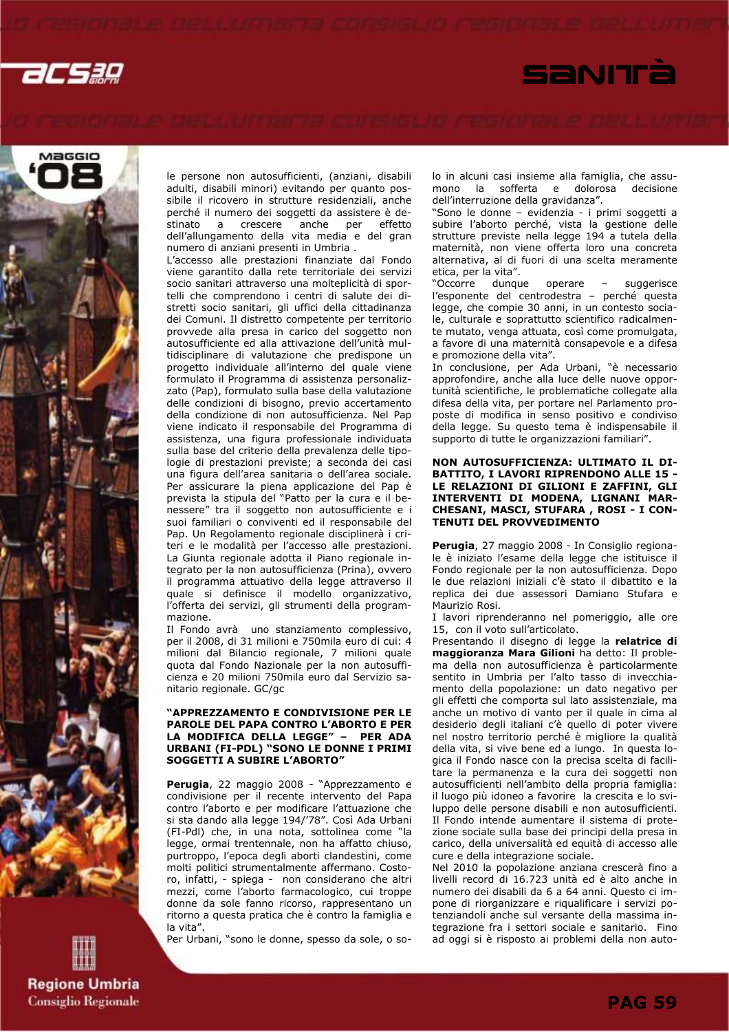le persone non autosufficienti, (anziani, disabili adulti, disabili minori) evitando per quanto possibile il ricovero in strutture residenziali, anche perché il numero dei soggetti da assistere è destinato a crescere anche per effetto dell'allungamento della vita media e del gran numero di anziani presenti in Umbria .

L'accesso alle prestazioni finanziate dal Fondo viene garantito dalla rete territoriale dei servizi socio sanitari attraverso una molteplicità di sportelli che comprendono i centri di salute dei distretti socio sanitari, gli uffici della cittadinanza dei Comuni. Il distretto competente per territorio provvede alla presa in carico del soggetto non autosufficiente ed alla attivazione dell'unità multidisciplinare di valutazione che predispone un progetto individuale all'interno del quale viene formulato il Programma di assistenza personalizzato (Pap), formulato sulla base della valutazione delle condizioni di bisogno, previo accertamento della condizione di non autosufficienza. Nel Pap viene indicato il responsabile del Programma di assistenza, una figura professionale individuata sulla base del criterio della prevalenza delle tipologie di prestazioni previste; a seconda dei casi una figura dell'area sanitaria o dell'area sociale. Per assicurare la piena applicazione del Pap è prevista la stipula del "Patto per la cura e il benessere" tra il soggetto non autosufficiente e i suoi familiari o conviventi ed il responsabile del Pap. Un Regolamento regionale disciplinerà i criteri e le modalità per l'accesso alle prestazioni. La Giunta regionale adotta il Piano regionale integrato per la non autosufficienza (Prina), ovvero il programma attuativo della legge attraverso il quale si definisce il modello organizzativo, l'offerta dei servizi, gli strumenti della programmazione.

Il Fondo avrà uno stanziamento complessivo, per il 2008, di 31 milioni e 750mila euro di cui: 4 milioni dal Bilancio regionale, 7 milioni quale quota dal Fondo Nazionale per la non autosufficienza e 20 milioni 750mila euro dal Servizio sanitario regionale. GC/gc

**"APPREZZAMENTO E CONDIVISIONE PER LE PAROLE DEL PAPA CONTRO L'ABORTO E PER LA MODIFICA DELLA LEGGE" – PER ADA URBANI (FI-PDL) "SONO LE DONNE I PRIMI SOGGETTI A SUBIRE L'ABORTO"**

**Perugia**, 22 maggio 2008 - "Apprezzamento e condivisione per il recente intervento del Papa contro l'aborto e per modificare l'attuazione che si sta dando alla legge 194/'78". Così Ada Urbani (FI-Pdl) che, in una nota, sottolinea come "la legge, ormai trentennale, non ha affatto chiuso, purtroppo, l'epoca degli aborti clandestini, come molti politici strumentalmente affermano. Costoro, infatti, - spiega - non considerano che altri mezzi, come l'aborto farmacologico, cui troppe donne da sole fanno ricorso, rappresentano un ritorno a questa pratica che è contro la famiglia e la vita".

Per Urbani, "sono le donne, spesso da sole, o solo in alcuni casi insieme alla famiglia, che assumono la sofferta e dolorosa decisione dell'interruzione della gravidanza".

"Sono le donne – evidenzia - i primi soggetti a subire l'aborto perché, vista la gestione delle strutture previste nella legge 194 a tutela della maternità, non viene offerta loro una concreta alternativa, al di fuori di una scelta meramente etica, per la vita".

"Occorre dunque operare – suggerisce l'esponente del centrodestra – perché questa legge, che compie 30 anni, in un contesto sociale, culturale e soprattutto scientifico radicalmente mutato, venga attuata, così come promulgata, a favore di una maternità consapevole e a difesa e promozione della vita".

In conclusione, per Ada Urbani, "è necessario approfondire, anche alla luce delle nuove opportunità scientifiche, le problematiche collegate alla difesa della vita, per portare nel Parlamento proposte di modifica in senso positivo e condiviso della legge. Su questo tema è indispensabile il supporto di tutte le organizzazioni familiari".

**NON AUTOSUFFICIENZA: ULTIMATO IL DIBATTITO, I LAVORI RIPRENDONO ALLE 15 - LE RELAZIONI DI GILIONI E ZAFFINI, GLI INTERVENTI DI MODENA, LIGNANI MARCHESANI, MASCI, STUFARA , ROSI - I CONTENUTI DEL PROVVEDIMENTO**

**Perugia**, 27 maggio 2008 - In Consiglio regionale è iniziato l'esame della legge che istituisce il Fondo regionale per la non autosufficienza. Dopo le due relazioni iniziali c'è stato il dibattito e la replica dei due assessori Damiano Stufara e Maurizio Rosi.

I lavori riprenderanno nel pomeriggio, alle ore 15, con il voto sull'articolato.

Presentando il disegno di legge la **relatrice di maggioranza Mara Gilioni** ha detto: Il problema della non autosufficienza è particolarmente sentito in Umbria per l'alto tasso di invecchiamento della popolazione: un dato negativo per gli effetti che comporta sul lato assistenziale, ma anche un motivo di vanto per il quale in cima al desiderio degli italiani c'è quello di poter vivere nel nostro territorio perché è migliore la qualità della vita, si vive bene ed a lungo. In questa logica il Fondo nasce con la precisa scelta di facilitare la permanenza e la cura dei soggetti non autosufficienti nell'ambito della propria famiglia: il luogo più idoneo a favorire la crescita e lo sviluppo delle persone disabili e non autosufficienti. Il Fondo intende aumentare il sistema di protezione sociale sulla base dei principi della presa in carico, della universalità ed equità di accesso alle cure e della integrazione sociale.

Nel 2010 la popolazione anziana crescerà fino a livelli record di 16.723 unità ed è alto anche in numero dei disabili da 6 a 64 anni. Questo ci impone di riorganizzare e riqualificare i servizi potenziandoli anche sul versante della massima integrazione fra i settori sociale e sanitario. Fino ad oggi si è risposto ai problemi della non auto-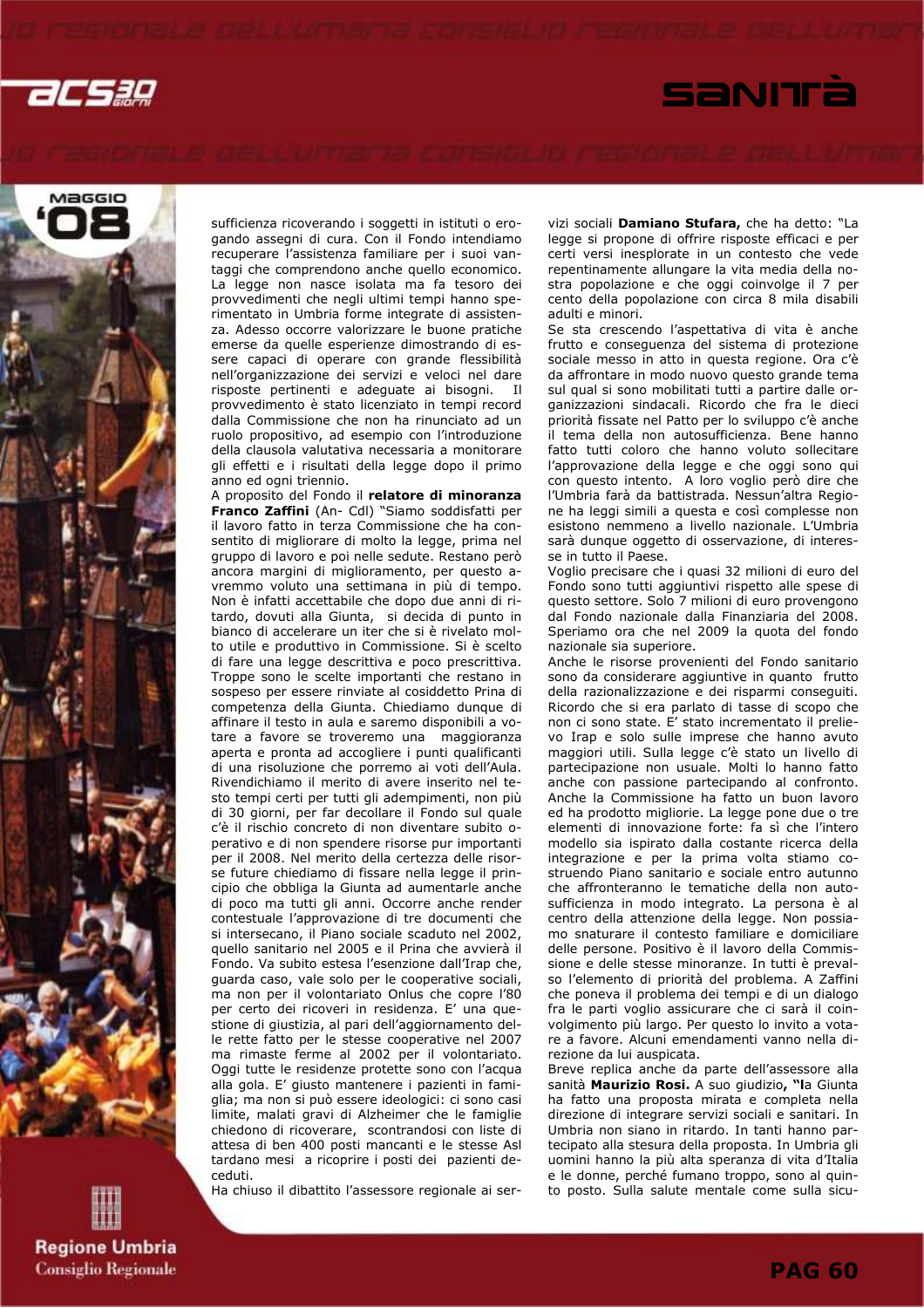sufficienza ricoverando i soggetti in istituti o erogando assegni di cura. Con il Fondo intendiamo recuperare l'assistenza familiare per i suoi vantaggi che comprendono anche quello economico. La legge non nasce isolata ma fa tesoro dei provvedimenti che negli ultimi tempi hanno sperimentato in Umbria forme integrate di assistenza. Adesso occorre valorizzare le buone pratiche emerse da quelle esperienze dimostrando di essere capaci di operare con grande flessibilità nell'organizzazione dei servizi e veloci nel dare risposte pertinenti e adeguate ai bisogni. Il provvedimento è stato licenziato in tempi record dalla Commissione che non ha rinunciato ad un ruolo propositivo, ad esempio con l'introduzione della clausola valutativa necessaria a monitorare gli effetti e i risultati della legge dopo il primo anno ed ogni triennio.

A proposito del Fondo il **relatore di minoranza Franco Zaffini** (An- Cdl) "Siamo soddisfatti per il lavoro fatto in terza Commissione che ha consentito di migliorare di molto la legge, prima nel gruppo di lavoro e poi nelle sedute. Restano però ancora margini di miglioramento, per questo avremmo voluto una settimana in più di tempo. Non è infatti accettabile che dopo due anni di ritardo, dovuti alla Giunta, si decida di punto in bianco di accelerare un iter che si è rivelato molto utile e produttivo in Commissione. Si è scelto di fare una legge descrittiva e poco prescrittiva. Troppe sono le scelte importanti che restano in sospeso per essere rinviate al cosiddetto Prina di competenza della Giunta. Chiediamo dunque di affinare il testo in aula e saremo disponibili a votare a favore se troveremo una maggioranza aperta e pronta ad accogliere i punti qualificanti di una risoluzione che porremo ai voti dell'Aula. Rivendichiamo il merito di avere inserito nel testo tempi certi per tutti gli adempimenti, non più di 30 giorni, per far decollare il Fondo sul quale c'è il rischio concreto di non diventare subito operativo e di non spendere risorse pur importanti per il 2008. Nel merito della certezza delle risorse future chiediamo di fissare nella legge il principio che obbliga la Giunta ad aumentarle anche di poco ma tutti gli anni. Occorre anche render contestuale l'approvazione di tre documenti che si intersecano, il Piano sociale scaduto nel 2002, quello sanitario nel 2005 e il Prina che avvierà il Fondo. Va subito estesa l'esenzione dall'Irap che, guarda caso, vale solo per le cooperative sociali, ma non per il volontariato Onlus che copre l'80 per certo dei ricoveri in residenza. E' una questione di giustizia, al pari dell'aggiornamento delle rette fatto per le stesse cooperative nel 2007 ma rimaste ferme al 2002 per il volontariato. Oggi tutte le residenze protette sono con l'acqua alla gola. E' giusto mantenere i pazienti in famiglia; ma non si può essere ideologici: ci sono casi limite, malati gravi di Alzheimer che le famiglie chiedono di ricoverare, scontrandosi con liste di attesa di ben 400 posti mancanti e le stesse Asl tardano mesi a ricoprire i posti dei pazienti deceduti.

Ha chiuso il dibattito l'assessore regionale ai servizi sociali **Damiano Stufara,** che ha detto: "La legge si propone di offrire risposte efficaci e per certi versi inesplorate in un contesto che vede repentinamente allungare la vita media della nostra popolazione e che oggi coinvolge il 7 per cento della popolazione con circa 8 mila disabili adulti e minori.

Se sta crescendo l'aspettativa di vita è anche frutto e conseguenza del sistema di protezione sociale messo in atto in questa regione. Ora c'è da affrontare in modo nuovo questo grande tema sul qual si sono mobilitati tutti a partire dalle organizzazioni sindacali. Ricordo che fra le dieci priorità fissate nel Patto per lo sviluppo c'è anche il tema della non autosufficienza. Bene hanno fatto tutti coloro che hanno voluto sollecitare l'approvazione della legge e che oggi sono qui con questo intento. A loro voglio però dire che l'Umbria farà da battistrada. Nessun'altra Regione ne ha leggi simili a questa e così complesse non esistono nemmeno a livello nazionale. L'Umbria sarà dunque oggetto di osservazione, di interesse in tutto il Paese.

Voglio precisare che i quasi 32 milioni di euro del Fondo sono tutti aggiuntivi rispetto alle spese di questo settore. Solo 7 milioni di euro provengono dal Fondo nazionale dalla Finanziaria del 2008. Speriamo ora che nel 2009 la quota del fondo nazionale sia superiore.

Anche le risorse provenienti del Fondo sanitario sono da considerare aggiuntive in quanto frutto della razionalizzazione e dei risparmi conseguiti. Ricordo che si era parlato di tasse di scopo che non ci sono state. E' stato incrementato il prelievo Irap e solo sulle imprese che hanno avuto maggiori utili. Sulla legge c'è stato un livello di partecipazione non usuale. Molti lo hanno fatto anche con passione partecipando al confronto. Anche la Commissione ha fatto un buon lavoro ed ha prodotto migliorie. La legge pone due o tre elementi di innovazione forte: fa sì che l'intero modello sia ispirato dalla costante ricerca della integrazione e per la prima volta stiamo costruendo Piano sanitario e sociale entro autunno che affronteranno le tematiche della non autosufficienza in modo integrato. La persona è al centro della attenzione della legge. Non possiamo snaturare il contesto familiare e domiciliare delle persone. Positivo è il lavoro della Commissione e delle stesse minoranze. In tutti è prevalso l'elemento di priorità del problema. A Zaffini che poneva il problema dei tempi e di un dialogo fra le parti voglio assicurare che ci sarà il coinvolgimento più largo. Per questo lo invito a votare a favore. Alcuni emendamenti vanno nella direzione da lui auspicata.

Breve replica anche da parte dell'assessore alla sanità **Maurizio Rosi.** A suo giudizio**, "l**a Giunta ha fatto una proposta mirata e completa nella direzione di integrare servizi sociali e sanitari. In Umbria non siano in ritardo. In tanti hanno partecipato alla stesura della proposta. In Umbria gli uomini hanno la più alta speranza di vita d'Italia e le donne, perché fumano troppo, sono al quinto posto. Sulla salute mentale come sulla sicu-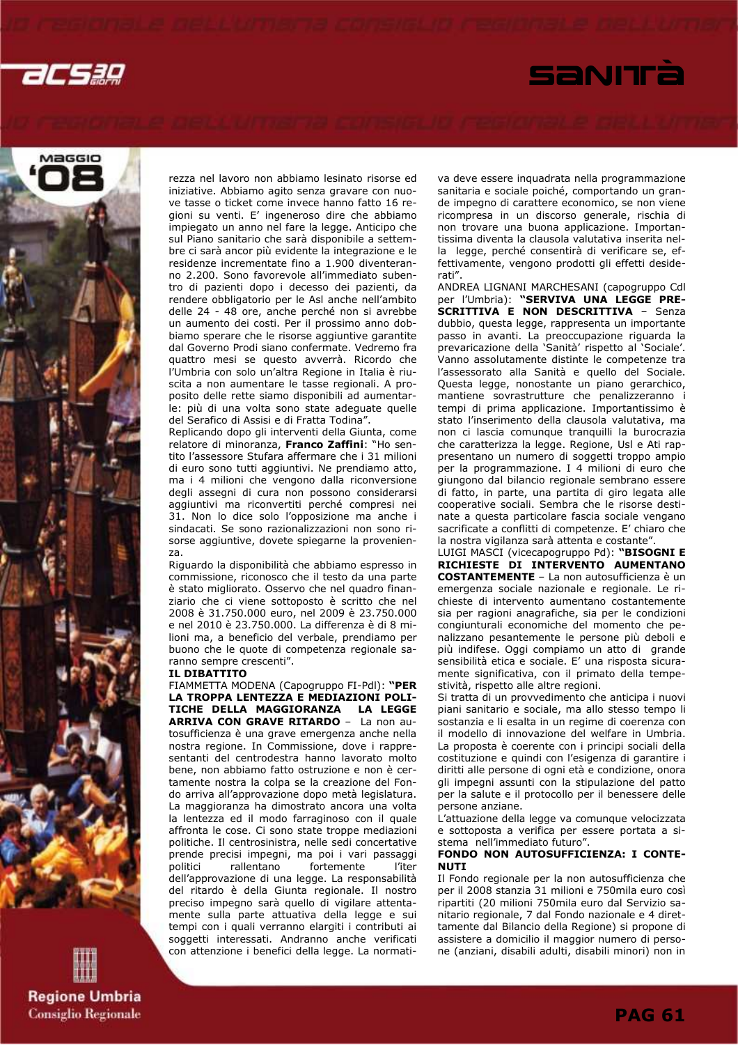rezza nel lavoro non abbiamo lesinato risorse ed iniziative. Abbiamo agito senza gravare con nuove tasse o ticket come invece hanno fatto 16 regioni su venti. E' ingeneroso dire che abbiamo impiegato un anno nel fare la legge. Anticipo che sul Piano sanitario che sarà disponibile a settembre ci sarà ancor più evidente la integrazione e le residenze incrementate fino a 1.900 diventeranno 2.200. Sono favorevole all'immediato subentro di pazienti dopo i decesso dei pazienti, da rendere obbligatorio per le Asl anche nell'ambito delle 24 - 48 ore, anche perché non si avrebbe un aumento dei costi. Per il prossimo anno dobbiamo sperare che le risorse aggiuntive garantite dal Governo Prodi siano confermate. Vedremo fra quattro mesi se questo avverrà. Ricordo che l'Umbria con solo un'altra Regione in Italia è riuscita a non aumentare le tasse regionali. A proposito delle rette siamo disponibili ad aumentarle: più di una volta sono state adeguate quelle del Serafico di Assisi e di Fratta Todina".

Replicando dopo gli interventi della Giunta, come relatore di minoranza, **Franco Zaffini**: "Ho sentito l'assessore Stufara affermare che i 31 milioni di euro sono tutti aggiuntivi. Ne prendiamo atto, ma i 4 milioni che vengono dalla riconversione degli assegni di cura non possono considerarsi aggiuntivi ma riconvertiti perché compresi nei 31. Non lo dice solo l'opposizione ma anche i sindacati. Se sono razionalizzazioni non sono risorse aggiuntive, dovete spiegarne la provenienza.

Riguardo la disponibilità che abbiamo espresso in commissione, riconosco che il testo da una parte è stato migliorato. Osservo che nel quadro finanziario che ci viene sottoposto è scritto che nel 2008 è 31.750.000 euro, nel 2009 è 23.750.000 e nel 2010 è 23.750.000. La differenza è di 8 milioni ma, a beneficio del verbale, prendiamo per buono che le quote di competenza regionale saranno sempre crescenti".

**IL DIBATTITO**

FIAMMETTA MODENA (Capogruppo FI-Pdl): **"PER LA TROPPA LENTEZZA E MEDIAZIONI POLITICHE DELLA MAGGIORANZA LA LEGGE ARRIVA CON GRAVE RITARDO** – La non autosufficienza è una grave emergenza anche nella nostra regione. In Commissione, dove i rappresentanti del centrodestra hanno lavorato molto bene, non abbiamo fatto ostruzione e non è certamente nostra la colpa se la creazione del Fondo arriva all'approvazione dopo metà legislatura. La maggioranza ha dimostrato ancora una volta la lentezza ed il modo farraginoso con il quale affronta le cose. Ci sono state troppe mediazioni politiche. Il centrosinistra, nelle sedi concertative prende precisi impegni, ma poi i vari passaggi politici rallentano fortemente l'iter dell'approvazione di una legge. La responsabilità del ritardo è della Giunta regionale. Il nostro preciso impegno sarà quello di vigilare attentamente sulla parte attuativa della legge e sui tempi con i quali verranno elargiti i contributi ai soggetti interessati. Andranno anche verificati con attenzione i benefici della legge. La normativa deve essere inquadrata nella programmazione sanitaria e sociale poiché, comportando un grande impegno di carattere economico, se non viene ricompresa in un discorso generale, rischia di non trovare una buona applicazione. Importantissima diventa la clausola valutativa inserita nella legge, perché consentirà di verificare se, effettivamente, vengono prodotti gli effetti desiderati".

ANDREA LIGNANI MARCHESANI (capogruppo Cdl per l'Umbria): **"SERVIVA UNA LEGGE PRESCRITTIVA E NON DESCRITTIVA** – Senza dubbio, questa legge, rappresenta un importante passo in avanti. La preoccupazione riguarda la prevaricazione della 'Sanità' rispetto al 'Sociale'. Vanno assolutamente distinte le competenze tra l'assessorato alla Sanità e quello del Sociale. Questa legge, nonostante un piano gerarchico, mantiene sovrastrutture che penalizzeranno i tempi di prima applicazione. Importantissimo è stato l'inserimento della clausola valutativa, ma non ci lascia comunque tranquilli la burocrazia che caratterizza la legge. Regione, Usl e Ati rappresentano un numero di soggetti troppo ampio per la programmazione. I 4 milioni di euro che giungono dal bilancio regionale sembrano essere di fatto, in parte, una partita di giro legata alle cooperative sociali. Sembra che le risorse destinate a questa particolare fascia sociale vengano sacrificate a conflitti di competenze. E' chiaro che la nostra vigilanza sarà attenta e costante".

LUIGI MASCI (vicecapogruppo Pd): **"BISOGNI E RICHIESTE DI INTERVENTO AUMENTANO COSTANTEMENTE** – La non autosufficienza è un emergenza sociale nazionale e regionale. Le richieste di intervento aumentano costantemente sia per ragioni anagrafiche, sia per le condizioni congiunturali economiche del momento che penalizzano pesantemente le persone più deboli e più indifese. Oggi compiamo un atto di grande sensibilità etica e sociale. E' una risposta sicuramente significativa, con il primato della tempestività, rispetto alle altre regioni.

Si tratta di un provvedimento che anticipa i nuovi piani sanitario e sociale, ma allo stesso tempo li sostanzia e li esalta in un regime di coerenza con il modello di innovazione del welfare in Umbria. La proposta è coerente con i principi sociali della costituzione e quindi con l'esigenza di garantire i diritti alle persone di ogni età e condizione, onora gli impegni assunti con la stipulazione del patto per la salute e il protocollo per il benessere delle persone anziane.

L'attuazione della legge va comunque velocizzata e sottoposta a verifica per essere portata a sistema nell'immediato futuro".

**FONDO NON AUTOSUFFICIENZA: I CONTENUTI**

Il Fondo regionale per la non autosufficienza che per il 2008 stanzia 31 milioni e 750mila euro così ripartiti (20 milioni 750mila euro dal Servizio sanitario regionale, 7 dal Fondo nazionale e 4 direttamente dal Bilancio della Regione) si propone di assistere a domicilio il maggior numero di persone (anziani, disabili adulti, disabili minori) non in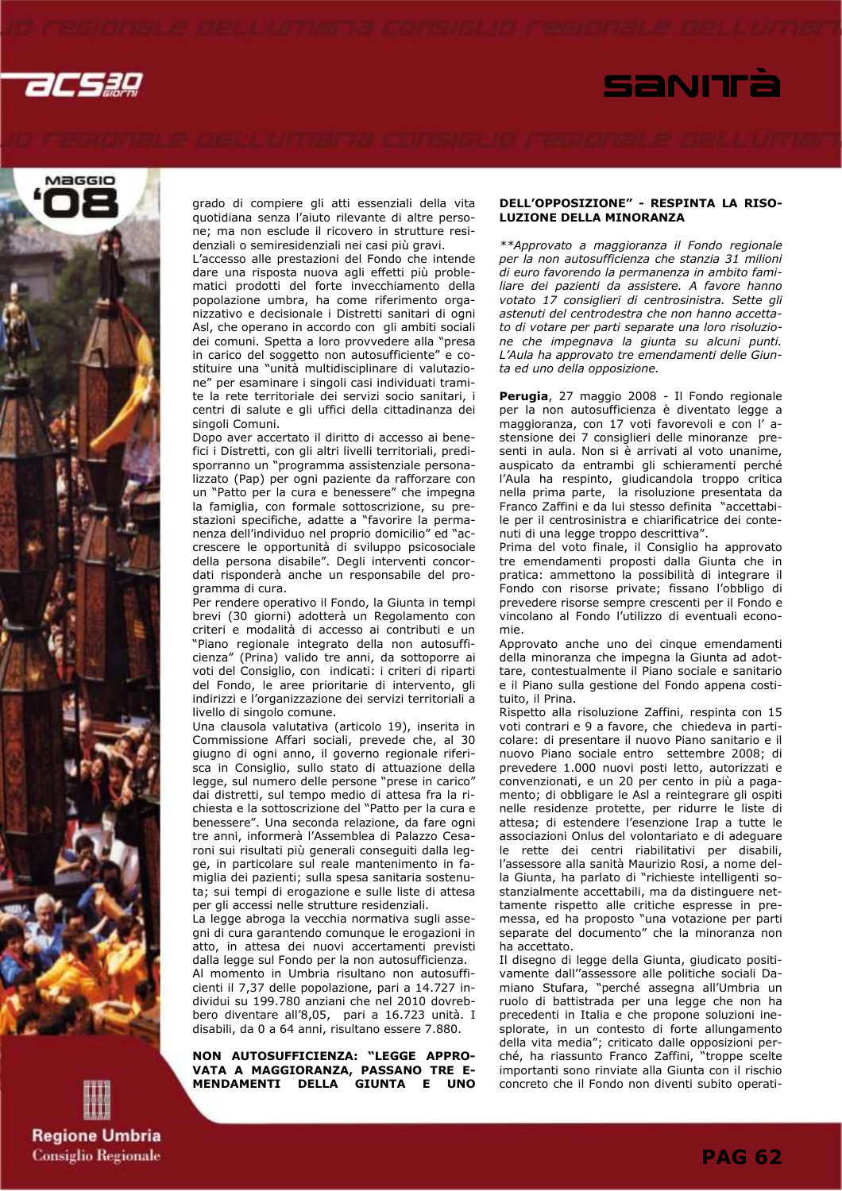grado di compiere gli atti essenziali della vita quotidiana senza l'aiuto rilevante di altre persone; ma non esclude il ricovero in strutture residenziali o semiresidenziali nei casi più gravi.

L'accesso alle prestazioni del Fondo che intende dare una risposta nuova agli effetti più problematici prodotti del forte invecchiamento della popolazione umbra, ha come riferimento organizzativo e decisionale i Distretti sanitari di ogni Asl, che operano in accordo con gli ambiti sociali dei comuni. Spetta a loro provvedere alla "presa in carico del soggetto non autosufficiente" e costituire una "unità multidisciplinare di valutazione" per esaminare i singoli casi individuati tramite la rete territoriale dei servizi socio sanitari, i centri di salute e gli uffici della cittadinanza dei singoli Comuni.

Dopo aver accertato il diritto di accesso ai benefici i Distretti, con gli altri livelli territoriali, predisporranno un "programma assistenziale personalizzato (Pap) per ogni paziente da rafforzare con un "Patto per la cura e benessere" che impegna la famiglia, con formale sottoscrizione, sue prestazioni specifiche, adatte a "favorire la permanenza dell'individuo nel proprio domicilio" ed "accrescere le opportunità di sviluppo psicosociale della persona disabile". Degli interventi concordati risponderà anche un responsabile del programma di cura.

Per rendere operativo il Fondo, la Giunta in tempi brevi (30 giorni) adotterà un Regolamento con criteri e modalità di accesso ai contributi e un "Piano regionale integrato della non autosufficienza" (Prina) valido tre anni, da sottoporre ai voti del Consiglio, con indicati: i criteri di riparti del Fondo, le aree prioritarie di intervento, gli indirizzi e l'organizzazione dei servizi territoriali a livello di singolo comune.

Una clausola valutativa (articolo 19), inserita in Commissione Affari sociali, prevede che, al 30 giugno di ogni anno, il governo regionale riferisca in Consiglio, sullo stato di attuazione della legge, sul numero delle persone "prese in carico" dai distretti, sul tempo medio di attesa fra la richiesta e la sottoscrizione del "Patto per la cura e benessere". Una seconda relazione, da fare ogni tre anni, informerà l'Assemblea di Palazzo Cesaroni sui risultati più generali conseguiti dalla legge, in particolare sul reale mantenimento in famiglia dei pazienti; sulla spesa sanitaria sostenuta; sui tempi di erogazione e sulle liste di attesa per gli accessi nelle strutture residenziali.

La legge abroga la vecchia normativa sugli assegni di cura garantendo comunque le erogazioni in atto, in attesa dei nuovi accertamenti previsti dalla legge sul Fondo per la non autosufficienza.

Al momento in Umbria risultano non autosufficienti il 7,37 delle popolazione, pari a 14.727 individui su 199.780 anziani che nel 2010 dovrebbero diventare all'8,05, pari a 16.723 unità. I disabili, da 0 a 64 anni, risultano essere 7.880.

**NON AUTOSUFFICIENZA: "LEGGE APPROVATA A MAGGIORANZA, PASSANO TRE EMENDAMENTI DELLA GIUNTA E UNO DELL'OPPOSIZIONE" - RESPINTA LA RISOLUZIONE DELLA MINORANZA**

*\*\*Approvato a maggioranza il Fondo regionale per la non autosufficienza che stanzia 31 milioni di euro favorendo la permanenza in ambito familiare dei pazienti da assistere. A favore hanno votato 17 consiglieri di centrosinistra. Sette gli astenuti del centrodestra che non hanno accettato di votare per parti separate una loro risoluzione che impegnava la giunta su alcuni punti. L'Aula ha approvato tre emendamenti delle Giunta ed uno della opposizione.*

**Perugia**, 27 maggio 2008 - Il Fondo regionale per la non autosufficienza è diventato legge a maggioranza, con 17 voti favorevoli e con l' astensione dei 7 consiglieri delle minoranze presenti in aula. Non si è arrivati al voto unanime, auspicato da entrambi gli schieramenti perché l'Aula ha respinto, giudicandola troppo critica nella prima parte, la risoluzione presentata da Franco Zaffini e da lui stesso definita "accettabile per il centrosinistra e chiarificatrice dei contenuti di una legge troppo descrittiva".

Prima del voto finale, il Consiglio ha approvato tre emendamenti proposti dalla Giunta che in pratica: ammettono la possibilità di integrare il Fondo con risorse private; fissano l'obbligo di prevedere risorse sempre crescenti per il Fondo e vincolano al Fondo l'utilizzo di eventuali economie.

Approvato anche uno dei cinque emendamenti della minoranza che impegna la Giunta ad adottare, contestualmente il Piano sociale e sanitario e il Piano sulla gestione del Fondo appena costituito, il Prina.

Rispetto alla risoluzione Zaffini, respinta con 15 voti contrari e 9 a favore, che chiedeva in particolare: di presentare il nuovo Piano sanitario e il nuovo Piano sociale entro settembre 2008; di prevedere 1.000 nuovi posti letto, autorizzati e convenzionati, e un 20 per cento in più a pagamento; di obbligare le Asl a reintegrare gli ospiti nelle residenze protette, per ridurre le liste di attesa; di estendere l'esenzione Irap a tutte le associazioni Onlus del volontariato e di adeguare le rette dei centri riabilitativi per disabili, l'assessore alla sanità Maurizio Rosi, a nome della Giunta, ha parlato di "richieste intelligenti sostanzialmente accettabili, ma da distinguere nettamente rispetto alle critiche espresse in premessa, ed ha proposto "una votazione per parti separate del documento" che la minoranza non ha accettato.

Il disegno di legge della Giunta, giudicato positivamente dall'"assessore alle politiche sociali Damiano Stufara, "perché assegna all'Umbria un ruolo di battistrada per una legge che non ha precedenti in Italia e che propone soluzioni inesplorate, in un contesto di forte allungamento della vita media"; criticato dalle opposizioni perché, ha riassunto Franco Zaffini, "troppe scelte importanti sono rinviate alla Giunta con il rischio concreto che il Fondo non diventi subito operati-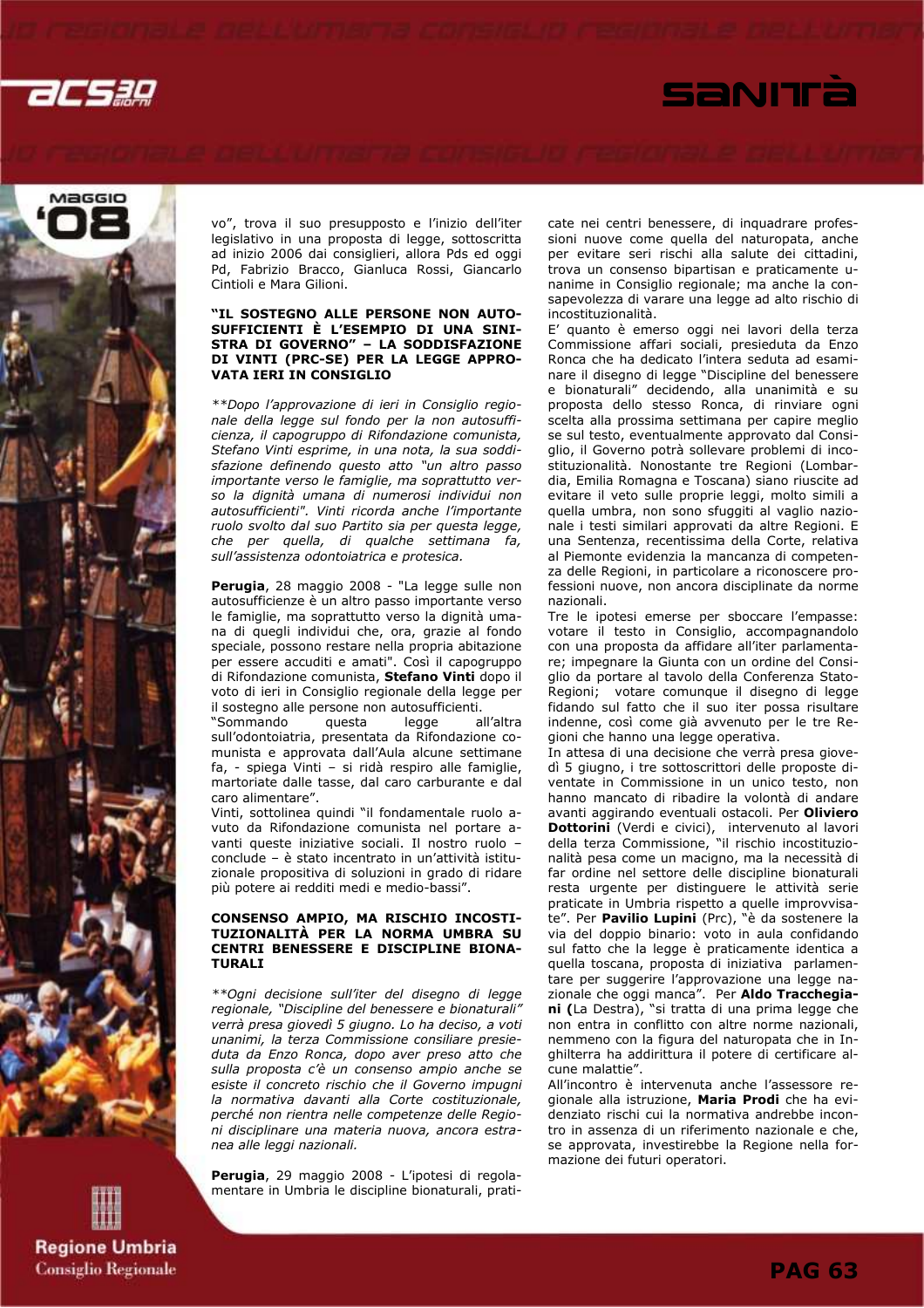vo", trova il suo presupposto e l'inizio dell'iter legislativo in una proposta di legge, sottoscritta ad inizio 2006 dai consiglieri, allora Pds ed oggi Pd, Fabrizio Bracco, Gianluca Rossi, Giancarlo Cintioli e Mara Gilioni.

### "IL SOSTEGNO ALLE PERSONE NON AUTOSUFFICIENTI È L'ESEMPIO DI UNA SINISTRA DI GOVERNO" – LA SODDISFAZIONE DI VINTI (PRC-SE) PER LA LEGGE APPROVATA IERI IN CONSIGLIO

*\*\*Dopo l'approvazione di ieri in Consiglio regionale della legge sul fondo per la non autosufficienza, il capogruppo di Rifondazione comunista, Stefano Vinti esprime, in una nota, la sua soddisfazione definendo questo atto "un altro passo importante verso le famiglie, ma soprattutto verso la dignità umana di numerosi individui non autosufficienti". Vinti ricorda anche l'importante ruolo svolto dal suo Partito sia per questa legge, che per quella, di qualche settimana fa, sull'assistenza odontoiatrica e protesica.*

**Perugia**, 28 maggio 2008 - "La legge sulle non autosufficienze è un altro passo importante verso le famiglie, ma soprattutto verso la dignità umana di quegli individui che, ora, grazie al fondo speciale, possono restare nella propria abitazione per essere accuditi e amati". Così il capogruppo di Rifondazione comunista, **Stefano Vinti** dopo il voto di ieri in Consiglio regionale della legge per il sostegno alle persone non autosufficienti.

"Sommando questa legge all'altra sull'odontoiatria, presentata da Rifondazione comunista e approvata dall'Aula alcune settimane fa, - spiega Vinti – si ridà respiro alle famiglie, martoriate dalle tasse, dal caro carburante e dal caro alimentare".

Vinti, sottolinea quindi "il fondamentale ruolo avuto da Rifondazione comunista nel portare avanti queste iniziative sociali. Il nostro ruolo – conclude – è stato incentrato in un'attività istituzionale propositiva di soluzioni in grado di ridare più potere ai redditi medi e medio-bassi".

### CONSENSO AMPIO, MA RISCHIO INCOSTITUZIONALITÀ PER LA NORMA UMBRA SU CENTRI BENESSERE E DISCIPLINE BIONATURALI

*\*\*Ogni decisione sull'iter del disegno di legge regionale, "Discipline del benessere e bionaturali" verrà presa giovedì 5 giugno. Lo ha deciso, a voti unanimi, la terza Commissione consiliare presieduta da Enzo Ronca, dopo aver preso atto che sulla proposta c'è un consenso ampio anche se esiste il concreto rischio che il Governo impugni la normativa davanti alla Corte costituzionale, perché non rientra nelle competenze delle Regioni disciplinare una materia nuova, ancora estranea alle leggi nazionali.*

**Perugia**, 29 maggio 2008 - L'ipotesi di regolamentare in Umbria le discipline bionaturali, praticate nei centri benessere, di inquadrare professioni nuove come quella del naturopata, anche per evitare seri rischi alla salute dei cittadini, trova un consenso bipartisan e praticamente unanime in Consiglio regionale; ma anche la consapevolezza di varare una legge ad alto rischio di incostituzionalità.

E' quanto è emerso oggi nei lavori della terza Commissione affari sociali, presieduta da Enzo Ronca che ha dedicato l'intera seduta ad esaminare il disegno di legge "Discipline del benessere e bionaturali" decidendo, alla unanimità e su proposta dello stesso Ronca, di rinviare ogni scelta alla prossima settimana per capire meglio se sul testo, eventualmente approvato dal Consiglio, il Governo potrà sollevare problemi di incostituzionalità. Nonostante tre Regioni (Lombardia, Emilia Romagna e Toscana) siano riuscite ad evitare il veto sulle proprie leggi, molto simili a quella umbra, non sono sfuggiti al vaglio nazionale i testi similari approvati da altre Regioni. E una Sentenza, recentissima della Corte, relativa al Piemonte evidenzia la mancanza di competenza delle Regioni, in particolare a riconoscere professioni nuove, non ancora disciplinate da norme nazionali.

Tre le ipotesi emerse per sboccare l'empasse: votare il testo in Consiglio, accompagnandolo con una proposta da affidare all'iter parlamentare; impegnare la Giunta con un ordine del Consiglio da portare al tavolo della Conferenza Stato-Regioni; votare comunque il disegno di legge fidando sul fatto che il suo iter possa risultare indenne, così come già avvenuto per le tre Regioni che hanno una legge operativa.

In attesa di una decisione che verrà presa giovedì 5 giugno, i tre sottoscrittori delle proposte diventate in Commissione in un unico testo, non hanno mancato di ribadire la volontà di andare avanti aggirando eventuali ostacoli. Per **Oliviero Dottorini** (Verdi e civici), intervenuto al lavori della terza Commissione, "il rischio incostituzionalità pesa come un macigno, ma la necessità di far ordine nel settore delle discipline bionaturali resta urgente per distinguere le attività serie praticate in Umbria rispetto a quelle improvvisate". Per **Pavilio Lupini** (Prc), "è da sostenere la via del doppio binario: voto in aula confidando sul fatto che la legge è praticamente identica a quella toscana, proposta di iniziativa parlamentare per suggerire l'approvazione una legge nazionale che oggi manca". Per **Aldo Tracchegiani (**La Destra), "si tratta di una prima legge che non entra in conflitto con altre norme nazionali, nemmeno con la figura del naturopata che in Inghilterra ha addirittura il potere di certificare alcune malattie".

All'incontro è intervenuta anche l'assessore regionale alla istruzione, **Maria Prodi** che ha evidenziato rischi cui la normativa andrebbe incontro in assenza di un riferimento nazionale e che, se approvata, investirebbe la Regione nella formazione dei futuri operatori.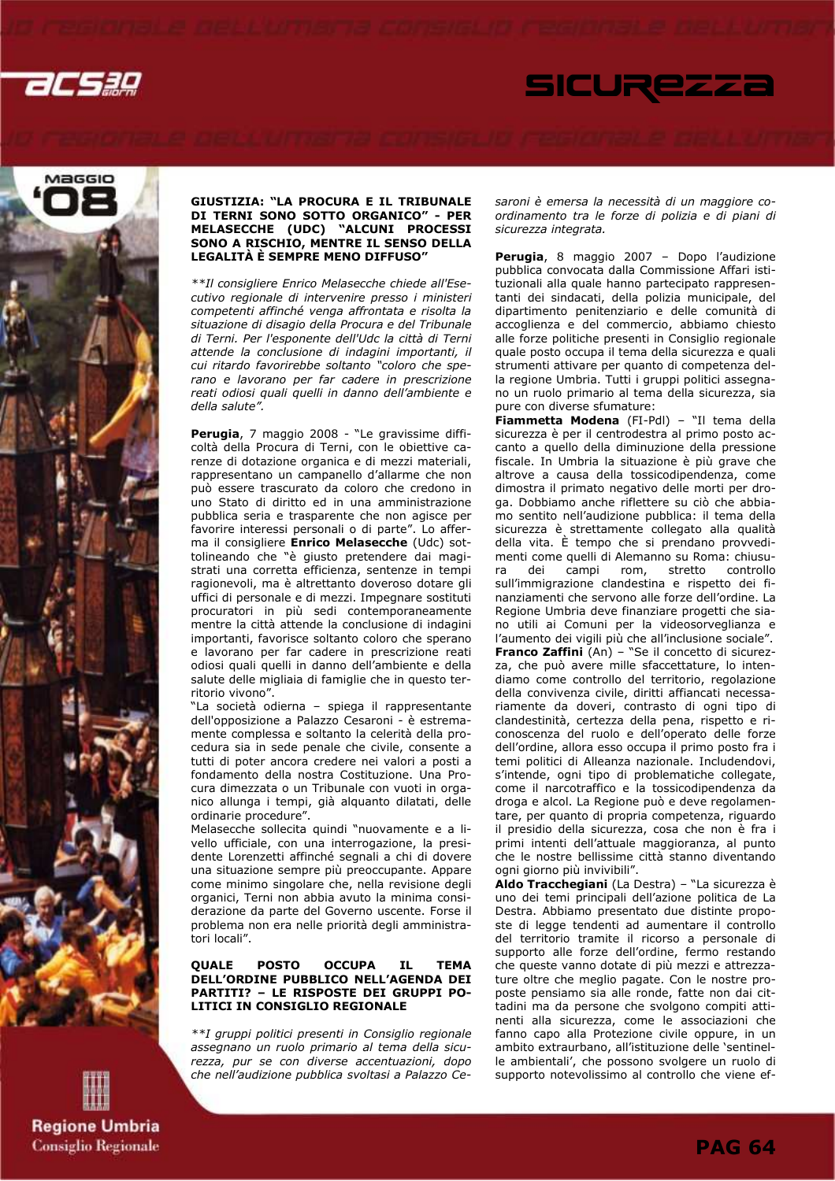## GIUSTIZIA: "LA PROCURA E IL TRIBUNALE DI TERNI SONO SOTTO ORGANICO" - PER MELASECCHE (UDC) "ALCUNI PROCESSI SONO A RISCHIO, MENTRE IL SENSO DELLA LEGALITÀ È SEMPRE MENO DIFFUSO"

*Il consigliere Enrico Melasecche chiede all'Esecutivo regionale di intervenire presso i ministeri competenti affinché venga affrontata e risolta la situazione di disagio della Procura e del Tribunale di Terni. Per l'esponente dell'Udc la città di Terni attende la conclusione di indagini importanti, il cui ritardo favorirebbe soltanto "coloro che sperano e lavorano per far cadere in prescrizione reati odiosi quali quelli in danno dell'ambiente e della salute".*

**Perugia**, 7 maggio 2008 - "Le gravissime difficoltà della Procura di Terni, con le obiettive carenze di dotazione organica e di mezzi materiali, rappresentano un campanello d'allarme che non può essere trascurato da coloro che credono in uno Stato di diritto ed in una amministrazione pubblica seria e trasparente che non agisce per favorire interessi personali o di parte". Lo afferma il consigliere **Enrico Melasecche** (Udc) sottolineando che "è giusto pretendere dai magistrati una corretta efficienza, sentenze in tempi ragionevoli, ma è altrettanto doveroso dotare gli uffici di personale e di mezzi. Impegnare sostituti procuratori in più sedi contemporaneamente mentre la città attende la conclusione di indagini importanti, favorisce soltanto coloro che sperano e lavorano per far cadere in prescrizione reati odiosi quali quelli in danno dell'ambiente e della salute delle migliaia di famiglie che in questo territorio vivono".

"La società odierna – spiega il rappresentante dell'opposizione a Palazzo Cesaroni - è estremamente complessa e soltanto la celerità della procedura sia in sede penale che civile, consente a tutti di poter ancora credere nei valori a posti a fondamento della nostra Costituzione. Una Procura dimezzata o un Tribunale con vuoti in organico allunga i tempi, già alquanto dilatati, delle ordinarie procedure".

Melasecche sollecita quindi "nuovamente e a livello ufficiale, con una interrogazione, la presidente Lorenzetti affinché segnali a chi di dovere una situazione sempre più preoccupante. Appare come minimo singolare che, nella revisione degli organici, Terni non abbia avuto la minima considerazione da parte del Governo uscente. Forse il problema non era nelle priorità degli amministratori locali".

## QUALE POSTO OCCUPA IL TEMA DELL'ORDINE PUBBLICO NELL'AGENDA DEI PARTITI? – LE RISPOSTE DEI GRUPPI POLITICI IN CONSIGLIO REGIONALE

*I gruppi politici presenti in Consiglio regionale assegnano un ruolo primario al tema della sicurezza, pur se con diverse accentuazioni, dopo che nell'audizione pubblica svoltasi a Palazzo Cesaroni è emersa la necessità di un maggiore coordinamento tra le forze di polizia e di piani di sicurezza integrata.*

**Perugia**, 8 maggio 2007 – Dopo l'audizione pubblica convocata dalla Commissione Affari istituzionali alla quale hanno partecipato rappresentanti dei sindacati, della polizia municipale, del dipartimento penitenziario e delle comunità di accoglienza e del commercio, abbiamo chiesto alle forze politiche presenti in Consiglio regionale quale posto occupa il tema della sicurezza e quali strumenti attivare per quanto di competenza della regione Umbria. Tutti i gruppi politici assegnano un ruolo primario al tema della sicurezza, sia pure con diverse sfumature:

**Fiammetta Modena** (FI-Pdl) – "Il tema della sicurezza è per il centrodestra al primo posto accanto a quello della diminuzione della pressione fiscale. In Umbria la situazione è più grave che altrove a causa della tossicodipendenza, come dimostra il primato negativo delle morti per droga. Dobbiamo anche riflettere su ciò che abbiamo sentito nell'audizione pubblica: il tema della sicurezza è strettamente collegato alla qualità della vita. È tempo che si prendano provvedimenti come quelli di Alemanno su Roma: chiusura dei campi rom, stretto controllo sull'immigrazione clandestina e rispetto dei finanziamenti che servono alle forze dell'ordine. La Regione Umbria deve finanziare progetti che siano utili ai Comuni per la videosorveglianza e l'aumento dei vigili più che all'inclusione sociale".

**Franco Zaffini** (An) – "Se il concetto di sicurezza, che può avere mille sfaccettature, lo intendiamo come controllo del territorio, regolazione della convivenza civile, diritti affiancati necessariamente da doveri, contrasto di ogni tipo di clandestinità, certezza della pena, rispetto e riconoscenza del ruolo e dell'operato delle forze dell'ordine, allora esso occupa il primo posto fra i temi politici di Alleanza nazionale. Includendovi, s'intende, ogni tipo di problematiche collegate, come il narcotraffico e la tossicodipendenza da droga e alcol. La Regione può e deve regolamentare, per quanto di propria competenza, riguardo il presidio della sicurezza, cosa che non è fra i primi intenti dell'attuale maggioranza, al punto che le nostre bellissime città stanno diventando ogni giorno più invivibili".

**Aldo Tracchegiani** (La Destra) – "La sicurezza è uno dei temi principali dell'azione politica de La Destra. Abbiamo presentato due distinte proposte di legge tendenti ad aumentare il controllo del territorio tramite il ricorso a personale di supporto alle forze dell'ordine, fermo restando che queste vanno dotate di più mezzi e attrezzature oltre che meglio pagate. Con le nostre proposte pensiamo sia alle ronde, fatte non dai cittadini ma da persone che svolgono compiti attinenti alla sicurezza, come le associazioni che fanno capo alla Protezione civile oppure, in un ambito extraurbano, all'istituzione delle 'sentinelle ambientali', che possono svolgere un ruolo di supporto notevolissimo al controllo che viene ef-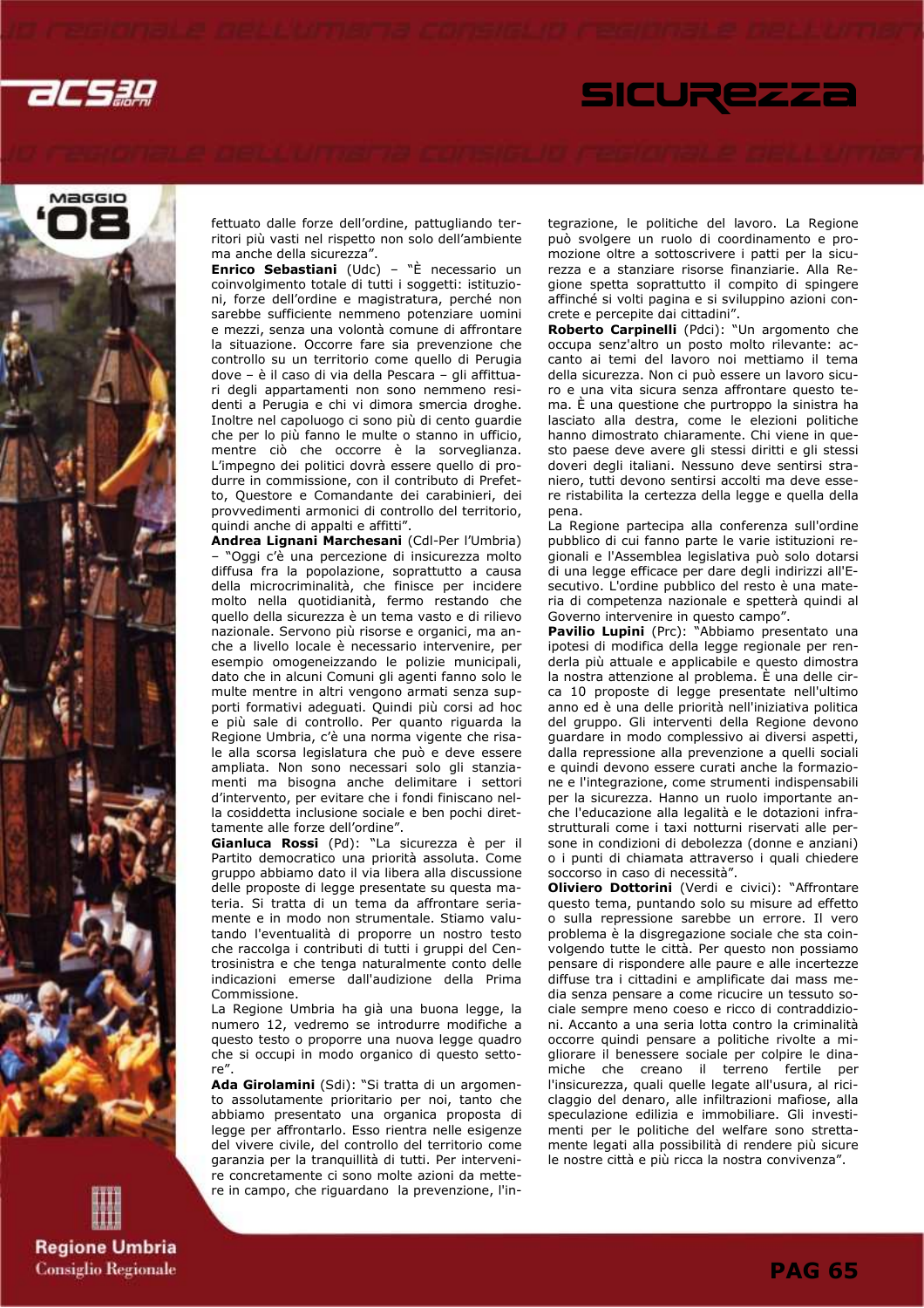fettuato dalle forze dell'ordine, pattugliando territori più vasti nel rispetto non solo dell'ambiente ma anche della sicurezza".

**Enrico Sebastiani** (Udc) – "È necessario un coinvolgimento totale di tutti i soggetti: istituzioni, forze dell'ordine e magistratura, perché non sarebbe sufficiente nemmeno potenziare uomini e mezzi, senza una volontà comune di affrontare la situazione. Occorre fare sia prevenzione che controllo su un territorio come quello di Perugia dove – è il caso di via della Pescara – gli affittuari degli appartamenti non sono nemmeno residenti a Perugia e chi vi dimora smercia droghe. Inoltre nel capoluogo ci sono più di cento guardie che per lo più fanno le multe o stanno in ufficio, mentre ciò che occorre è la sorveglianza. L'impegno dei politici dovrà essere quello di produrre in commissione, con il contributo di Prefetto, Questore e Comandante dei carabinieri, dei provvedimenti armonici di controllo del territorio, quindi anche di appalti e affitti".

**Andrea Lignani Marchesani** (Cdl-Per l'Umbria) – "Oggi c'è una percezione di insicurezza molto diffusa fra la popolazione, soprattutto a causa della microcriminalità, che finisce per incidere molto nella quotidianità, fermo restando che quello della sicurezza è un tema vasto e di rilievo nazionale. Servono più risorse e organici, ma anche a livello locale è necessario intervenire, per esempio omogeneizzando le polizie municipali, dato che in alcuni Comuni gli agenti fanno solo le multe mentre in altri vengono armati senza supporti formativi adeguati. Quindi più corsi ad hoc e più sale di controllo. Per quanto riguarda la Regione Umbria, c'è una norma vigente che risale alla scorsa legislatura che può e deve essere ampliata. Non sono necessari solo gli stanziamenti ma bisogna anche delimitare i settori d'intervento, per evitare che i fondi finiscano nella cosiddetta inclusione sociale e ben pochi direttamente alle forze dell'ordine".

**Gianluca Rossi** (Pd): "La sicurezza è per il Partito democratico una priorità assoluta. Come gruppo abbiamo dato il via libera alla discussione delle proposte di legge presentate su questa materia. Si tratta di un tema da affrontare seriamente e in modo non strumentale. Stiamo valutando l'eventualità di proporne un nostro testo che raccolga i contributi di tutti i gruppi del Centrosinistra e che tenga naturalmente conto delle indicazioni emerse dall'audizione della Prima Commissione.

La Regione Umbria ha già una buona legge, la numero 12, vedremo se introdurre modifiche a questo testo o proporre una nuova legge quadro che si occupi in modo organico di questo settore".

**Ada Girolamini** (Sdi): "Si tratta di un argomento assolutamente prioritario per noi, tanto che abbiamo presentato una organica proposta di legge per affrontarlo. Esso rientra nelle esigenze del vivere civile, del controllo del territorio come garanzia per la tranquillità di tutti. Per intervenire concretamente ci sono molte azioni da mettere in campo, che riguardano la prevenzione, l'integrazione, le politiche del lavoro. La Regione può svolgere un ruolo di coordinamento e promozione oltre a sottoscrivere i patti per la sicurezza e a stanziare risorse finanziarie. Alla Regione spetta soprattutto il compito di spingere affinché si volti pagina e si sviluppino azioni concrete e percepite dai cittadini".

**Roberto Carpinelli** (Pdci): "Un argomento che occupa senz'altro un posto molto rilevante: accanto ai temi del lavoro noi mettiamo il tema della sicurezza. Non ci può essere un lavoro sicuro e una vita sicura senza affrontare questo tema. È una questione che purtroppo la sinistra ha lasciato alla destra, come le elezioni politiche hanno dimostrato chiaramente. Chi viene in questo paese deve avere gli stessi diritti e gli stessi doveri degli italiani. Nessuno deve sentirsi straniero, tutti devono sentirsi accolti ma deve essere ristabilita la certezza della legge e quella della pena.

La Regione partecipa alla conferenza sull'ordine pubblico di cui fanno parte le varie istituzioni regionali e l'Assemblea legislativa può solo dotarsi di una legge efficace per dare degli indirizzi all'Esecutivo. L'ordine pubblico del resto è una materia di competenza nazionale e spetterà quindi al Governo intervenire in questo campo".

**Pavilio Lupini** (Prc): "Abbiamo presentato una ipotesi di modifica della legge regionale per renderla più attuale e applicabile e questo dimostra la nostra attenzione al problema. È una delle circa 10 proposte di legge presentate nell'ultimo anno ed è una delle priorità nell'iniziativa politica del gruppo. Gli interventi della Regione devono guardare in modo complessivo ai diversi aspetti, dalla repressione alla prevenzione a quelli sociali e quindi devono essere curati anche la formazione e l'integrazione, come strumenti indispensabili per la sicurezza. Hanno un ruolo importante anche l'educazione alla legalità e le dotazioni infrastrutturali come i taxi notturni riservati alle persone in condizioni di debolezza (donne e anziani) o i punti di chiamata attraverso i quali chiedere soccorso in caso di necessità".

**Oliviero Dottorini** (Verdi e civici): "Affrontare questo tema, puntando solo su misure ad effetto o sulla repressione sarebbe un errore. Il vero problema è la disgregazione sociale che sta coinvolgendo tutte le città. Per questo non possiamo pensare di rispondere alle paure e alle incertezze diffuse tra i cittadini e amplificate dai mass media senza pensare a come ricucire un tessuto sociale sempre meno coeso e ricco di contraddizioni. Accanto a una seria lotta contro la criminalità occorre quindi pensare a politiche rivolte a migliorare il benessere sociale per colpire le dinamiche che creano il terreno fertile per l'insicurezza, quali quelle legate all'usura, al riciclaggio del denaro, alle infiltrazioni mafiose, alla speculazione edilizia e immobiliare. Gli investimenti per le politiche del welfare sono strettamente legati alla possibilità di rendere più sicure le nostre città e più ricca la nostra convivenza".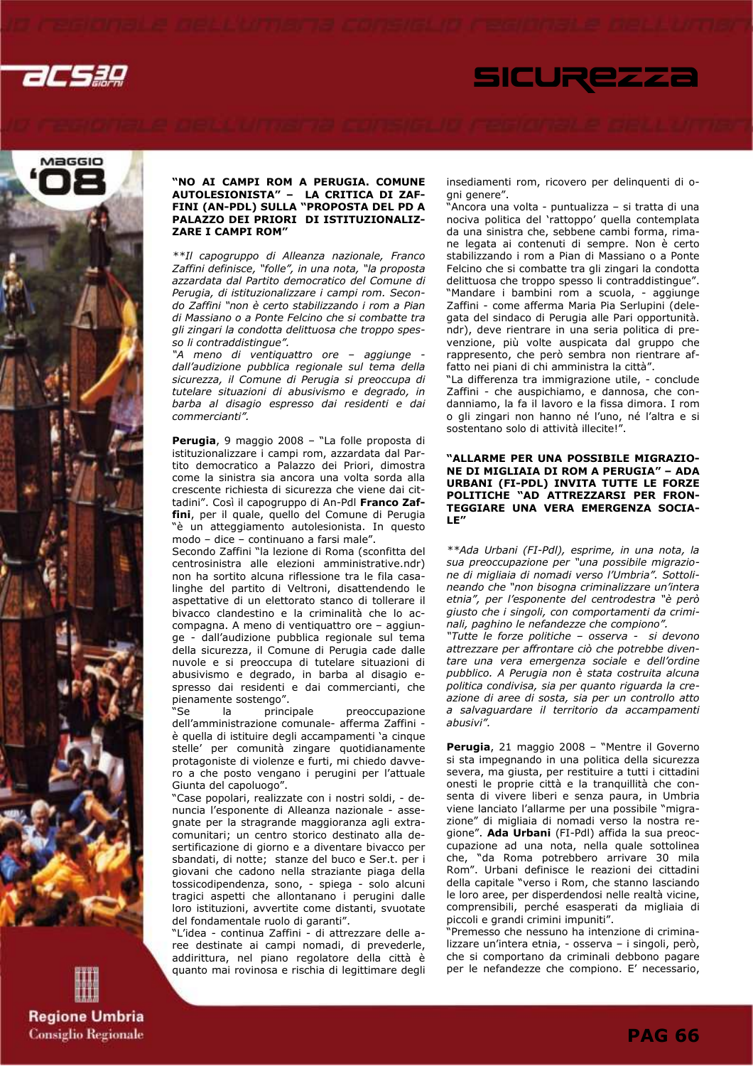### "NO AI CAMPI ROM A PERUGIA. COMUNE AUTOLESIONISTA" – LA CRITICA DI ZAFFINI (AN-PDL) SULLA "PROPOSTA DEL PD A PALAZZO DEI PRIORI DI ISTITUZIONALIZZARE I CAMPI ROM"

*\*\*Il capogruppo di Alleanza nazionale, Franco Zaffini definisce, "folle", in una nota, "la proposta azzardata dal Partito democratico del Comune di Perugia, di istituzionalizzare i campi rom. Secondo Zaffini "non è certo stabilizzando i rom a Pian di Massiano o a Ponte Felcino che si combatte tra gli zingari la condotta delittuosa che troppo spesso li contraddistingue".*
*"A meno di ventiquattro ore – aggiunge - dall'audizione pubblica regionale sul tema della sicurezza, il Comune di Perugia si preoccupa di tutelare situazioni di abusivismo e degrado, in barba al disagio espresso dai residenti e dai commercianti".*

**Perugia**, 9 maggio 2008 – "La folle proposta di istituzionalizzare i campi rom, azzardata dal Partito democratico a Palazzo dei Priori, dimostra come la sinistra sia ancora una volta sorda alla crescente richiesta di sicurezza che viene dai cittadini". Così il capogruppo di An-Pdl **Franco Zaffini**, per il quale, quello del Comune di Perugia "è un atteggiamento autolesionista. In questo modo – dice – continuano a farsi male".
Secondo Zaffini "la lezione di Roma (sconfitta del centrosinistra alle elezioni amministrative.ndr) non ha sortito alcuna riflessione tra le fila casalinghe del partito di Veltroni, disattendendo le aspettative di un elettorato stanco di tollerare il bivacco clandestino e la criminalità che lo accompagna. A meno di ventiquattro ore – aggiunge - dall'audizione pubblica regionale sul tema della sicurezza, il Comune di Perugia cade dalle nuvole e si preoccupa di tutelare situazioni di abusivismo e degrado, in barba al disagio espresso dai residenti e dai commercianti, che pienamente sostengo".
"Se la principale preoccupazione dell'amministrazione comunale- afferma Zaffini - è quella di istituire degli accampamenti 'a cinque stelle' per comunità zingare quotidianamente protagoniste di violenze e furti, mi chiedo davvero a che posto vengano i perugini per l'attuale Giunta del capoluogo".
"Case popolari, realizzate con i nostri soldi, - denuncia l'esponente di Alleanza nazionale - assegnate per la stragrande maggioranza agli extracomunitari; un centro storico destinato alla desertificazione di giorno e a diventare bivacco per sbandati, di notte; stanze del buco e Ser.t. per i giovani che cadono nella straziante piaga della tossicodipendenza, sono, - spiega - solo alcuni tragici aspetti che allontanano i perugini dalle loro istituzioni, avvertite come distanti, svuotate del fondamentale ruolo di garanti".
"L'idea - continua Zaffini - di attrezzare delle aree destinate ai campi nomadi, di prevederle, addirittura, nel piano regolatore della città è quanto mai rovinosa e rischia di legittimare degli insediamenti rom, ricovero per delinquenti di ogni genere".
"Ancora una volta - puntualizza – si tratta di una nociva politica del 'rattoppo' quella contemplata da una sinistra che, sebbene cambi forma, rimane legata ai contenuti di sempre. Non è certo stabilizzando i rom a Pian di Massiano o a Ponte Felcino che si combatte tra gli zingari la condotta delittuosa che troppo spesso li contraddistingue".
"Mandare i bambini rom a scuola, - aggiunge Zaffini - come afferma Maria Pia Serlupini (delegata del sindaco di Perugia alle Pari opportunità. ndr), deve rientrare in una seria politica di prevenzione, più volte auspicata dal gruppo che rappresento, che però sembra non rientrare affatto nei piani di chi amministra la città".
"La differenza tra immigrazione utile, - conclude Zaffini - che auspichiamo, e dannosa, che condanniamo, la fa il lavoro e la fissa dimora. I rom o gli zingari non hanno né l'uno, né l'altra e si sostentano solo di attività illecite!".

### "ALLARME PER UNA POSSIBILE MIGRAZIONE DI MIGLIAIA DI ROM A PERUGIA" – ADA URBANI (FI-PDL) INVITA TUTTE LE FORZE POLITICHE "AD ATTREZZARSI PER FRONTEGGIARE UNA VERA EMERGENZA SOCIALE"

*\*\*Ada Urbani (FI-Pdl), esprime, in una nota, la sua preoccupazione per "una possibile migrazione di migliaia di nomadi verso l'Umbria". Sottolineando che "non bisogna criminalizzare un'intera etnia", per l'esponente del centrodestra "è però giusto che i singoli, con comportamenti da criminali, paghino le nefandezze che compiono".*
*"Tutte le forze politiche – osserva - si devono attrezzare per affrontare ciò che potrebbe diventare una vera emergenza sociale e dell'ordine pubblico. A Perugia non è stata costruita alcuna politica condivisa, sia per quanto riguarda la creazione di aree di sosta, sia per un controllo atto a salvaguardare il territorio da accampamenti abusivi".*

**Perugia**, 21 maggio 2008 – "Mentre il Governo si sta impegnando in una politica della sicurezza severa, ma giusta, per restituire a tutti i cittadini onesti le proprie città e la tranquillità che consenta di vivere liberi e senza paura, in Umbria viene lanciato l'allarme per una possibile "migrazione" di migliaia di nomadi verso la nostra regione". **Ada Urbani** (FI-Pdl) affida la sua preoccupazione ad una nota, nella quale sottolinea che, "da Roma potrebbero arrivare 30 mila Rom". Urbani definisce le reazioni dei cittadini della capitale "verso i Rom, che stanno lasciando le loro aree, per disperdendosi nelle realtà vicine, comprensibili, perché esasperati da migliaia di piccoli e grandi crimini impuniti".
"Premesso che nessuno ha intenzione di criminalizzare un'intera etnia, - osserva – i singoli, però, che si comportano da criminali debbono pagare per le nefandezze che compiono. E' necessario,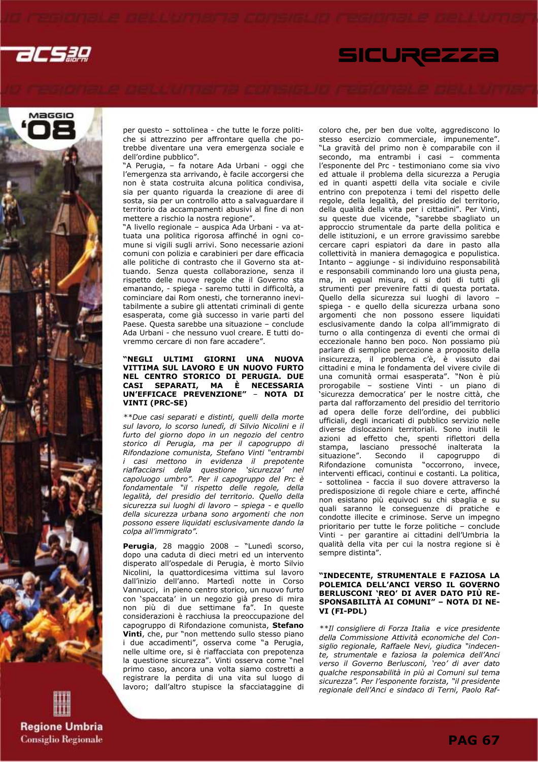per questo – sottolinea - che tutte le forze politiche si attrezzino per affrontare quella che potrebbe diventare una vera emergenza sociale e dell'ordine pubblico".

"A Perugia, – fa notare Ada Urbani - oggi che l'emergenza sta arrivando, è facile accorgersi che non è stata costruita alcuna politica condivisa, sia per quanto riguarda la creazione di aree di sosta, sia per un controllo atto a salvaguardare il territorio da accampamenti abusivi al fine di non mettere a rischio la nostra regione".

"A livello regionale – auspica Ada Urbani - va attuata una politica rigorosa affinché in ogni comune si vigili sugli arrivi. Sono necessarie azioni comuni con polizia e carabinieri per dare efficacia alle politiche di contrasto che il Governo sta attuando. Senza questa collaborazione, senza il rispetto delle nuove regole che il Governo sta emanando, - spiega - saremo tutti in difficoltà, a cominciare dai Rom onesti, che torneranno inevitabilmente a subire gli attentati criminali di gente esasperata, come già successo in varie parti del Paese. Questa sarebbe una situazione – conclude Ada Urbani - che nessuno vuol creare. E tutti dovremmo cercare di non fare accadere".

### "NEGLI ULTIMI GIORNI UNA NUOVA VITTIMA SUL LAVORO E UN NUOVO FURTO NEL CENTRO STORICO DI PERUGIA. DUE CASI SEPARATI, MA È NECESSARIA UN'EFFICACE PREVENZIONE" – NOTA DI VINTI (PRC-SE)

*\*\*Due casi separati e distinti, quelli della morte sul lavoro, lo scorso lunedì, di Silvio Nicolini e il furto del giorno dopo in un negozio del centro storico di Perugia, ma per il capogruppo di Rifondazione comunista, Stefano Vinti "entrambi i casi mettono in evidenza il prepotente riaffacciarsi della questione 'sicurezza' nel capoluogo umbro". Per il capogruppo del Prc è fondamentale "il rispetto delle regole, della legalità, del presidio del territorio. Quello della sicurezza sui luoghi di lavoro – spiega - e quello della sicurezza urbana sono argomenti che non possono essere liquidati esclusivamente dando la colpa all'immigrato".*

**Perugia**, 28 maggio 2008 – "Lunedì scorso, dopo una caduta di dieci metri ed un intervento disperato all'ospedale di Perugia, è morto Silvio Nicolini, la quattordicesima vittima sul lavoro dall'inizio dell'anno. Martedì notte in Corso Vannucci, in pieno centro storico, un nuovo furto con 'spaccata' in un negozio già preso di mira non più di due settimane fa". In queste considerazioni è racchiusa la preoccupazione del capogruppo di Rifondazione comunista, **Stefano Vinti**, che, pur "non mettendo sullo stesso piano i due accadimenti", osserva come "a Perugia, nelle ultime ore, si è riaffacciata con prepotenza la questione sicurezza". Vinti osserva come "nel primo caso, ancora una volta siamo costretti a registrare la perdita di una vita sul luogo di lavoro; dall'altro stupisce la sfacciataggine di coloro che, per ben due volte, aggrediscono lo stesso esercizio commerciale, impunemente". "La gravità del primo non è comparabile con il secondo, ma entrambi i casi – commenta l'esponente del Prc - testimoniano come sia vivo ed attuale il problema della sicurezza a Perugia ed in quanti aspetti della vita sociale e civile entrino con prepotenza i temi del rispetto delle regole, della legalità, del presidio del territorio, della qualità della vita per i cittadini". Per Vinti, su queste due vicende, "sarebbe sbagliato un approccio strumentale da parte della politica e delle istituzioni, e un errore gravissimo sarebbe cercare capri espiatori da dare in pasto alla collettività in maniera demagogica e populistica. Intanto – aggiunge - si individuino responsabilità e responsabili comminando loro una giusta pena, ma, in egual misura, ci si doti di tutti gli strumenti per prevenire fatti di questa portata. Quello della sicurezza sui luoghi di lavoro – spiega - e quello della sicurezza urbana sono argomenti che non possono essere liquidati esclusivamente dando la colpa all'immigrato di turno o alla contingenza di eventi che ormai di eccezionale hanno ben poco. Non possiamo più parlare di semplice percezione a proposito della insicurezza, il problema c'è, è vissuto dai cittadini e mina le fondamenta del vivere civile di una comunità ormai esasperata". "Non è più prorogabile – sostiene Vinti - un piano di 'sicurezza democratica' per le nostre città, che parta dal rafforzamento del presidio del territorio ad opera delle forze dell'ordine, dei pubblici ufficiali, degli incaricati di pubblico servizio nelle diverse dislocazioni territoriali. Sono inutili le azioni ad effetto che, spenti riflettori della stampa, lasciano pressoché inalterata la situazione". Secondo il capogruppo di Rifondazione comunista "occorrono, invece, interventi efficaci, continui e costanti. La politica, - sottolinea - faccia il suo dovere attraverso la predisposizione di regole chiare e certe, affinché non esistano più equivoci su chi sbaglia e su quali saranno le conseguenze di pratiche e condotte illecite e criminose. Serve un impegno prioritario per tutte le forze politiche – conclude Vinti - per garantire ai cittadini dell'Umbria la qualità della vita per cui la nostra regione si è sempre distinta".

### "INDECENTE, STRUMENTALE E FAZIOSA LA POLEMICA DELL'ANCI VERSO IL GOVERNO BERLUSCONI 'REO' DI AVER DATO PIÙ RESPONSABILITÀ AI COMUNI" – NOTA DI NEVI (FI-PDL)

*\*\*Il consigliere di Forza Italia e vice presidente della Commissione Attività economiche del Consiglio regionale, Raffaele Nevi, giudica "indecente, strumentale e faziosa la polemica dell'Anci verso il Governo Berlusconi, 'reo' di aver dato qualche responsabilità in più ai Comuni sul tema sicurezza". Per l'esponente forzista, "il presidente regionale dell'Anci e sindaco di Terni, Paolo Raf-*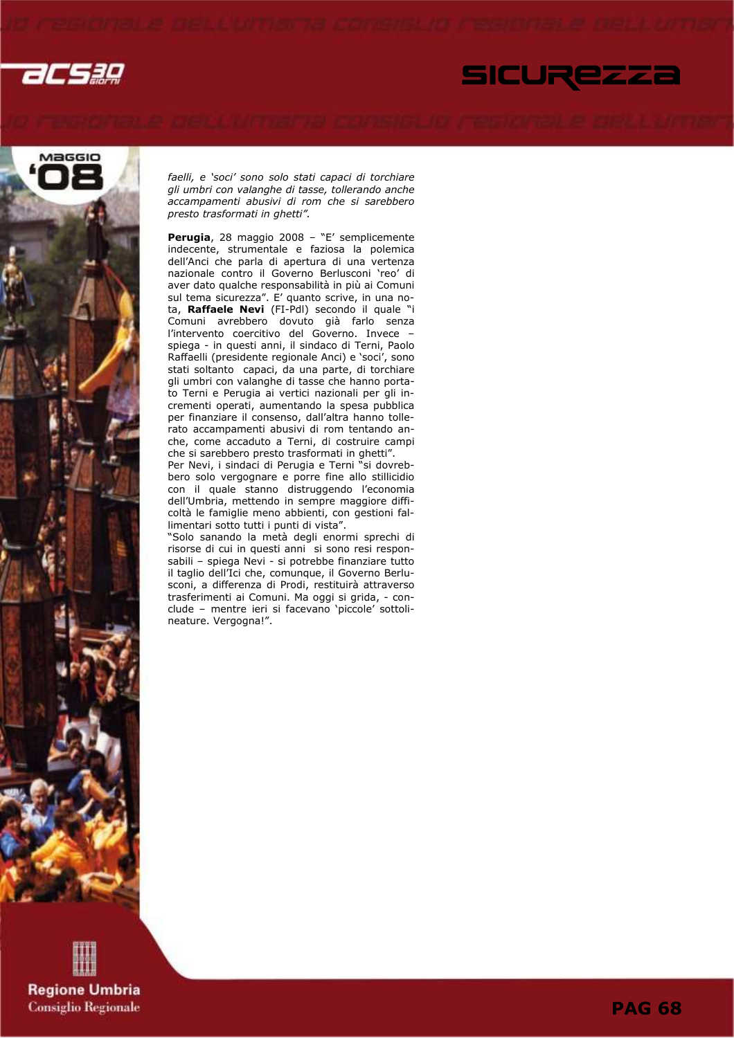*faelli, e 'soci' sono solo stati capaci di torchiare gli umbri con valanghe di tasse, tollerando anche accampamenti abusivi di rom che si sarebbero presto trasformati in ghetti".*

**Perugia**, 28 maggio 2008 – "E' semplicemente indecente, strumentale e faziosa la polemica dell'Anci che parla di apertura di una vertenza nazionale contro il Governo Berlusconi 'reo' di aver dato qualche responsabilità in più ai Comuni sul tema sicurezza". E' quanto scrive, in una nota, **Raffaele Nevi** (FI-Pdl) secondo il quale "i Comuni avrebbero dovuto già farlo senza l'intervento coercitivo del Governo. Invece – spiega - in questi anni, il sindaco di Terni, Paolo Raffaelli (presidente regionale Anci) e 'soci', sono stati soltanto capaci, da una parte, di torchiare gli umbri con valanghe di tasse che hanno portato Terni e Perugia ai vertici nazionali per gli incrementi operati, aumentando la spesa pubblica per finanziare il consenso, dall'altra hanno tollerato accampamenti abusivi di rom tentando anche, come accaduto a Terni, di costruire campi che si sarebbero presto trasformati in ghetti".

Per Nevi, i sindaci di Perugia e Terni "si dovrebbero solo vergognare e porre fine allo stillicidio con il quale stanno distruggendo l'economia dell'Umbria, mettendo in sempre maggiore difficoltà le famiglie meno abbienti, con gestioni fallimentari sotto tutti i punti di vista".

"Solo sanando la metà degli enormi sprechi di risorse di cui in questi anni si sono resi responsabili – spiega Nevi - si potrebbe finanziare tutto il taglio dell'Ici che, comunque, il Governo Berlusconi, a differenza di Prodi, restituirà attraverso trasferimenti ai Comuni. Ma oggi si grida, - conclude – mentre ieri si facevano 'piccole' sottolineature. Vergogna!".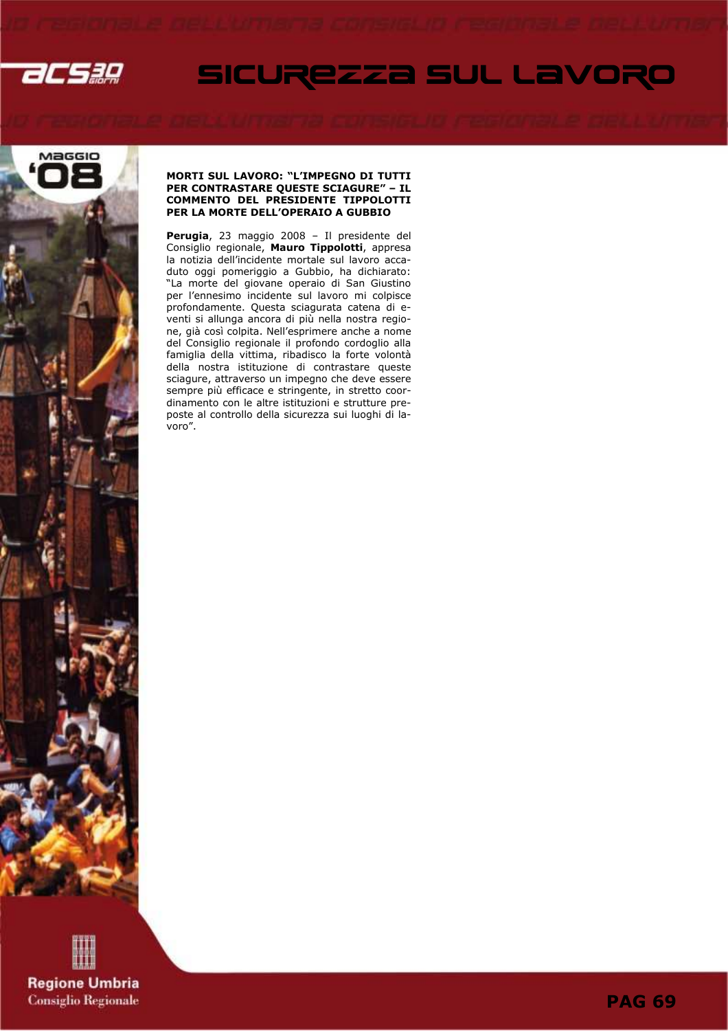## MORTI SUL LAVORO: "L'IMPEGNO DI TUTTI PER CONTRASTARE QUESTE SCIAGURE" – IL COMMENTO DEL PRESIDENTE TIPPOLOTTI PER LA MORTE DELL'OPERAIO A GUBBIO

**Perugia**, 23 maggio 2008 – Il presidente del Consiglio regionale, **Mauro Tippolotti**, appresa la notizia dell'incidente mortale sul lavoro accaduto oggi pomeriggio a Gubbio, ha dichiarato: "La morte del giovane operaio di San Giustino per l'ennesimo incidente sul lavoro mi colpisce profondamente. Questa sciagurata catena di eventi si allunga ancora di più nella nostra regione, già così colpita. Nell'esprimere anche a nome del Consiglio regionale il profondo cordoglio alla famiglia della vittima, ribadisco la forte volontà della nostra istituzione di contrastare queste sciagure, attraverso un impegno che deve essere sempre più efficace e stringente, in stretto coordinamento con le altre istituzioni e strutture preposte al controllo della sicurezza sui luoghi di lavoro".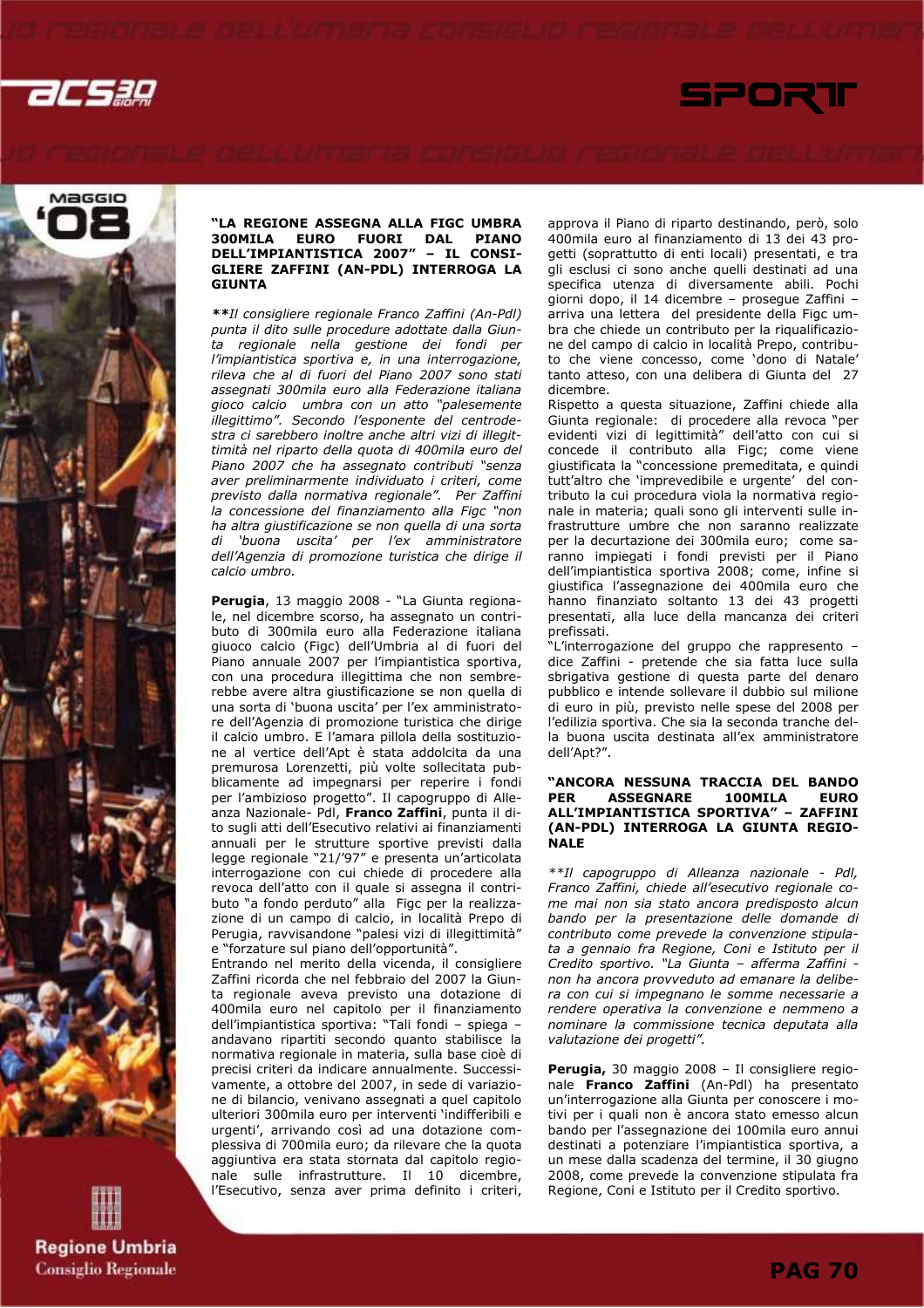### "LA REGIONE ASSEGNA ALLA FIGC UMBRA 300MILA EURO FUORI DAL PIANO DELL'IMPIANTISTICA 2007" – IL CONSIGLIERE ZAFFINI (AN-PDL) INTERROGA LA GIUNTA

***Il consigliere regionale Franco Zaffini (An-Pdl) punta il dito sulle procedure adottate dalla Giunta regionale nella gestione dei fondi per l'impiantistica sportiva e, in una interrogazione, rileva che al di fuori del Piano 2007 sono stati assegnati 300mila euro alla Federazione italiana gioco calcio umbra con un atto "palesemente illegittimo". Secondo l'esponente del centrodestra ci sarebbero inoltre anche altri vizi di illegittimità nel riparto della quota di 400mila euro del Piano 2007 che ha assegnato contributi "senza aver preliminarmente individuato i criteri, come previsto dalla normativa regionale". Per Zaffini la concessione del finanziamento alla Figc "non ha altra giustificazione se non quella di una sorta di 'buona uscita' per l'ex amministratore dell'Agenzia di promozione turistica che dirige il calcio umbro.*

**Perugia**, 13 maggio 2008 - "La Giunta regionale, nel dicembre scorso, ha assegnato un contributo di 300mila euro alla Federazione italiana giuoco calcio (Figc) dell'Umbria al di fuori del Piano annuale 2007 per l'impiantistica sportiva, con una procedura illegittima che non sembrerebbe avere altra giustificazione se non quella di una sorta di 'buona uscita' per l'ex amministratore dell'Agenzia di promozione turistica che dirige il calcio umbro. E l'amara pillola della sostituzione al vertice dell'Apt è stata addolcita da una premurosa Lorenzetti, più volte sollecitata pubblicamente ad impegnarsi per reperire i fondi per l'ambizioso progetto". Il capogruppo di Alleanza Nazionale- Pdl, **Franco Zaffini**, punta il dito sugli atti dell'Esecutivo relativi ai finanziamenti annuali per le strutture sportive previsti dalla legge regionale "21/'97" e presenta un'articolata interrogazione con cui chiede di procedere alla revoca dell'atto con il quale si assegna il contributo "a fondo perduto" alla Figc per la realizzazione di un campo di calcio, in località Prepo di Perugia, ravvisandone "palesi vizi di illegittimità" e "forzature sul piano dell'opportunità".

Entrando nel merito della vicenda, il consigliere Zaffini ricorda che nel febbraio del 2007 la Giunta regionale aveva previsto una dotazione di 400mila euro nel capitolo per il finanziamento dell'impiantistica sportiva: "Tali fondi – spiega – andavano ripartiti secondo quanto stabilisce la normativa regionale in materia, sulla base cioè di precisi criteri da indicare annualmente. Successivamente, a ottobre del 2007, in sede di variazione di bilancio, venivano assegnati a quel capitolo ulteriori 300mila euro per interventi 'indifferibili e urgenti', arrivando così ad una dotazione complessiva di 700mila euro; da rilevare che la quota aggiuntiva era stata stornata dal capitolo regionale sulle infrastrutture. Il 10 dicembre, l'Esecutivo, senza aver prima definito i criteri, approva il Piano di riparto destinando, però, solo 400mila euro al finanziamento di 13 dei 43 progetti (soprattutto di enti locali) presentati, e tra gli esclusi ci sono anche quelli destinati ad una specifica utenza di diversamente abili. Pochi giorni dopo, il 14 dicembre – prosegue Zaffini – arriva una lettera del presidente della Figc umbra che chiede un contributo per la riqualificazione del campo di calcio in località Prepo, contributo che viene concesso, come 'dono di Natale' tanto atteso, con una delibera di Giunta del 27 dicembre.

Rispetto a questa situazione, Zaffini chiede alla Giunta regionale: di procedere alla revoca "per evidenti vizi di legittimità" dell'atto con cui si concede il contributo alla Figc; come viene giustificata la "concessione premeditata, e quindi tutt'altro che 'imprevedibile e urgente' del contributo la cui procedura viola la normativa regionale in materia; quali sono gli interventi sulle infrastrutture umbre che non saranno realizzate per la decurtazione dei 300mila euro; come saranno impiegati i fondi previsti per il Piano dell'impiantistica sportiva 2008; come, infine si giustifica l'assegnazione dei 400mila euro che hanno finanziato soltanto 13 dei 43 progetti presentati, alla luce della mancanza dei criteri prefissati.

"L'interrogazione del gruppo che rappresento – dice Zaffini – pretende che sia fatta luce sulla sbrigativa gestione di questa parte del denaro pubblico e intende sollevare il dubbio sul milione di euro in più, previsto nelle spese del 2008 per l'edilizia sportiva. Che sia la seconda tranche della buona uscita destinata all'ex amministratore dell'Apt?".

### "ANCORA NESSUNA TRACCIA DEL BANDO PER ASSEGNARE 100MILA EURO ALL'IMPIANTISTICA SPORTIVA" – ZAFFINI (AN-PDL) INTERROGA LA GIUNTA REGIONALE

***Il capogruppo di Alleanza nazionale - Pdl, Franco Zaffini, chiede all'esecutivo regionale come mai non sia stato ancora predisposto alcun bando per la presentazione delle domande di contributo come prevede la convenzione stipulata a gennaio fra Regione, Coni e Istituto per il Credito sportivo. "La Giunta – afferma Zaffini - non ha ancora provveduto ad emanare la delibera con cui si impegnano le somme necessarie a rendere operativa la convenzione e nemmeno a nominare la commissione tecnica deputata alla valutazione dei progetti".*

**Perugia,** 30 maggio 2008 – Il consigliere regionale **Franco Zaffini** (An-Pdl) ha presentato un'interrogazione alla Giunta per conoscere i motivi per i quali non è ancora stato emesso alcun bando per l'assegnazione dei 100mila euro annui destinati a potenziare l'impiantistica sportiva, a un mese dalla scadenza del termine, il 30 giugno 2008, come prevede la convenzione stipulata fra Regione, Coni e Istituto per il Credito sportivo.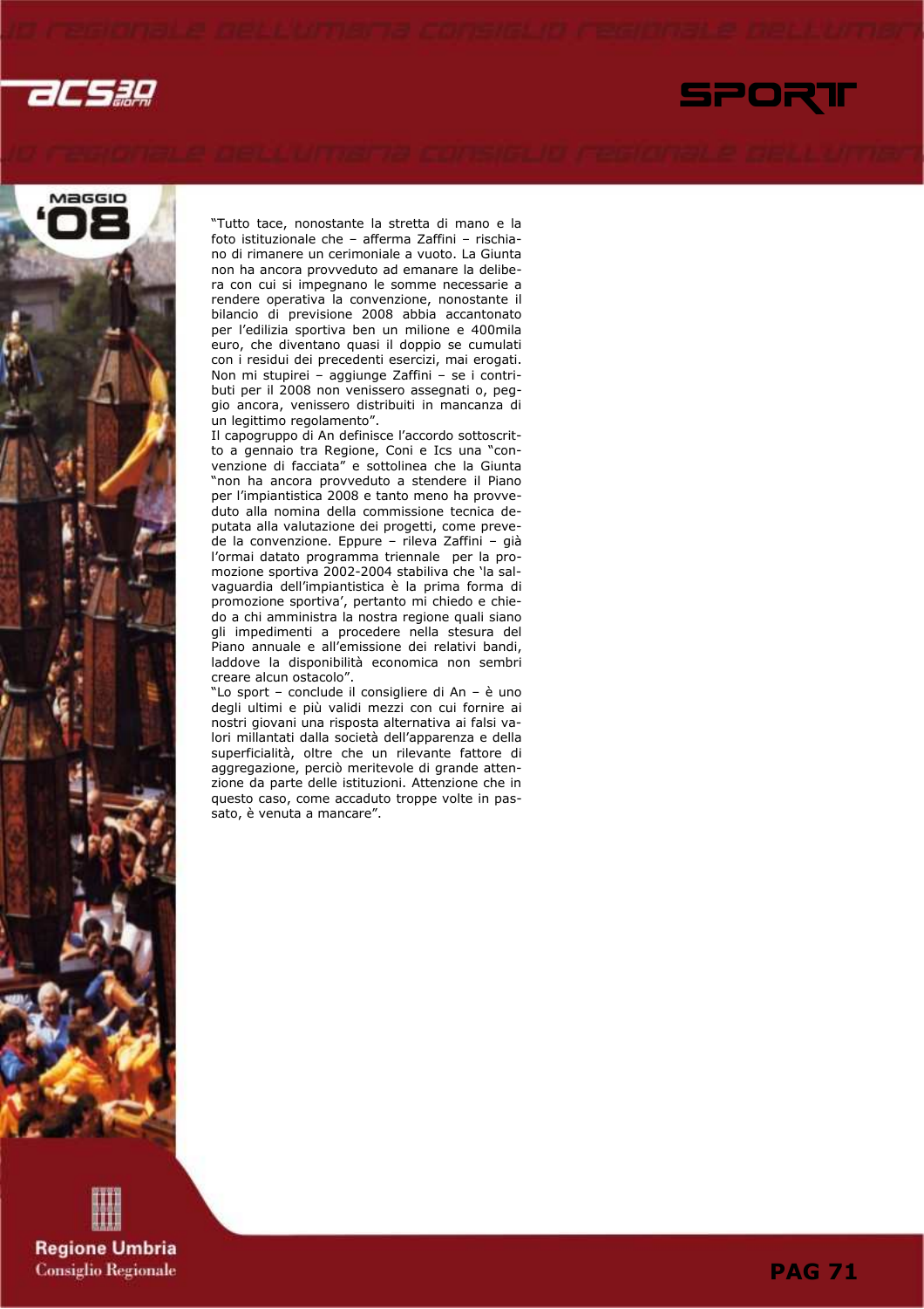"Tutto tace, nonostante la stretta di mano e la foto istituzionale che – afferma Zaffini – rischiano di rimanere un cerimoniale a vuoto. La Giunta non ha ancora provveduto ad emanare la delibera con cui si impegnano le somme necessarie a rendere operativa la convenzione, nonostante il bilancio di previsione 2008 abbia accantonato per l'edilizia sportiva ben un milione e 400mila euro, che diventano quasi il doppio se cumulati con i residui dei precedenti esercizi, mai erogati. Non mi stupirei – aggiunge Zaffini – se i contributi per il 2008 non venissero assegnati o, peggio ancora, venissero distribuiti in mancanza di un legittimo regolamento".

Il capogruppo di An definisce l'accordo sottoscritto a gennaio tra Regione, Coni e Ics una "convenzione di facciata" e sottolinea che la Giunta "non ha ancora provveduto a stendere il Piano per l'impiantistica 2008 e tanto meno ha provveduto alla nomina della commissione tecnica deputata alla valutazione dei progetti, come prevede la convenzione. Eppure – rileva Zaffini – già l'ormai datato programma triennale per la promozione sportiva 2002-2004 stabiliva che 'la salvaguardia dell'impiantistica è la prima forma di promozione sportiva', pertanto mi chiedo e chiedo a chi amministra la nostra regione quali siano gli impedimenti a procedere nella stesura del Piano annuale e all'emissione dei relativi bandi, laddove la disponibilità economica non sembri creare alcun ostacolo".

"Lo sport – conclude il consigliere di An – è uno degli ultimi e più validi mezzi con cui fornire ai nostri giovani una risposta alternativa ai falsi valori millantati dalla società dell'apparenza e della superficialità, oltre che un rilevante fattore di aggregazione, perciò meritevole di grande attenzione da parte delle istituzioni. Attenzione che in questo caso, come accaduto troppe volte in passato, è venuta a mancare".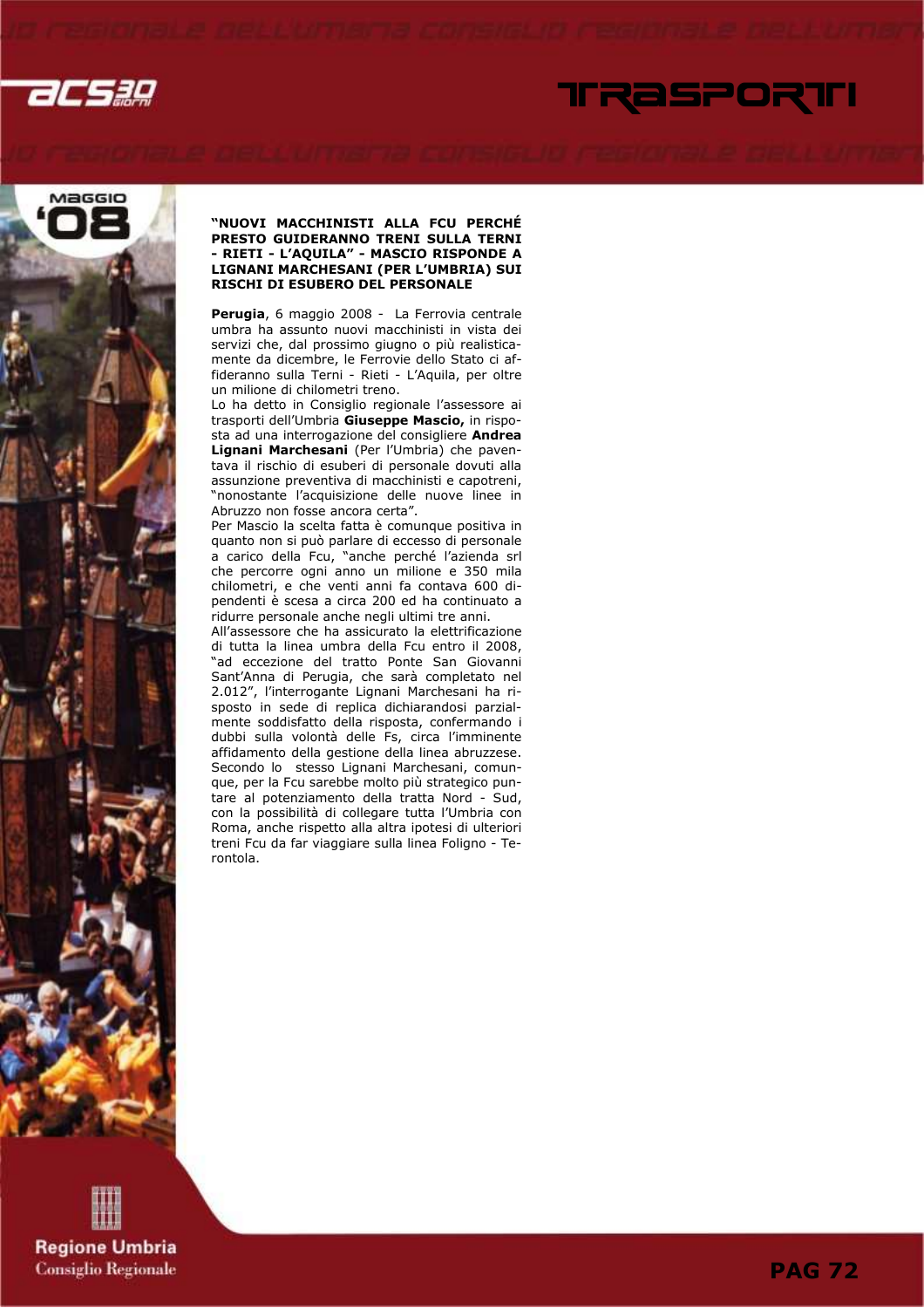### "NUOVI MACCHINISTI ALLA FCU PERCHÉ PRESTO GUIDERANNO TRENI SULLA TERNI - RIETI - L'AQUILA" - MASCIO RISPONDE A LIGNANI MARCHESANI (PER L'UMBRIA) SUI RISCHI DI ESUBERO DEL PERSONALE

**Perugia**, 6 maggio 2008 - La Ferrovia centrale umbra ha assunto nuovi macchinisti in vista dei servizi che, dal prossimo giugno o più realisticamente da dicembre, le Ferrovie dello Stato ci affideranno sulla Terni - Rieti - L'Aquila, per oltre un milione di chilometri treno.

Lo ha detto in Consiglio regionale l'assessore ai trasporti dell'Umbria **Giuseppe Mascio,** in risposta ad una interrogazione del consigliere **Andrea Lignani Marchesani** (Per l'Umbria) che paventava il rischio di esuberi di personale dovuti alla assunzione preventiva di macchinisti e capotreni, "nonostante l'acquisizione delle nuove linee in Abruzzo non fosse ancora certa".

Per Mascio la scelta fatta è comunque positiva in quanto non si può parlare di eccesso di personale a carico della Fcu, "anche perché l'azienda srl che percorre ogni anno un milione e 350 mila chilometri, e che venti anni fa contava 600 dipendenti è scesa a circa 200 ed ha continuato a ridurre personale anche negli ultimi tre anni.

All'assessore che ha assicurato la elettrificazione di tutta la linea umbra della Fcu entro il 2008, "ad eccezione del tratto Ponte San Giovanni Sant'Anna di Perugia, che sarà completato nel 2.012", l'interrogante Lignani Marchesani ha risposto in sede di replica dichiarandosi parzialmente soddisfatto della risposta, confermando i dubbi sulla volontà delle Fs, circa l'imminente affidamento della gestione della linea abruzzese. Secondo lo stesso Lignani Marchesani, comunque, per la Fcu sarebbe molto più strategico puntare al potenziamento della tratta Nord - Sud, con la possibilità di collegare tutta l'Umbria con Roma, anche rispetto alla altra ipotesi di ulteriori treni Fcu da far viaggiare sulla linea Foligno - Terontola.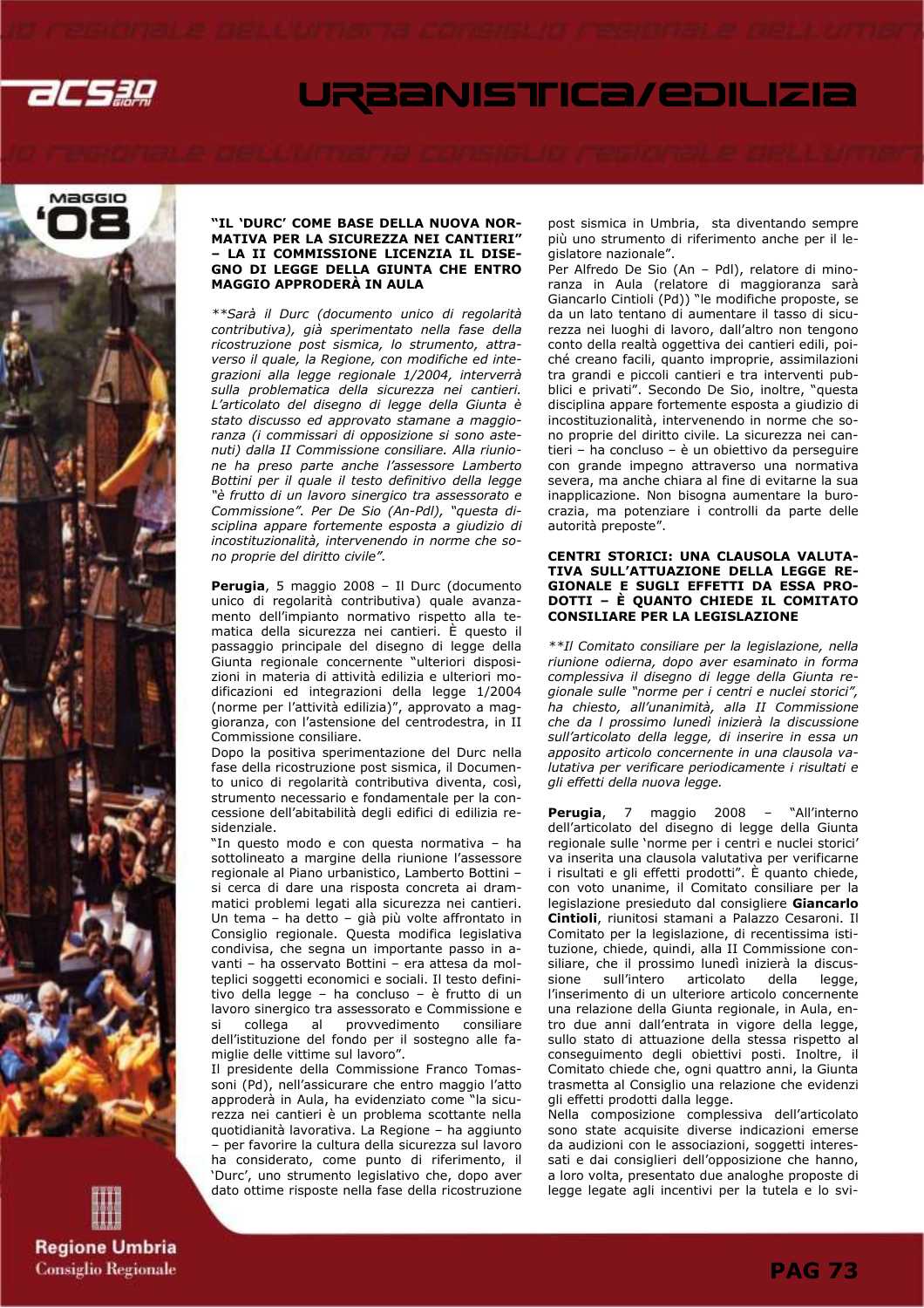### "IL 'DURC' COME BASE DELLA NUOVA NORMATIVA PER LA SICUREZZA NEI CANTIERI" – LA II COMMISSIONE LICENZIA IL DISEGNO DI LEGGE DELLA GIUNTA CHE ENTRO MAGGIO APPRODERÀ IN AULA

*\*\*Sarà il Durc (documento unico di regolarità contributiva), già sperimentato nella fase della ricostruzione post sismica, lo strumento, attraverso il quale, la Regione, con modifiche ed integrazioni alla legge regionale 1/2004, interverrà sulla problematica della sicurezza nei cantieri. L'articolato del disegno di legge della Giunta è stato discusso ed approvato stamane a maggioranza (i commissari di opposizione si sono astenuti) dalla II Commissione consiliare. Alla riunione ha preso parte anche l'assessore Lamberto Bottini per il quale il testo definitivo della legge "è frutto di un lavoro sinergico tra assessorato e Commissione". Per De Sio (An-Pdl), "questa disciplina appare fortemente esposta a giudizio di incostituzionalità, intervenendo in norme che sono proprie del diritto civile".*

**Perugia**, 5 maggio 2008 – Il Durc (documento unico di regolarità contributiva) quale avanzamento dell'impianto normativo rispetto alla tematica della sicurezza nei cantieri. È questo il passaggio principale del disegno di legge della Giunta regionale concernente "ulteriori disposizioni in materia di attività edilizia e ulteriori modificazioni ed integrazioni della legge 1/2004 (norme per l'attività edilizia)", approvato a maggioranza, con l'astensione del centrodestra, in II Commissione consiliare.

Dopo la positiva sperimentazione del Durc nella fase della ricostruzione post sismica, il Documento unico di regolarità contributiva diventa, così, strumento necessario e fondamentale per la concessione dell'abitabilità degli edifici di edilizia residenziale.

"In questo modo e con questa normativa – ha sottolineato a margine della riunione l'assessore regionale al Piano urbanistico, Lamberto Bottini – si cerca di dare una risposta concreta ai drammatici problemi legati alla sicurezza nei cantieri. Un tema – ha detto – già più volte affrontato in Consiglio regionale. Questa modifica legislativa condivisa, che segna un importante passo in avanti – ha osservato Bottini – era attesa da molteplici soggetti economici e sociali. Il testo definitivo della legge – ha concluso – è frutto di un lavoro sinergico tra assessorato e Commissione e si collega al provvedimento consiliare dell'istituzione del fondo per il sostegno alle famiglie delle vittime sul lavoro".

Il presidente della Commissione Franco Tomassoni (Pd), nell'assicurare che entro maggio l'atto approderà in Aula, ha evidenziato come "la sicurezza nei cantieri è un problema scottante nella quotidianità lavorativa. La Regione – ha aggiunto – per favorire la cultura della sicurezza sul lavoro ha considerato, come punto di riferimento, il 'Durc', uno strumento legislativo che, dopo aver dato ottime risposte nella fase della ricostruzione post sismica in Umbria, sta diventando sempre più uno strumento di riferimento anche per il legislatore nazionale".

Per Alfredo De Sio (An – Pdl), relatore di minoranza in Aula (relatore di maggioranza sarà Giancarlo Cintioli (Pd)) "le modifiche proposte, se da un lato tentano di aumentare il tasso di sicurezza nei luoghi di lavoro, dall'altro non tengono conto della realtà oggettiva dei cantieri edili, poiché creano facili, quanto improprie, assimilazioni tra grandi e piccoli cantieri e tra interventi pubblici e privati". Secondo De Sio, inoltre, "questa disciplina appare fortemente esposta a giudizio di incostituzionalità, intervenendo in norme che sono proprie del diritto civile. La sicurezza nei cantieri – ha concluso – è un obiettivo da perseguire con grande impegno attraverso una normativa severa, ma anche chiara al fine di evitarne la sua inapplicazione. Non bisogna aumentare la burocrazia, ma potenziare i controlli da parte delle autorità preposte".

### CENTRI STORICI: UNA CLAUSOLA VALUTATIVA SULL'ATTUAZIONE DELLA LEGGE REGIONALE E SUGLI EFFETTI DA ESSA PRODOTTI – È QUANTO CHIEDE IL COMITATO CONSILIARE PER LA LEGISLAZIONE

*\*\*Il Comitato consiliare per la legislazione, nella riunione odierna, dopo aver esaminato in forma complessiva il disegno di legge della Giunta regionale sulle "norme per i centri e nuclei storici", ha chiesto, all'unanimità, alla II Commissione che da l prossimo lunedì inizierà la discussione sull'articolato della legge, di inserire in essa un apposito articolo concernente in una clausola valutativa per verificare periodicamente i risultati e gli effetti della nuova legge.*

**Perugia**, 7 maggio 2008 – "All'interno dell'articolato del disegno di legge della Giunta regionale sulle 'norme per i centri e nuclei storici' va inserita una clausola valutativa per verificarne i risultati e gli effetti prodotti". È quanto chiede, con voto unanime, il Comitato consiliare per la legislazione presieduto dal consigliere **Giancarlo Cintioli**, riunitosi stamani a Palazzo Cesaroni. Il Comitato per la legislazione, di recentissima istituzione, chiede, quindi, alla II Commissione consiliare, che il prossimo lunedì inizierà la discussione sull'intero articolato della legge, l'inserimento di un ulteriore articolo concernente una relazione della Giunta regionale, in Aula, entro due anni dall'entrata in vigore della legge, sullo stato di attuazione della stessa rispetto al conseguimento degli obiettivi posti. Inoltre, il Comitato chiede che, ogni quattro anni, la Giunta trasmetta al Consiglio una relazione che evidenzi gli effetti prodotti dalla legge.

Nella composizione complessiva dell'articolato sono state acquisite diverse indicazioni emerse da audizioni con le associazioni, soggetti interessati e dai consiglieri dell'opposizione che hanno, a loro volta, presentato due analoghe proposte di legge legate agli incentivi per la tutela e lo svi-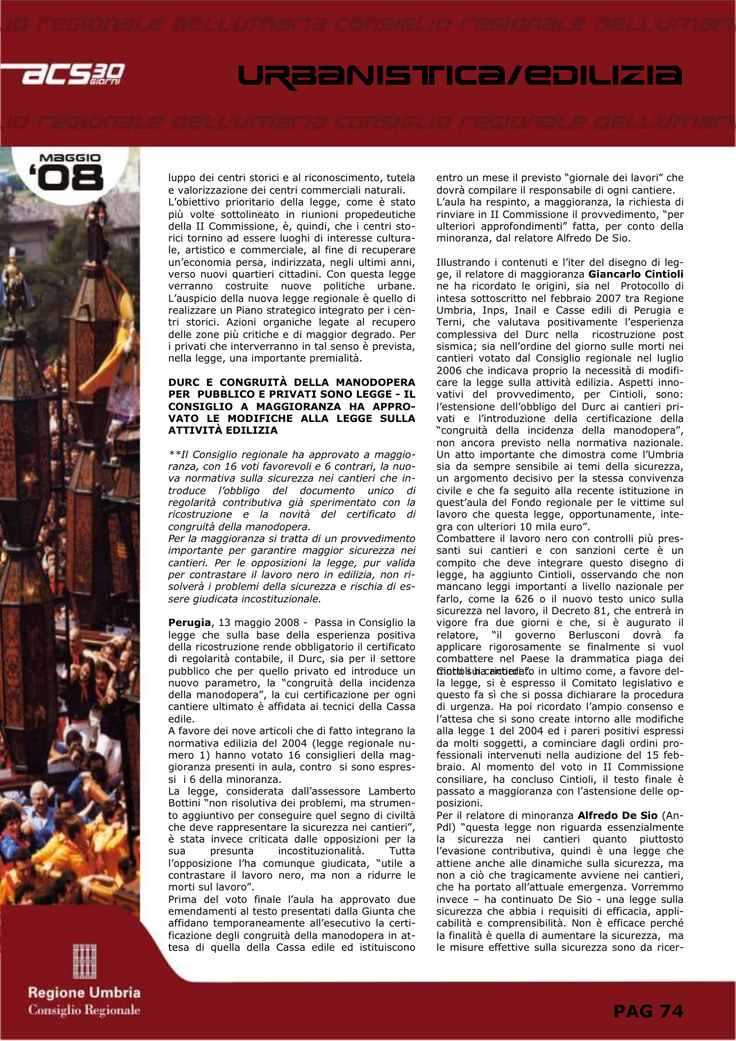luppo dei centri storici e al riconoscimento, tutela e valorizzazione dei centri commerciali naturali.
L'obiettivo prioritario della legge, come è stato più volte sottolineato in riunioni propedeutiche della II Commissione, è, quindi, che i centri storici tornino ad essere luoghi di interesse culturale, artistico e commerciale, al fine di recuperare un'economia persa, indirizzata, negli ultimi anni, verso nuovi quartieri cittadini. Con questa legge verranno costruite nuove politiche urbane. L'auspicio della nuova legge regionale è quello di realizzare un Piano strategico integrato per i centri storici. Azioni organiche legate al recupero delle zone più critiche e di maggior degrado. Per i privati che interverranno in tal senso è prevista, nella legge, una importante premialità.

### DURC E CONGRUITÀ DELLA MANODOPERA PER PUBBLICO E PRIVATI SONO LEGGE - IL CONSIGLIO A MAGGIORANZA HA APPROVATO LE MODIFICHE ALLA LEGGE SULLA ATTIVITÀ EDILIZIA

*Il Consiglio regionale ha approvato a maggioranza, con 16 voti favorevoli e 6 contrari, la nuova normativa sulla sicurezza nei cantieri che introduce l'obbligo del documento unico di regolarità contributiva già sperimentato con la ricostruzione e la novità del certificato di congruità della manodopera.*
*Per la maggioranza si tratta di un provvedimento importante per garantire maggior sicurezza nei cantieri. Per le opposizioni la legge, pur valida per contrastare il lavoro nero in edilizia, non risolverà i problemi della sicurezza e rischia di essere giudicata incostituzionale.*

**Perugia**, 13 maggio 2008 - Passa in Consiglio la legge che sulla base della esperienza positiva della ricostruzione rende obbligatorio il certificato di regolarità contabile, il Durc, sia per il settore pubblico che per quello privato ed introduce un nuovo parametro, la "congruità della incidenza della manodopera", la cui certificazione per ogni cantiere ultimato è affidata ai tecnici della Cassa edile.
A favore dei nove articoli che di fatto integrano la normativa edilizia del 2004 (legge regionale numero 1) hanno votato 16 consiglieri della maggioranza presenti in aula, contro si sono espressi i 6 della minoranza.
La legge, considerata dall'assessore Lamberto Bottini "non risolutiva dei problemi, ma strumento aggiuntivo per conseguire quel segno di civiltà che deve rappresentare la sicurezza nei cantieri", è stata invece criticata dalle opposizioni per la sua presunta incostituzionalità. Tutta l'opposizione l'ha comunque giudicata, "utile a contrastare il lavoro nero, ma non a ridurre le morti sul lavoro".
Prima del voto finale l'aula ha approvato due emendamenti al testo presentati dalla Giunta che affidano temporaneamente all'esecutivo la certificazione degli congruità della manodopera in attesa di quella della Cassa edile ed istituiscono entro un mese il previsto "giornale dei lavori" che dovrà compilare il responsabile di ogni cantiere.
L'aula ha respinto, a maggioranza, la richiesta di rinviare in II Commissione il provvedimento, "per ulteriori approfondimenti" fatta, per conto della minoranza, dal relatore Alfredo De Sio.

Illustrando i contenuti e l'iter del disegno di legge, il relatore di maggioranza **Giancarlo Cintioli** ne ha ricordato le origini, sia nel Protocollo di intesa sottoscritto nel febbraio 2007 tra Regione Umbria, Inps, Inail e Casse edili di Perugia e Terni, che valutava positivamente l'esperienza complessiva del Durc nella ricostruzione post sismica; sia nell'ordine del giorno sulle morti nei cantieri votato dal Consiglio regionale nel luglio 2006 che indicava proprio la necessità di modificare la legge sulla attività edilizia. Aspetti innovativi del provvedimento, per Cintioli, sono: l'estensione dell'obbligo del Durc ai cantieri privati e l'introduzione della certificazione della "congruità della incidenza della manodopera", non ancora previsto nella normativa nazionale. Un atto importante che dimostra come l'Umbria sia da sempre sensibile ai temi della sicurezza, un argomento decisivo per la stessa convivenza civile e che fa seguito alla recente istituzione in quest'aula del Fondo regionale per le vittime sul lavoro che questa legge, opportunamente, integra con ulteriori 10 mila euro".
Combattere il lavoro nero con controlli più pressanti sui cantieri e con sanzioni certe è un compito che deve integrare questo disegno di legge, ha aggiunto Cintioli, osservando che non mancano leggi importanti a livello nazionale per farlo, come la 626 o il nuovo testo unico sulla sicurezza nel lavoro, il Decreto 81, che entrerà in vigore fra due giorni e che, si è augurato il relatore, "il governo Berlusconi dovrà fa applicare rigorosamente se finalmente si vuol combattere nel Paese la drammatica piaga dei morti sui cantieri".
Cintioli ha ricordato in ultimo come, a favore della legge, si è espresso il Comitato legislativo e questo fa sì che si possa dichiarare la procedura di urgenza. Ha poi ricordato l'ampio consenso e l'attesa che si sono create intorno alle modifiche alla legge 1 del 2004 ed i pareri positivi espressi da molti soggetti, a cominciare dagli ordini professionali intervenuti nella audizione del 15 febbraio. Al momento del voto in II Commissione consiliare, ha concluso Cintioli, il testo finale è passato a maggioranza con l'astensione delle opposizioni.
Per il relatore di minoranza **Alfredo De Sio** (An-Pdl) "questa legge non riguarda essenzialmente la sicurezza nei cantieri quanto piuttosto l'evasione contributiva, quindi è una legge che attiene anche alle dinamiche sulla sicurezza, ma non a ciò che tragicamente avviene nei cantieri, che ha portato all'attuale emergenza. Vorremmo invece – ha continuato De Sio - una legge sulla sicurezza che abbia i requisiti di efficacia, applicabilità e comprensibilità. Non è efficace perché la finalità è quella di aumentare la sicurezza, ma le misure effettive sulla sicurezza sono da ricer-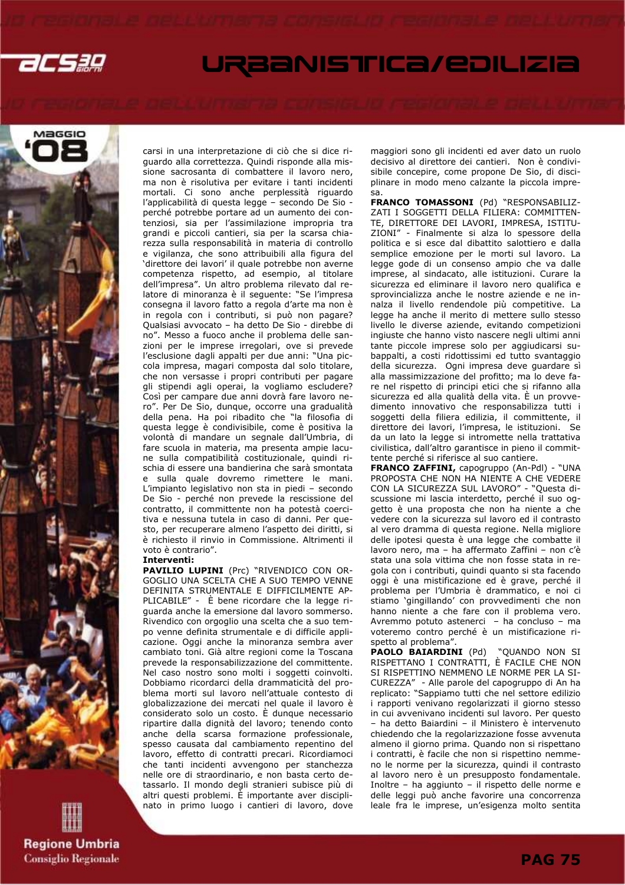carsi in una interpretazione di ciò che si dice riguardo alla correttezza. Quindi risponde alla missione sacrosanta di combattere il lavoro nero, ma non è risolutiva per evitare i tanti incidenti mortali. Ci sono anche perplessità riguardo l'applicabilità di questa legge – secondo De Sio - perché potrebbe portare ad un aumento dei contenziosi, sia per l'assimilazione impropria tra grandi e piccoli cantieri, sia per la scarsa chiarezza sulla responsabilità in materia di controllo e vigilanza, che sono attribuibili alla figura del 'direttore dei lavori' il quale potrebbe non averne competenza rispetto, ad esempio, al titolare dell'impresa". Un altro problema rilevato dal relatore di minoranza è il seguente: "Se l'impresa consegna il lavoro fatto a regola d'arte ma non è in regola con i contributi, si può non pagare? Qualsiasi avvocato – ha detto De Sio - direbbe di no". Messo a fuoco anche il problema delle sanzioni per le imprese irregolari, ove si prevede l'esclusione dagli appalti per due anni: "Una piccola impresa, magari composta dal solo titolare, che non versasse i propri contributi per pagare gli stipendi agli operai, la vogliamo escludere? Così per campare due anni dovrà fare lavoro nero". Per De Sio, dunque, occorre una gradualità della pena. Ha poi ribadito che "la filosofia di questa legge è condivisibile, come è positiva la volontà di mandare un segnale dall'Umbria, di fare scuola in materia, ma presenta ampie lacune sulla compatibilità costituzionale, quindi rischia di essere una bandierina che sarà smontata e sulla quale dovremo rimettere le mani. L'impianto legislativo non sta in piedi – secondo De Sio - perché non prevede la rescissione del contratto, il committente non ha potestà coercitiva e nessuna tutela in caso di danni. Per questo, per recuperare almeno l'aspetto dei diritti, si è richiesto il rinvio in Commissione. Altrimenti il voto è contrario".

**Interventi:**

**PAVILIO LUPINI** (Prc) "RIVENDICO CON ORGOGLIO UNA SCELTA CHE A SUO TEMPO VENNE DEFINITA STRUMENTALE E DIFFICILMENTE APPLICABILE" - È bene ricordare che la legge riguarda anche la emersione dal lavoro sommerso. Rivendico con orgoglio una scelta che a suo tempo venne definita strumentale e di difficile applicazione. Oggi anche la minoranza sembra aver cambiato toni. Già altre regioni come la Toscana prevede la responsabilizzazione del committente. Nel caso nostro sono molti i soggetti coinvolti. Dobbiamo ricordarci della drammaticità del problema morti sul lavoro nell'attuale contesto di globalizzazione dei mercati nel quale il lavoro è considerato solo un costo. È dunque necessario ripartire dalla dignità del lavoro; tenendo conto anche della scarsa formazione professionale, spesso causata dal cambiamento repentino del lavoro, effetto di contratti precari. Ricordiamoci che tanti incidenti avvengono per stanchezza nelle ore di straordinario, e non basta certo detassarlo. Il mondo degli stranieri subisce più di altri questi problemi. È importante aver disciplinato in primo luogo i cantieri di lavoro, dove maggiori sono gli incidenti ed aver dato un ruolo decisivo al direttore dei cantieri. Non è condivisibile concepire, come propone De Sio, di disciplinare in modo meno calzante la piccola impresa.

**FRANCO TOMASSONI** (Pd) "RESPONSABILIZZATI I SOGGETTI DELLA FILIERA: COMMITTENTE, DIRETTORE DEI LAVORI, IMPRESA, ISTITUZIONI" - Finalmente si alza lo spessore della politica e si esce dal dibattito salottiero e dalla semplice emozione per le morti sul lavoro. La legge gode di un consenso ampio che va dalle imprese, al sindacato, alle istituzioni. Curare la sicurezza ed eliminare il lavoro nero qualifica e sprovincializza anche le nostre aziende e ne innalza il livello rendendole più competitive. La legge ha anche il merito di mettere sullo stesso livello le diverse aziende, evitando competizioni ingiuste che hanno visto nascere negli ultimi anni tante piccole imprese solo per aggiudicarsi subappalti, a costi ridottissimi ed tutto svantaggio della sicurezza. Ogni impresa deve guardare sì alla massimizzazione del profitto; ma lo deve fare nel rispetto di principi etici che si rifanno alla sicurezza ed alla qualità della vita. È un provvedimento innovativo che responsabilizza tutti i soggetti della filiera edilizia, il committente, il direttore dei lavori, l'impresa, le istituzioni. Se da un lato la legge si intromette nella trattativa civilistica, dall'altro garantisce in pieno il committente perché si riferisce al suo cantiere.

**FRANCO ZAFFINI,** capogruppo (An-Pdl) - "UNA PROPOSTA CHE NON HA NIENTE A CHE VEDERE CON LA SICUREZZA SUL LAVORO" - "Questa discussione mi lascia interdetto, perché il suo oggetto è una proposta che non ha niente a che vedere con la sicurezza sul lavoro ed il contrasto al vero dramma di questa regione. Nella migliore delle ipotesi questa è una legge che combatte il lavoro nero, ma – ha affermato Zaffini – non c'è stata una sola vittima che non fosse stata in regola con i contributi, quindi quanto si sta facendo oggi è una mistificazione ed è grave, perché il problema per l'Umbria è drammatico, e noi ci stiamo 'gingillando' con provvedimenti che non hanno niente a che fare con il problema vero. Avremmo potuto astenerci – ha concluso – ma voteremo contro perché è un mistificazione rispetto al problema".

**PAOLO BAIARDINI** (Pd) "QUANDO NON SI RISPETTANO I CONTRATTI, È FACILE CHE NON SI RISPETTINO NEMMENO LE NORME PER LA SICUREZZA" - Alle parole del capogruppo di An ha replicato: "Sappiamo tutti che nel settore edilizio i rapporti venivano regolarizzati il giorno stesso in cui avvenivano incidenti sul lavoro. Per questo – ha detto Baiardini – il Ministero è intervenuto chiedendo che la regolarizzazione fosse avvenuta almeno il giorno prima. Quando non si rispettano i contratti, è facile che non si rispettino nemmeno le norme per la sicurezza, quindi il contrasto al lavoro nero è un presupposto fondamentale. Inoltre – ha aggiunto – il rispetto delle norme e delle leggi può anche favorire una concorrenza leale fra le imprese, un'esigenza molto sentita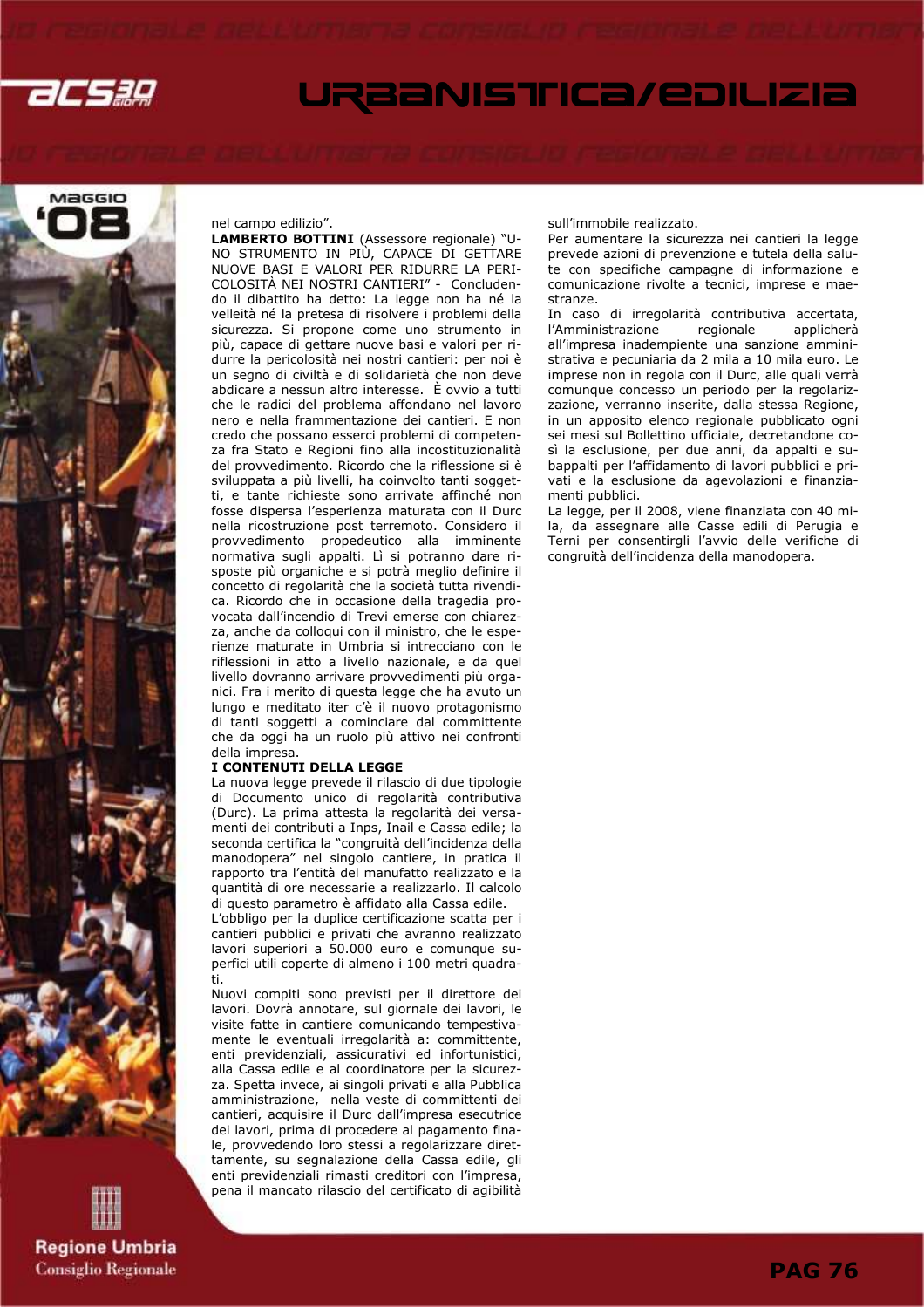nel campo edilizio".

**LAMBERTO BOTTINI** (Assessore regionale) "UNO STRUMENTO IN PIÙ, CAPACE DI GETTARE NUOVE BASI E VALORI PER RIDURRE LA PERICOLOSITÀ NEI NOSTRI CANTIERI" - Concludendo il dibattito ha detto: La legge non ha né la velleità né la pretesa di risolvere i problemi della sicurezza. Si propone come uno strumento in più, capace di gettare nuove basi e valori per ridurre la pericolosità nei nostri cantieri: per noi è un segno di civiltà e di solidarietà che non deve abdicare a nessun altro interesse. È ovvio a tutti che le radici del problema affondano nel lavoro nero e nella frammentazione dei cantieri. E non credo che possano esserci problemi di competenza fra Stato e Regioni fino alla incostituzionalità del provvedimento. Ricordo che la riflessione si è sviluppata a più livelli, ha coinvolto tanti soggetti, e tante richieste sono arrivate affinché non fosse dispersa l'esperienza maturata con il Durc nella ricostruzione post terremoto. Considero il provvedimento propedeutico alla imminente normativa sugli appalti. Lì si potranno dare risposte più organiche e si potrà meglio definire il concetto di regolarità che la società tutta rivendica. Ricordo che in occasione della tragedia provocata dall'incendio di Trevi emerse con chiarezza, anche da colloqui con il ministro, che le esperienze maturate in Umbria si intrecciano con le riflessioni in atto a livello nazionale, e da quel livello dovranno arrivare provvedimenti più organici. Fra i merito di questa legge che ha avuto un lungo e meditato iter c'è il nuovo protagonismo di tanti soggetti a cominciare dal committente che da oggi ha un ruolo più attivo nei confronti della impresa.

**I CONTENUTI DELLA LEGGE**

La nuova legge prevede il rilascio di due tipologie di Documento unico di regolarità contributiva (Durc). La prima attesta la regolarità dei versamenti dei contributi a Inps, Inail e Cassa edile; la seconda certifica la "congruità dell'incidenza della manodopera" nel singolo cantiere, in pratica il rapporto tra l'entità del manufatto realizzato e la quantità di ore necessarie a realizzarlo. Il calcolo di questo parametro è affidato alla Cassa edile.

L'obbligo per la duplice certificazione scatta per i cantieri pubblici e privati che avranno realizzato lavori superiori a 50.000 euro e comunque superfici utili coperte di almeno i 100 metri quadrati.

Nuovi compiti sono previsti per il direttore dei lavori. Dovrà annotare, sul giornale dei lavori, le visite fatte in cantiere comunicando tempestivamente le eventuali irregolarità a: committente, enti previdenziali, assicurativi ed infortunistici, alla Cassa edile e al coordinatore per la sicurezza. Spetta invece, ai singoli privati e alla Pubblica amministrazione, nella veste di committenti dei cantieri, acquisire il Durc dall'impresa esecutrice dei lavori, prima di procedere al pagamento finale, provvedendo loro stessi a regolarizzare direttamente, su segnalazione della Cassa edile, gli enti previdenziali rimasti creditori con l'impresa, pena il mancato rilascio del certificato di agibilità sull'immobile realizzato.

Per aumentare la sicurezza nei cantieri la legge prevede azioni di prevenzione e tutela della salute con specifiche campagne di informazione e comunicazione rivolte a tecnici, imprese e maestranze.

In caso di irregolarità contributiva accertata, l'Amministrazione regionale applicherà all'impresa inadempiente una sanzione amministrativa e pecuniaria da 2 mila a 10 mila euro. Le imprese non in regola con il Durc, alle quali verrà comunque concesso un periodo per la regolarizzazione, verranno inserite, dalla stessa Regione, in un apposito elenco regionale pubblicato ogni sei mesi sul Bollettino ufficiale, decretandone così la esclusione, per due anni, da appalti e subappalti per l'affidamento di lavori pubblici e privati e la esclusione da agevolazioni e finanziamenti pubblici.

La legge, per il 2008, viene finanziata con 40 mila, da assegnare alle Casse edili di Perugia e Terni per consentirgli l'avvio delle verifiche di congruità dell'incidenza della manodopera.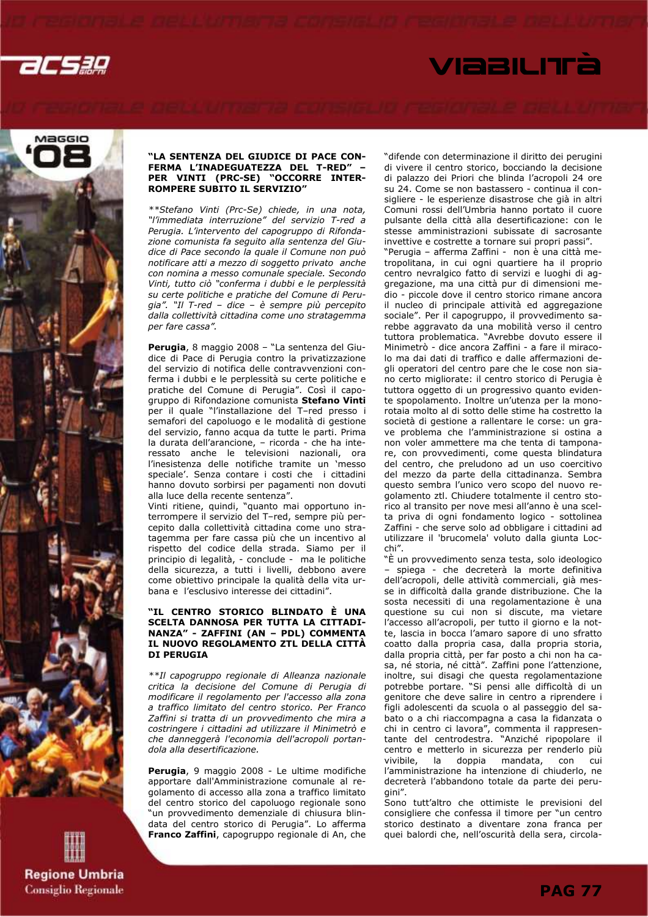## "LA SENTENZA DEL GIUDICE DI PACE CONFERMA L'INADEGUATEZZA DEL T-RED" – PER VINTI (PRC-SE) "OCCORRE INTERROMPERE SUBITO IL SERVIZIO"

*\*\*Stefano Vinti (Prc-Se) chiede, in una nota, "l'immediata interruzione" del servizio T-red a Perugia. L'intervento del capogruppo di Rifondazione comunista fa seguito alla sentenza del Giudice di Pace secondo la quale il Comune non può notificare atti a mezzo di soggetto privato anche con nomina a messo comunale speciale. Secondo Vinti, tutto ciò "conferma i dubbi e le perplessità su certe politiche e pratiche del Comune di Perugia". "Il T-red – dice – è sempre più percepito dalla collettività cittadina come uno stratagemma per fare cassa".*

**Perugia**, 8 maggio 2008 – "La sentenza del Giudice di Pace di Perugia contro la privatizzazione del servizio di notifica delle contravvenzioni conferma i dubbi e le perplessità su certe politiche e pratiche del Comune di Perugia". Così il capogruppo di Rifondazione comunista **Stefano Vinti** per il quale "l'installazione del T–red presso i semafori del capoluogo e le modalità di gestione del servizio, fanno acqua da tutte le parti. Prima la durata dell'arancione, – ricorda - che ha interessato anche le televisioni nazionali, ora l'inesistenza delle notifiche tramite un 'messo speciale'. Senza contare i costi che i cittadini hanno dovuto sorbirsi per pagamenti non dovuti alla luce della recente sentenza".
Vinti ritiene, quindi, "quanto mai opportuno interrompere il servizio del T–red, sempre più percepito dalla collettività cittadina come uno stratagemma per fare cassa più che un incentivo al rispetto del codice della strada. Siamo per il principio di legalità, - conclude - ma le politiche della sicurezza, a tutti i livelli, debbono avere come obiettivo principale la qualità della vita urbana e l'esclusivo interesse dei cittadini".

## "IL CENTRO STORICO BLINDATO È UNA SCELTA DANNOSA PER TUTTA LA CITTADINANZA" - ZAFFINI (AN – PDL) COMMENTA IL NUOVO REGOLAMENTO ZTL DELLA CITTÀ DI PERUGIA

*\*\*Il capogruppo regionale di Alleanza nazionale critica la decisione del Comune di Perugia di modificare il regolamento per l'accesso alla zona a traffico limitato del centro storico. Per Franco Zaffini si tratta di un provvedimento che mira a costringere i cittadini ad utilizzare il Minimetrò e che danneggerà l'economia dell'acropoli portandola alla desertificazione.*

**Perugia**, 9 maggio 2008 - Le ultime modifiche apportare dall'Amministrazione comunale al regolamento di accesso alla zona a traffico limitato del centro storico del capoluogo regionale sono "un provvedimento demenziale di chiusura blindata del centro storico di Perugia". Lo afferma **Franco Zaffini**, capogruppo regionale di An, che "difende con determinazione il diritto dei perugini di vivere il centro storico, bocciando la decisione di palazzo dei Priori che blinda l'acropoli 24 ore su 24. Come se non bastassero - continua il consigliere - le esperienze disastrose che già in altri Comuni rossi dell'Umbria hanno portato il cuore pulsante della città alla desertificazione: con le stesse amministrazioni subissate di sacrosante invettive e costrette a tornare sui propri passi".
"Perugia – afferma Zaffini - non è una città metropolitana, in cui ogni quartiere ha il proprio centro nevralgico fatto di servizi e luoghi di aggregazione, ma una città pur di dimensioni medio - piccole dove il centro storico rimane ancora il nucleo di principale attività ed aggregazione sociale". Per il capogruppo, il provvedimento sarebbe aggravato da una mobilità verso il centro tuttora problematica. "Avrebbe dovuto essere il Minimetrò - dice ancora Zaffini - a fare il miracolo ma dai dati di traffico e dalle affermazioni degli operatori del centro pare che le cose non siano certo migliorate: il centro storico di Perugia è tuttora oggetto di un progressivo quanto evidente spopolamento. Inoltre un'utenza per la monorotaia molto al di sotto delle stime ha costretto la società di gestione a rallentare le corse: un grave problema che l'amministrazione si ostina a non voler ammettere ma che tenta di tamponare, con provvedimenti, come questa blindatura del centro, che preludono ad un uso coercitivo del mezzo da parte della cittadinanza. Sembra questo sembra l'unico vero scopo del nuovo regolamento ztl. Chiudere totalmente il centro storico al transito per nove mesi all'anno è una scelta priva di ogni fondamento logico - sottolinea Zaffini - che serve solo ad obbligare i cittadini ad utilizzare il 'brucomela' voluto dalla giunta Locchi".
"È un provvedimento senza testa, solo ideologico – spiega - che decreterà la morte definitiva dell'acropoli, delle attività commerciali, già messe in difficoltà dalla grande distribuzione. Che la sosta necessiti di una regolamentazione è una questione su cui non si discute, ma vietare l'accesso all'acropoli, per tutto il giorno e la notte, lascia in bocca l'amaro sapore di uno sfratto coatto dalla propria casa, dalla propria storia, dalla propria città, per far posto a chi non ha casa, né storia, né città". Zaffini pone l'attenzione, inoltre, sui disagi che questa regolamentazione potrebbe portare. "Si pensi alle difficoltà di un genitore che deve salire in centro a riprendere i figli adolescenti da scuola o al passeggio del sabato o a chi riaccompagna a casa la fidanzata o chi in centro ci lavora", commenta il rappresentante del centrodestra. "Anziché ripopolare il centro e metterlo in sicurezza per renderlo più vivibile, la doppia mandata, con cui l'amministrazione ha intenzione di chiuderlo, ne decreterà l'abbandono totale da parte dei perugini".
Sono tutt'altro che ottimiste le previsioni del consigliere che confessa il timore per "un centro storico destinato a diventare zona franca per quei balordi che, nell'oscurità della sera, circola-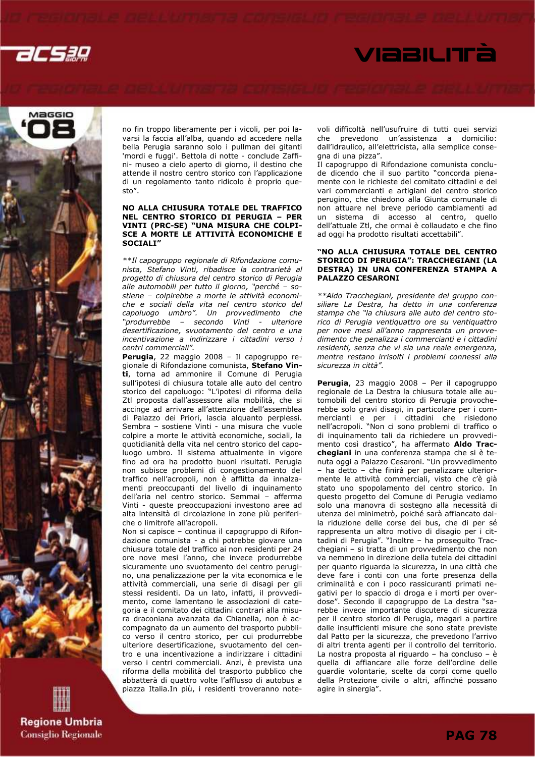no fin troppo liberamente per i vicoli, per poi lavarsi la faccia all'alba, quando ad accedere nella bella Perugia saranno solo i pullman dei gitanti 'mordi e fuggi'. Bettola di notte - conclude Zaffini- museo a cielo aperto di giorno, il destino che attende il nostro centro storico con l'applicazione di un regolamento tanto ridicolo è proprio questo".

**NO ALLA CHIUSURA TOTALE DEL TRAFFICO NEL CENTRO STORICO DI PERUGIA – PER VINTI (PRC-SE) "UNA MISURA CHE COLPISCE A MORTE LE ATTIVITÀ ECONOMICHE E SOCIALI"**

*\*\*Il capogruppo regionale di Rifondazione comunista, Stefano Vinti, ribadisce la contrarietà al progetto di chiusura del centro storico di Perugia alle automobili per tutto il giorno, "perché – sostiene – colpirebbe a morte le attività economiche e sociali della vita nel centro storico del capoluogo umbro". Un provvedimento che "produrrebbe – secondo Vinti - ulteriore desertificazione, svuotamento del centro e una incentivazione a indirizzare i cittadini verso i centri commerciali".*

**Perugia**, 22 maggio 2008 – Il capogruppo regionale di Rifondazione comunista, **Stefano Vinti**, torna ad ammonire il Comune di Perugia sull'ipotesi di chiusura totale alle auto del centro storico del capoluogo: "L'ipotesi di riforma della Ztl proposta dall'assessore alla mobilità, che si accinge ad arrivare all'attenzione dell'assemblea di Palazzo dei Priori, lascia alquanto perplessi. Sembra – sostiene Vinti - una misura che vuole colpire a morte le attività economiche, sociali, la quotidianità della vita nel centro storico del capoluogo umbro. Il sistema attualmente in vigore fino ad ora ha prodotto buoni risultati. Perugia non subisce problemi di congestionamento del traffico nell'acropoli, non è afflitta da innalzamenti preoccupanti del livello di inquinamento dell'aria nel centro storico. Semmai – afferma Vinti - queste preoccupazioni investono aree ad alta intensità di circolazione in zone più periferiche o limitrofe all'acropoli.

Non si capisce – continua il capogruppo di Rifondazione comunista - a chi potrebbe giovare una chiusura totale del traffico ai non residenti per 24 ore nove mesi l'anno, che invece produrrebbe sicuramente uno svuotamento del centro perugino, una penalizzazione per la vita economica e le attività commerciali, una serie di disagi per gli stessi residenti. Da un lato, infatti, il provvedimento, come lamentano le associazioni di categoria e il comitato dei cittadini contrari alla misura draconiana avanzata da Chianella, non è accompagnato da un aumento del trasporto pubblico verso il centro storico, per cui produrrebbe ulteriore desertificazione, svuotamento del centro e una incentivazione a indirizzare i cittadini verso i centri commerciali. Anzi, è prevista una riforma della mobilità del trasporto pubblico che abbatterà di quattro volte l'afflusso di autobus a piazza Italia.In più, i residenti troveranno notevoli difficoltà nell'usufruire di tutti quei servizi che prevedono un'assistenza a domicilio: dall'idraulico, all'elettricista, alla semplice consegna di una pizza".

Il capogruppo di Rifondazione comunista conclude dicendo che il suo partito "concorda pienamente con le richieste del comitato cittadini e dei vari commercianti e artigiani del centro storico perugino, che chiedono alla Giunta comunale di non attuare nel breve periodo cambiamenti ad un sistema di accesso al centro, quello dell'attuale Ztl, che ormai è collaudato e che fino ad oggi ha prodotto risultati accettabili".

**"NO ALLA CHIUSURA TOTALE DEL CENTRO STORICO DI PERUGIA": TRACCHEGIANI (LA DESTRA) IN UNA CONFERENZA STAMPA A PALAZZO CESARONI**

*\*\*Aldo Tracchegiani, presidente del gruppo consiliare La Destra, ha detto in una conferenza stampa che "la chiusura alle auto del centro storico di Perugia ventiquattro ore su ventiquattro per nove mesi all'anno rappresenta un provvedimento che penalizza i commercianti e i cittadini residenti, senza che vi sia una reale emergenza, mentre restano irrisolti i problemi connessi alla sicurezza in città".*

**Perugia**, 23 maggio 2008 – Per il capogruppo regionale de La Destra la chiusura totale alle automobili del centro storico di Perugia provocherebbe solo gravi disagi, in particolare per i commercianti e per i cittadini che risiedono nell'acropoli. "Non ci sono problemi di traffico o di inquinamento tali da richiedere un provvedimento così drastico", ha affermato **Aldo Tracchegiani** in una conferenza stampa che si è tenuta oggi a Palazzo Cesaroni. "Un provvedimento – ha detto – che finirà per penalizzare ulteriormente le attività commerciali, visto che c'è già stato uno spopolamento del centro storico. In questo progetto del Comune di Perugia vediamo solo una manovra di sostegno alla necessità di utenza del minimetrò, poiché sarà affiancato dalla riduzione delle corse dei bus, che di per sé rappresenta un altro motivo di disagio per i cittadini di Perugia". "Inoltre – ha proseguito Tracchegiani – si tratta di un provvedimento che non va nemmeno in direzione della tutela dei cittadini per quanto riguarda la sicurezza, in una città che deve fare i conti con una forte presenza della criminalità e con i poco rassicuranti primati negativi per lo spaccio di droga e i morti per overdose". Secondo il capogruppo de La destra "sarebbe invece importante discutere di sicurezza per il centro storico di Perugia, magari a partire dalle insufficienti misure che sono state previste dal Patto per la sicurezza, che prevedono l'arrivo di altri trenta agenti per il controllo del territorio. La nostra proposta al riguardo – ha concluso – è quella di affiancare alle forze dell'ordine delle guardie volontarie, scelte da corpi come quello della Protezione civile o altri, affinché possano agire in sinergia".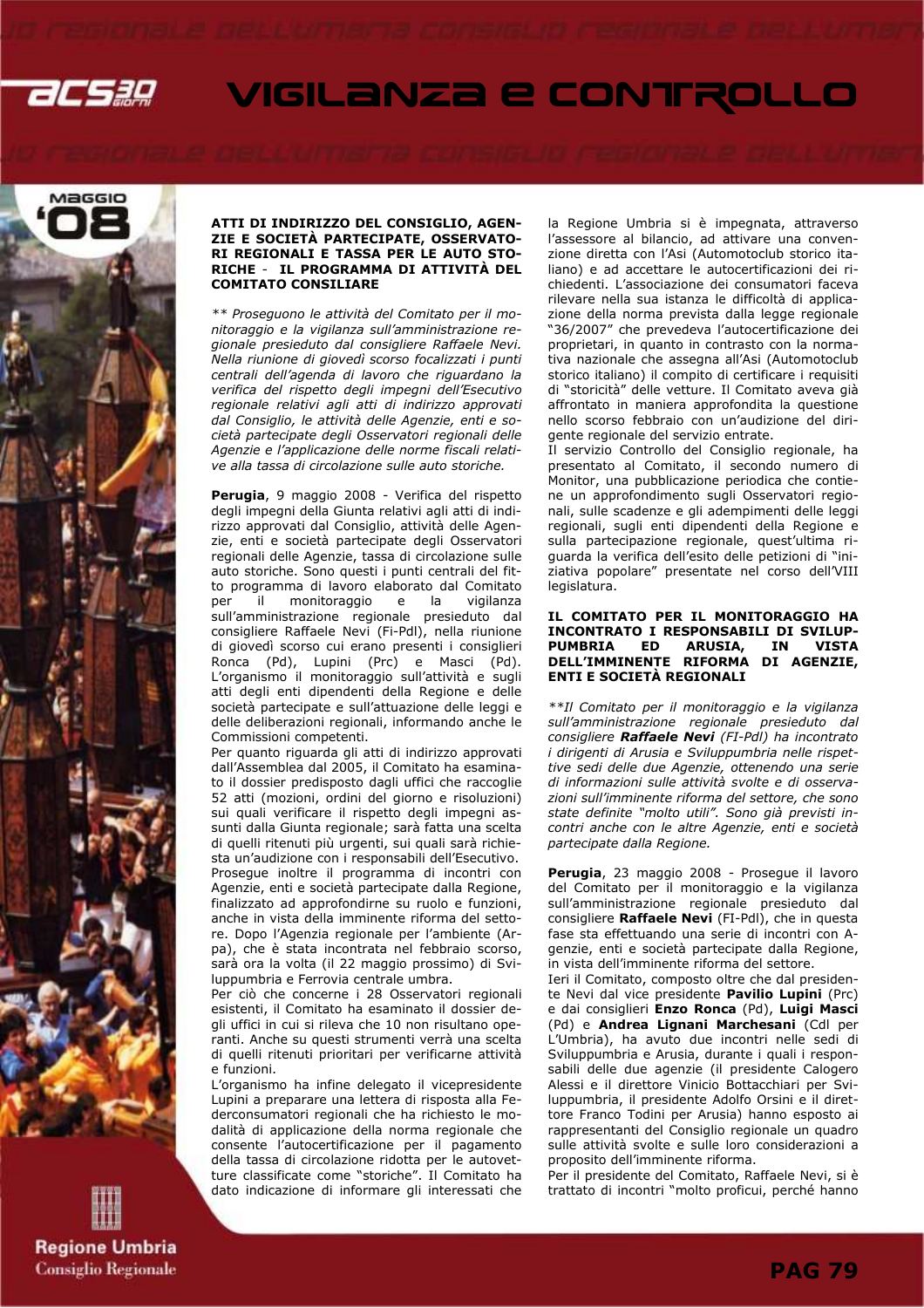# VIGILANZA E CONTROLLO

## ATTI DI INDIRIZZO DEL CONSIGLIO, AGENZIE E SOCIETÀ PARTECIPATE, OSSERVATORI REGIONALI E TASSA PER LE AUTO STORICHE - IL PROGRAMMA DI ATTIVITÀ DEL COMITATO CONSILIARE

*** Proseguono le attività del Comitato per il monitoraggio e la vigilanza sull'amministrazione regionale presieduto dal consigliere Raffaele Nevi. Nella riunione di giovedì scorso focalizzati i punti centrali dell'agenda di lavoro che riguardano la verifica del rispetto degli impegni dell'Esecutivo regionale relativi agli atti di indirizzo approvati dal Consiglio, le attività delle Agenzie, enti e società partecipate degli Osservatori regionali delle Agenzie e l'applicazione delle norme fiscali relative alla tassa di circolazione sulle auto storiche.*

**Perugia**, 9 maggio 2008 - Verifica del rispetto degli impegni della Giunta relativi agli atti di indirizzo approvati dal Consiglio, attività delle Agenzie, enti e società partecipate degli Osservatori regionali delle Agenzie, tassa di circolazione sulle auto storiche. Sono questi i punti centrali del fitto programma di lavoro elaborato dal Comitato per il monitoraggio e la vigilanza sull'amministrazione regionale presieduto dal consigliere Raffaele Nevi (Fi-Pdl), nella riunione di giovedì scorso cui erano presenti i consiglieri Ronca (Pd), Lupini (Prc) e Masci (Pd). L'organismo il monitoraggio sull'attività e sugli atti degli enti dipendenti della Regione e delle società partecipate e sull'attuazione delle leggi e delle deliberazioni regionali, informando anche le Commissioni competenti.

Per quanto riguarda gli atti di indirizzo approvati dall'Assemblea dal 2005, il Comitato ha esaminato il dossier predisposto dagli uffici che raccoglie 52 atti (mozioni, ordini del giorno e risoluzioni) sui quali verificare il rispetto degli impegni assunti dalla Giunta regionale; sarà fatta una scelta di quelli ritenuti più urgenti, sui quali sarà richiesta un'audizione con i responsabili dell'Esecutivo.

Prosegue inoltre il programma di incontri con Agenzie, enti e società partecipate dalla Regione, finalizzato ad approfondirne su ruolo e funzioni, anche in vista della imminente riforma del settore. Dopo l'Agenzia regionale per l'ambiente (Arpa), che è stata incontrata nel febbraio scorso, sarà ora la volta (il 22 maggio prossimo) di Sviluppumbria e Ferrovia centrale umbra.

Per ciò che concerne i 28 Osservatori regionali esistenti, il Comitato ha esaminato il dossier degli uffici in cui si rileva che 10 non risultano operanti. Anche su questi strumenti verrà una scelta di quelli ritenuti prioritari per verificarne attività e funzioni.

L'organismo ha infine delegato il vicepresidente Lupini a preparare una lettera di risposta alla Federconsumatori regionali che ha richiesto le modalità di applicazione della norma regionale che consente l'autocertificazione per il pagamento della tassa di circolazione ridotta per le autovetture classificate come "storiche". Il Comitato ha dato indicazione di informare gli interessati che la Regione Umbria si è impegnata, attraverso l'assessore al bilancio, ad attivare una convenzione diretta con l'Asi (Automotoclub storico italiano) e ad accettare le autocertificazioni dei richiedenti. L'associazione dei consumatori faceva rilevare nella sua istanza le difficoltà di applicazione della norma prevista dalla legge regionale "36/2007" che prevedeva l'autocertificazione dei proprietari, in quanto in contrasto con la normativa nazionale che assegna all'Asi (Automotoclub storico italiano) il compito di certificare i requisiti di "storicità" delle vetture. Il Comitato aveva già affrontato in maniera approfondita la questione nello scorso febbraio con un'audizione del dirigente regionale del servizio entrate.

Il servizio Controllo del Consiglio regionale, ha presentato al Comitato, il secondo numero di Monitor, una pubblicazione periodica che contiene un approfondimento sugli Osservatori regionali, sulle scadenze e gli adempimenti delle leggi regionali, sugli enti dipendenti della Regione e sulla partecipazione regionale, quest'ultima riguarda la verifica dell'esito delle petizioni di "iniziativa popolare" presentate nel corso dell'VIII legislatura.

## IL COMITATO PER IL MONITORAGGIO HA INCONTRATO I RESPONSABILI DI SVILUPPUMBRIA ED ARUSIA, IN VISTA DELL'IMMINENTE RIFORMA DI AGENZIE, ENTI E SOCIETÀ REGIONALI

***Il Comitato per il monitoraggio e la vigilanza sull'amministrazione regionale presieduto dal consigliere **Raffaele Nevi** (FI-Pdl) ha incontrato i dirigenti di Arusia e Sviluppumbria nelle rispettive sedi delle due Agenzie, ottenendo una serie di informazioni sulle attività svolte e di osservazioni sull'imminente riforma del settore, che sono state definite "molto utili". Sono già previsti incontri anche con le altre Agenzie, enti e società partecipate dalla Regione.*

**Perugia**, 23 maggio 2008 - Prosegue il lavoro del Comitato per il monitoraggio e la vigilanza sull'amministrazione regionale presieduto dal consigliere **Raffaele Nevi** (FI-Pdl), che in questa fase sta effettuando una serie di incontri con Agenzie, enti e società partecipate dalla Regione, in vista dell'imminente riforma del settore.

Ieri il Comitato, composto oltre che dal presidente Nevi dal vice presidente **Pavilio Lupini** (Prc) e dai consiglieri **Enzo Ronca** (Pd), **Luigi Masci** (Pd) e **Andrea Lignani Marchesani** (Cdl per L'Umbria), ha avuto due incontri nelle sedi di Sviluppumbria e Arusia, durante i quali i responsabili delle due agenzie (il presidente Calogero Alessi e il direttore Vinicio Bottacchiari per Sviluppumbria, il presidente Adolfo Orsini e il direttore Franco Todini per Arusia) hanno esposto ai rappresentanti del Consiglio regionale un quadro sulle attività svolte e sulle loro considerazioni a proposito dell'imminente riforma.

Per il presidente del Comitato, Raffaele Nevi, si è trattato di incontri "molto proficui, perché hanno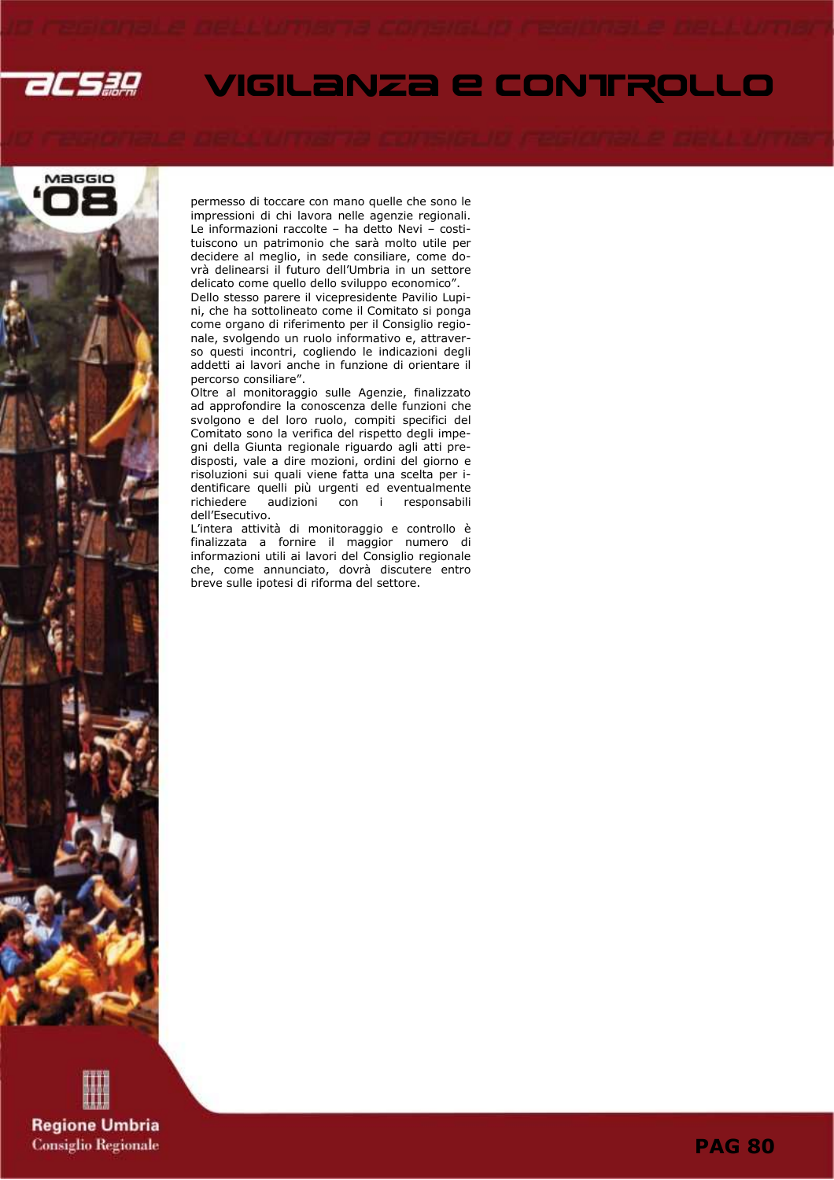permesso di toccare con mano quelle che sono le impressioni di chi lavora nelle agenzie regionali. Le informazioni raccolte – ha detto Nevi – costituiscono un patrimonio che sarà molto utile per decidere al meglio, in sede consiliare, come dovrà delinearsi il futuro dell'Umbria in un settore delicato come quello dello sviluppo economico".

Dello stesso parere il vicepresidente Pavilio Lupini, che ha sottolineato come il Comitato si ponga come organo di riferimento per il Consiglio regionale, svolgendo un ruolo informativo e, attraverso questi incontri, cogliendo le indicazioni degli addetti ai lavori anche in funzione di orientare il percorso consiliare".

Oltre al monitoraggio sulle Agenzie, finalizzato ad approfondire la conoscenza delle funzioni che svolgono e del loro ruolo, compiti specifici del Comitato sono la verifica del rispetto degli impegni della Giunta regionale riguardo agli atti predisposti, vale a dire mozioni, ordini del giorno e risoluzioni sui quali viene fatta una scelta per identificare quelli più urgenti ed eventualmente richiedere audizioni con i responsabili dell'Esecutivo.

L'intera attività di monitoraggio e controllo è finalizzata a fornire il maggior numero di informazioni utili ai lavori del Consiglio regionale che, come annunciato, dovrà discutere entro breve sulle ipotesi di riforma del settore.